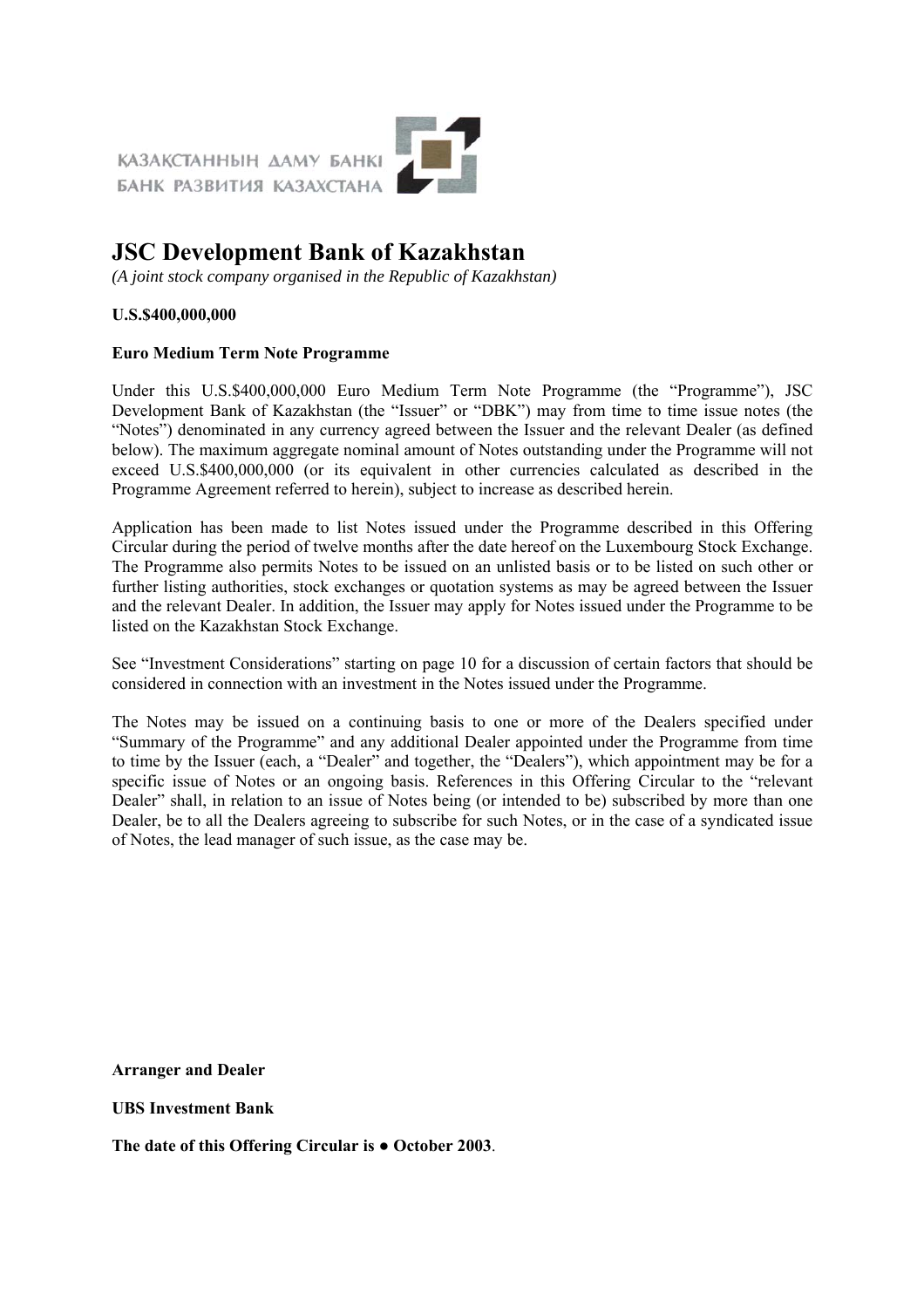ҚАЗАҚСТАННЫҢ ДАМУ БАНКІ
БАНК РАЗВИТИЯ КАЗАХСТАНА

# JSC Development Bank of Kazakhstan

*(A joint stock company organised in the Republic of Kazakhstan)*

**U.S.$400,000,000**

**Euro Medium Term Note Programme**

Under this U.S.$400,000,000 Euro Medium Term Note Programme (the "Programme"), JSC Development Bank of Kazakhstan (the "Issuer" or "DBK") may from time to time issue notes (the "Notes") denominated in any currency agreed between the Issuer and the relevant Dealer (as defined below). The maximum aggregate nominal amount of Notes outstanding under the Programme will not exceed U.S.$400,000,000 (or its equivalent in other currencies calculated as described in the Programme Agreement referred to herein), subject to increase as described herein.

Application has been made to list Notes issued under the Programme described in this Offering Circular during the period of twelve months after the date hereof on the Luxembourg Stock Exchange. The Programme also permits Notes to be issued on an unlisted basis or to be listed on such other or further listing authorities, stock exchanges or quotation systems as may be agreed between the Issuer and the relevant Dealer. In addition, the Issuer may apply for Notes issued under the Programme to be listed on the Kazakhstan Stock Exchange.

See "Investment Considerations" starting on page 10 for a discussion of certain factors that should be considered in connection with an investment in the Notes issued under the Programme.

The Notes may be issued on a continuing basis to one or more of the Dealers specified under "Summary of the Programme" and any additional Dealer appointed under the Programme from time to time by the Issuer (each, a "Dealer" and together, the "Dealers"), which appointment may be for a specific issue of Notes or an ongoing basis. References in this Offering Circular to the "relevant Dealer" shall, in relation to an issue of Notes being (or intended to be) subscribed by more than one Dealer, be to all the Dealers agreeing to subscribe for such Notes, or in the case of a syndicated issue of Notes, the lead manager of such issue, as the case may be.

**Arranger and Dealer**

**UBS Investment Bank**

**The date of this Offering Circular is ● October 2003**.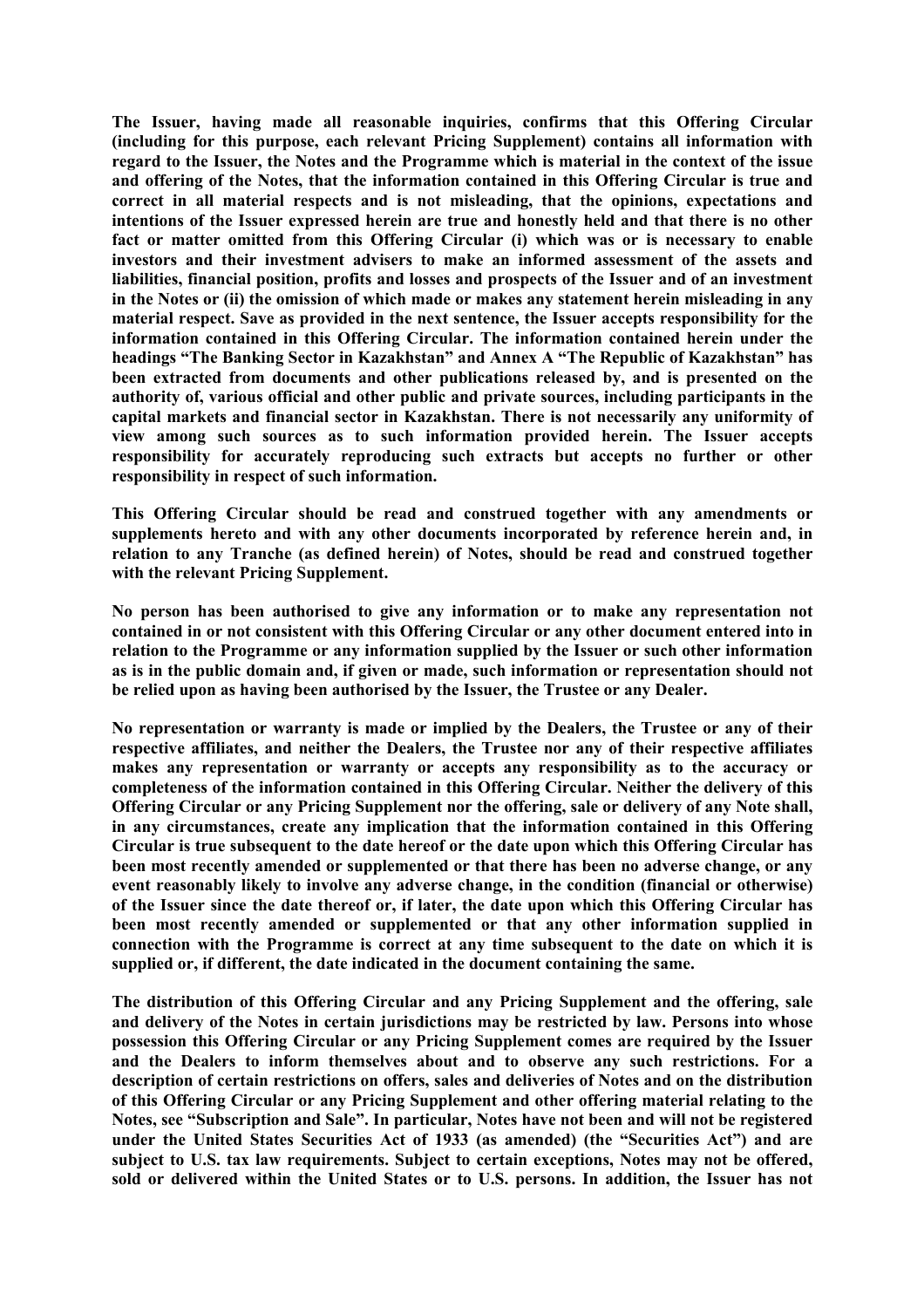**The Issuer, having made all reasonable inquiries, confirms that this Offering Circular (including for this purpose, each relevant Pricing Supplement) contains all information with regard to the Issuer, the Notes and the Programme which is material in the context of the issue and offering of the Notes, that the information contained in this Offering Circular is true and correct in all material respects and is not misleading, that the opinions, expectations and intentions of the Issuer expressed herein are true and honestly held and that there is no other fact or matter omitted from this Offering Circular (i) which was or is necessary to enable investors and their investment advisers to make an informed assessment of the assets and liabilities, financial position, profits and losses and prospects of the Issuer and of an investment in the Notes or (ii) the omission of which made or makes any statement herein misleading in any material respect. Save as provided in the next sentence, the Issuer accepts responsibility for the information contained in this Offering Circular. The information contained herein under the headings "The Banking Sector in Kazakhstan" and Annex A "The Republic of Kazakhstan" has been extracted from documents and other publications released by, and is presented on the authority of, various official and other public and private sources, including participants in the capital markets and financial sector in Kazakhstan. There is not necessarily any uniformity of view among such sources as to such information provided herein. The Issuer accepts responsibility for accurately reproducing such extracts but accepts no further or other responsibility in respect of such information.**

**This Offering Circular should be read and construed together with any amendments or supplements hereto and with any other documents incorporated by reference herein and, in relation to any Tranche (as defined herein) of Notes, should be read and construed together with the relevant Pricing Supplement.**

**No person has been authorised to give any information or to make any representation not contained in or not consistent with this Offering Circular or any other document entered into in relation to the Programme or any information supplied by the Issuer or such other information as is in the public domain and, if given or made, such information or representation should not be relied upon as having been authorised by the Issuer, the Trustee or any Dealer.**

**No representation or warranty is made or implied by the Dealers, the Trustee or any of their respective affiliates, and neither the Dealers, the Trustee nor any of their respective affiliates makes any representation or warranty or accepts any responsibility as to the accuracy or completeness of the information contained in this Offering Circular. Neither the delivery of this Offering Circular or any Pricing Supplement nor the offering, sale or delivery of any Note shall, in any circumstances, create any implication that the information contained in this Offering Circular is true subsequent to the date hereof or the date upon which this Offering Circular has been most recently amended or supplemented or that there has been no adverse change, or any event reasonably likely to involve any adverse change, in the condition (financial or otherwise) of the Issuer since the date thereof or, if later, the date upon which this Offering Circular has been most recently amended or supplemented or that any other information supplied in connection with the Programme is correct at any time subsequent to the date on which it is supplied or, if different, the date indicated in the document containing the same.**

**The distribution of this Offering Circular and any Pricing Supplement and the offering, sale and delivery of the Notes in certain jurisdictions may be restricted by law. Persons into whose possession this Offering Circular or any Pricing Supplement comes are required by the Issuer and the Dealers to inform themselves about and to observe any such restrictions. For a description of certain restrictions on offers, sales and deliveries of Notes and on the distribution of this Offering Circular or any Pricing Supplement and other offering material relating to the Notes, see "Subscription and Sale". In particular, Notes have not been and will not be registered under the United States Securities Act of 1933 (as amended) (the "Securities Act") and are subject to U.S. tax law requirements. Subject to certain exceptions, Notes may not be offered, sold or delivered within the United States or to U.S. persons. In addition, the Issuer has not**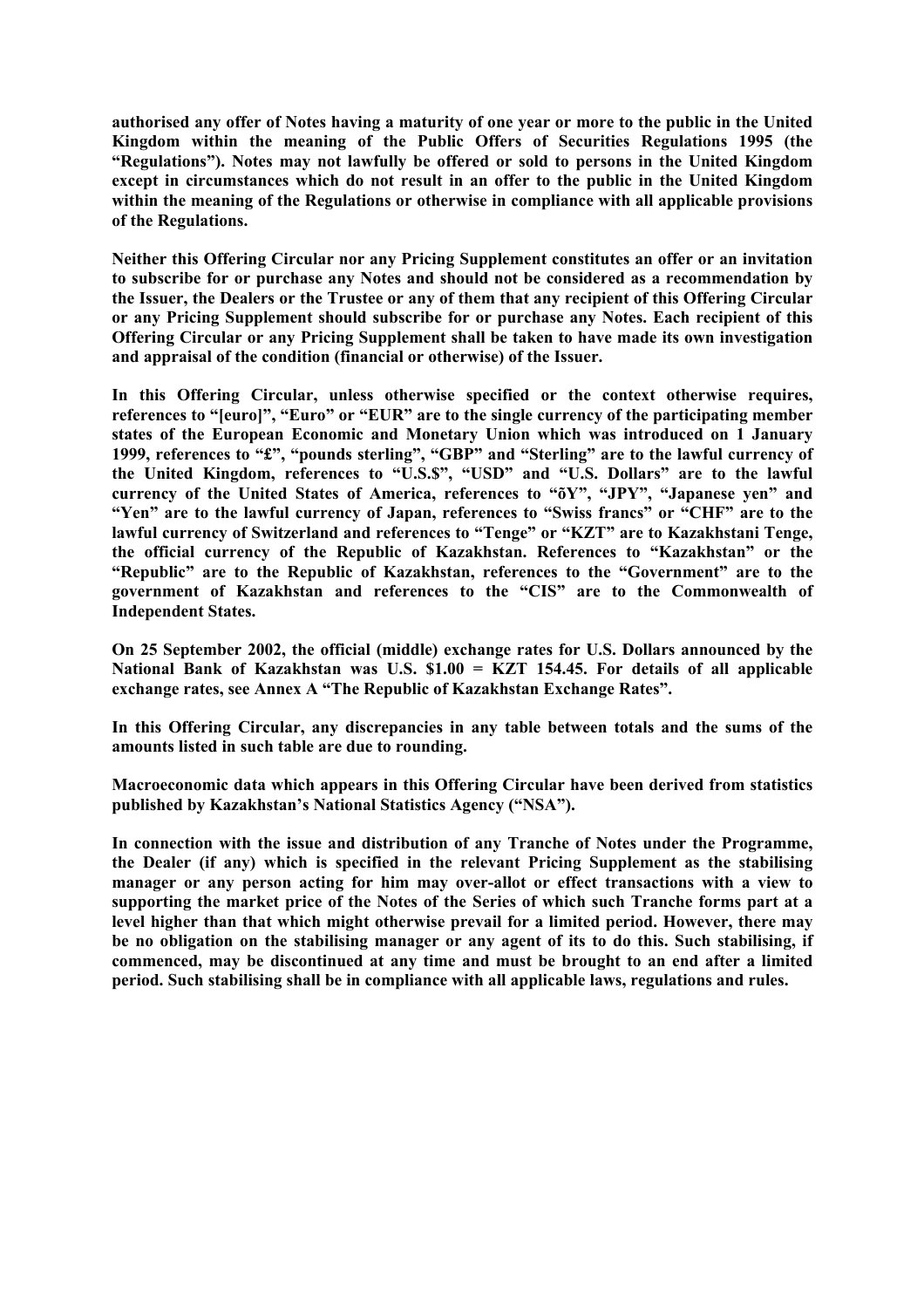**authorised any offer of Notes having a maturity of one year or more to the public in the United Kingdom within the meaning of the Public Offers of Securities Regulations 1995 (the "Regulations"). Notes may not lawfully be offered or sold to persons in the United Kingdom except in circumstances which do not result in an offer to the public in the United Kingdom within the meaning of the Regulations or otherwise in compliance with all applicable provisions of the Regulations.**

**Neither this Offering Circular nor any Pricing Supplement constitutes an offer or an invitation to subscribe for or purchase any Notes and should not be considered as a recommendation by the Issuer, the Dealers or the Trustee or any of them that any recipient of this Offering Circular or any Pricing Supplement should subscribe for or purchase any Notes. Each recipient of this Offering Circular or any Pricing Supplement shall be taken to have made its own investigation and appraisal of the condition (financial or otherwise) of the Issuer.**

**In this Offering Circular, unless otherwise specified or the context otherwise requires, references to "[euro]", "Euro" or "EUR" are to the single currency of the participating member states of the European Economic and Monetary Union which was introduced on 1 January 1999, references to "£", "pounds sterling", "GBP" and "Sterling" are to the lawful currency of the United Kingdom, references to "U.S.$", "USD" and "U.S. Dollars" are to the lawful currency of the United States of America, references to "õY", "JPY", "Japanese yen" and "Yen" are to the lawful currency of Japan, references to "Swiss francs" or "CHF" are to the lawful currency of Switzerland and references to "Tenge" or "KZT" are to Kazakhstani Tenge, the official currency of the Republic of Kazakhstan. References to "Kazakhstan" or the "Republic" are to the Republic of Kazakhstan, references to the "Government" are to the government of Kazakhstan and references to the "CIS" are to the Commonwealth of Independent States.**

**On 25 September 2002, the official (middle) exchange rates for U.S. Dollars announced by the National Bank of Kazakhstan was U.S. $1.00 = KZT 154.45. For details of all applicable exchange rates, see Annex A "The Republic of Kazakhstan Exchange Rates".**

**In this Offering Circular, any discrepancies in any table between totals and the sums of the amounts listed in such table are due to rounding.**

**Macroeconomic data which appears in this Offering Circular have been derived from statistics published by Kazakhstan's National Statistics Agency ("NSA").**

**In connection with the issue and distribution of any Tranche of Notes under the Programme, the Dealer (if any) which is specified in the relevant Pricing Supplement as the stabilising manager or any person acting for him may over-allot or effect transactions with a view to supporting the market price of the Notes of the Series of which such Tranche forms part at a level higher than that which might otherwise prevail for a limited period. However, there may be no obligation on the stabilising manager or any agent of its to do this. Such stabilising, if commenced, may be discontinued at any time and must be brought to an end after a limited period. Such stabilising shall be in compliance with all applicable laws, regulations and rules.**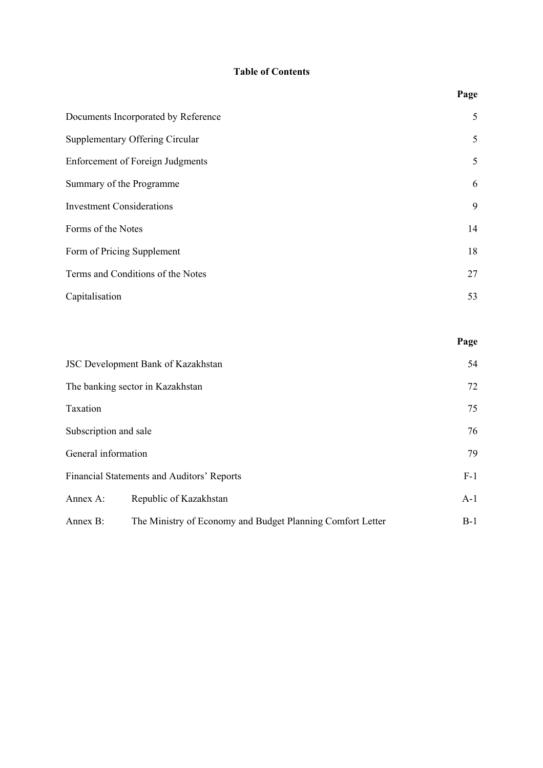**Table of Contents**

| | Page |
|---|---|
| Documents Incorporated by Reference | 5 |
| Supplementary Offering Circular | 5 |
| Enforcement of Foreign Judgments | 5 |
| Summary of the Programme | 6 |
| Investment Considerations | 9 |
| Forms of the Notes | 14 |
| Form of Pricing Supplement | 18 |
| Terms and Conditions of the Notes | 27 |
| Capitalisation | 53 |

| | Page |
|---|---|
| JSC Development Bank of Kazakhstan | 54 |
| The banking sector in Kazakhstan | 72 |
| Taxation | 75 |
| Subscription and sale | 76 |
| General information | 79 |
| Financial Statements and Auditors' Reports | F-1 |
| Annex A: Republic of Kazakhstan | A-1 |
| Annex B: The Ministry of Economy and Budget Planning Comfort Letter | B-1 |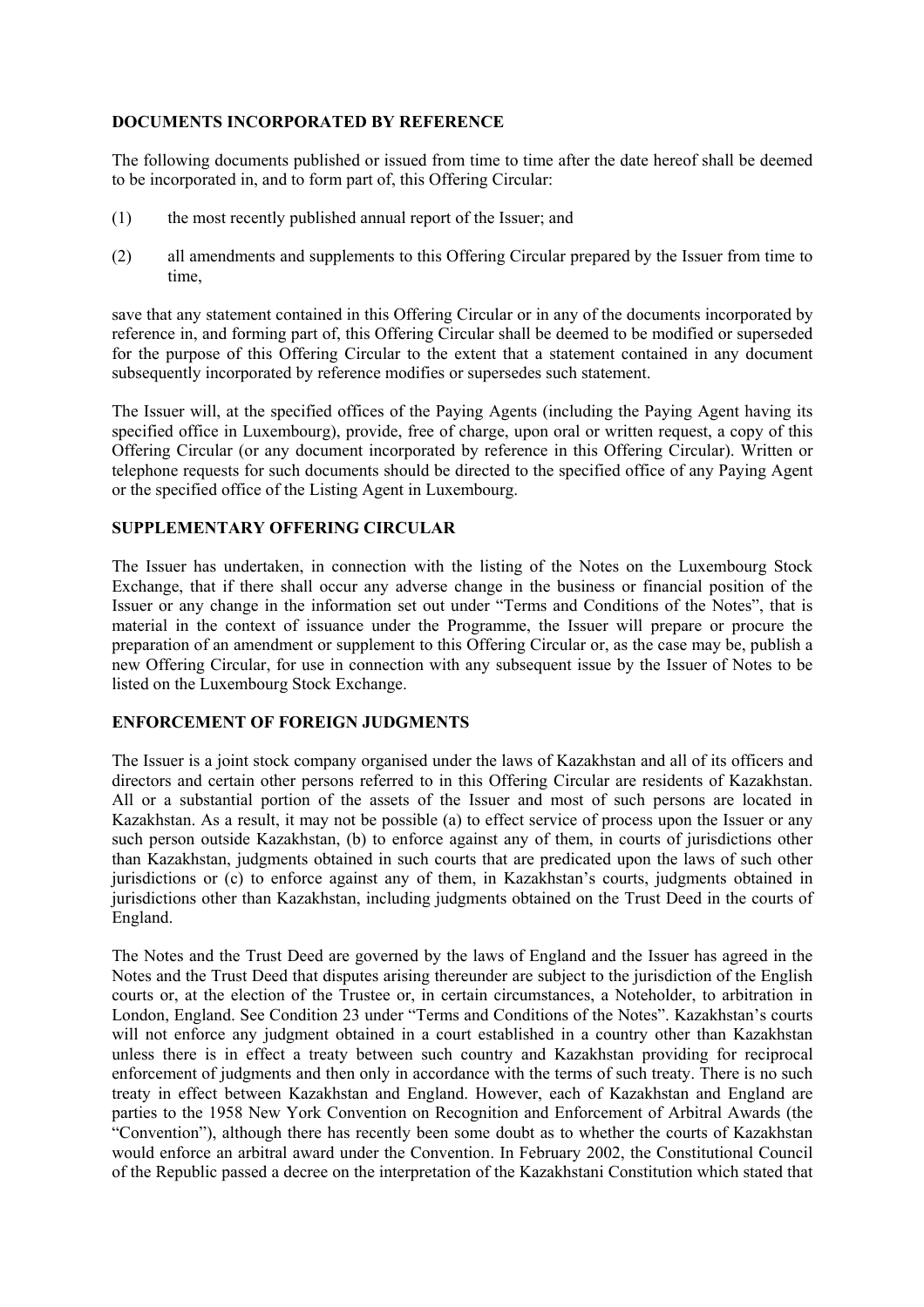## DOCUMENTS INCORPORATED BY REFERENCE

The following documents published or issued from time to time after the date hereof shall be deemed to be incorporated in, and to form part of, this Offering Circular:

(1) the most recently published annual report of the Issuer; and

(2) all amendments and supplements to this Offering Circular prepared by the Issuer from time to time,

save that any statement contained in this Offering Circular or in any of the documents incorporated by reference in, and forming part of, this Offering Circular shall be deemed to be modified or superseded for the purpose of this Offering Circular to the extent that a statement contained in any document subsequently incorporated by reference modifies or supersedes such statement.

The Issuer will, at the specified offices of the Paying Agents (including the Paying Agent having its specified office in Luxembourg), provide, free of charge, upon oral or written request, a copy of this Offering Circular (or any document incorporated by reference in this Offering Circular). Written or telephone requests for such documents should be directed to the specified office of any Paying Agent or the specified office of the Listing Agent in Luxembourg.

## SUPPLEMENTARY OFFERING CIRCULAR

The Issuer has undertaken, in connection with the listing of the Notes on the Luxembourg Stock Exchange, that if there shall occur any adverse change in the business or financial position of the Issuer or any change in the information set out under "Terms and Conditions of the Notes", that is material in the context of issuance under the Programme, the Issuer will prepare or procure the preparation of an amendment or supplement to this Offering Circular or, as the case may be, publish a new Offering Circular, for use in connection with any subsequent issue by the Issuer of Notes to be listed on the Luxembourg Stock Exchange.

## ENFORCEMENT OF FOREIGN JUDGMENTS

The Issuer is a joint stock company organised under the laws of Kazakhstan and all of its officers and directors and certain other persons referred to in this Offering Circular are residents of Kazakhstan. All or a substantial portion of the assets of the Issuer and most of such persons are located in Kazakhstan. As a result, it may not be possible (a) to effect service of process upon the Issuer or any such person outside Kazakhstan, (b) to enforce against any of them, in courts of jurisdictions other than Kazakhstan, judgments obtained in such courts that are predicated upon the laws of such other jurisdictions or (c) to enforce against any of them, in Kazakhstan's courts, judgments obtained in jurisdictions other than Kazakhstan, including judgments obtained on the Trust Deed in the courts of England.

The Notes and the Trust Deed are governed by the laws of England and the Issuer has agreed in the Notes and the Trust Deed that disputes arising thereunder are subject to the jurisdiction of the English courts or, at the election of the Trustee or, in certain circumstances, a Noteholder, to arbitration in London, England. See Condition 23 under "Terms and Conditions of the Notes". Kazakhstan's courts will not enforce any judgment obtained in a court established in a country other than Kazakhstan unless there is in effect a treaty between such country and Kazakhstan providing for reciprocal enforcement of judgments and then only in accordance with the terms of such treaty. There is no such treaty in effect between Kazakhstan and England. However, each of Kazakhstan and England are parties to the 1958 New York Convention on Recognition and Enforcement of Arbitral Awards (the "Convention"), although there has recently been some doubt as to whether the courts of Kazakhstan would enforce an arbitral award under the Convention. In February 2002, the Constitutional Council of the Republic passed a decree on the interpretation of the Kazakhstani Constitution which stated that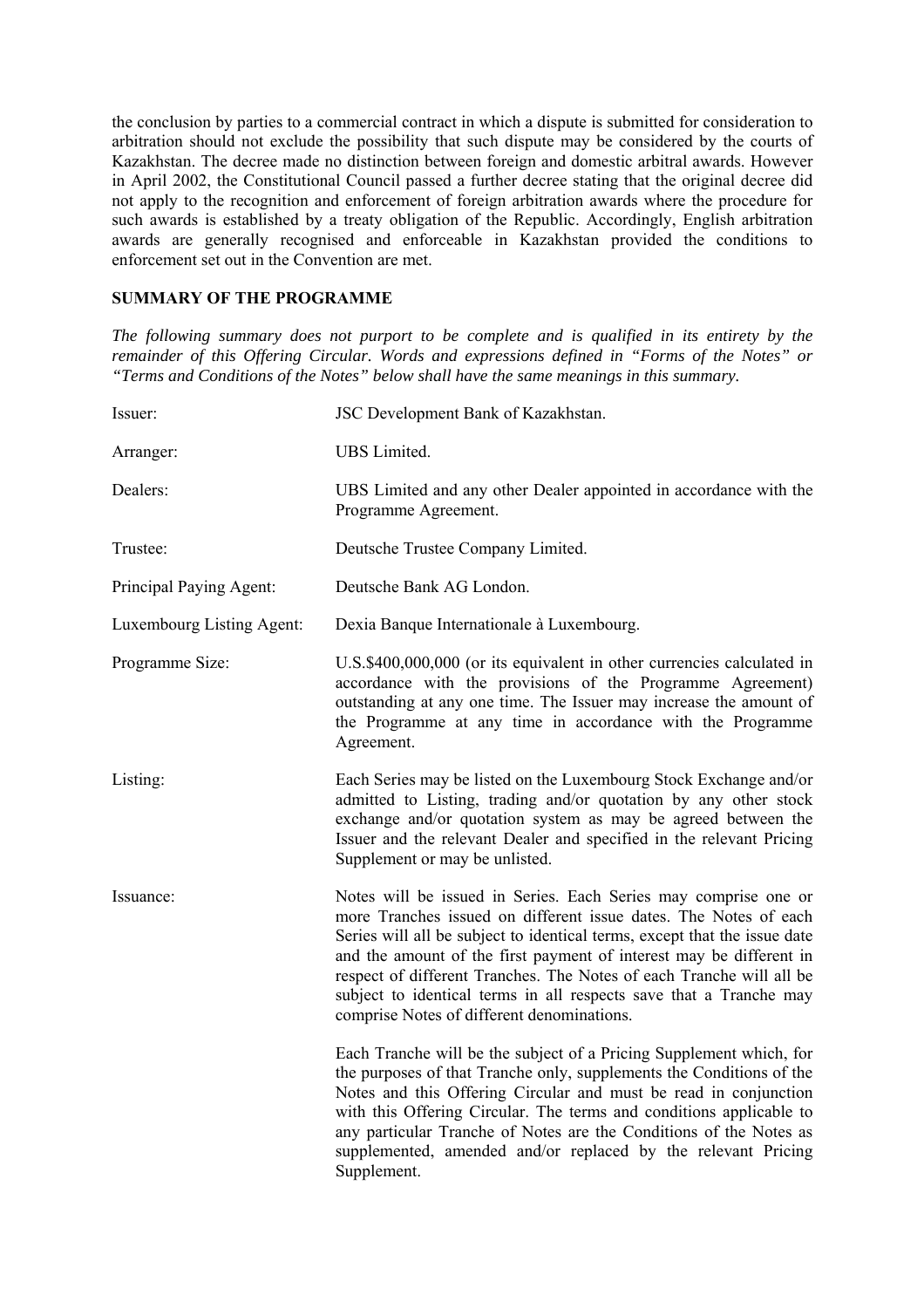the conclusion by parties to a commercial contract in which a dispute is submitted for consideration to arbitration should not exclude the possibility that such dispute may be considered by the courts of Kazakhstan. The decree made no distinction between foreign and domestic arbitral awards. However in April 2002, the Constitutional Council passed a further decree stating that the original decree did not apply to the recognition and enforcement of foreign arbitration awards where the procedure for such awards is established by a treaty obligation of the Republic. Accordingly, English arbitration awards are generally recognised and enforceable in Kazakhstan provided the conditions to enforcement set out in the Convention are met.

## SUMMARY OF THE PROGRAMME

*The following summary does not purport to be complete and is qualified in its entirety by the remainder of this Offering Circular. Words and expressions defined in "Forms of the Notes" or "Terms and Conditions of the Notes" below shall have the same meanings in this summary.*

| | |
|---|---|
| Issuer: | JSC Development Bank of Kazakhstan. |
| Arranger: | UBS Limited. |
| Dealers: | UBS Limited and any other Dealer appointed in accordance with the Programme Agreement. |
| Trustee: | Deutsche Trustee Company Limited. |
| Principal Paying Agent: | Deutsche Bank AG London. |
| Luxembourg Listing Agent: | Dexia Banque Internationale à Luxembourg. |
| Programme Size: | U.S.$400,000,000 (or its equivalent in other currencies calculated in accordance with the provisions of the Programme Agreement) outstanding at any one time. The Issuer may increase the amount of the Programme at any time in accordance with the Programme Agreement. |
| Listing: | Each Series may be listed on the Luxembourg Stock Exchange and/or admitted to Listing, trading and/or quotation by any other stock exchange and/or quotation system as may be agreed between the Issuer and the relevant Dealer and specified in the relevant Pricing Supplement or may be unlisted. |
| Issuance: | Notes will be issued in Series. Each Series may comprise one or more Tranches issued on different issue dates. The Notes of each Series will all be subject to identical terms, except that the issue date and the amount of the first payment of interest may be different in respect of different Tranches. The Notes of each Tranche will all be subject to identical terms in all respects save that a Tranche may comprise Notes of different denominations.<br><br>Each Tranche will be the subject of a Pricing Supplement which, for the purposes of that Tranche only, supplements the Conditions of the Notes and this Offering Circular and must be read in conjunction with this Offering Circular. The terms and conditions applicable to any particular Tranche of Notes are the Conditions of the Notes as supplemented, amended and/or replaced by the relevant Pricing Supplement. |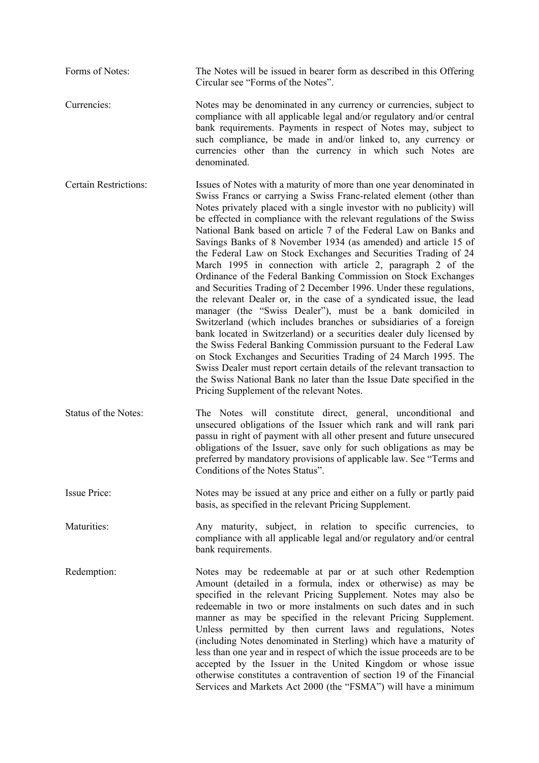| | |
|---|---|
| Forms of Notes: | The Notes will be issued in bearer form as described in this Offering Circular see "Forms of the Notes". |
| Currencies: | Notes may be denominated in any currency or currencies, subject to compliance with all applicable legal and/or regulatory and/or central bank requirements. Payments in respect of Notes may, subject to such compliance, be made in and/or linked to, any currency or currencies other than the currency in which such Notes are denominated. |
| Certain Restrictions: | Issues of Notes with a maturity of more than one year denominated in Swiss Francs or carrying a Swiss Franc-related element (other than Notes privately placed with a single investor with no publicity) will be effected in compliance with the relevant regulations of the Swiss National Bank based on article 7 of the Federal Law on Banks and Savings Banks of 8 November 1934 (as amended) and article 15 of the Federal Law on Stock Exchanges and Securities Trading of 24 March 1995 in connection with article 2, paragraph 2 of the Ordinance of the Federal Banking Commission on Stock Exchanges and Securities Trading of 2 December 1996. Under these regulations, the relevant Dealer or, in the case of a syndicated issue, the lead manager (the "Swiss Dealer"), must be a bank domiciled in Switzerland (which includes branches or subsidiaries of a foreign bank located in Switzerland) or a securities dealer duly licensed by the Swiss Federal Banking Commission pursuant to the Federal Law on Stock Exchanges and Securities Trading of 24 March 1995. The Swiss Dealer must report certain details of the relevant transaction to the Swiss National Bank no later than the Issue Date specified in the Pricing Supplement of the relevant Notes. |
| Status of the Notes: | The Notes will constitute direct, general, unconditional and unsecured obligations of the Issuer which rank and will rank pari passu in right of payment with all other present and future unsecured obligations of the Issuer, save only for such obligations as may be preferred by mandatory provisions of applicable law. See "Terms and Conditions of the Notes Status". |
| Issue Price: | Notes may be issued at any price and either on a fully or partly paid basis, as specified in the relevant Pricing Supplement. |
| Maturities: | Any maturity, subject, in relation to specific currencies, to compliance with all applicable legal and/or regulatory and/or central bank requirements. |
| Redemption: | Notes may be redeemable at par or at such other Redemption Amount (detailed in a formula, index or otherwise) as may be specified in the relevant Pricing Supplement. Notes may also be redeemable in two or more instalments on such dates and in such manner as may be specified in the relevant Pricing Supplement. Unless permitted by then current laws and regulations, Notes (including Notes denominated in Sterling) which have a maturity of less than one year and in respect of which the issue proceeds are to be accepted by the Issuer in the United Kingdom or whose issue otherwise constitutes a contravention of section 19 of the Financial Services and Markets Act 2000 (the "FSMA") will have a minimum |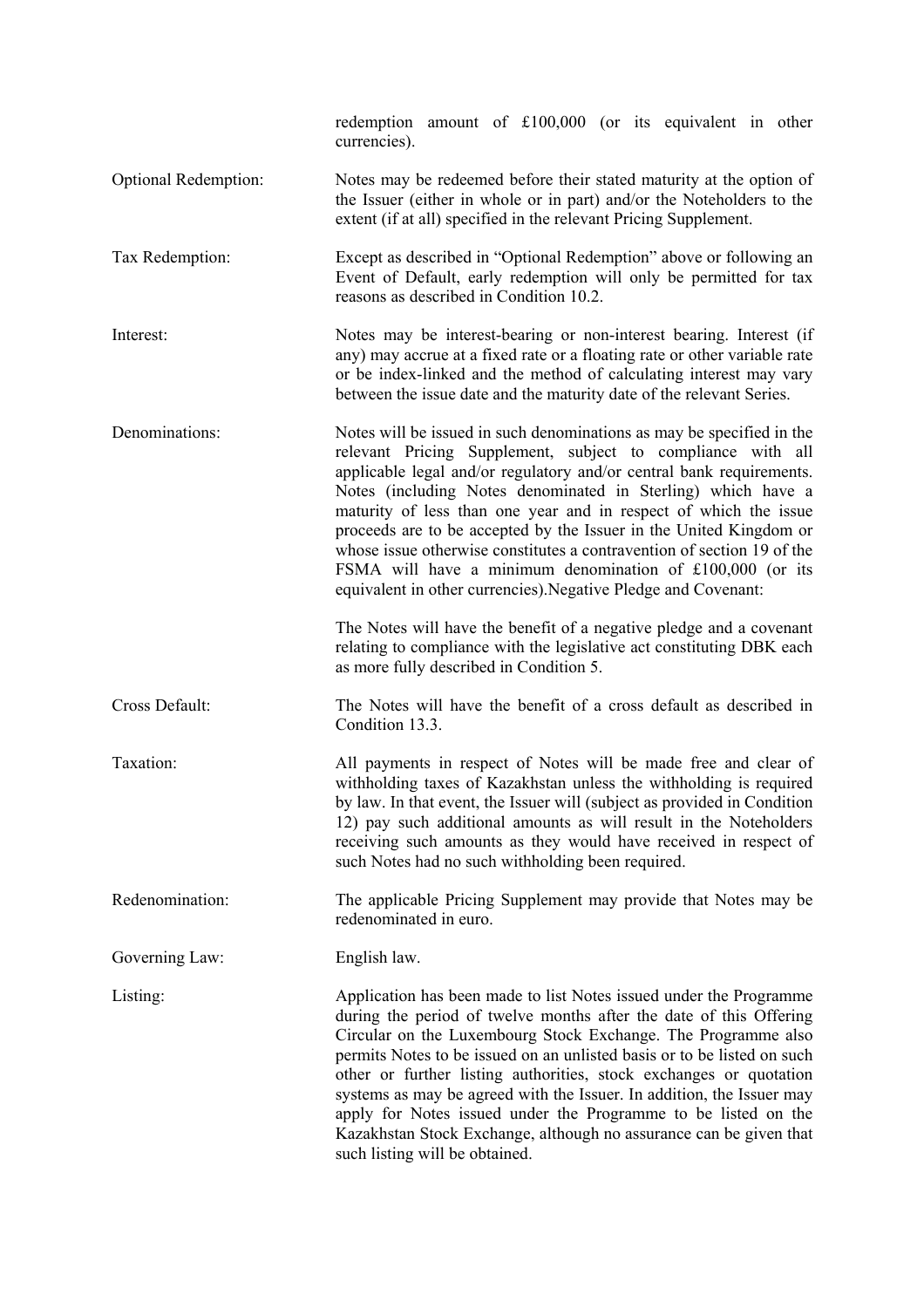| | |
|---|---|
| | redemption amount of £100,000 (or its equivalent in other currencies). |
| Optional Redemption: | Notes may be redeemed before their stated maturity at the option of the Issuer (either in whole or in part) and/or the Noteholders to the extent (if at all) specified in the relevant Pricing Supplement. |
| Tax Redemption: | Except as described in "Optional Redemption" above or following an Event of Default, early redemption will only be permitted for tax reasons as described in Condition 10.2. |
| Interest: | Notes may be interest-bearing or non-interest bearing. Interest (if any) may accrue at a fixed rate or a floating rate or other variable rate or be index-linked and the method of calculating interest may vary between the issue date and the maturity date of the relevant Series. |
| Denominations: | Notes will be issued in such denominations as may be specified in the relevant Pricing Supplement, subject to compliance with all applicable legal and/or regulatory and/or central bank requirements. Notes (including Notes denominated in Sterling) which have a maturity of less than one year and in respect of which the issue proceeds are to be accepted by the Issuer in the United Kingdom or whose issue otherwise constitutes a contravention of section 19 of the FSMA will have a minimum denomination of £100,000 (or its equivalent in other currencies).Negative Pledge and Covenant: |
| | The Notes will have the benefit of a negative pledge and a covenant relating to compliance with the legislative act constituting DBK each as more fully described in Condition 5. |
| Cross Default: | The Notes will have the benefit of a cross default as described in Condition 13.3. |
| Taxation: | All payments in respect of Notes will be made free and clear of withholding taxes of Kazakhstan unless the withholding is required by law. In that event, the Issuer will (subject as provided in Condition 12) pay such additional amounts as will result in the Noteholders receiving such amounts as they would have received in respect of such Notes had no such withholding been required. |
| Redenomination: | The applicable Pricing Supplement may provide that Notes may be redenominated in euro. |
| Governing Law: | English law. |
| Listing: | Application has been made to list Notes issued under the Programme during the period of twelve months after the date of this Offering Circular on the Luxembourg Stock Exchange. The Programme also permits Notes to be issued on an unlisted basis or to be listed on such other or further listing authorities, stock exchanges or quotation systems as may be agreed with the Issuer. In addition, the Issuer may apply for Notes issued under the Programme to be listed on the Kazakhstan Stock Exchange, although no assurance can be given that such listing will be obtained. |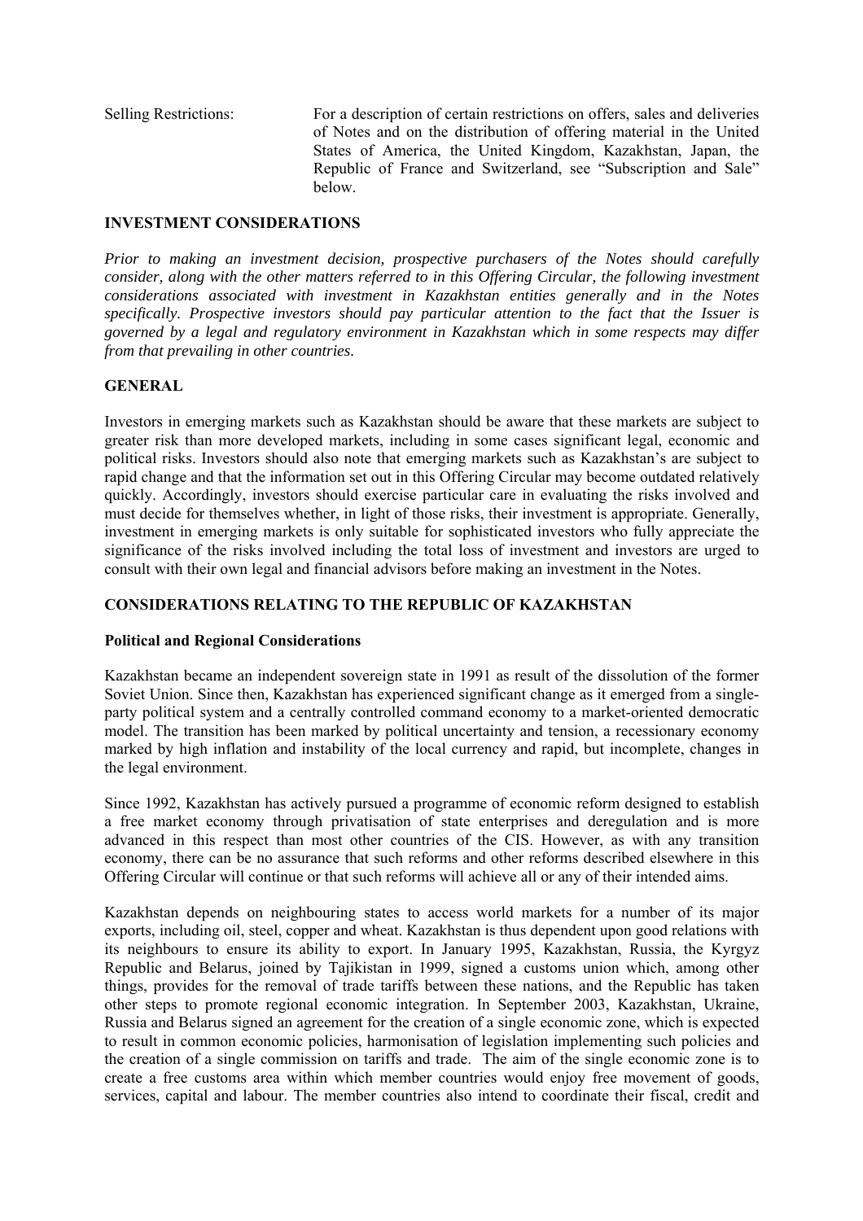Selling Restrictions: For a description of certain restrictions on offers, sales and deliveries of Notes and on the distribution of offering material in the United States of America, the United Kingdom, Kazakhstan, Japan, the Republic of France and Switzerland, see "Subscription and Sale" below.

## INVESTMENT CONSIDERATIONS

*Prior to making an investment decision, prospective purchasers of the Notes should carefully consider, along with the other matters referred to in this Offering Circular, the following investment considerations associated with investment in Kazakhstan entities generally and in the Notes specifically. Prospective investors should pay particular attention to the fact that the Issuer is governed by a legal and regulatory environment in Kazakhstan which in some respects may differ from that prevailing in other countries.*

## GENERAL

Investors in emerging markets such as Kazakhstan should be aware that these markets are subject to greater risk than more developed markets, including in some cases significant legal, economic and political risks. Investors should also note that emerging markets such as Kazakhstan's are subject to rapid change and that the information set out in this Offering Circular may become outdated relatively quickly. Accordingly, investors should exercise particular care in evaluating the risks involved and must decide for themselves whether, in light of those risks, their investment is appropriate. Generally, investment in emerging markets is only suitable for sophisticated investors who fully appreciate the significance of the risks involved including the total loss of investment and investors are urged to consult with their own legal and financial advisors before making an investment in the Notes.

## CONSIDERATIONS RELATING TO THE REPUBLIC OF KAZAKHSTAN

### Political and Regional Considerations

Kazakhstan became an independent sovereign state in 1991 as result of the dissolution of the former Soviet Union. Since then, Kazakhstan has experienced significant change as it emerged from a single-party political system and a centrally controlled command economy to a market-oriented democratic model. The transition has been marked by political uncertainty and tension, a recessionary economy marked by high inflation and instability of the local currency and rapid, but incomplete, changes in the legal environment.

Since 1992, Kazakhstan has actively pursued a programme of economic reform designed to establish a free market economy through privatisation of state enterprises and deregulation and is more advanced in this respect than most other countries of the CIS. However, as with any transition economy, there can be no assurance that such reforms and other reforms described elsewhere in this Offering Circular will continue or that such reforms will achieve all or any of their intended aims.

Kazakhstan depends on neighbouring states to access world markets for a number of its major exports, including oil, steel, copper and wheat. Kazakhstan is thus dependent upon good relations with its neighbours to ensure its ability to export. In January 1995, Kazakhstan, Russia, the Kyrgyz Republic and Belarus, joined by Tajikistan in 1999, signed a customs union which, among other things, provides for the removal of trade tariffs between these nations, and the Republic has taken other steps to promote regional economic integration. In September 2003, Kazakhstan, Ukraine, Russia and Belarus signed an agreement for the creation of a single economic zone, which is expected to result in common economic policies, harmonisation of legislation implementing such policies and the creation of a single commission on tariffs and trade. The aim of the single economic zone is to create a free customs area within which member countries would enjoy free movement of goods, services, capital and labour. The member countries also intend to coordinate their fiscal, credit and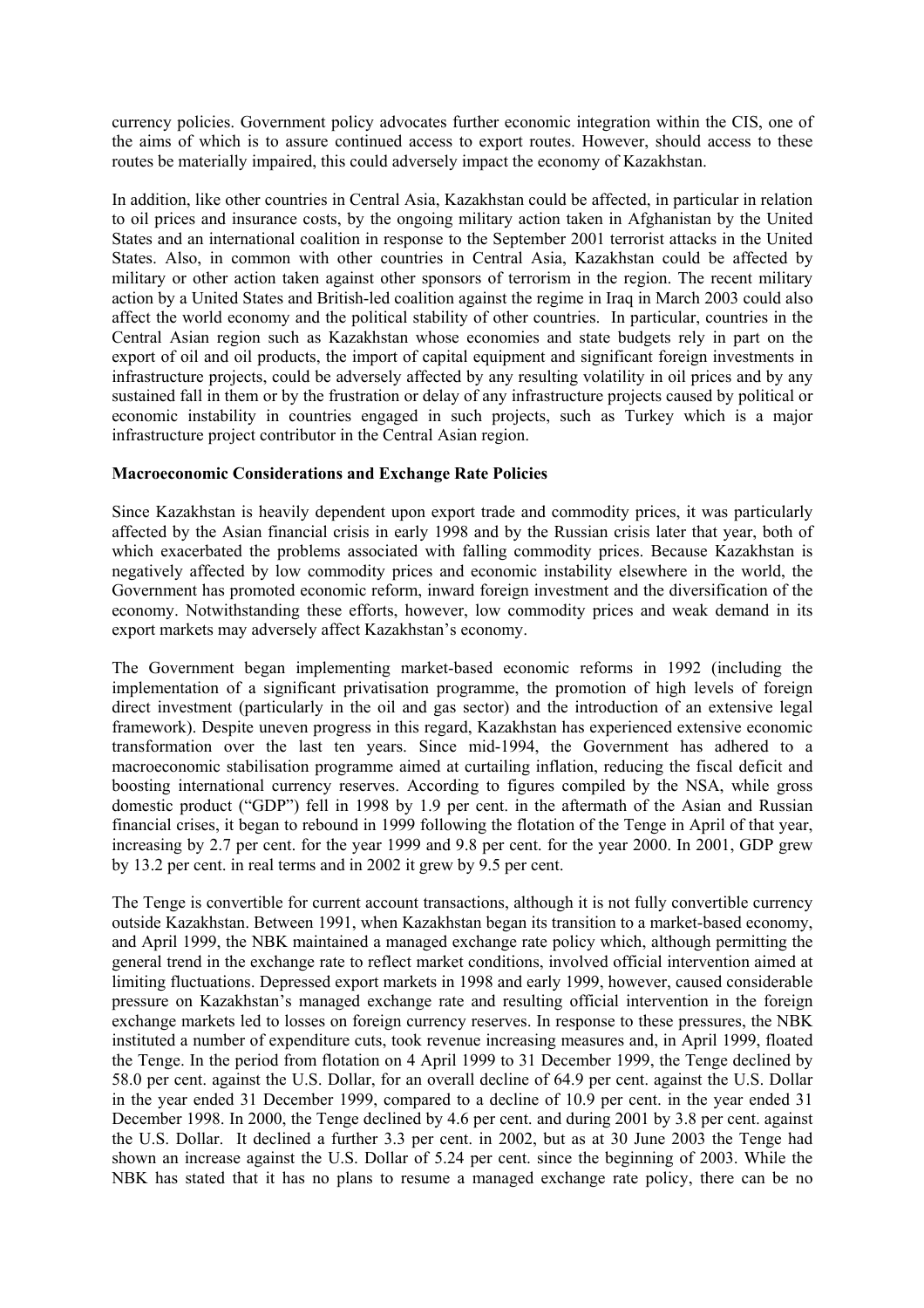currency policies. Government policy advocates further economic integration within the CIS, one of the aims of which is to assure continued access to export routes. However, should access to these routes be materially impaired, this could adversely impact the economy of Kazakhstan.

In addition, like other countries in Central Asia, Kazakhstan could be affected, in particular in relation to oil prices and insurance costs, by the ongoing military action taken in Afghanistan by the United States and an international coalition in response to the September 2001 terrorist attacks in the United States. Also, in common with other countries in Central Asia, Kazakhstan could be affected by military or other action taken against other sponsors of terrorism in the region. The recent military action by a United States and British-led coalition against the regime in Iraq in March 2003 could also affect the world economy and the political stability of other countries. In particular, countries in the Central Asian region such as Kazakhstan whose economies and state budgets rely in part on the export of oil and oil products, the import of capital equipment and significant foreign investments in infrastructure projects, could be adversely affected by any resulting volatility in oil prices and by any sustained fall in them or by the frustration or delay of any infrastructure projects caused by political or economic instability in countries engaged in such projects, such as Turkey which is a major infrastructure project contributor in the Central Asian region.

**Macroeconomic Considerations and Exchange Rate Policies**

Since Kazakhstan is heavily dependent upon export trade and commodity prices, it was particularly affected by the Asian financial crisis in early 1998 and by the Russian crisis later that year, both of which exacerbated the problems associated with falling commodity prices. Because Kazakhstan is negatively affected by low commodity prices and economic instability elsewhere in the world, the Government has promoted economic reform, inward foreign investment and the diversification of the economy. Notwithstanding these efforts, however, low commodity prices and weak demand in its export markets may adversely affect Kazakhstan's economy.

The Government began implementing market-based economic reforms in 1992 (including the implementation of a significant privatisation programme, the promotion of high levels of foreign direct investment (particularly in the oil and gas sector) and the introduction of an extensive legal framework). Despite uneven progress in this regard, Kazakhstan has experienced extensive economic transformation over the last ten years. Since mid-1994, the Government has adhered to a macroeconomic stabilisation programme aimed at curtailing inflation, reducing the fiscal deficit and boosting international currency reserves. According to figures compiled by the NSA, while gross domestic product ("GDP") fell in 1998 by 1.9 per cent. in the aftermath of the Asian and Russian financial crises, it began to rebound in 1999 following the flotation of the Tenge in April of that year, increasing by 2.7 per cent. for the year 1999 and 9.8 per cent. for the year 2000. In 2001, GDP grew by 13.2 per cent. in real terms and in 2002 it grew by 9.5 per cent.

The Tenge is convertible for current account transactions, although it is not fully convertible currency outside Kazakhstan. Between 1991, when Kazakhstan began its transition to a market-based economy, and April 1999, the NBK maintained a managed exchange rate policy which, although permitting the general trend in the exchange rate to reflect market conditions, involved official intervention aimed at limiting fluctuations. Depressed export markets in 1998 and early 1999, however, caused considerable pressure on Kazakhstan's managed exchange rate and resulting official intervention in the foreign exchange markets led to losses on foreign currency reserves. In response to these pressures, the NBK instituted a number of expenditure cuts, took revenue increasing measures and, in April 1999, floated the Tenge. In the period from flotation on 4 April 1999 to 31 December 1999, the Tenge declined by 58.0 per cent. against the U.S. Dollar, for an overall decline of 64.9 per cent. against the U.S. Dollar in the year ended 31 December 1999, compared to a decline of 10.9 per cent. in the year ended 31 December 1998. In 2000, the Tenge declined by 4.6 per cent. and during 2001 by 3.8 per cent. against the U.S. Dollar. It declined a further 3.3 per cent. in 2002, but as at 30 June 2003 the Tenge had shown an increase against the U.S. Dollar of 5.24 per cent. since the beginning of 2003. While the NBK has stated that it has no plans to resume a managed exchange rate policy, there can be no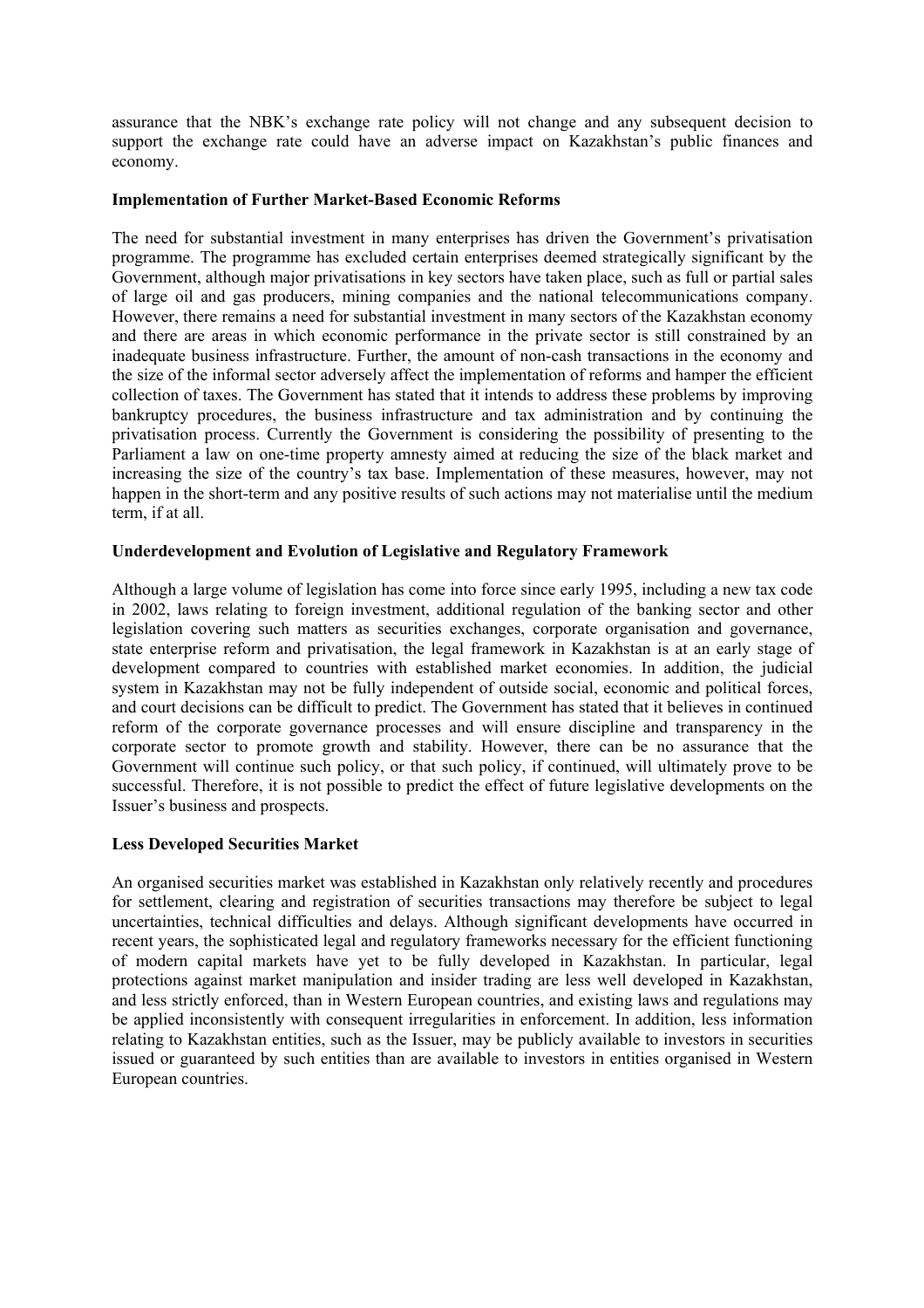assurance that the NBK's exchange rate policy will not change and any subsequent decision to support the exchange rate could have an adverse impact on Kazakhstan's public finances and economy.

**Implementation of Further Market-Based Economic Reforms**

The need for substantial investment in many enterprises has driven the Government's privatisation programme. The programme has excluded certain enterprises deemed strategically significant by the Government, although major privatisations in key sectors have taken place, such as full or partial sales of large oil and gas producers, mining companies and the national telecommunications company. However, there remains a need for substantial investment in many sectors of the Kazakhstan economy and there are areas in which economic performance in the private sector is still constrained by an inadequate business infrastructure. Further, the amount of non-cash transactions in the economy and the size of the informal sector adversely affect the implementation of reforms and hamper the efficient collection of taxes. The Government has stated that it intends to address these problems by improving bankruptcy procedures, the business infrastructure and tax administration and by continuing the privatisation process. Currently the Government is considering the possibility of presenting to the Parliament a law on one-time property amnesty aimed at reducing the size of the black market and increasing the size of the country's tax base. Implementation of these measures, however, may not happen in the short-term and any positive results of such actions may not materialise until the medium term, if at all.

**Underdevelopment and Evolution of Legislative and Regulatory Framework**

Although a large volume of legislation has come into force since early 1995, including a new tax code in 2002, laws relating to foreign investment, additional regulation of the banking sector and other legislation covering such matters as securities exchanges, corporate organisation and governance, state enterprise reform and privatisation, the legal framework in Kazakhstan is at an early stage of development compared to countries with established market economies. In addition, the judicial system in Kazakhstan may not be fully independent of outside social, economic and political forces, and court decisions can be difficult to predict. The Government has stated that it believes in continued reform of the corporate governance processes and will ensure discipline and transparency in the corporate sector to promote growth and stability. However, there can be no assurance that the Government will continue such policy, or that such policy, if continued, will ultimately prove to be successful. Therefore, it is not possible to predict the effect of future legislative developments on the Issuer's business and prospects.

**Less Developed Securities Market**

An organised securities market was established in Kazakhstan only relatively recently and procedures for settlement, clearing and registration of securities transactions may therefore be subject to legal uncertainties, technical difficulties and delays. Although significant developments have occurred in recent years, the sophisticated legal and regulatory frameworks necessary for the efficient functioning of modern capital markets have yet to be fully developed in Kazakhstan. In particular, legal protections against market manipulation and insider trading are less well developed in Kazakhstan, and less strictly enforced, than in Western European countries, and existing laws and regulations may be applied inconsistently with consequent irregularities in enforcement. In addition, less information relating to Kazakhstan entities, such as the Issuer, may be publicly available to investors in securities issued or guaranteed by such entities than are available to investors in entities organised in Western European countries.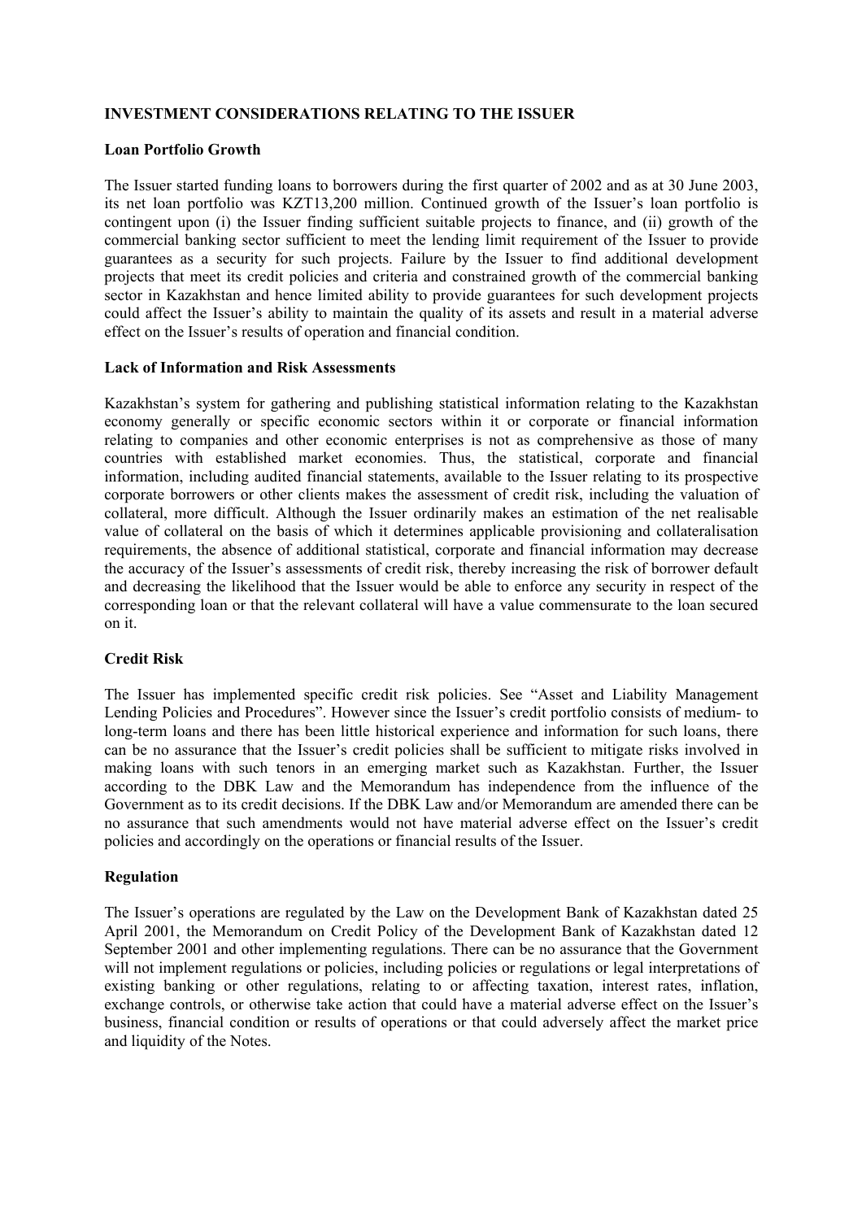## INVESTMENT CONSIDERATIONS RELATING TO THE ISSUER

### Loan Portfolio Growth

The Issuer started funding loans to borrowers during the first quarter of 2002 and as at 30 June 2003, its net loan portfolio was KZT13,200 million. Continued growth of the Issuer's loan portfolio is contingent upon (i) the Issuer finding sufficient suitable projects to finance, and (ii) growth of the commercial banking sector sufficient to meet the lending limit requirement of the Issuer to provide guarantees as a security for such projects. Failure by the Issuer to find additional development projects that meet its credit policies and criteria and constrained growth of the commercial banking sector in Kazakhstan and hence limited ability to provide guarantees for such development projects could affect the Issuer's ability to maintain the quality of its assets and result in a material adverse effect on the Issuer's results of operation and financial condition.

### Lack of Information and Risk Assessments

Kazakhstan's system for gathering and publishing statistical information relating to the Kazakhstan economy generally or specific economic sectors within it or corporate or financial information relating to companies and other economic enterprises is not as comprehensive as those of many countries with established market economies. Thus, the statistical, corporate and financial information, including audited financial statements, available to the Issuer relating to its prospective corporate borrowers or other clients makes the assessment of credit risk, including the valuation of collateral, more difficult. Although the Issuer ordinarily makes an estimation of the net realisable value of collateral on the basis of which it determines applicable provisioning and collateralisation requirements, the absence of additional statistical, corporate and financial information may decrease the accuracy of the Issuer's assessments of credit risk, thereby increasing the risk of borrower default and decreasing the likelihood that the Issuer would be able to enforce any security in respect of the corresponding loan or that the relevant collateral will have a value commensurate to the loan secured on it.

### Credit Risk

The Issuer has implemented specific credit risk policies. See "Asset and Liability Management Lending Policies and Procedures". However since the Issuer's credit portfolio consists of medium- to long-term loans and there has been little historical experience and information for such loans, there can be no assurance that the Issuer's credit policies shall be sufficient to mitigate risks involved in making loans with such tenors in an emerging market such as Kazakhstan. Further, the Issuer according to the DBK Law and the Memorandum has independence from the influence of the Government as to its credit decisions. If the DBK Law and/or Memorandum are amended there can be no assurance that such amendments would not have material adverse effect on the Issuer's credit policies and accordingly on the operations or financial results of the Issuer.

### Regulation

The Issuer's operations are regulated by the Law on the Development Bank of Kazakhstan dated 25 April 2001, the Memorandum on Credit Policy of the Development Bank of Kazakhstan dated 12 September 2001 and other implementing regulations. There can be no assurance that the Government will not implement regulations or policies, including policies or regulations or legal interpretations of existing banking or other regulations, relating to or affecting taxation, interest rates, inflation, exchange controls, or otherwise take action that could have a material adverse effect on the Issuer's business, financial condition or results of operations or that could adversely affect the market price and liquidity of the Notes.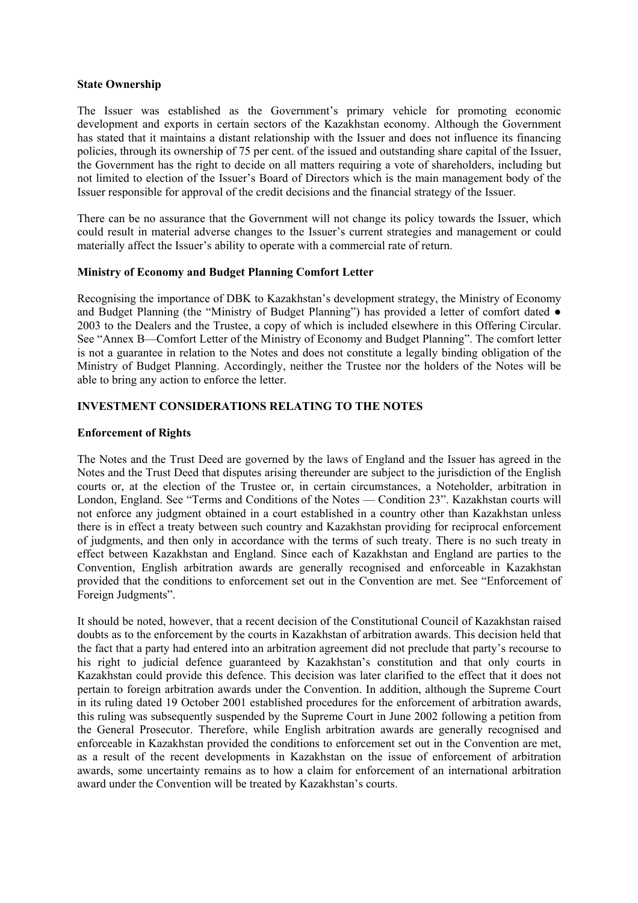**State Ownership**

The Issuer was established as the Government's primary vehicle for promoting economic development and exports in certain sectors of the Kazakhstan economy. Although the Government has stated that it maintains a distant relationship with the Issuer and does not influence its financing policies, through its ownership of 75 per cent. of the issued and outstanding share capital of the Issuer, the Government has the right to decide on all matters requiring a vote of shareholders, including but not limited to election of the Issuer's Board of Directors which is the main management body of the Issuer responsible for approval of the credit decisions and the financial strategy of the Issuer.

There can be no assurance that the Government will not change its policy towards the Issuer, which could result in material adverse changes to the Issuer's current strategies and management or could materially affect the Issuer's ability to operate with a commercial rate of return.

**Ministry of Economy and Budget Planning Comfort Letter**

Recognising the importance of DBK to Kazakhstan's development strategy, the Ministry of Economy and Budget Planning (the "Ministry of Budget Planning") has provided a letter of comfort dated ● 2003 to the Dealers and the Trustee, a copy of which is included elsewhere in this Offering Circular. See "Annex B—Comfort Letter of the Ministry of Economy and Budget Planning". The comfort letter is not a guarantee in relation to the Notes and does not constitute a legally binding obligation of the Ministry of Budget Planning. Accordingly, neither the Trustee nor the holders of the Notes will be able to bring any action to enforce the letter.

## INVESTMENT CONSIDERATIONS RELATING TO THE NOTES

**Enforcement of Rights**

The Notes and the Trust Deed are governed by the laws of England and the Issuer has agreed in the Notes and the Trust Deed that disputes arising thereunder are subject to the jurisdiction of the English courts or, at the election of the Trustee or, in certain circumstances, a Noteholder, arbitration in London, England. See "Terms and Conditions of the Notes — Condition 23". Kazakhstan courts will not enforce any judgment obtained in a court established in a country other than Kazakhstan unless there is in effect a treaty between such country and Kazakhstan providing for reciprocal enforcement of judgments, and then only in accordance with the terms of such treaty. There is no such treaty in effect between Kazakhstan and England. Since each of Kazakhstan and England are parties to the Convention, English arbitration awards are generally recognised and enforceable in Kazakhstan provided that the conditions to enforcement set out in the Convention are met. See "Enforcement of Foreign Judgments".

It should be noted, however, that a recent decision of the Constitutional Council of Kazakhstan raised doubts as to the enforcement by the courts in Kazakhstan of arbitration awards. This decision held that the fact that a party had entered into an arbitration agreement did not preclude that party's recourse to his right to judicial defence guaranteed by Kazakhstan's constitution and that only courts in Kazakhstan could provide this defence. This decision was later clarified to the effect that it does not pertain to foreign arbitration awards under the Convention. In addition, although the Supreme Court in its ruling dated 19 October 2001 established procedures for the enforcement of arbitration awards, this ruling was subsequently suspended by the Supreme Court in June 2002 following a petition from the General Prosecutor. Therefore, while English arbitration awards are generally recognised and enforceable in Kazakhstan provided the conditions to enforcement set out in the Convention are met, as a result of the recent developments in Kazakhstan on the issue of enforcement of arbitration awards, some uncertainty remains as to how a claim for enforcement of an international arbitration award under the Convention will be treated by Kazakhstan's courts.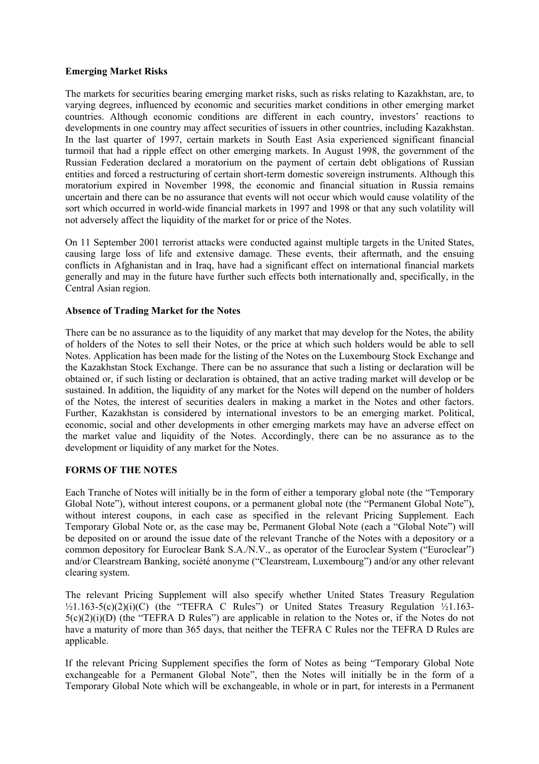**Emerging Market Risks**

The markets for securities bearing emerging market risks, such as risks relating to Kazakhstan, are, to varying degrees, influenced by economic and securities market conditions in other emerging market countries. Although economic conditions are different in each country, investors' reactions to developments in one country may affect securities of issuers in other countries, including Kazakhstan. In the last quarter of 1997, certain markets in South East Asia experienced significant financial turmoil that had a ripple effect on other emerging markets. In August 1998, the government of the Russian Federation declared a moratorium on the payment of certain debt obligations of Russian entities and forced a restructuring of certain short-term domestic sovereign instruments. Although this moratorium expired in November 1998, the economic and financial situation in Russia remains uncertain and there can be no assurance that events will not occur which would cause volatility of the sort which occurred in world-wide financial markets in 1997 and 1998 or that any such volatility will not adversely affect the liquidity of the market for or price of the Notes.

On 11 September 2001 terrorist attacks were conducted against multiple targets in the United States, causing large loss of life and extensive damage. These events, their aftermath, and the ensuing conflicts in Afghanistan and in Iraq, have had a significant effect on international financial markets generally and may in the future have further such effects both internationally and, specifically, in the Central Asian region.

**Absence of Trading Market for the Notes**

There can be no assurance as to the liquidity of any market that may develop for the Notes, the ability of holders of the Notes to sell their Notes, or the price at which such holders would be able to sell Notes. Application has been made for the listing of the Notes on the Luxembourg Stock Exchange and the Kazakhstan Stock Exchange. There can be no assurance that such a listing or declaration will be obtained or, if such listing or declaration is obtained, that an active trading market will develop or be sustained. In addition, the liquidity of any market for the Notes will depend on the number of holders of the Notes, the interest of securities dealers in making a market in the Notes and other factors. Further, Kazakhstan is considered by international investors to be an emerging market. Political, economic, social and other developments in other emerging markets may have an adverse effect on the market value and liquidity of the Notes. Accordingly, there can be no assurance as to the development or liquidity of any market for the Notes.

**FORMS OF THE NOTES**

Each Tranche of Notes will initially be in the form of either a temporary global note (the "Temporary Global Note"), without interest coupons, or a permanent global note (the "Permanent Global Note"), without interest coupons, in each case as specified in the relevant Pricing Supplement. Each Temporary Global Note or, as the case may be, Permanent Global Note (each a "Global Note") will be deposited on or around the issue date of the relevant Tranche of the Notes with a depository or a common depository for Euroclear Bank S.A./N.V., as operator of the Euroclear System ("Euroclear") and/or Clearstream Banking, société anonyme ("Clearstream, Luxembourg") and/or any other relevant clearing system.

The relevant Pricing Supplement will also specify whether United States Treasury Regulation ½1.163-5(c)(2)(i)(C) (the "TEFRA C Rules") or United States Treasury Regulation ½1.163-5(c)(2)(i)(D) (the "TEFRA D Rules") are applicable in relation to the Notes or, if the Notes do not have a maturity of more than 365 days, that neither the TEFRA C Rules nor the TEFRA D Rules are applicable.

If the relevant Pricing Supplement specifies the form of Notes as being "Temporary Global Note exchangeable for a Permanent Global Note", then the Notes will initially be in the form of a Temporary Global Note which will be exchangeable, in whole or in part, for interests in a Permanent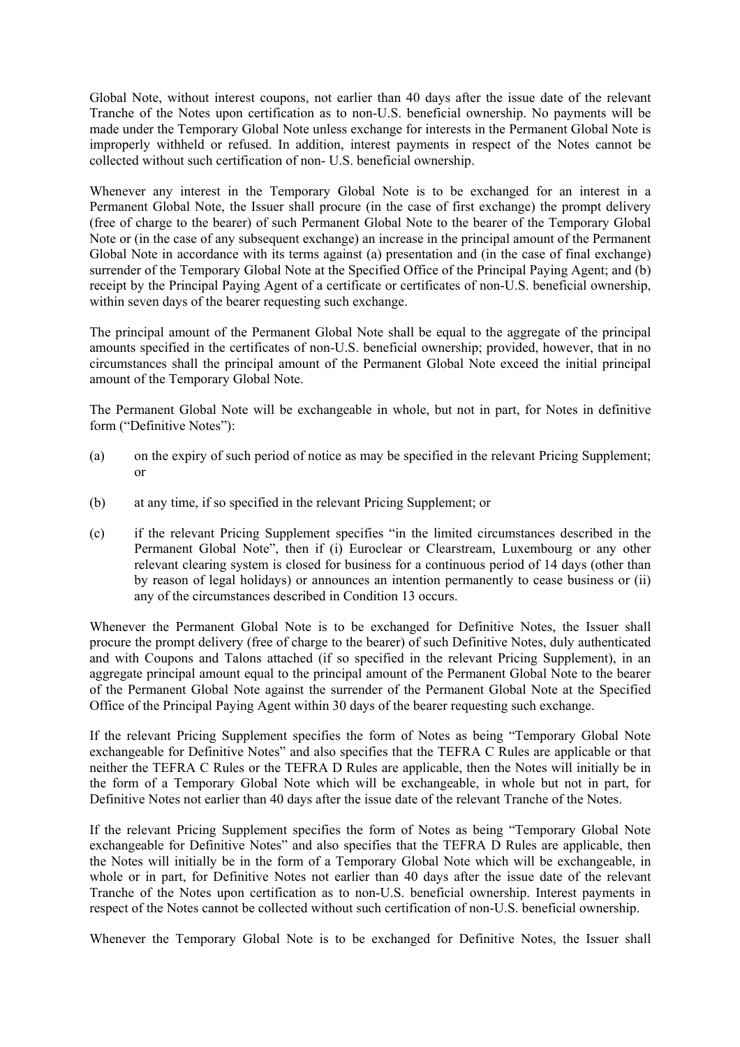Global Note, without interest coupons, not earlier than 40 days after the issue date of the relevant Tranche of the Notes upon certification as to non-U.S. beneficial ownership. No payments will be made under the Temporary Global Note unless exchange for interests in the Permanent Global Note is improperly withheld or refused. In addition, interest payments in respect of the Notes cannot be collected without such certification of non- U.S. beneficial ownership.

Whenever any interest in the Temporary Global Note is to be exchanged for an interest in a Permanent Global Note, the Issuer shall procure (in the case of first exchange) the prompt delivery (free of charge to the bearer) of such Permanent Global Note to the bearer of the Temporary Global Note or (in the case of any subsequent exchange) an increase in the principal amount of the Permanent Global Note in accordance with its terms against (a) presentation and (in the case of final exchange) surrender of the Temporary Global Note at the Specified Office of the Principal Paying Agent; and (b) receipt by the Principal Paying Agent of a certificate or certificates of non-U.S. beneficial ownership, within seven days of the bearer requesting such exchange.

The principal amount of the Permanent Global Note shall be equal to the aggregate of the principal amounts specified in the certificates of non-U.S. beneficial ownership; provided, however, that in no circumstances shall the principal amount of the Permanent Global Note exceed the initial principal amount of the Temporary Global Note.

The Permanent Global Note will be exchangeable in whole, but not in part, for Notes in definitive form ("Definitive Notes"):

(a) on the expiry of such period of notice as may be specified in the relevant Pricing Supplement; or

(b) at any time, if so specified in the relevant Pricing Supplement; or

(c) if the relevant Pricing Supplement specifies "in the limited circumstances described in the Permanent Global Note", then if (i) Euroclear or Clearstream, Luxembourg or any other relevant clearing system is closed for business for a continuous period of 14 days (other than by reason of legal holidays) or announces an intention permanently to cease business or (ii) any of the circumstances described in Condition 13 occurs.

Whenever the Permanent Global Note is to be exchanged for Definitive Notes, the Issuer shall procure the prompt delivery (free of charge to the bearer) of such Definitive Notes, duly authenticated and with Coupons and Talons attached (if so specified in the relevant Pricing Supplement), in an aggregate principal amount equal to the principal amount of the Permanent Global Note to the bearer of the Permanent Global Note against the surrender of the Permanent Global Note at the Specified Office of the Principal Paying Agent within 30 days of the bearer requesting such exchange.

If the relevant Pricing Supplement specifies the form of Notes as being "Temporary Global Note exchangeable for Definitive Notes" and also specifies that the TEFRA C Rules are applicable or that neither the TEFRA C Rules or the TEFRA D Rules are applicable, then the Notes will initially be in the form of a Temporary Global Note which will be exchangeable, in whole but not in part, for Definitive Notes not earlier than 40 days after the issue date of the relevant Tranche of the Notes.

If the relevant Pricing Supplement specifies the form of Notes as being "Temporary Global Note exchangeable for Definitive Notes" and also specifies that the TEFRA D Rules are applicable, then the Notes will initially be in the form of a Temporary Global Note which will be exchangeable, in whole or in part, for Definitive Notes not earlier than 40 days after the issue date of the relevant Tranche of the Notes upon certification as to non-U.S. beneficial ownership. Interest payments in respect of the Notes cannot be collected without such certification of non-U.S. beneficial ownership.

Whenever the Temporary Global Note is to be exchanged for Definitive Notes, the Issuer shall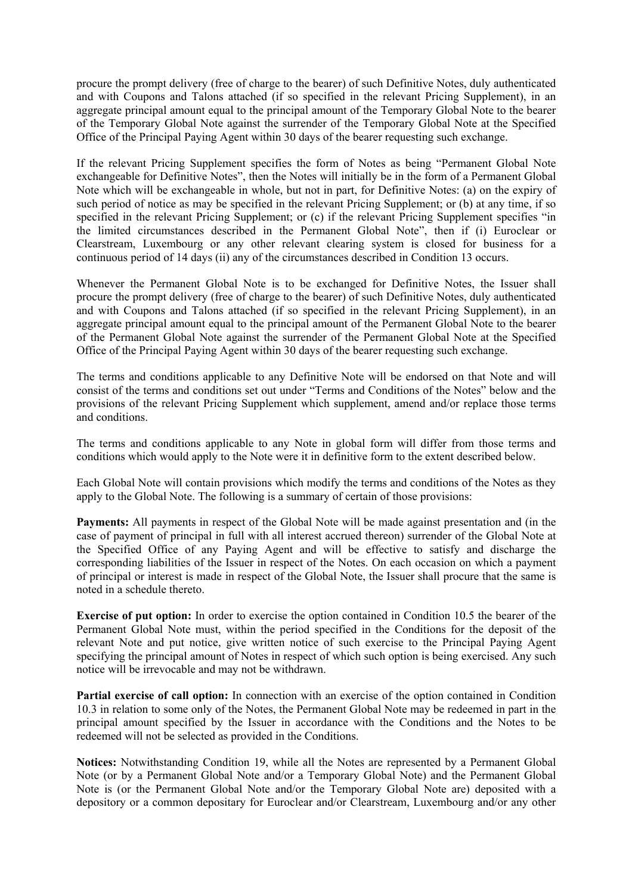procure the prompt delivery (free of charge to the bearer) of such Definitive Notes, duly authenticated and with Coupons and Talons attached (if so specified in the relevant Pricing Supplement), in an aggregate principal amount equal to the principal amount of the Temporary Global Note to the bearer of the Temporary Global Note against the surrender of the Temporary Global Note at the Specified Office of the Principal Paying Agent within 30 days of the bearer requesting such exchange.

If the relevant Pricing Supplement specifies the form of Notes as being "Permanent Global Note exchangeable for Definitive Notes", then the Notes will initially be in the form of a Permanent Global Note which will be exchangeable in whole, but not in part, for Definitive Notes: (a) on the expiry of such period of notice as may be specified in the relevant Pricing Supplement; or (b) at any time, if so specified in the relevant Pricing Supplement; or (c) if the relevant Pricing Supplement specifies "in the limited circumstances described in the Permanent Global Note", then if (i) Euroclear or Clearstream, Luxembourg or any other relevant clearing system is closed for business for a continuous period of 14 days (ii) any of the circumstances described in Condition 13 occurs.

Whenever the Permanent Global Note is to be exchanged for Definitive Notes, the Issuer shall procure the prompt delivery (free of charge to the bearer) of such Definitive Notes, duly authenticated and with Coupons and Talons attached (if so specified in the relevant Pricing Supplement), in an aggregate principal amount equal to the principal amount of the Permanent Global Note to the bearer of the Permanent Global Note against the surrender of the Permanent Global Note at the Specified Office of the Principal Paying Agent within 30 days of the bearer requesting such exchange.

The terms and conditions applicable to any Definitive Note will be endorsed on that Note and will consist of the terms and conditions set out under "Terms and Conditions of the Notes" below and the provisions of the relevant Pricing Supplement which supplement, amend and/or replace those terms and conditions.

The terms and conditions applicable to any Note in global form will differ from those terms and conditions which would apply to the Note were it in definitive form to the extent described below.

Each Global Note will contain provisions which modify the terms and conditions of the Notes as they apply to the Global Note. The following is a summary of certain of those provisions:

**Payments:** All payments in respect of the Global Note will be made against presentation and (in the case of payment of principal in full with all interest accrued thereon) surrender of the Global Note at the Specified Office of any Paying Agent and will be effective to satisfy and discharge the corresponding liabilities of the Issuer in respect of the Notes. On each occasion on which a payment of principal or interest is made in respect of the Global Note, the Issuer shall procure that the same is noted in a schedule thereto.

**Exercise of put option:** In order to exercise the option contained in Condition 10.5 the bearer of the Permanent Global Note must, within the period specified in the Conditions for the deposit of the relevant Note and put notice, give written notice of such exercise to the Principal Paying Agent specifying the principal amount of Notes in respect of which such option is being exercised. Any such notice will be irrevocable and may not be withdrawn.

**Partial exercise of call option:** In connection with an exercise of the option contained in Condition 10.3 in relation to some only of the Notes, the Permanent Global Note may be redeemed in part in the principal amount specified by the Issuer in accordance with the Conditions and the Notes to be redeemed will not be selected as provided in the Conditions.

**Notices:** Notwithstanding Condition 19, while all the Notes are represented by a Permanent Global Note (or by a Permanent Global Note and/or a Temporary Global Note) and the Permanent Global Note is (or the Permanent Global Note and/or the Temporary Global Note are) deposited with a depository or a common depositary for Euroclear and/or Clearstream, Luxembourg and/or any other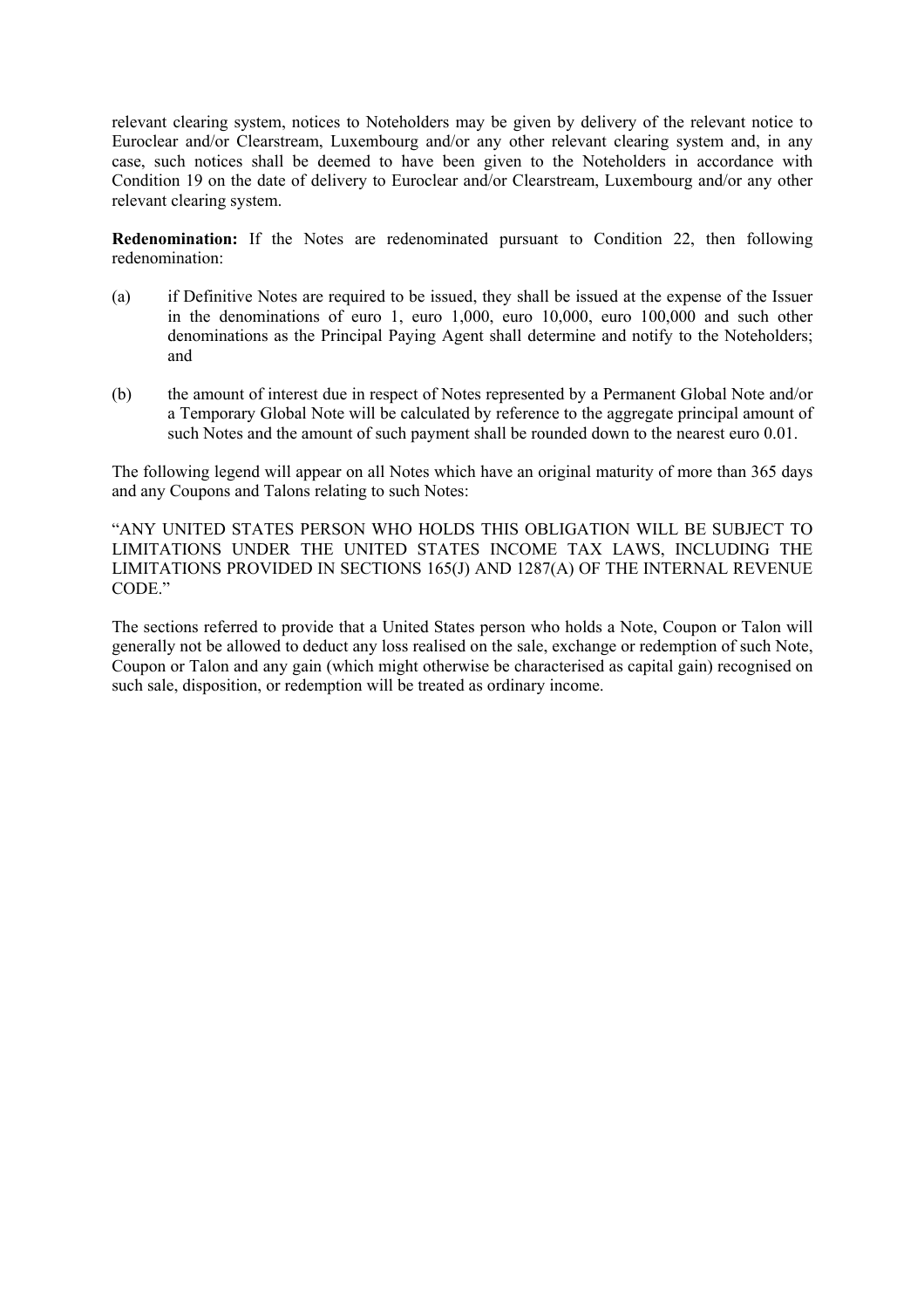relevant clearing system, notices to Noteholders may be given by delivery of the relevant notice to Euroclear and/or Clearstream, Luxembourg and/or any other relevant clearing system and, in any case, such notices shall be deemed to have been given to the Noteholders in accordance with Condition 19 on the date of delivery to Euroclear and/or Clearstream, Luxembourg and/or any other relevant clearing system.

**Redenomination:** If the Notes are redenominated pursuant to Condition 22, then following redenomination:

(a) if Definitive Notes are required to be issued, they shall be issued at the expense of the Issuer in the denominations of euro 1, euro 1,000, euro 10,000, euro 100,000 and such other denominations as the Principal Paying Agent shall determine and notify to the Noteholders; and

(b) the amount of interest due in respect of Notes represented by a Permanent Global Note and/or a Temporary Global Note will be calculated by reference to the aggregate principal amount of such Notes and the amount of such payment shall be rounded down to the nearest euro 0.01.

The following legend will appear on all Notes which have an original maturity of more than 365 days and any Coupons and Talons relating to such Notes:

"ANY UNITED STATES PERSON WHO HOLDS THIS OBLIGATION WILL BE SUBJECT TO LIMITATIONS UNDER THE UNITED STATES INCOME TAX LAWS, INCLUDING THE LIMITATIONS PROVIDED IN SECTIONS 165(J) AND 1287(A) OF THE INTERNAL REVENUE CODE."

The sections referred to provide that a United States person who holds a Note, Coupon or Talon will generally not be allowed to deduct any loss realised on the sale, exchange or redemption of such Note, Coupon or Talon and any gain (which might otherwise be characterised as capital gain) recognised on such sale, disposition, or redemption will be treated as ordinary income.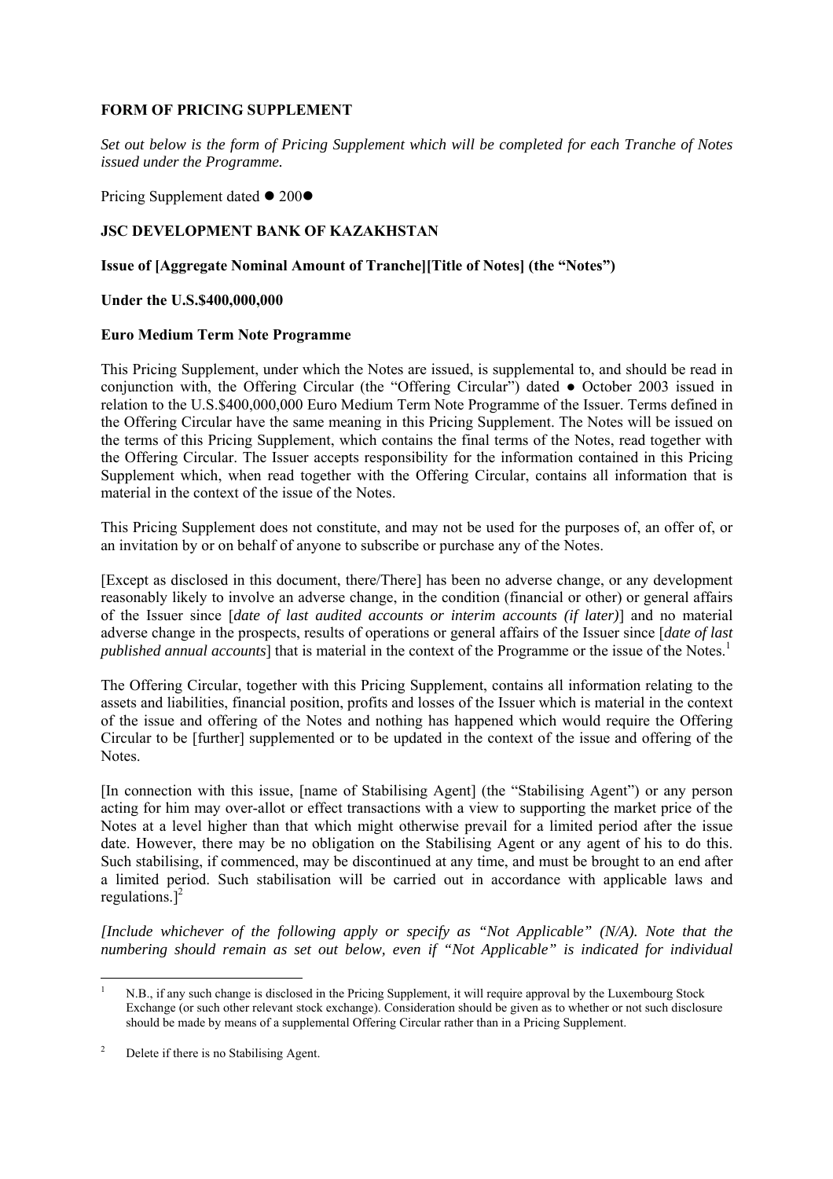**FORM OF PRICING SUPPLEMENT**

*Set out below is the form of Pricing Supplement which will be completed for each Tranche of Notes issued under the Programme.*

Pricing Supplement dated ● 200●

**JSC DEVELOPMENT BANK OF KAZAKHSTAN**

**Issue of [Aggregate Nominal Amount of Tranche][Title of Notes] (the "Notes")**

**Under the U.S.$400,000,000**

**Euro Medium Term Note Programme**

This Pricing Supplement, under which the Notes are issued, is supplemental to, and should be read in conjunction with, the Offering Circular (the "Offering Circular") dated ● October 2003 issued in relation to the U.S.$400,000,000 Euro Medium Term Note Programme of the Issuer. Terms defined in the Offering Circular have the same meaning in this Pricing Supplement. The Notes will be issued on the terms of this Pricing Supplement, which contains the final terms of the Notes, read together with the Offering Circular. The Issuer accepts responsibility for the information contained in this Pricing Supplement which, when read together with the Offering Circular, contains all information that is material in the context of the issue of the Notes.

This Pricing Supplement does not constitute, and may not be used for the purposes of, an offer of, or an invitation by or on behalf of anyone to subscribe or purchase any of the Notes.

[Except as disclosed in this document, there/There] has been no adverse change, or any development reasonably likely to involve an adverse change, in the condition (financial or other) or general affairs of the Issuer since [*date of last audited accounts or interim accounts (if later)*] and no material adverse change in the prospects, results of operations or general affairs of the Issuer since [*date of last published annual accounts*] that is material in the context of the Programme or the issue of the Notes.[1]

The Offering Circular, together with this Pricing Supplement, contains all information relating to the assets and liabilities, financial position, profits and losses of the Issuer which is material in the context of the issue and offering of the Notes and nothing has happened which would require the Offering Circular to be [further] supplemented or to be updated in the context of the issue and offering of the Notes.

[In connection with this issue, [name of Stabilising Agent] (the "Stabilising Agent") or any person acting for him may over-allot or effect transactions with a view to supporting the market price of the Notes at a level higher than that which might otherwise prevail for a limited period after the issue date. However, there may be no obligation on the Stabilising Agent or any agent of his to do this. Such stabilising, if commenced, may be discontinued at any time, and must be brought to an end after a limited period. Such stabilisation will be carried out in accordance with applicable laws and regulations.][2]

*[Include whichever of the following apply or specify as "Not Applicable" (N/A). Note that the numbering should remain as set out below, even if "Not Applicable" is indicated for individual*

---

[1] N.B., if any such change is disclosed in the Pricing Supplement, it will require approval by the Luxembourg Stock Exchange (or such other relevant stock exchange). Consideration should be given as to whether or not such disclosure should be made by means of a supplemental Offering Circular rather than in a Pricing Supplement.

[2] Delete if there is no Stabilising Agent.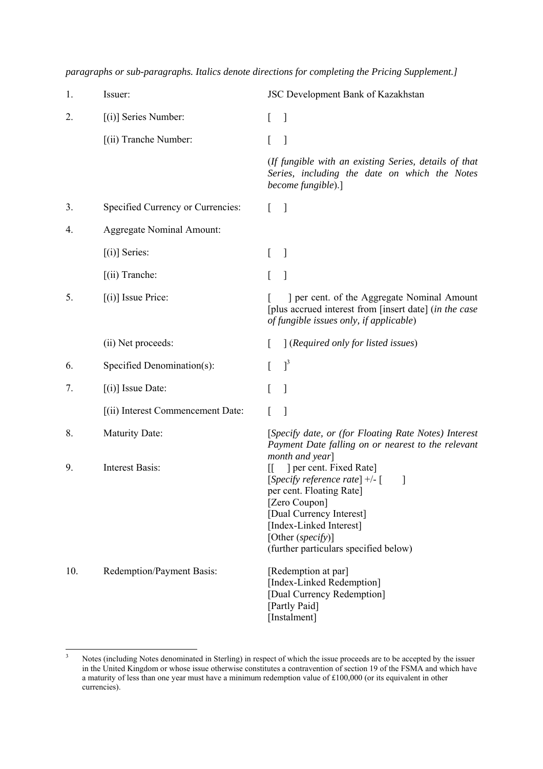*paragraphs or sub-paragraphs. Italics denote directions for completing the Pricing Supplement.]*

| | | |
|---|---|---|
| 1. | Issuer: | JSC Development Bank of Kazakhstan |
| 2. | [(i)] Series Number: | [ ] |
| | [(ii) Tranche Number: | [ ] |
| | | (*If fungible with an existing Series, details of that Series, including the date on which the Notes become fungible*).] |
| 3. | Specified Currency or Currencies: | [ ] |
| 4. | Aggregate Nominal Amount: | |
| | [(i)] Series: | [ ] |
| | [(ii) Tranche: | [ ] |
| 5. | [(i)] Issue Price: | [ ] per cent. of the Aggregate Nominal Amount [plus accrued interest from [insert date] (*in the case of fungible issues only, if applicable*) |
| | (ii) Net proceeds: | [ ] (*Required only for listed issues*) |
| 6. | Specified Denomination(s): | [ ][3] |
| 7. | [(i)] Issue Date: | [ ] |
| | [(ii) Interest Commencement Date: | [ ] |
| 8. | Maturity Date: | [*Specify date, or (for Floating Rate Notes) Interest Payment Date falling on or nearest to the relevant month and year*] |
| 9. | Interest Basis: | [[ ] per cent. Fixed Rate]<br>[*Specify reference rate*] +/- [ ] per cent. Floating Rate]<br>[Zero Coupon]<br>[Dual Currency Interest]<br>[Index-Linked Interest]<br>[Other (*specify*)]<br>(further particulars specified below) |
| 10. | Redemption/Payment Basis: | [Redemption at par]<br>[Index-Linked Redemption]<br>[Dual Currency Redemption]<br>[Partly Paid]<br>[Instalment] |

[3] Notes (including Notes denominated in Sterling) in respect of which the issue proceeds are to be accepted by the issuer in the United Kingdom or whose issue otherwise constitutes a contravention of section 19 of the FSMA and which have a maturity of less than one year must have a minimum redemption value of £100,000 (or its equivalent in other currencies).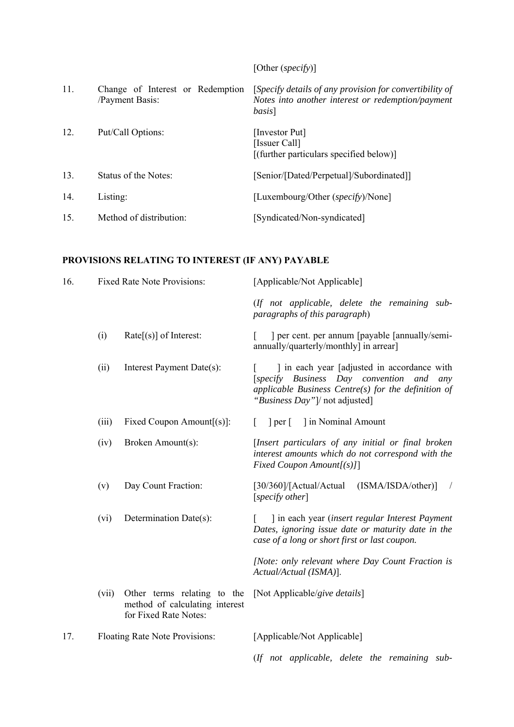| | | |
|---|---|---|
| | | [Other (*specify*)] |
| 11. | Change of Interest or Redemption /Payment Basis: | [*Specify details of any provision for convertibility of Notes into another interest or redemption/payment basis*] |
| 12. | Put/Call Options: | [Investor Put]<br>[Issuer Call]<br>[(further particulars specified below)] |
| 13. | Status of the Notes: | [Senior/[Dated/Perpetual]/Subordinated]] |
| 14. | Listing: | [Luxembourg/Other (*specify*)/None] |
| 15. | Method of distribution: | [Syndicated/Non-syndicated] |

**PROVISIONS RELATING TO INTEREST (IF ANY) PAYABLE**

| | | | |
|---|---|---|---|
| 16. | Fixed Rate Note Provisions: | | [Applicable/Not Applicable]<br><br>(*If not applicable, delete the remaining sub-paragraphs of this paragraph*) |
| | (i) | Rate[(s)] of Interest: | [ ] per cent. per annum [payable [annually/semi-annually/quarterly/monthly] in arrear] |
| | (ii) | Interest Payment Date(s): | [ ] in each year [adjusted in accordance with [*specify Business Day convention and any applicable Business Centre(s) for the definition of "Business Day"*]/ not adjusted] |
| | (iii) | Fixed Coupon Amount[(s)]: | [ ] per [ ] in Nominal Amount |
| | (iv) | Broken Amount(s): | [*Insert particulars of any initial or final broken interest amounts which do not correspond with the Fixed Coupon Amount[(s)]*] |
| | (v) | Day Count Fraction: | [30/360]/[Actual/Actual (ISMA/ISDA/other)] / [*specify other*] |
| | (vi) | Determination Date(s): | [ ] in each year (*insert regular Interest Payment Dates, ignoring issue date or maturity date in the case of a long or short first or last coupon.*<br><br>*[Note: only relevant where Day Count Fraction is Actual/Actual (ISMA)*]. |
| | (vii) | Other terms relating to the method of calculating interest for Fixed Rate Notes: | [Not Applicable/*give details*] |
| 17. | Floating Rate Note Provisions: | | [Applicable/Not Applicable]<br><br>(*If not applicable, delete the remaining sub-* |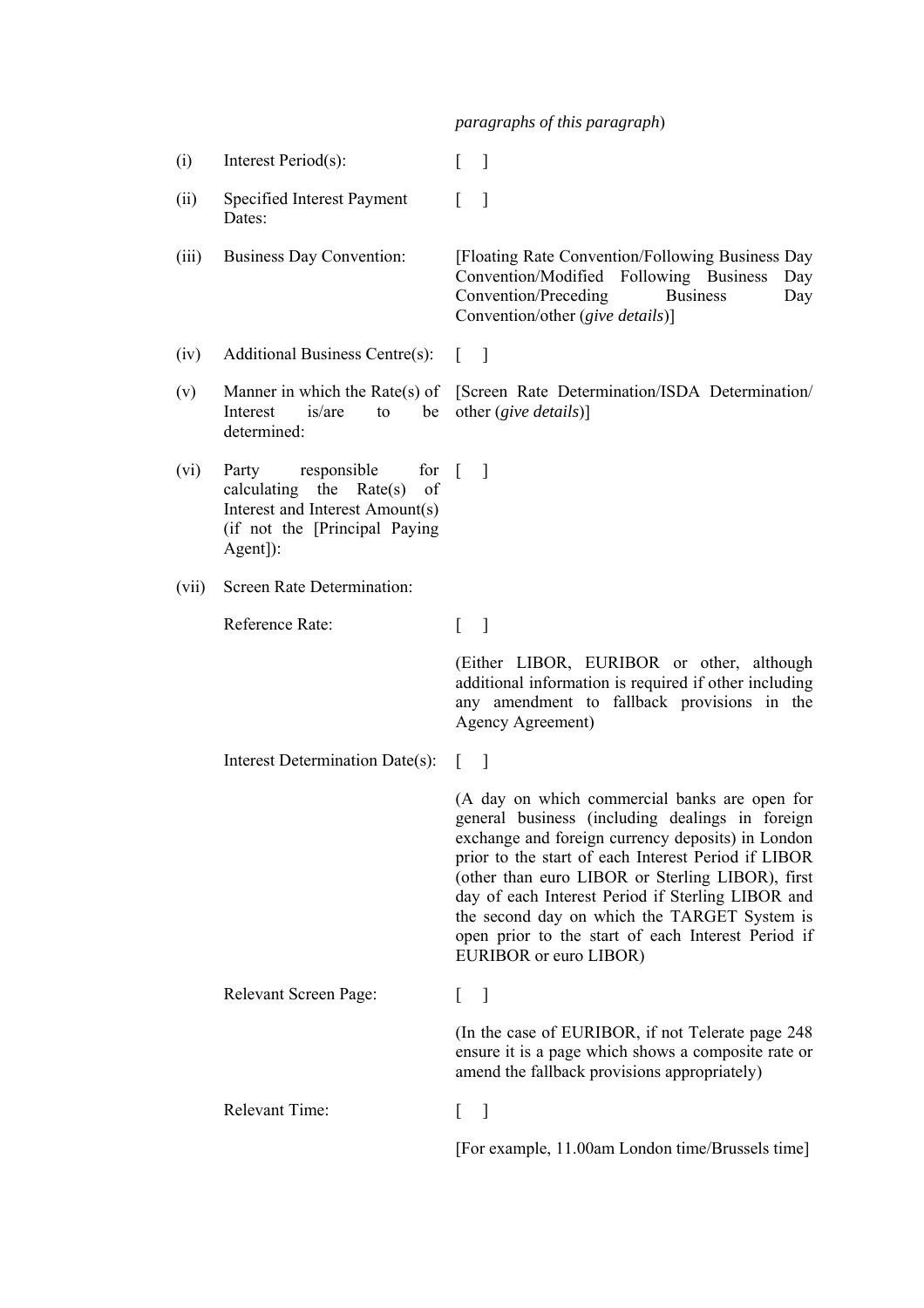*paragraphs of this paragraph*)

| | | |
|---|---|---|
| (i) | Interest Period(s): | [ ] |
| (ii) | Specified Interest Payment Dates: | [ ] |
| (iii) | Business Day Convention: | [Floating Rate Convention/Following Business Day Convention/Modified Following Business Day Convention/Preceding Business Day Convention/other (*give details*)] |
| (iv) | Additional Business Centre(s): | [ ] |
| (v) | Manner in which the Rate(s) of Interest is/are to be determined: | [Screen Rate Determination/ISDA Determination/ other (*give details*)] |
| (vi) | Party responsible for calculating the Rate(s) of Interest and Interest Amount(s) (if not the [Principal Paying Agent]): | [ ] |
| (vii) | Screen Rate Determination: | |
| | Reference Rate: | [ ]<br><br>(Either LIBOR, EURIBOR or other, although additional information is required if other including any amendment to fallback provisions in the Agency Agreement) |
| | Interest Determination Date(s): | [ ]<br><br>(A day on which commercial banks are open for general business (including dealings in foreign exchange and foreign currency deposits) in London prior to the start of each Interest Period if LIBOR (other than euro LIBOR or Sterling LIBOR), first day of each Interest Period if Sterling LIBOR and the second day on which the TARGET System is open prior to the start of each Interest Period if EURIBOR or euro LIBOR) |
| | Relevant Screen Page: | [ ]<br><br>(In the case of EURIBOR, if not Telerate page 248 ensure it is a page which shows a composite rate or amend the fallback provisions appropriately) |
| | Relevant Time: | [ ]<br><br>[For example, 11.00am London time/Brussels time] |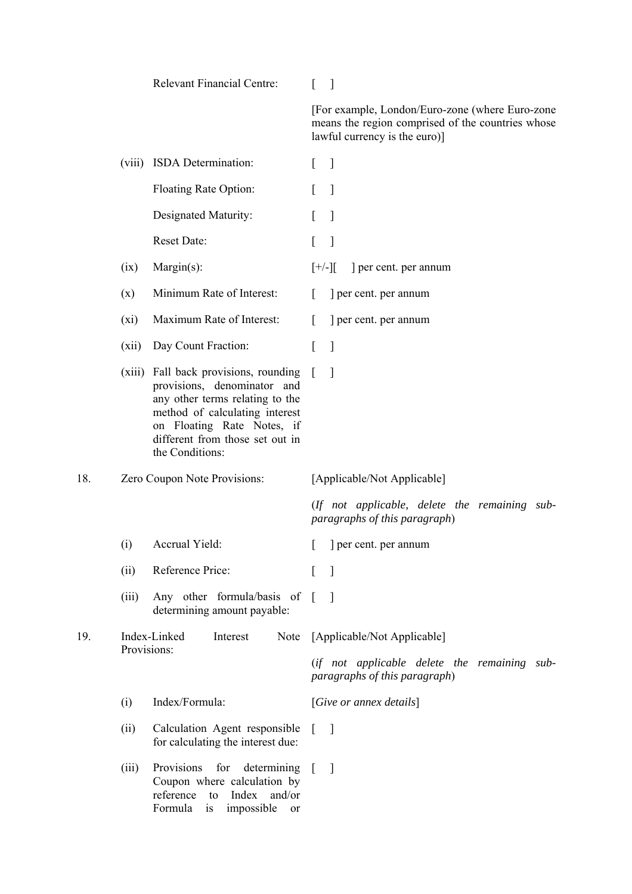| | | | |
|---|---|---|---|
| | | Relevant Financial Centre: | [ ] |
| | | | [For example, London/Euro-zone (where Euro-zone means the region comprised of the countries whose lawful currency is the euro)] |
| | (viii) | ISDA Determination: | [ ] |
| | | Floating Rate Option: | [ ] |
| | | Designated Maturity: | [ ] |
| | | Reset Date: | [ ] |
| | (ix) | Margin(s): | [+/-][ ] per cent. per annum |
| | (x) | Minimum Rate of Interest: | [ ] per cent. per annum |
| | (xi) | Maximum Rate of Interest: | [ ] per cent. per annum |
| | (xii) | Day Count Fraction: | [ ] |
| | (xiii) | Fall back provisions, rounding provisions, denominator and any other terms relating to the method of calculating interest on Floating Rate Notes, if different from those set out in the Conditions: | [ ] |
| 18. | Zero Coupon Note Provisions: | | [Applicable/Not Applicable] |
| | | | (*If not applicable, delete the remaining sub-paragraphs of this paragraph*) |
| | (i) | Accrual Yield: | [ ] per cent. per annum |
| | (ii) | Reference Price: | [ ] |
| | (iii) | Any other formula/basis of determining amount payable: | [ ] |
| 19. | Index-Linked Interest Note Provisions: | | [Applicable/Not Applicable] |
| | | | (*if not applicable delete the remaining sub-paragraphs of this paragraph*) |
| | (i) | Index/Formula: | [*Give or annex details*] |
| | (ii) | Calculation Agent responsible for calculating the interest due: | [ ] |
| | (iii) | Provisions for determining Coupon where calculation by reference to Index and/or Formula is impossible or | [ ] |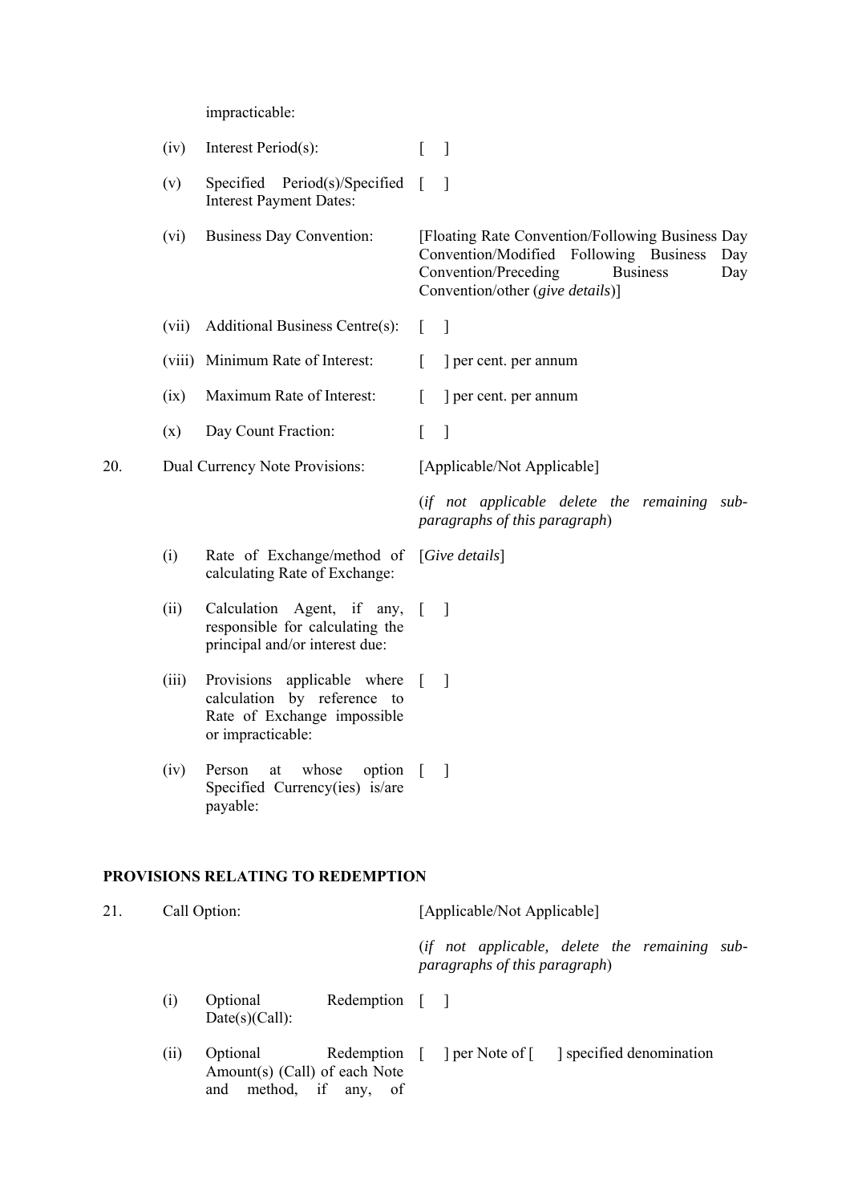| | | | |
|---|---|---|---|
| | | impracticable: | |
| | (iv) | Interest Period(s): | [ ] |
| | (v) | Specified Period(s)/Specified Interest Payment Dates: | [ ] |
| | (vi) | Business Day Convention: | [Floating Rate Convention/Following Business Day Convention/Modified Following Business Day Convention/Preceding Business Day Convention/other (*give details*)] |
| | (vii) | Additional Business Centre(s): | [ ] |
| | (viii) | Minimum Rate of Interest: | [ ] per cent. per annum |
| | (ix) | Maximum Rate of Interest: | [ ] per cent. per annum |
| | (x) | Day Count Fraction: | [ ] |
| 20. | Dual Currency Note Provisions: | | [Applicable/Not Applicable]<br><br>(*if not applicable delete the remaining sub-paragraphs of this paragraph*) |
| | (i) | Rate of Exchange/method of calculating Rate of Exchange: | [*Give details*] |
| | (ii) | Calculation Agent, if any, responsible for calculating the principal and/or interest due: | [ ] |
| | (iii) | Provisions applicable where calculation by reference to Rate of Exchange impossible or impracticable: | [ ] |
| | (iv) | Person at whose option Specified Currency(ies) is/are payable: | [ ] |

**PROVISIONS RELATING TO REDEMPTION**

| | | | |
|---|---|---|---|
| 21. | Call Option: | | [Applicable/Not Applicable]<br><br>(*if not applicable, delete the remaining sub-paragraphs of this paragraph*) |
| | (i) | Optional Redemption Date(s)(Call): | [ ] |
| | (ii) | Optional Redemption Amount(s) (Call) of each Note and method, if any, of | [ ] per Note of [ ] specified denomination |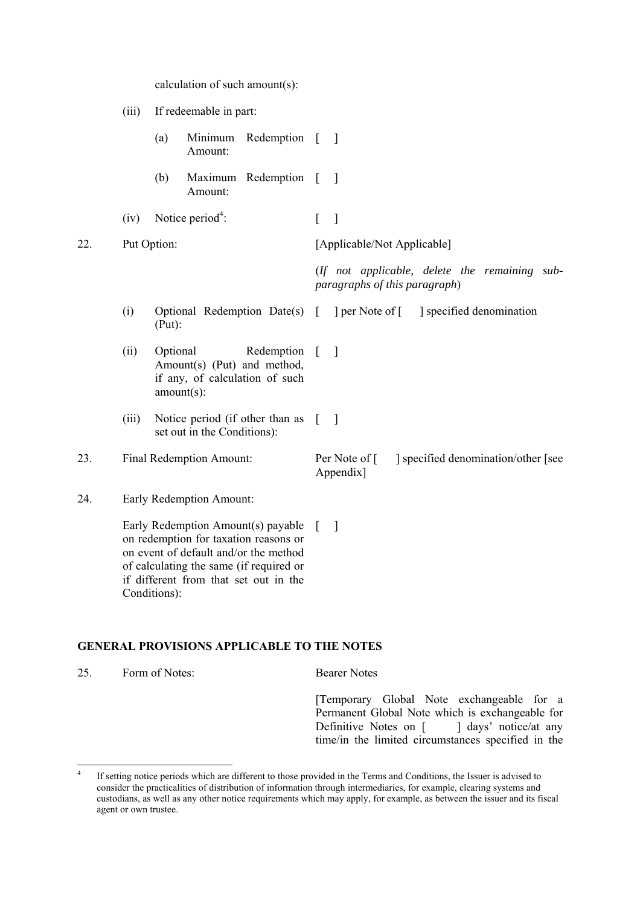calculation of such amount(s):

| | | | |
|---|---|---|---|
| | (iii) | If redeemable in part: | |
| | | (a) Minimum Redemption Amount: | [ ] |
| | | (b) Maximum Redemption Amount: | [ ] |
| | (iv) | Notice period[4]: | [ ] |
| 22. | Put Option: | | [Applicable/Not Applicable] |
| | | | (*If not applicable, delete the remaining sub-paragraphs of this paragraph*) |
| | (i) | Optional Redemption Date(s) (Put): | [ ] per Note of [ ] specified denomination |
| | (ii) | Optional Redemption Amount(s) (Put) and method, if any, of calculation of such amount(s): | [ ] |
| | (iii) | Notice period (if other than as set out in the Conditions): | [ ] |
| 23. | Final Redemption Amount: | | Per Note of [ ] specified denomination/other [see Appendix] |
| 24. | Early Redemption Amount: | | |
| | Early Redemption Amount(s) payable on redemption for taxation reasons or on event of default and/or the method of calculating the same (if required or if different from that set out in the Conditions): | | [ ] |

## GENERAL PROVISIONS APPLICABLE TO THE NOTES

| | | |
|---|---|---|
| 25. | Form of Notes: | Bearer Notes |
| | | [Temporary Global Note exchangeable for a Permanent Global Note which is exchangeable for Definitive Notes on [ ] days' notice/at any time/in the limited circumstances specified in the |

[4] If setting notice periods which are different to those provided in the Terms and Conditions, the Issuer is advised to consider the practicalities of distribution of information through intermediaries, for example, clearing systems and custodians, as well as any other notice requirements which may apply, for example, as between the issuer and its fiscal agent or own trustee.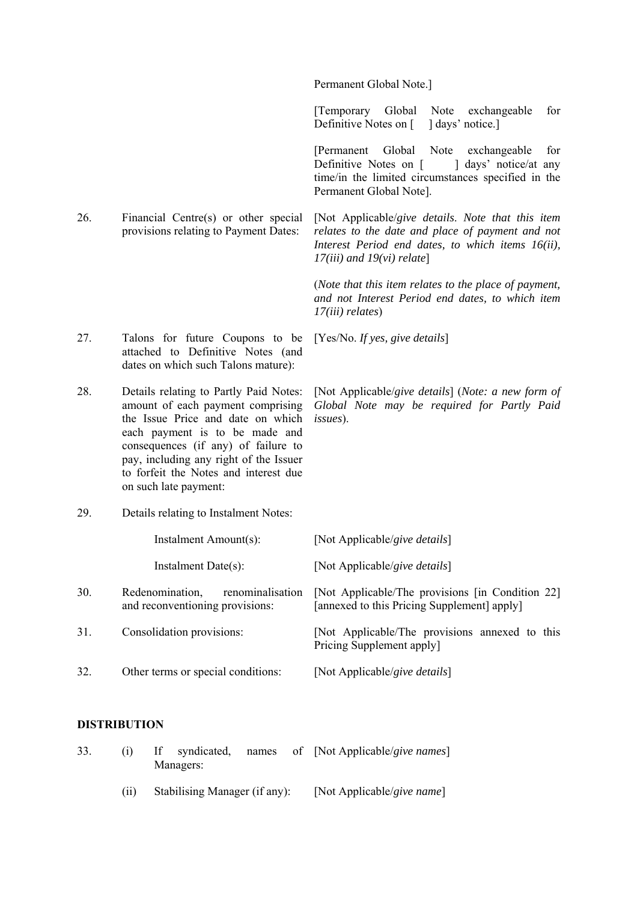| | | |
|---|---|---|
| | | Permanent Global Note.] |
| | | [Temporary Global Note exchangeable for Definitive Notes on [ ] days' notice.] |
| | | [Permanent Global Note exchangeable for Definitive Notes on [ ] days' notice/at any time/in the limited circumstances specified in the Permanent Global Note]. |
| 26. | Financial Centre(s) or other special provisions relating to Payment Dates: | [Not Applicable/*give details*. *Note that this item relates to the date and place of payment and not Interest Period end dates, to which items 16(ii), 17(iii) and 19(vi) relate*]<br><br>(*Note that this item relates to the place of payment, and not Interest Period end dates, to which item 17(iii) relates*) |
| 27. | Talons for future Coupons to be attached to Definitive Notes (and dates on which such Talons mature): | [Yes/No. *If yes, give details*] |
| 28. | Details relating to Partly Paid Notes: amount of each payment comprising the Issue Price and date on which each payment is to be made and consequences (if any) of failure to pay, including any right of the Issuer to forfeit the Notes and interest due on such late payment: | [Not Applicable/*give details*] (*Note: a new form of Global Note may be required for Partly Paid issues*). |
| 29. | Details relating to Instalment Notes: | |
| | Instalment Amount(s): | [Not Applicable/*give details*] |
| | Instalment Date(s): | [Not Applicable/*give details*] |
| 30. | Redenomination, renominalisation and reconventioning provisions: | [Not Applicable/The provisions [in Condition 22] [annexed to this Pricing Supplement] apply] |
| 31. | Consolidation provisions: | [Not Applicable/The provisions annexed to this Pricing Supplement apply] |
| 32. | Other terms or special conditions: | [Not Applicable/*give details*] |

**DISTRIBUTION**

| | | |
|---|---|---|
| 33. | (i) If syndicated, names of Managers: | [Not Applicable/*give names*] |
| | (ii) Stabilising Manager (if any): | [Not Applicable/*give name*] |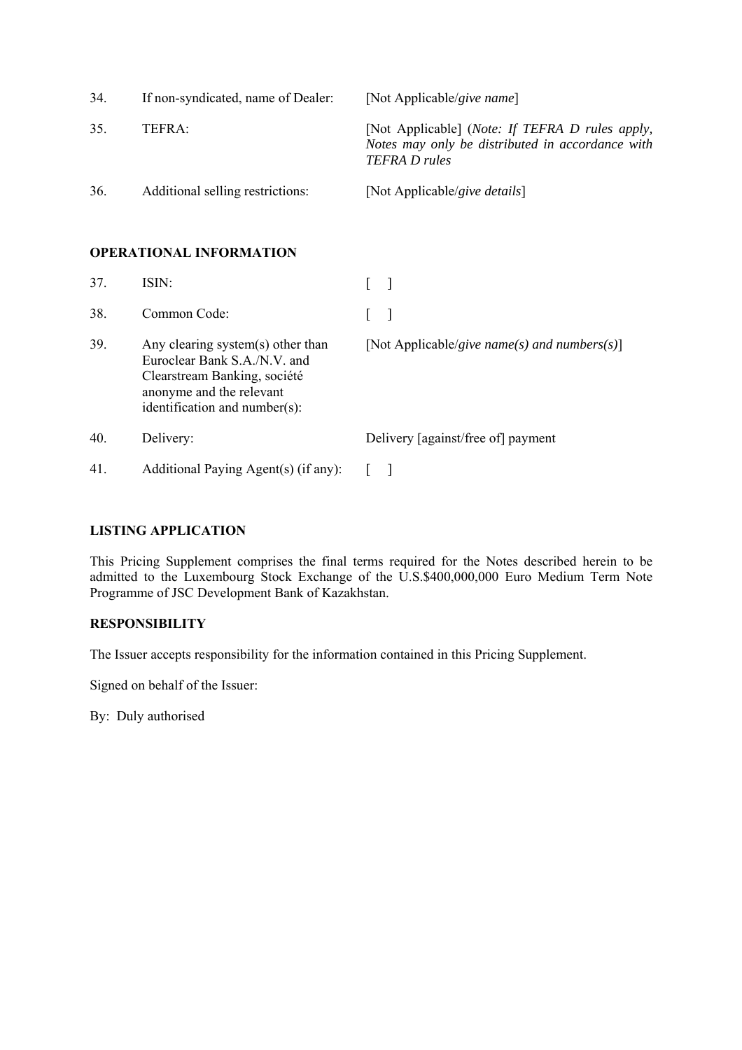| | | |
|---|---|---|
| 34. | If non-syndicated, name of Dealer: | [Not Applicable/*give name*] |
| 35. | TEFRA: | [Not Applicable] (*Note: If TEFRA D rules apply, Notes may only be distributed in accordance with TEFRA D rules* |
| 36. | Additional selling restrictions: | [Not Applicable/*give details*] |

**OPERATIONAL INFORMATION**

| | | |
|---|---|---|
| 37. | ISIN: | [ ] |
| 38. | Common Code: | [ ] |
| 39. | Any clearing system(s) other than Euroclear Bank S.A./N.V. and Clearstream Banking, société anonyme and the relevant identification and number(s): | [Not Applicable/*give name(s) and numbers(s)*] |
| 40. | Delivery: | Delivery [against/free of] payment |
| 41. | Additional Paying Agent(s) (if any): | [ ] |

**LISTING APPLICATION**

This Pricing Supplement comprises the final terms required for the Notes described herein to be admitted to the Luxembourg Stock Exchange of the U.S.$400,000,000 Euro Medium Term Note Programme of JSC Development Bank of Kazakhstan.

**RESPONSIBILITY**

The Issuer accepts responsibility for the information contained in this Pricing Supplement.

Signed on behalf of the Issuer:

By: Duly authorised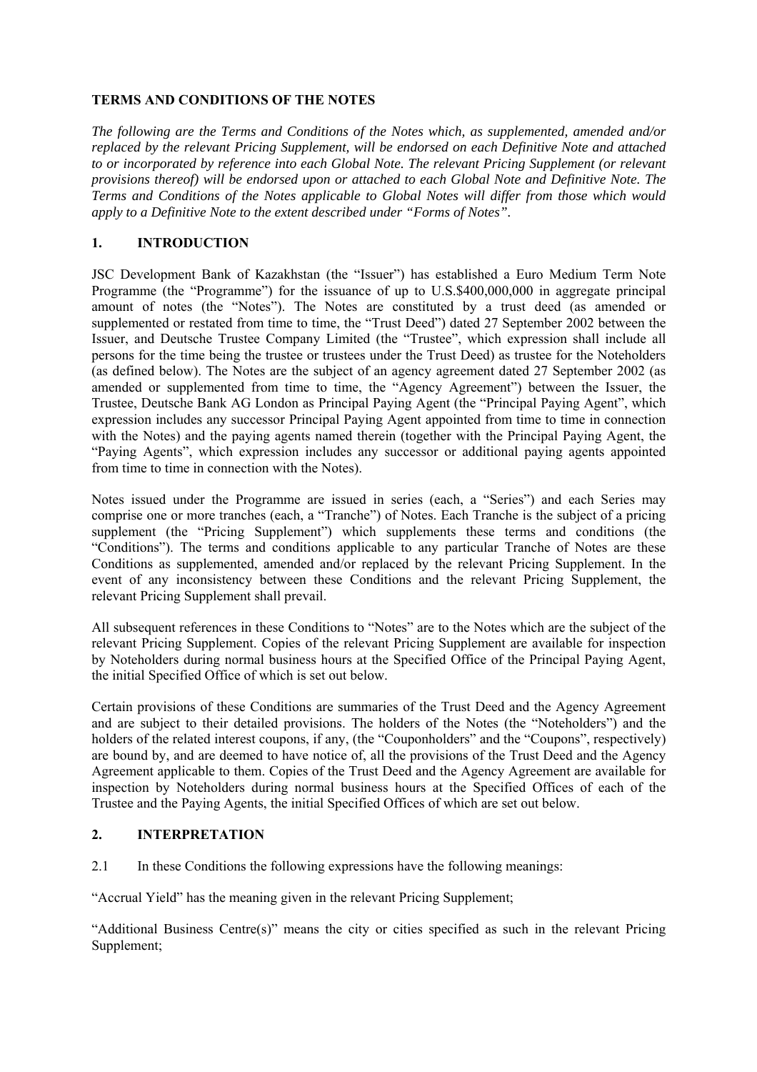## TERMS AND CONDITIONS OF THE NOTES

*The following are the Terms and Conditions of the Notes which, as supplemented, amended and/or replaced by the relevant Pricing Supplement, will be endorsed on each Definitive Note and attached to or incorporated by reference into each Global Note. The relevant Pricing Supplement (or relevant provisions thereof) will be endorsed upon or attached to each Global Note and Definitive Note. The Terms and Conditions of the Notes applicable to Global Notes will differ from those which would apply to a Definitive Note to the extent described under "Forms of Notes".*

### 1. INTRODUCTION

JSC Development Bank of Kazakhstan (the "Issuer") has established a Euro Medium Term Note Programme (the "Programme") for the issuance of up to U.S.$400,000,000 in aggregate principal amount of notes (the "Notes"). The Notes are constituted by a trust deed (as amended or supplemented or restated from time to time, the "Trust Deed") dated 27 September 2002 between the Issuer, and Deutsche Trustee Company Limited (the "Trustee", which expression shall include all persons for the time being the trustee or trustees under the Trust Deed) as trustee for the Noteholders (as defined below). The Notes are the subject of an agency agreement dated 27 September 2002 (as amended or supplemented from time to time, the "Agency Agreement") between the Issuer, the Trustee, Deutsche Bank AG London as Principal Paying Agent (the "Principal Paying Agent", which expression includes any successor Principal Paying Agent appointed from time to time in connection with the Notes) and the paying agents named therein (together with the Principal Paying Agent, the "Paying Agents", which expression includes any successor or additional paying agents appointed from time to time in connection with the Notes).

Notes issued under the Programme are issued in series (each, a "Series") and each Series may comprise one or more tranches (each, a "Tranche") of Notes. Each Tranche is the subject of a pricing supplement (the "Pricing Supplement") which supplements these terms and conditions (the "Conditions"). The terms and conditions applicable to any particular Tranche of Notes are these Conditions as supplemented, amended and/or replaced by the relevant Pricing Supplement. In the event of any inconsistency between these Conditions and the relevant Pricing Supplement, the relevant Pricing Supplement shall prevail.

All subsequent references in these Conditions to "Notes" are to the Notes which are the subject of the relevant Pricing Supplement. Copies of the relevant Pricing Supplement are available for inspection by Noteholders during normal business hours at the Specified Office of the Principal Paying Agent, the initial Specified Office of which is set out below.

Certain provisions of these Conditions are summaries of the Trust Deed and the Agency Agreement and are subject to their detailed provisions. The holders of the Notes (the "Noteholders") and the holders of the related interest coupons, if any, (the "Couponholders" and the "Coupons", respectively) are bound by, and are deemed to have notice of, all the provisions of the Trust Deed and the Agency Agreement applicable to them. Copies of the Trust Deed and the Agency Agreement are available for inspection by Noteholders during normal business hours at the Specified Offices of each of the Trustee and the Paying Agents, the initial Specified Offices of which are set out below.

### 2. INTERPRETATION

2.1 In these Conditions the following expressions have the following meanings:

"Accrual Yield" has the meaning given in the relevant Pricing Supplement;

"Additional Business Centre(s)" means the city or cities specified as such in the relevant Pricing Supplement;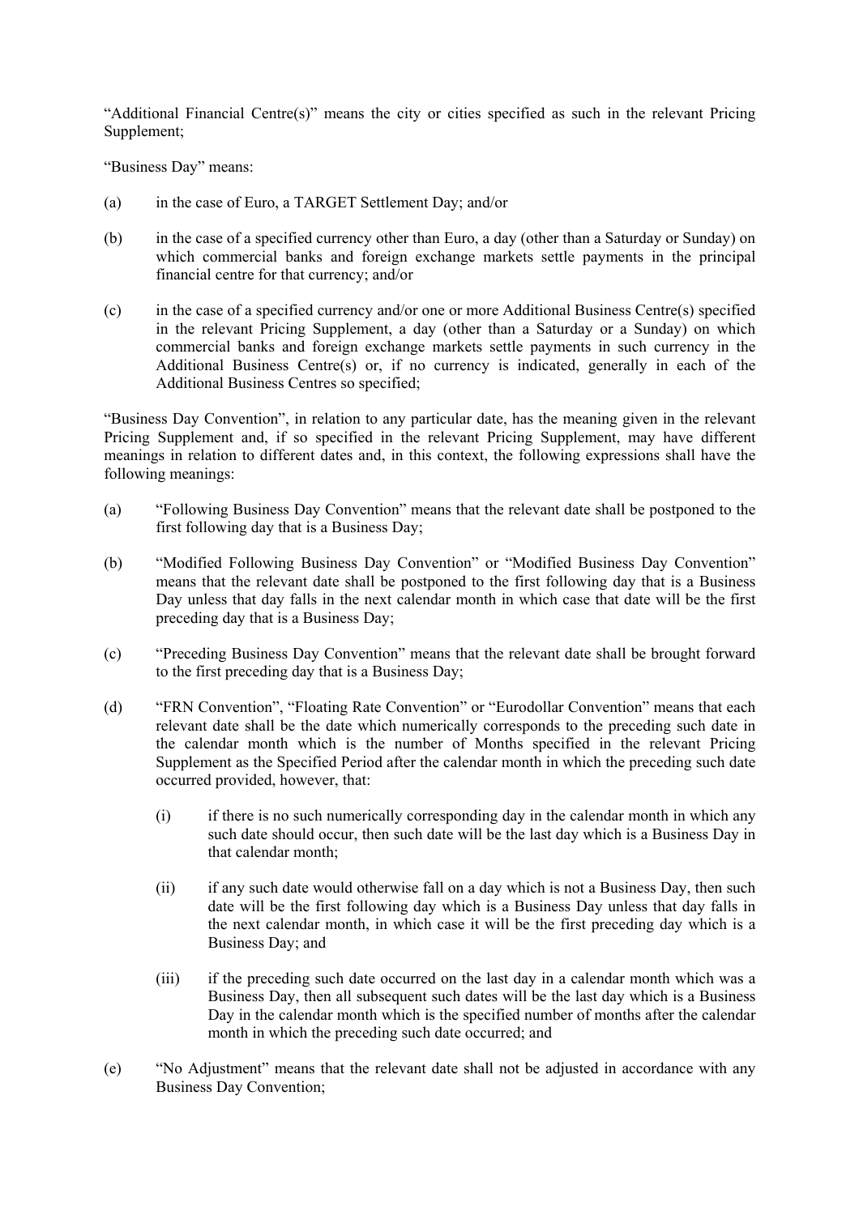"Additional Financial Centre(s)" means the city or cities specified as such in the relevant Pricing Supplement;

"Business Day" means:

(a) in the case of Euro, a TARGET Settlement Day; and/or

(b) in the case of a specified currency other than Euro, a day (other than a Saturday or Sunday) on which commercial banks and foreign exchange markets settle payments in the principal financial centre for that currency; and/or

(c) in the case of a specified currency and/or one or more Additional Business Centre(s) specified in the relevant Pricing Supplement, a day (other than a Saturday or a Sunday) on which commercial banks and foreign exchange markets settle payments in such currency in the Additional Business Centre(s) or, if no currency is indicated, generally in each of the Additional Business Centres so specified;

"Business Day Convention", in relation to any particular date, has the meaning given in the relevant Pricing Supplement and, if so specified in the relevant Pricing Supplement, may have different meanings in relation to different dates and, in this context, the following expressions shall have the following meanings:

(a) "Following Business Day Convention" means that the relevant date shall be postponed to the first following day that is a Business Day;

(b) "Modified Following Business Day Convention" or "Modified Business Day Convention" means that the relevant date shall be postponed to the first following day that is a Business Day unless that day falls in the next calendar month in which case that date will be the first preceding day that is a Business Day;

(c) "Preceding Business Day Convention" means that the relevant date shall be brought forward to the first preceding day that is a Business Day;

(d) "FRN Convention", "Floating Rate Convention" or "Eurodollar Convention" means that each relevant date shall be the date which numerically corresponds to the preceding such date in the calendar month which is the number of Months specified in the relevant Pricing Supplement as the Specified Period after the calendar month in which the preceding such date occurred provided, however, that:

   (i) if there is no such numerically corresponding day in the calendar month in which any such date should occur, then such date will be the last day which is a Business Day in that calendar month;

   (ii) if any such date would otherwise fall on a day which is not a Business Day, then such date will be the first following day which is a Business Day unless that day falls in the next calendar month, in which case it will be the first preceding day which is a Business Day; and

   (iii) if the preceding such date occurred on the last day in a calendar month which was a Business Day, then all subsequent such dates will be the last day which is a Business Day in the calendar month which is the specified number of months after the calendar month in which the preceding such date occurred; and

(e) "No Adjustment" means that the relevant date shall not be adjusted in accordance with any Business Day Convention;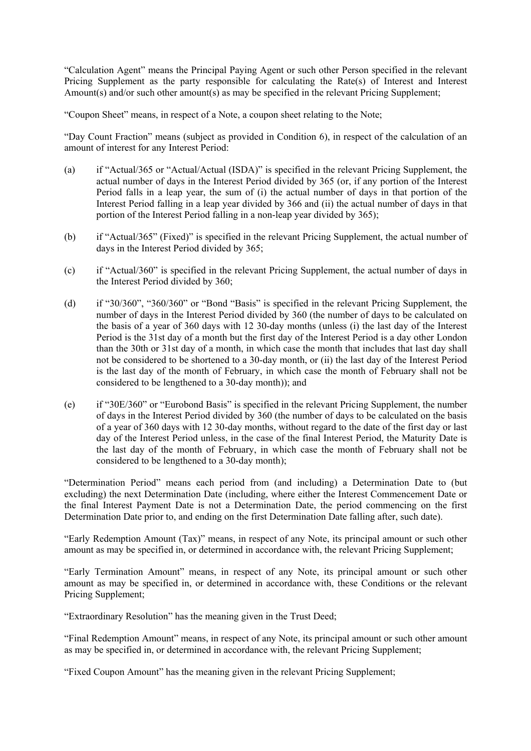"Calculation Agent" means the Principal Paying Agent or such other Person specified in the relevant Pricing Supplement as the party responsible for calculating the Rate(s) of Interest and Interest Amount(s) and/or such other amount(s) as may be specified in the relevant Pricing Supplement;

"Coupon Sheet" means, in respect of a Note, a coupon sheet relating to the Note;

"Day Count Fraction" means (subject as provided in Condition 6), in respect of the calculation of an amount of interest for any Interest Period:

(a) if "Actual/365 or "Actual/Actual (ISDA)" is specified in the relevant Pricing Supplement, the actual number of days in the Interest Period divided by 365 (or, if any portion of the Interest Period falls in a leap year, the sum of (i) the actual number of days in that portion of the Interest Period falling in a leap year divided by 366 and (ii) the actual number of days in that portion of the Interest Period falling in a non-leap year divided by 365);

(b) if "Actual/365" (Fixed)" is specified in the relevant Pricing Supplement, the actual number of days in the Interest Period divided by 365;

(c) if "Actual/360" is specified in the relevant Pricing Supplement, the actual number of days in the Interest Period divided by 360;

(d) if "30/360", "360/360" or "Bond "Basis" is specified in the relevant Pricing Supplement, the number of days in the Interest Period divided by 360 (the number of days to be calculated on the basis of a year of 360 days with 12 30-day months (unless (i) the last day of the Interest Period is the 31st day of a month but the first day of the Interest Period is a day other London than the 30th or 31st day of a month, in which case the month that includes that last day shall not be considered to be shortened to a 30-day month, or (ii) the last day of the Interest Period is the last day of the month of February, in which case the month of February shall not be considered to be lengthened to a 30-day month)); and

(e) if "30E/360" or "Eurobond Basis" is specified in the relevant Pricing Supplement, the number of days in the Interest Period divided by 360 (the number of days to be calculated on the basis of a year of 360 days with 12 30-day months, without regard to the date of the first day or last day of the Interest Period unless, in the case of the final Interest Period, the Maturity Date is the last day of the month of February, in which case the month of February shall not be considered to be lengthened to a 30-day month);

"Determination Period" means each period from (and including) a Determination Date to (but excluding) the next Determination Date (including, where either the Interest Commencement Date or the final Interest Payment Date is not a Determination Date, the period commencing on the first Determination Date prior to, and ending on the first Determination Date falling after, such date).

"Early Redemption Amount (Tax)" means, in respect of any Note, its principal amount or such other amount as may be specified in, or determined in accordance with, the relevant Pricing Supplement;

"Early Termination Amount" means, in respect of any Note, its principal amount or such other amount as may be specified in, or determined in accordance with, these Conditions or the relevant Pricing Supplement;

"Extraordinary Resolution" has the meaning given in the Trust Deed;

"Final Redemption Amount" means, in respect of any Note, its principal amount or such other amount as may be specified in, or determined in accordance with, the relevant Pricing Supplement;

"Fixed Coupon Amount" has the meaning given in the relevant Pricing Supplement;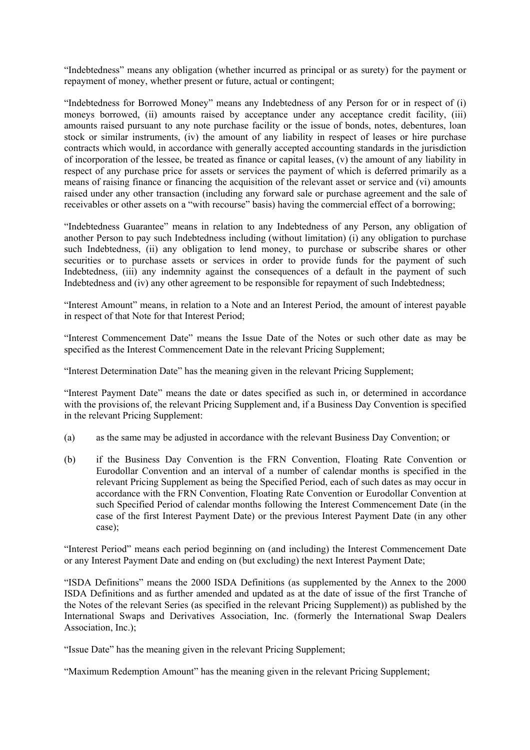"Indebtedness" means any obligation (whether incurred as principal or as surety) for the payment or repayment of money, whether present or future, actual or contingent;

"Indebtedness for Borrowed Money" means any Indebtedness of any Person for or in respect of (i) moneys borrowed, (ii) amounts raised by acceptance under any acceptance credit facility, (iii) amounts raised pursuant to any note purchase facility or the issue of bonds, notes, debentures, loan stock or similar instruments, (iv) the amount of any liability in respect of leases or hire purchase contracts which would, in accordance with generally accepted accounting standards in the jurisdiction of incorporation of the lessee, be treated as finance or capital leases, (v) the amount of any liability in respect of any purchase price for assets or services the payment of which is deferred primarily as a means of raising finance or financing the acquisition of the relevant asset or service and (vi) amounts raised under any other transaction (including any forward sale or purchase agreement and the sale of receivables or other assets on a "with recourse" basis) having the commercial effect of a borrowing;

"Indebtedness Guarantee" means in relation to any Indebtedness of any Person, any obligation of another Person to pay such Indebtedness including (without limitation) (i) any obligation to purchase such Indebtedness, (ii) any obligation to lend money, to purchase or subscribe shares or other securities or to purchase assets or services in order to provide funds for the payment of such Indebtedness, (iii) any indemnity against the consequences of a default in the payment of such Indebtedness and (iv) any other agreement to be responsible for repayment of such Indebtedness;

"Interest Amount" means, in relation to a Note and an Interest Period, the amount of interest payable in respect of that Note for that Interest Period;

"Interest Commencement Date" means the Issue Date of the Notes or such other date as may be specified as the Interest Commencement Date in the relevant Pricing Supplement;

"Interest Determination Date" has the meaning given in the relevant Pricing Supplement;

"Interest Payment Date" means the date or dates specified as such in, or determined in accordance with the provisions of, the relevant Pricing Supplement and, if a Business Day Convention is specified in the relevant Pricing Supplement:

(a) as the same may be adjusted in accordance with the relevant Business Day Convention; or

(b) if the Business Day Convention is the FRN Convention, Floating Rate Convention or Eurodollar Convention and an interval of a number of calendar months is specified in the relevant Pricing Supplement as being the Specified Period, each of such dates as may occur in accordance with the FRN Convention, Floating Rate Convention or Eurodollar Convention at such Specified Period of calendar months following the Interest Commencement Date (in the case of the first Interest Payment Date) or the previous Interest Payment Date (in any other case);

"Interest Period" means each period beginning on (and including) the Interest Commencement Date or any Interest Payment Date and ending on (but excluding) the next Interest Payment Date;

"ISDA Definitions" means the 2000 ISDA Definitions (as supplemented by the Annex to the 2000 ISDA Definitions and as further amended and updated as at the date of issue of the first Tranche of the Notes of the relevant Series (as specified in the relevant Pricing Supplement)) as published by the International Swaps and Derivatives Association, Inc. (formerly the International Swap Dealers Association, Inc.);

"Issue Date" has the meaning given in the relevant Pricing Supplement;

"Maximum Redemption Amount" has the meaning given in the relevant Pricing Supplement;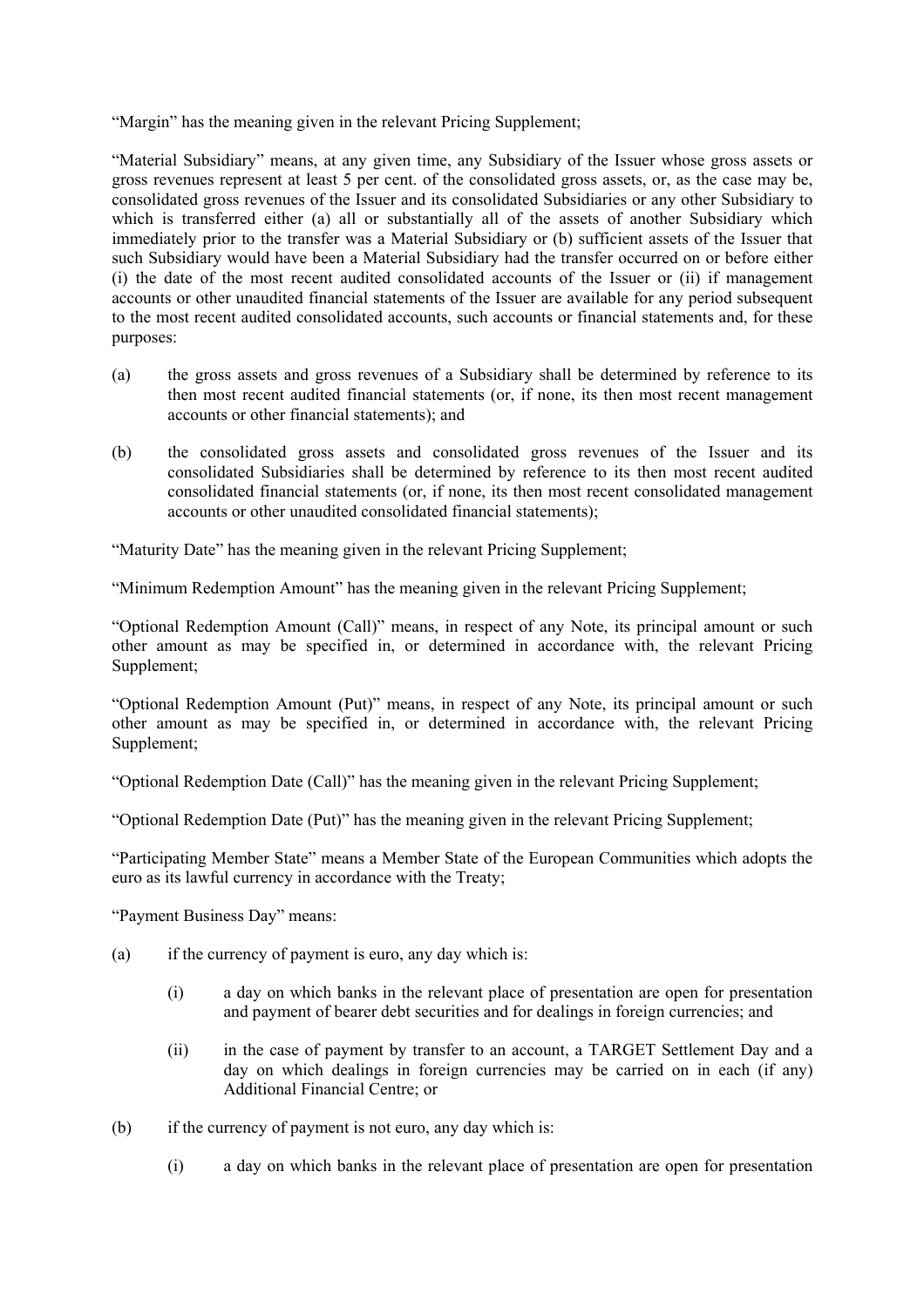"Margin" has the meaning given in the relevant Pricing Supplement;

"Material Subsidiary" means, at any given time, any Subsidiary of the Issuer whose gross assets or gross revenues represent at least 5 per cent. of the consolidated gross assets, or, as the case may be, consolidated gross revenues of the Issuer and its consolidated Subsidiaries or any other Subsidiary to which is transferred either (a) all or substantially all of the assets of another Subsidiary which immediately prior to the transfer was a Material Subsidiary or (b) sufficient assets of the Issuer that such Subsidiary would have been a Material Subsidiary had the transfer occurred on or before either (i) the date of the most recent audited consolidated accounts of the Issuer or (ii) if management accounts or other unaudited financial statements of the Issuer are available for any period subsequent to the most recent audited consolidated accounts, such accounts or financial statements and, for these purposes:

(a) the gross assets and gross revenues of a Subsidiary shall be determined by reference to its then most recent audited financial statements (or, if none, its then most recent management accounts or other financial statements); and

(b) the consolidated gross assets and consolidated gross revenues of the Issuer and its consolidated Subsidiaries shall be determined by reference to its then most recent audited consolidated financial statements (or, if none, its then most recent consolidated management accounts or other unaudited consolidated financial statements);

"Maturity Date" has the meaning given in the relevant Pricing Supplement;

"Minimum Redemption Amount" has the meaning given in the relevant Pricing Supplement;

"Optional Redemption Amount (Call)" means, in respect of any Note, its principal amount or such other amount as may be specified in, or determined in accordance with, the relevant Pricing Supplement;

"Optional Redemption Amount (Put)" means, in respect of any Note, its principal amount or such other amount as may be specified in, or determined in accordance with, the relevant Pricing Supplement;

"Optional Redemption Date (Call)" has the meaning given in the relevant Pricing Supplement;

"Optional Redemption Date (Put)" has the meaning given in the relevant Pricing Supplement;

"Participating Member State" means a Member State of the European Communities which adopts the euro as its lawful currency in accordance with the Treaty;

"Payment Business Day" means:

(a) if the currency of payment is euro, any day which is:

    (i) a day on which banks in the relevant place of presentation are open for presentation and payment of bearer debt securities and for dealings in foreign currencies; and

    (ii) in the case of payment by transfer to an account, a TARGET Settlement Day and a day on which dealings in foreign currencies may be carried on in each (if any) Additional Financial Centre; or

(b) if the currency of payment is not euro, any day which is:

    (i) a day on which banks in the relevant place of presentation are open for presentation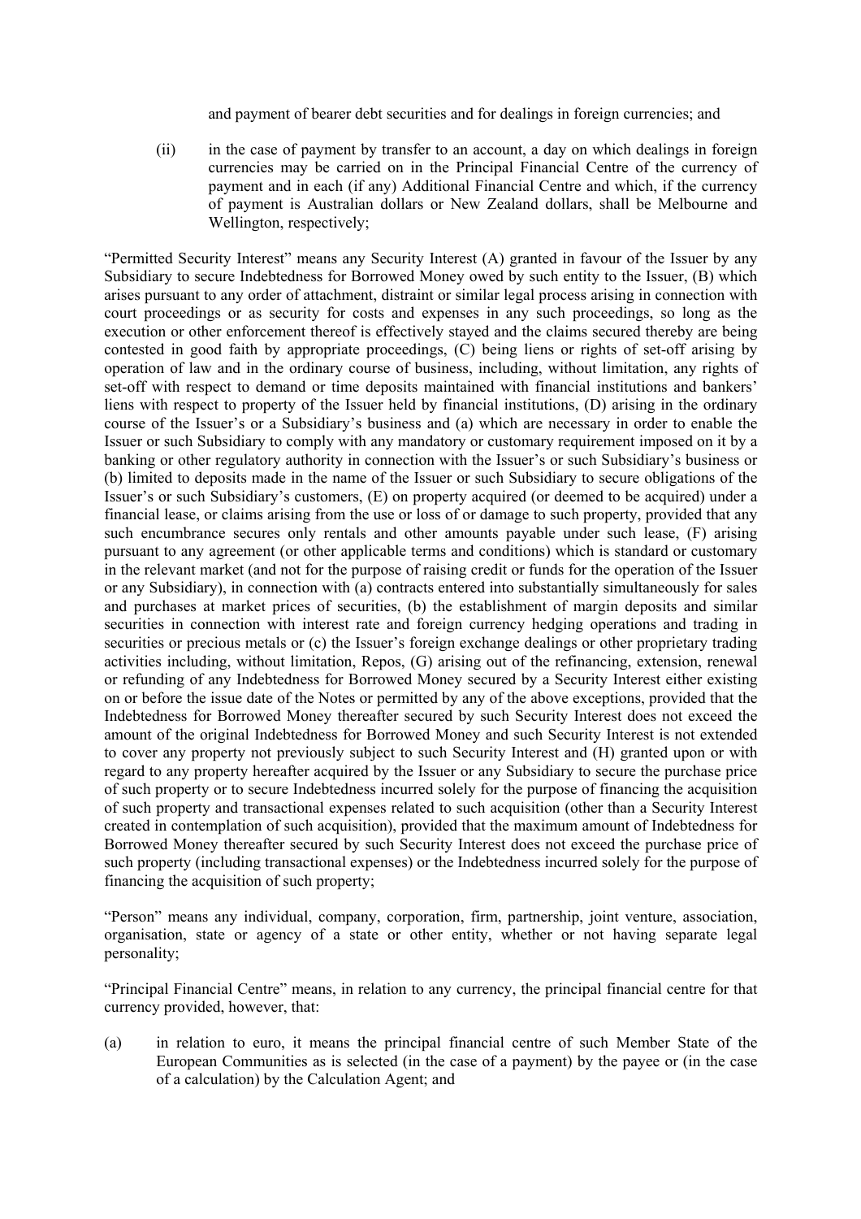and payment of bearer debt securities and for dealings in foreign currencies; and

(ii) in the case of payment by transfer to an account, a day on which dealings in foreign currencies may be carried on in the Principal Financial Centre of the currency of payment and in each (if any) Additional Financial Centre and which, if the currency of payment is Australian dollars or New Zealand dollars, shall be Melbourne and Wellington, respectively;

"Permitted Security Interest" means any Security Interest (A) granted in favour of the Issuer by any Subsidiary to secure Indebtedness for Borrowed Money owed by such entity to the Issuer, (B) which arises pursuant to any order of attachment, distraint or similar legal process arising in connection with court proceedings or as security for costs and expenses in any such proceedings, so long as the execution or other enforcement thereof is effectively stayed and the claims secured thereby are being contested in good faith by appropriate proceedings, (C) being liens or rights of set-off arising by operation of law and in the ordinary course of business, including, without limitation, any rights of set-off with respect to demand or time deposits maintained with financial institutions and bankers' liens with respect to property of the Issuer held by financial institutions, (D) arising in the ordinary course of the Issuer's or a Subsidiary's business and (a) which are necessary in order to enable the Issuer or such Subsidiary to comply with any mandatory or customary requirement imposed on it by a banking or other regulatory authority in connection with the Issuer's or such Subsidiary's business or (b) limited to deposits made in the name of the Issuer or such Subsidiary to secure obligations of the Issuer's or such Subsidiary's customers, (E) on property acquired (or deemed to be acquired) under a financial lease, or claims arising from the use or loss of or damage to such property, provided that any such encumbrance secures only rentals and other amounts payable under such lease, (F) arising pursuant to any agreement (or other applicable terms and conditions) which is standard or customary in the relevant market (and not for the purpose of raising credit or funds for the operation of the Issuer or any Subsidiary), in connection with (a) contracts entered into substantially simultaneously for sales and purchases at market prices of securities, (b) the establishment of margin deposits and similar securities in connection with interest rate and foreign currency hedging operations and trading in securities or precious metals or (c) the Issuer's foreign exchange dealings or other proprietary trading activities including, without limitation, Repos, (G) arising out of the refinancing, extension, renewal or refunding of any Indebtedness for Borrowed Money secured by a Security Interest either existing on or before the issue date of the Notes or permitted by any of the above exceptions, provided that the Indebtedness for Borrowed Money thereafter secured by such Security Interest does not exceed the amount of the original Indebtedness for Borrowed Money and such Security Interest is not extended to cover any property not previously subject to such Security Interest and (H) granted upon or with regard to any property hereafter acquired by the Issuer or any Subsidiary to secure the purchase price of such property or to secure Indebtedness incurred solely for the purpose of financing the acquisition of such property and transactional expenses related to such acquisition (other than a Security Interest created in contemplation of such acquisition), provided that the maximum amount of Indebtedness for Borrowed Money thereafter secured by such Security Interest does not exceed the purchase price of such property (including transactional expenses) or the Indebtedness incurred solely for the purpose of financing the acquisition of such property;

"Person" means any individual, company, corporation, firm, partnership, joint venture, association, organisation, state or agency of a state or other entity, whether or not having separate legal personality;

"Principal Financial Centre" means, in relation to any currency, the principal financial centre for that currency provided, however, that:

(a) in relation to euro, it means the principal financial centre of such Member State of the European Communities as is selected (in the case of a payment) by the payee or (in the case of a calculation) by the Calculation Agent; and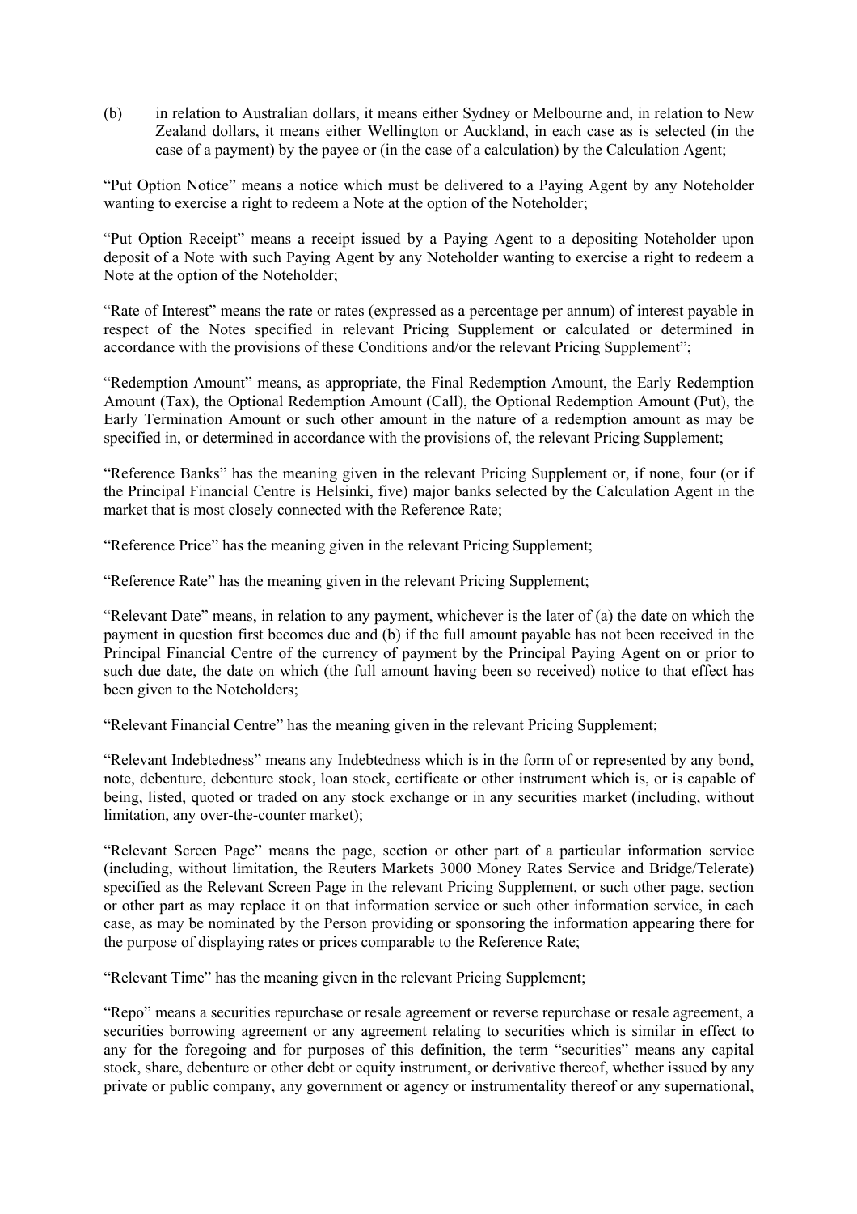(b) in relation to Australian dollars, it means either Sydney or Melbourne and, in relation to New Zealand dollars, it means either Wellington or Auckland, in each case as is selected (in the case of a payment) by the payee or (in the case of a calculation) by the Calculation Agent;

"Put Option Notice" means a notice which must be delivered to a Paying Agent by any Noteholder wanting to exercise a right to redeem a Note at the option of the Noteholder;

"Put Option Receipt" means a receipt issued by a Paying Agent to a depositing Noteholder upon deposit of a Note with such Paying Agent by any Noteholder wanting to exercise a right to redeem a Note at the option of the Noteholder;

"Rate of Interest" means the rate or rates (expressed as a percentage per annum) of interest payable in respect of the Notes specified in relevant Pricing Supplement or calculated or determined in accordance with the provisions of these Conditions and/or the relevant Pricing Supplement";

"Redemption Amount" means, as appropriate, the Final Redemption Amount, the Early Redemption Amount (Tax), the Optional Redemption Amount (Call), the Optional Redemption Amount (Put), the Early Termination Amount or such other amount in the nature of a redemption amount as may be specified in, or determined in accordance with the provisions of, the relevant Pricing Supplement;

"Reference Banks" has the meaning given in the relevant Pricing Supplement or, if none, four (or if the Principal Financial Centre is Helsinki, five) major banks selected by the Calculation Agent in the market that is most closely connected with the Reference Rate;

"Reference Price" has the meaning given in the relevant Pricing Supplement;

"Reference Rate" has the meaning given in the relevant Pricing Supplement;

"Relevant Date" means, in relation to any payment, whichever is the later of (a) the date on which the payment in question first becomes due and (b) if the full amount payable has not been received in the Principal Financial Centre of the currency of payment by the Principal Paying Agent on or prior to such due date, the date on which (the full amount having been so received) notice to that effect has been given to the Noteholders;

"Relevant Financial Centre" has the meaning given in the relevant Pricing Supplement;

"Relevant Indebtedness" means any Indebtedness which is in the form of or represented by any bond, note, debenture, debenture stock, loan stock, certificate or other instrument which is, or is capable of being, listed, quoted or traded on any stock exchange or in any securities market (including, without limitation, any over-the-counter market);

"Relevant Screen Page" means the page, section or other part of a particular information service (including, without limitation, the Reuters Markets 3000 Money Rates Service and Bridge/Telerate) specified as the Relevant Screen Page in the relevant Pricing Supplement, or such other page, section or other part as may replace it on that information service or such other information service, in each case, as may be nominated by the Person providing or sponsoring the information appearing there for the purpose of displaying rates or prices comparable to the Reference Rate;

"Relevant Time" has the meaning given in the relevant Pricing Supplement;

"Repo" means a securities repurchase or resale agreement or reverse repurchase or resale agreement, a securities borrowing agreement or any agreement relating to securities which is similar in effect to any for the foregoing and for purposes of this definition, the term "securities" means any capital stock, share, debenture or other debt or equity instrument, or derivative thereof, whether issued by any private or public company, any government or agency or instrumentality thereof or any supernational,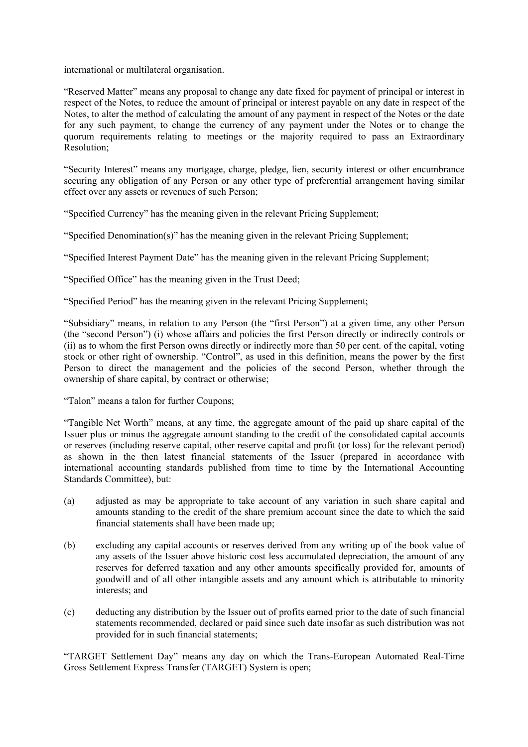international or multilateral organisation.

"Reserved Matter" means any proposal to change any date fixed for payment of principal or interest in respect of the Notes, to reduce the amount of principal or interest payable on any date in respect of the Notes, to alter the method of calculating the amount of any payment in respect of the Notes or the date for any such payment, to change the currency of any payment under the Notes or to change the quorum requirements relating to meetings or the majority required to pass an Extraordinary Resolution;

"Security Interest" means any mortgage, charge, pledge, lien, security interest or other encumbrance securing any obligation of any Person or any other type of preferential arrangement having similar effect over any assets or revenues of such Person;

"Specified Currency" has the meaning given in the relevant Pricing Supplement;

"Specified Denomination(s)" has the meaning given in the relevant Pricing Supplement;

"Specified Interest Payment Date" has the meaning given in the relevant Pricing Supplement;

"Specified Office" has the meaning given in the Trust Deed;

"Specified Period" has the meaning given in the relevant Pricing Supplement;

"Subsidiary" means, in relation to any Person (the "first Person") at a given time, any other Person (the "second Person") (i) whose affairs and policies the first Person directly or indirectly controls or (ii) as to whom the first Person owns directly or indirectly more than 50 per cent. of the capital, voting stock or other right of ownership. "Control", as used in this definition, means the power by the first Person to direct the management and the policies of the second Person, whether through the ownership of share capital, by contract or otherwise;

"Talon" means a talon for further Coupons;

"Tangible Net Worth" means, at any time, the aggregate amount of the paid up share capital of the Issuer plus or minus the aggregate amount standing to the credit of the consolidated capital accounts or reserves (including reserve capital, other reserve capital and profit (or loss) for the relevant period) as shown in the then latest financial statements of the Issuer (prepared in accordance with international accounting standards published from time to time by the International Accounting Standards Committee), but:

(a) adjusted as may be appropriate to take account of any variation in such share capital and amounts standing to the credit of the share premium account since the date to which the said financial statements shall have been made up;

(b) excluding any capital accounts or reserves derived from any writing up of the book value of any assets of the Issuer above historic cost less accumulated depreciation, the amount of any reserves for deferred taxation and any other amounts specifically provided for, amounts of goodwill and of all other intangible assets and any amount which is attributable to minority interests; and

(c) deducting any distribution by the Issuer out of profits earned prior to the date of such financial statements recommended, declared or paid since such date insofar as such distribution was not provided for in such financial statements;

"TARGET Settlement Day" means any day on which the Trans-European Automated Real-Time Gross Settlement Express Transfer (TARGET) System is open;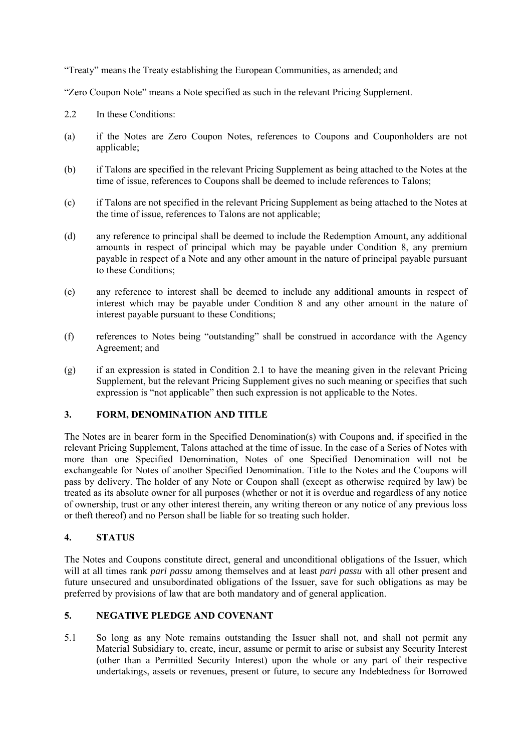“Treaty” means the Treaty establishing the European Communities, as amended; and

“Zero Coupon Note” means a Note specified as such in the relevant Pricing Supplement.

2.2 In these Conditions:

(a) if the Notes are Zero Coupon Notes, references to Coupons and Couponholders are not applicable;

(b) if Talons are specified in the relevant Pricing Supplement as being attached to the Notes at the time of issue, references to Coupons shall be deemed to include references to Talons;

(c) if Talons are not specified in the relevant Pricing Supplement as being attached to the Notes at the time of issue, references to Talons are not applicable;

(d) any reference to principal shall be deemed to include the Redemption Amount, any additional amounts in respect of principal which may be payable under Condition 8, any premium payable in respect of a Note and any other amount in the nature of principal payable pursuant to these Conditions;

(e) any reference to interest shall be deemed to include any additional amounts in respect of interest which may be payable under Condition 8 and any other amount in the nature of interest payable pursuant to these Conditions;

(f) references to Notes being “outstanding” shall be construed in accordance with the Agency Agreement; and

(g) if an expression is stated in Condition 2.1 to have the meaning given in the relevant Pricing Supplement, but the relevant Pricing Supplement gives no such meaning or specifies that such expression is “not applicable” then such expression is not applicable to the Notes.

## 3. FORM, DENOMINATION AND TITLE

The Notes are in bearer form in the Specified Denomination(s) with Coupons and, if specified in the relevant Pricing Supplement, Talons attached at the time of issue. In the case of a Series of Notes with more than one Specified Denomination, Notes of one Specified Denomination will not be exchangeable for Notes of another Specified Denomination. Title to the Notes and the Coupons will pass by delivery. The holder of any Note or Coupon shall (except as otherwise required by law) be treated as its absolute owner for all purposes (whether or not it is overdue and regardless of any notice of ownership, trust or any other interest therein, any writing thereon or any notice of any previous loss or theft thereof) and no Person shall be liable for so treating such holder.

## 4. STATUS

The Notes and Coupons constitute direct, general and unconditional obligations of the Issuer, which will at all times rank *pari passu* among themselves and at least *pari passu* with all other present and future unsecured and unsubordinated obligations of the Issuer, save for such obligations as may be preferred by provisions of law that are both mandatory and of general application.

## 5. NEGATIVE PLEDGE AND COVENANT

5.1 So long as any Note remains outstanding the Issuer shall not, and shall not permit any Material Subsidiary to, create, incur, assume or permit to arise or subsist any Security Interest (other than a Permitted Security Interest) upon the whole or any part of their respective undertakings, assets or revenues, present or future, to secure any Indebtedness for Borrowed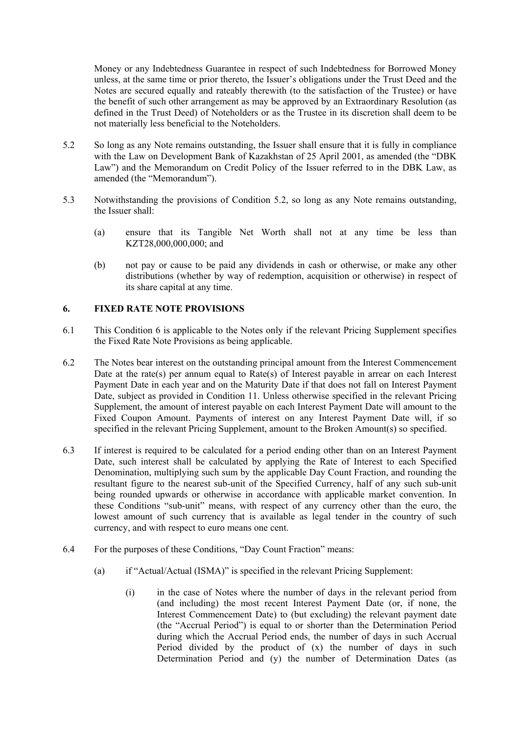Money or any Indebtedness Guarantee in respect of such Indebtedness for Borrowed Money unless, at the same time or prior thereto, the Issuer's obligations under the Trust Deed and the Notes are secured equally and rateably therewith (to the satisfaction of the Trustee) or have the benefit of such other arrangement as may be approved by an Extraordinary Resolution (as defined in the Trust Deed) of Noteholders or as the Trustee in its discretion shall deem to be not materially less beneficial to the Noteholders.

5.2 So long as any Note remains outstanding, the Issuer shall ensure that it is fully in compliance with the Law on Development Bank of Kazakhstan of 25 April 2001, as amended (the "DBK Law") and the Memorandum on Credit Policy of the Issuer referred to in the DBK Law, as amended (the "Memorandum").

5.3 Notwithstanding the provisions of Condition 5.2, so long as any Note remains outstanding, the Issuer shall:

(a) ensure that its Tangible Net Worth shall not at any time be less than KZT28,000,000,000; and

(b) not pay or cause to be paid any dividends in cash or otherwise, or make any other distributions (whether by way of redemption, acquisition or otherwise) in respect of its share capital at any time.

## 6. FIXED RATE NOTE PROVISIONS

6.1 This Condition 6 is applicable to the Notes only if the relevant Pricing Supplement specifies the Fixed Rate Note Provisions as being applicable.

6.2 The Notes bear interest on the outstanding principal amount from the Interest Commencement Date at the rate(s) per annum equal to Rate(s) of Interest payable in arrear on each Interest Payment Date in each year and on the Maturity Date if that does not fall on Interest Payment Date, subject as provided in Condition 11. Unless otherwise specified in the relevant Pricing Supplement, the amount of interest payable on each Interest Payment Date will amount to the Fixed Coupon Amount. Payments of interest on any Interest Payment Date will, if so specified in the relevant Pricing Supplement, amount to the Broken Amount(s) so specified.

6.3 If interest is required to be calculated for a period ending other than on an Interest Payment Date, such interest shall be calculated by applying the Rate of Interest to each Specified Denomination, multiplying such sum by the applicable Day Count Fraction, and rounding the resultant figure to the nearest sub-unit of the Specified Currency, half of any such sub-unit being rounded upwards or otherwise in accordance with applicable market convention. In these Conditions "sub-unit" means, with respect of any currency other than the euro, the lowest amount of such currency that is available as legal tender in the country of such currency, and with respect to euro means one cent.

6.4 For the purposes of these Conditions, "Day Count Fraction" means:

(a) if "Actual/Actual (ISMA)" is specified in the relevant Pricing Supplement:

(i) in the case of Notes where the number of days in the relevant period from (and including) the most recent Interest Payment Date (or, if none, the Interest Commencement Date) to (but excluding) the relevant payment date (the "Accrual Period") is equal to or shorter than the Determination Period during which the Accrual Period ends, the number of days in such Accrual Period divided by the product of (x) the number of days in such Determination Period and (y) the number of Determination Dates (as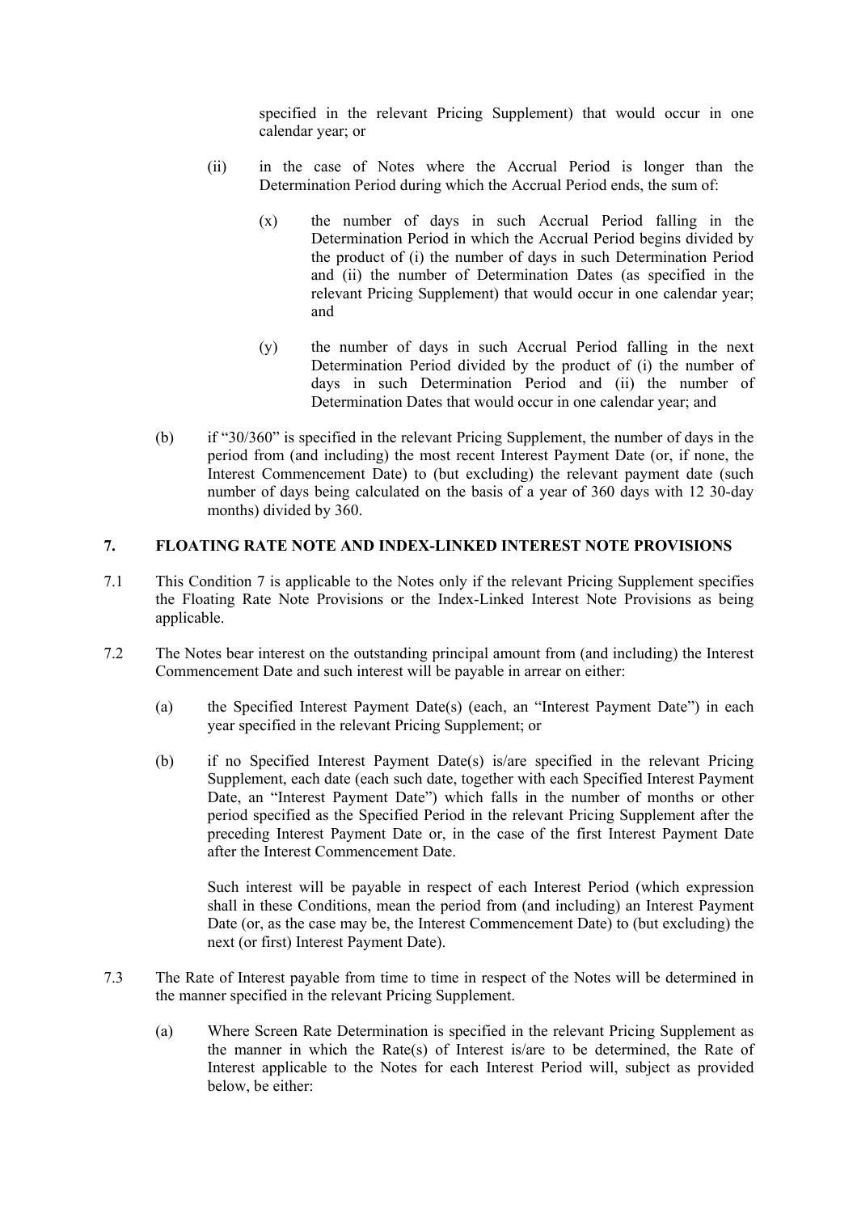specified in the relevant Pricing Supplement) that would occur in one calendar year; or

(ii) in the case of Notes where the Accrual Period is longer than the Determination Period during which the Accrual Period ends, the sum of:

(x) the number of days in such Accrual Period falling in the Determination Period in which the Accrual Period begins divided by the product of (i) the number of days in such Determination Period and (ii) the number of Determination Dates (as specified in the relevant Pricing Supplement) that would occur in one calendar year; and

(y) the number of days in such Accrual Period falling in the next Determination Period divided by the product of (i) the number of days in such Determination Period and (ii) the number of Determination Dates that would occur in one calendar year; and

(b) if "30/360" is specified in the relevant Pricing Supplement, the number of days in the period from (and including) the most recent Interest Payment Date (or, if none, the Interest Commencement Date) to (but excluding) the relevant payment date (such number of days being calculated on the basis of a year of 360 days with 12 30-day months) divided by 360.

## 7. FLOATING RATE NOTE AND INDEX-LINKED INTEREST NOTE PROVISIONS

7.1 This Condition 7 is applicable to the Notes only if the relevant Pricing Supplement specifies the Floating Rate Note Provisions or the Index-Linked Interest Note Provisions as being applicable.

7.2 The Notes bear interest on the outstanding principal amount from (and including) the Interest Commencement Date and such interest will be payable in arrear on either:

(a) the Specified Interest Payment Date(s) (each, an "Interest Payment Date") in each year specified in the relevant Pricing Supplement; or

(b) if no Specified Interest Payment Date(s) is/are specified in the relevant Pricing Supplement, each date (each such date, together with each Specified Interest Payment Date, an "Interest Payment Date") which falls in the number of months or other period specified as the Specified Period in the relevant Pricing Supplement after the preceding Interest Payment Date or, in the case of the first Interest Payment Date after the Interest Commencement Date.

Such interest will be payable in respect of each Interest Period (which expression shall in these Conditions, mean the period from (and including) an Interest Payment Date (or, as the case may be, the Interest Commencement Date) to (but excluding) the next (or first) Interest Payment Date).

7.3 The Rate of Interest payable from time to time in respect of the Notes will be determined in the manner specified in the relevant Pricing Supplement.

(a) Where Screen Rate Determination is specified in the relevant Pricing Supplement as the manner in which the Rate(s) of Interest is/are to be determined, the Rate of Interest applicable to the Notes for each Interest Period will, subject as provided below, be either: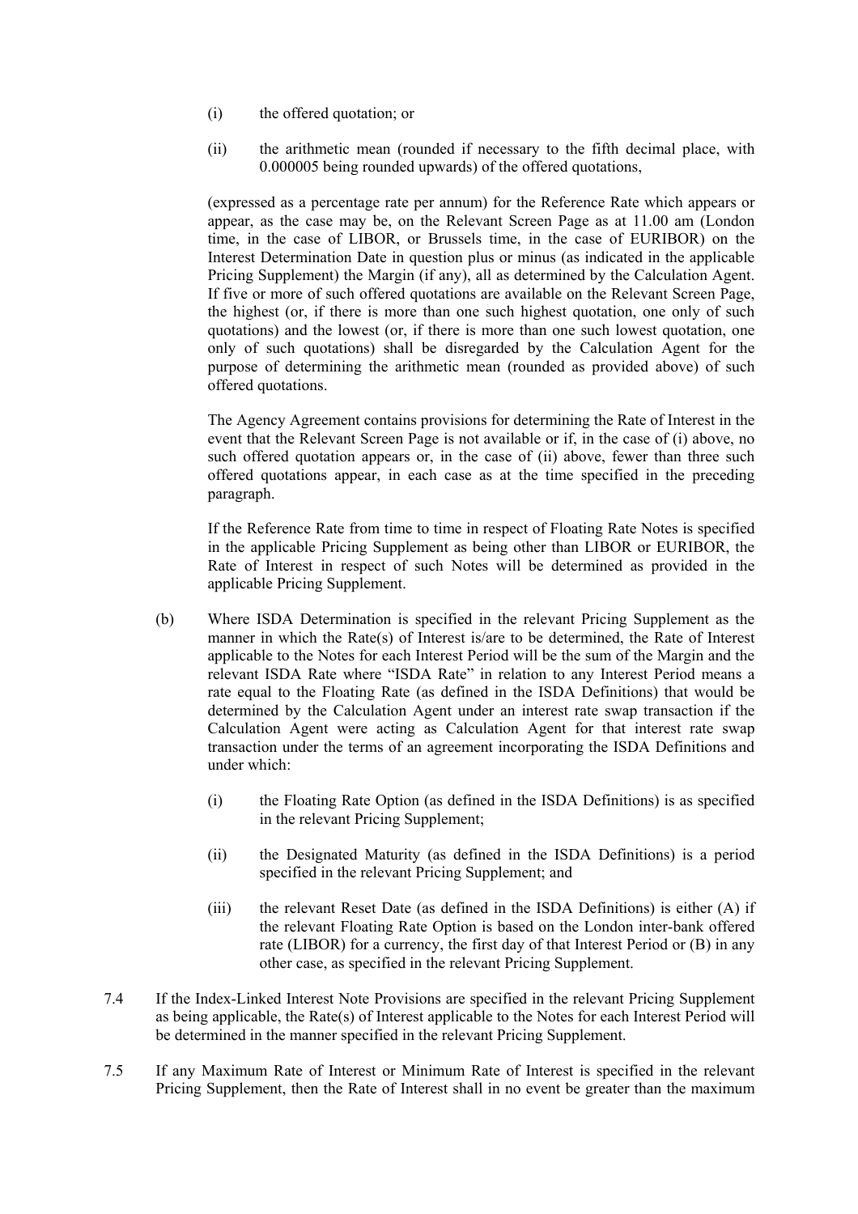(i) the offered quotation; or

(ii) the arithmetic mean (rounded if necessary to the fifth decimal place, with 0.000005 being rounded upwards) of the offered quotations,

(expressed as a percentage rate per annum) for the Reference Rate which appears or appear, as the case may be, on the Relevant Screen Page as at 11.00 am (London time, in the case of LIBOR, or Brussels time, in the case of EURIBOR) on the Interest Determination Date in question plus or minus (as indicated in the applicable Pricing Supplement) the Margin (if any), all as determined by the Calculation Agent. If five or more of such offered quotations are available on the Relevant Screen Page, the highest (or, if there is more than one such highest quotation, one only of such quotations) and the lowest (or, if there is more than one such lowest quotation, one only of such quotations) shall be disregarded by the Calculation Agent for the purpose of determining the arithmetic mean (rounded as provided above) of such offered quotations.

The Agency Agreement contains provisions for determining the Rate of Interest in the event that the Relevant Screen Page is not available or if, in the case of (i) above, no such offered quotation appears or, in the case of (ii) above, fewer than three such offered quotations appear, in each case as at the time specified in the preceding paragraph.

If the Reference Rate from time to time in respect of Floating Rate Notes is specified in the applicable Pricing Supplement as being other than LIBOR or EURIBOR, the Rate of Interest in respect of such Notes will be determined as provided in the applicable Pricing Supplement.

(b) Where ISDA Determination is specified in the relevant Pricing Supplement as the manner in which the Rate(s) of Interest is/are to be determined, the Rate of Interest applicable to the Notes for each Interest Period will be the sum of the Margin and the relevant ISDA Rate where "ISDA Rate" in relation to any Interest Period means a rate equal to the Floating Rate (as defined in the ISDA Definitions) that would be determined by the Calculation Agent under an interest rate swap transaction if the Calculation Agent were acting as Calculation Agent for that interest rate swap transaction under the terms of an agreement incorporating the ISDA Definitions and under which:

(i) the Floating Rate Option (as defined in the ISDA Definitions) is as specified in the relevant Pricing Supplement;

(ii) the Designated Maturity (as defined in the ISDA Definitions) is a period specified in the relevant Pricing Supplement; and

(iii) the relevant Reset Date (as defined in the ISDA Definitions) is either (A) if the relevant Floating Rate Option is based on the London inter-bank offered rate (LIBOR) for a currency, the first day of that Interest Period or (B) in any other case, as specified in the relevant Pricing Supplement.

7.4 If the Index-Linked Interest Note Provisions are specified in the relevant Pricing Supplement as being applicable, the Rate(s) of Interest applicable to the Notes for each Interest Period will be determined in the manner specified in the relevant Pricing Supplement.

7.5 If any Maximum Rate of Interest or Minimum Rate of Interest is specified in the relevant Pricing Supplement, then the Rate of Interest shall in no event be greater than the maximum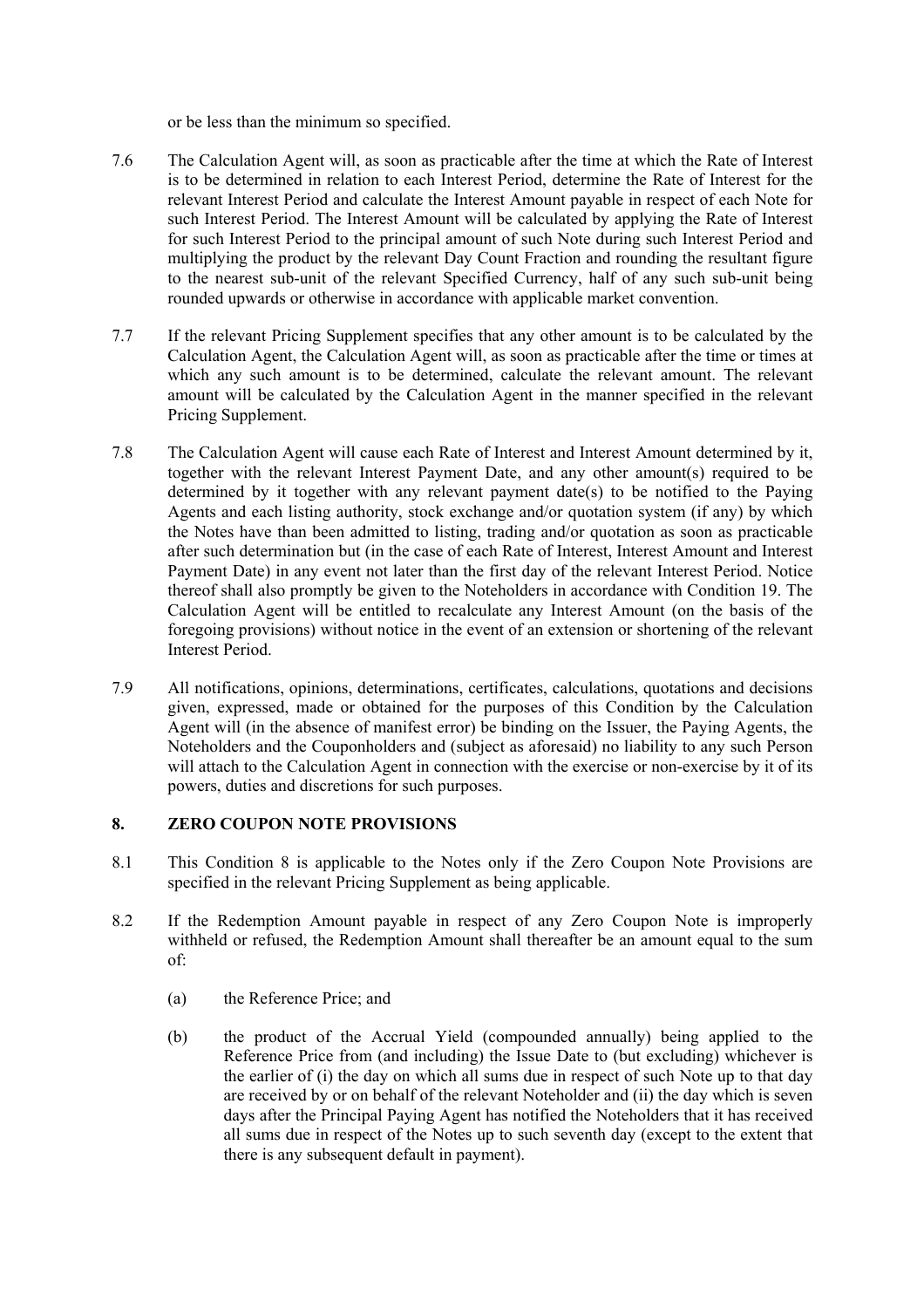or be less than the minimum so specified.

7.6 The Calculation Agent will, as soon as practicable after the time at which the Rate of Interest is to be determined in relation to each Interest Period, determine the Rate of Interest for the relevant Interest Period and calculate the Interest Amount payable in respect of each Note for such Interest Period. The Interest Amount will be calculated by applying the Rate of Interest for such Interest Period to the principal amount of such Note during such Interest Period and multiplying the product by the relevant Day Count Fraction and rounding the resultant figure to the nearest sub-unit of the relevant Specified Currency, half of any such sub-unit being rounded upwards or otherwise in accordance with applicable market convention.

7.7 If the relevant Pricing Supplement specifies that any other amount is to be calculated by the Calculation Agent, the Calculation Agent will, as soon as practicable after the time or times at which any such amount is to be determined, calculate the relevant amount. The relevant amount will be calculated by the Calculation Agent in the manner specified in the relevant Pricing Supplement.

7.8 The Calculation Agent will cause each Rate of Interest and Interest Amount determined by it, together with the relevant Interest Payment Date, and any other amount(s) required to be determined by it together with any relevant payment date(s) to be notified to the Paying Agents and each listing authority, stock exchange and/or quotation system (if any) by which the Notes have than been admitted to listing, trading and/or quotation as soon as practicable after such determination but (in the case of each Rate of Interest, Interest Amount and Interest Payment Date) in any event not later than the first day of the relevant Interest Period. Notice thereof shall also promptly be given to the Noteholders in accordance with Condition 19. The Calculation Agent will be entitled to recalculate any Interest Amount (on the basis of the foregoing provisions) without notice in the event of an extension or shortening of the relevant Interest Period.

7.9 All notifications, opinions, determinations, certificates, calculations, quotations and decisions given, expressed, made or obtained for the purposes of this Condition by the Calculation Agent will (in the absence of manifest error) be binding on the Issuer, the Paying Agents, the Noteholders and the Couponholders and (subject as aforesaid) no liability to any such Person will attach to the Calculation Agent in connection with the exercise or non-exercise by it of its powers, duties and discretions for such purposes.

## 8. ZERO COUPON NOTE PROVISIONS

8.1 This Condition 8 is applicable to the Notes only if the Zero Coupon Note Provisions are specified in the relevant Pricing Supplement as being applicable.

8.2 If the Redemption Amount payable in respect of any Zero Coupon Note is improperly withheld or refused, the Redemption Amount shall thereafter be an amount equal to the sum of:

(a) the Reference Price; and

(b) the product of the Accrual Yield (compounded annually) being applied to the Reference Price from (and including) the Issue Date to (but excluding) whichever is the earlier of (i) the day on which all sums due in respect of such Note up to that day are received by or on behalf of the relevant Noteholder and (ii) the day which is seven days after the Principal Paying Agent has notified the Noteholders that it has received all sums due in respect of the Notes up to such seventh day (except to the extent that there is any subsequent default in payment).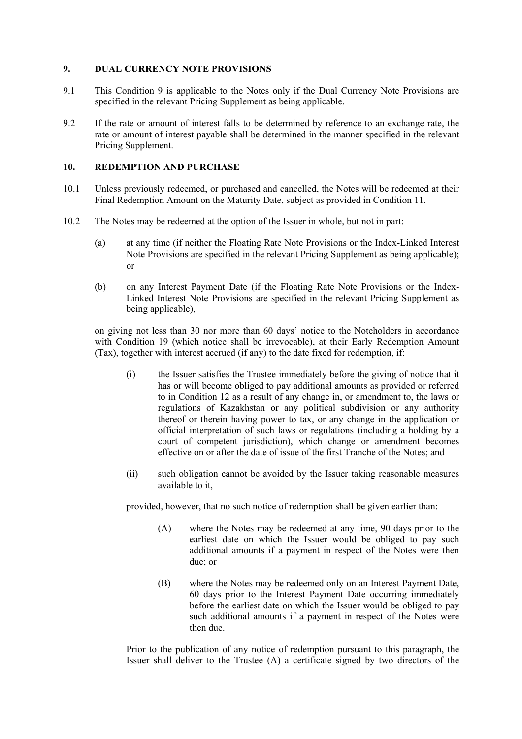## 9. DUAL CURRENCY NOTE PROVISIONS

9.1 This Condition 9 is applicable to the Notes only if the Dual Currency Note Provisions are specified in the relevant Pricing Supplement as being applicable.

9.2 If the rate or amount of interest falls to be determined by reference to an exchange rate, the rate or amount of interest payable shall be determined in the manner specified in the relevant Pricing Supplement.

## 10. REDEMPTION AND PURCHASE

10.1 Unless previously redeemed, or purchased and cancelled, the Notes will be redeemed at their Final Redemption Amount on the Maturity Date, subject as provided in Condition 11.

10.2 The Notes may be redeemed at the option of the Issuer in whole, but not in part:

(a) at any time (if neither the Floating Rate Note Provisions or the Index-Linked Interest Note Provisions are specified in the relevant Pricing Supplement as being applicable); or

(b) on any Interest Payment Date (if the Floating Rate Note Provisions or the Index-Linked Interest Note Provisions are specified in the relevant Pricing Supplement as being applicable),

on giving not less than 30 nor more than 60 days' notice to the Noteholders in accordance with Condition 19 (which notice shall be irrevocable), at their Early Redemption Amount (Tax), together with interest accrued (if any) to the date fixed for redemption, if:

(i) the Issuer satisfies the Trustee immediately before the giving of notice that it has or will become obliged to pay additional amounts as provided or referred to in Condition 12 as a result of any change in, or amendment to, the laws or regulations of Kazakhstan or any political subdivision or any authority thereof or therein having power to tax, or any change in the application or official interpretation of such laws or regulations (including a holding by a court of competent jurisdiction), which change or amendment becomes effective on or after the date of issue of the first Tranche of the Notes; and

(ii) such obligation cannot be avoided by the Issuer taking reasonable measures available to it,

provided, however, that no such notice of redemption shall be given earlier than:

(A) where the Notes may be redeemed at any time, 90 days prior to the earliest date on which the Issuer would be obliged to pay such additional amounts if a payment in respect of the Notes were then due; or

(B) where the Notes may be redeemed only on an Interest Payment Date, 60 days prior to the Interest Payment Date occurring immediately before the earliest date on which the Issuer would be obliged to pay such additional amounts if a payment in respect of the Notes were then due.

Prior to the publication of any notice of redemption pursuant to this paragraph, the Issuer shall deliver to the Trustee (A) a certificate signed by two directors of the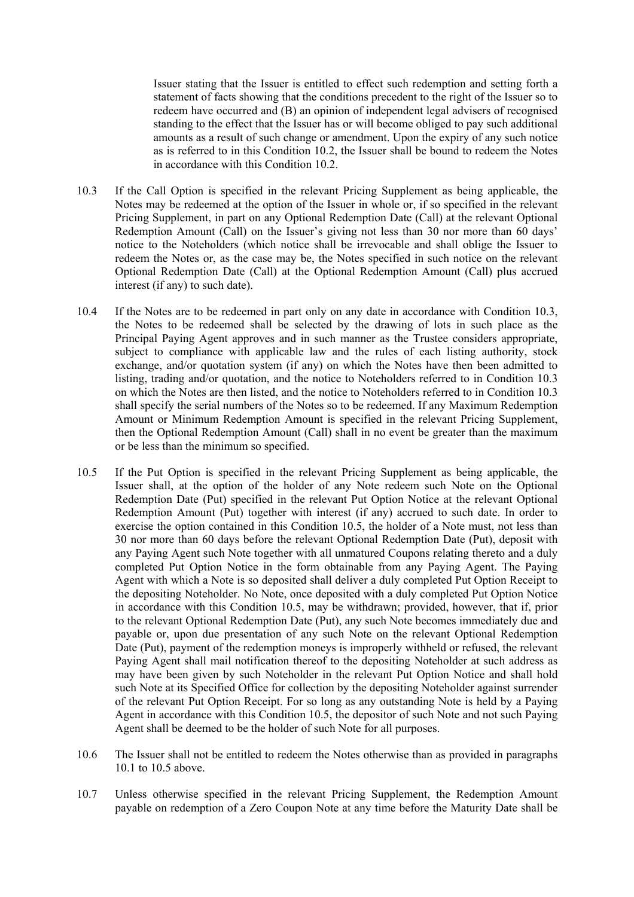Issuer stating that the Issuer is entitled to effect such redemption and setting forth a statement of facts showing that the conditions precedent to the right of the Issuer so to redeem have occurred and (B) an opinion of independent legal advisers of recognised standing to the effect that the Issuer has or will become obliged to pay such additional amounts as a result of such change or amendment. Upon the expiry of any such notice as is referred to in this Condition 10.2, the Issuer shall be bound to redeem the Notes in accordance with this Condition 10.2.

10.3 If the Call Option is specified in the relevant Pricing Supplement as being applicable, the Notes may be redeemed at the option of the Issuer in whole or, if so specified in the relevant Pricing Supplement, in part on any Optional Redemption Date (Call) at the relevant Optional Redemption Amount (Call) on the Issuer's giving not less than 30 nor more than 60 days' notice to the Noteholders (which notice shall be irrevocable and shall oblige the Issuer to redeem the Notes or, as the case may be, the Notes specified in such notice on the relevant Optional Redemption Date (Call) at the Optional Redemption Amount (Call) plus accrued interest (if any) to such date).

10.4 If the Notes are to be redeemed in part only on any date in accordance with Condition 10.3, the Notes to be redeemed shall be selected by the drawing of lots in such place as the Principal Paying Agent approves and in such manner as the Trustee considers appropriate, subject to compliance with applicable law and the rules of each listing authority, stock exchange, and/or quotation system (if any) on which the Notes have then been admitted to listing, trading and/or quotation, and the notice to Noteholders referred to in Condition 10.3 on which the Notes are then listed, and the notice to Noteholders referred to in Condition 10.3 shall specify the serial numbers of the Notes so to be redeemed. If any Maximum Redemption Amount or Minimum Redemption Amount is specified in the relevant Pricing Supplement, then the Optional Redemption Amount (Call) shall in no event be greater than the maximum or be less than the minimum so specified.

10.5 If the Put Option is specified in the relevant Pricing Supplement as being applicable, the Issuer shall, at the option of the holder of any Note redeem such Note on the Optional Redemption Date (Put) specified in the relevant Put Option Notice at the relevant Optional Redemption Amount (Put) together with interest (if any) accrued to such date. In order to exercise the option contained in this Condition 10.5, the holder of a Note must, not less than 30 nor more than 60 days before the relevant Optional Redemption Date (Put), deposit with any Paying Agent such Note together with all unmatured Coupons relating thereto and a duly completed Put Option Notice in the form obtainable from any Paying Agent. The Paying Agent with which a Note is so deposited shall deliver a duly completed Put Option Receipt to the depositing Noteholder. No Note, once deposited with a duly completed Put Option Notice in accordance with this Condition 10.5, may be withdrawn; provided, however, that if, prior to the relevant Optional Redemption Date (Put), any such Note becomes immediately due and payable or, upon due presentation of any such Note on the relevant Optional Redemption Date (Put), payment of the redemption moneys is improperly withheld or refused, the relevant Paying Agent shall mail notification thereof to the depositing Noteholder at such address as may have been given by such Noteholder in the relevant Put Option Notice and shall hold such Note at its Specified Office for collection by the depositing Noteholder against surrender of the relevant Put Option Receipt. For so long as any outstanding Note is held by a Paying Agent in accordance with this Condition 10.5, the depositor of such Note and not such Paying Agent shall be deemed to be the holder of such Note for all purposes.

10.6 The Issuer shall not be entitled to redeem the Notes otherwise than as provided in paragraphs 10.1 to 10.5 above.

10.7 Unless otherwise specified in the relevant Pricing Supplement, the Redemption Amount payable on redemption of a Zero Coupon Note at any time before the Maturity Date shall be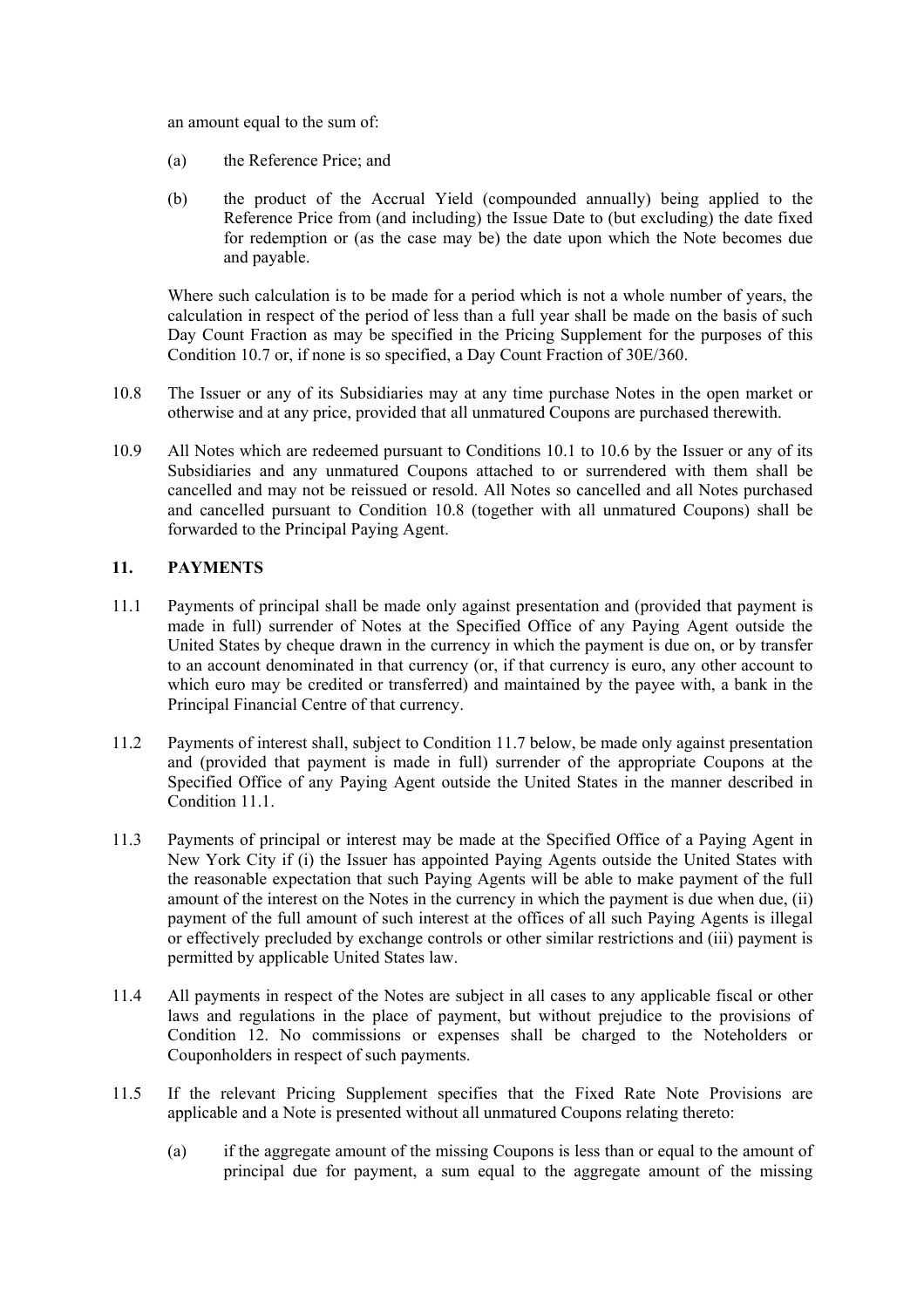an amount equal to the sum of:

(a) the Reference Price; and

(b) the product of the Accrual Yield (compounded annually) being applied to the Reference Price from (and including) the Issue Date to (but excluding) the date fixed for redemption or (as the case may be) the date upon which the Note becomes due and payable.

Where such calculation is to be made for a period which is not a whole number of years, the calculation in respect of the period of less than a full year shall be made on the basis of such Day Count Fraction as may be specified in the Pricing Supplement for the purposes of this Condition 10.7 or, if none is so specified, a Day Count Fraction of 30E/360.

10.8 The Issuer or any of its Subsidiaries may at any time purchase Notes in the open market or otherwise and at any price, provided that all unmatured Coupons are purchased therewith.

10.9 All Notes which are redeemed pursuant to Conditions 10.1 to 10.6 by the Issuer or any of its Subsidiaries and any unmatured Coupons attached to or surrendered with them shall be cancelled and may not be reissued or resold. All Notes so cancelled and all Notes purchased and cancelled pursuant to Condition 10.8 (together with all unmatured Coupons) shall be forwarded to the Principal Paying Agent.

## 11. PAYMENTS

11.1 Payments of principal shall be made only against presentation and (provided that payment is made in full) surrender of Notes at the Specified Office of any Paying Agent outside the United States by cheque drawn in the currency in which the payment is due on, or by transfer to an account denominated in that currency (or, if that currency is euro, any other account to which euro may be credited or transferred) and maintained by the payee with, a bank in the Principal Financial Centre of that currency.

11.2 Payments of interest shall, subject to Condition 11.7 below, be made only against presentation and (provided that payment is made in full) surrender of the appropriate Coupons at the Specified Office of any Paying Agent outside the United States in the manner described in Condition 11.1.

11.3 Payments of principal or interest may be made at the Specified Office of a Paying Agent in New York City if (i) the Issuer has appointed Paying Agents outside the United States with the reasonable expectation that such Paying Agents will be able to make payment of the full amount of the interest on the Notes in the currency in which the payment is due when due, (ii) payment of the full amount of such interest at the offices of all such Paying Agents is illegal or effectively precluded by exchange controls or other similar restrictions and (iii) payment is permitted by applicable United States law.

11.4 All payments in respect of the Notes are subject in all cases to any applicable fiscal or other laws and regulations in the place of payment, but without prejudice to the provisions of Condition 12. No commissions or expenses shall be charged to the Noteholders or Couponholders in respect of such payments.

11.5 If the relevant Pricing Supplement specifies that the Fixed Rate Note Provisions are applicable and a Note is presented without all unmatured Coupons relating thereto:

(a) if the aggregate amount of the missing Coupons is less than or equal to the amount of principal due for payment, a sum equal to the aggregate amount of the missing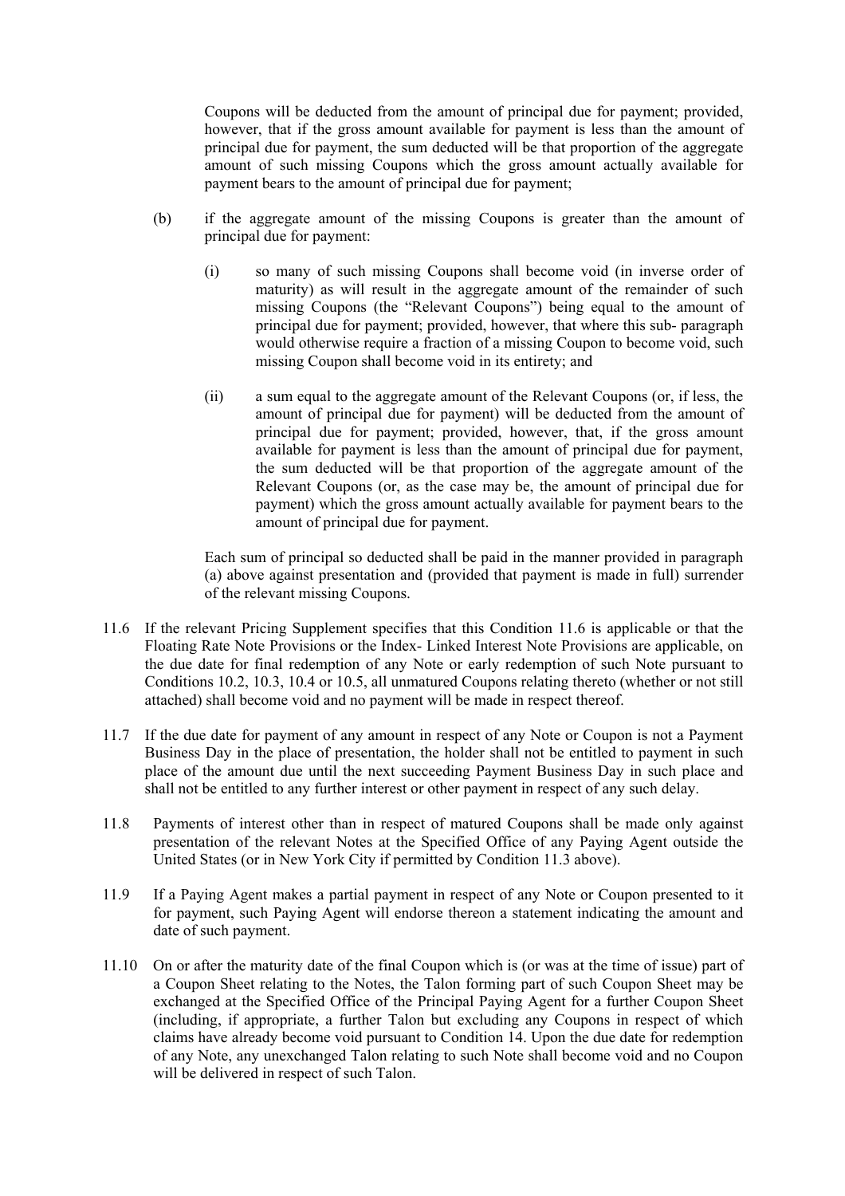Coupons will be deducted from the amount of principal due for payment; provided, however, that if the gross amount available for payment is less than the amount of principal due for payment, the sum deducted will be that proportion of the aggregate amount of such missing Coupons which the gross amount actually available for payment bears to the amount of principal due for payment;

(b) if the aggregate amount of the missing Coupons is greater than the amount of principal due for payment:

(i) so many of such missing Coupons shall become void (in inverse order of maturity) as will result in the aggregate amount of the remainder of such missing Coupons (the "Relevant Coupons") being equal to the amount of principal due for payment; provided, however, that where this sub- paragraph would otherwise require a fraction of a missing Coupon to become void, such missing Coupon shall become void in its entirety; and

(ii) a sum equal to the aggregate amount of the Relevant Coupons (or, if less, the amount of principal due for payment) will be deducted from the amount of principal due for payment; provided, however, that, if the gross amount available for payment is less than the amount of principal due for payment, the sum deducted will be that proportion of the aggregate amount of the Relevant Coupons (or, as the case may be, the amount of principal due for payment) which the gross amount actually available for payment bears to the amount of principal due for payment.

Each sum of principal so deducted shall be paid in the manner provided in paragraph (a) above against presentation and (provided that payment is made in full) surrender of the relevant missing Coupons.

11.6 If the relevant Pricing Supplement specifies that this Condition 11.6 is applicable or that the Floating Rate Note Provisions or the Index- Linked Interest Note Provisions are applicable, on the due date for final redemption of any Note or early redemption of such Note pursuant to Conditions 10.2, 10.3, 10.4 or 10.5, all unmatured Coupons relating thereto (whether or not still attached) shall become void and no payment will be made in respect thereof.

11.7 If the due date for payment of any amount in respect of any Note or Coupon is not a Payment Business Day in the place of presentation, the holder shall not be entitled to payment in such place of the amount due until the next succeeding Payment Business Day in such place and shall not be entitled to any further interest or other payment in respect of any such delay.

11.8 Payments of interest other than in respect of matured Coupons shall be made only against presentation of the relevant Notes at the Specified Office of any Paying Agent outside the United States (or in New York City if permitted by Condition 11.3 above).

11.9 If a Paying Agent makes a partial payment in respect of any Note or Coupon presented to it for payment, such Paying Agent will endorse thereon a statement indicating the amount and date of such payment.

11.10 On or after the maturity date of the final Coupon which is (or was at the time of issue) part of a Coupon Sheet relating to the Notes, the Talon forming part of such Coupon Sheet may be exchanged at the Specified Office of the Principal Paying Agent for a further Coupon Sheet (including, if appropriate, a further Talon but excluding any Coupons in respect of which claims have already become void pursuant to Condition 14. Upon the due date for redemption of any Note, any unexchanged Talon relating to such Note shall become void and no Coupon will be delivered in respect of such Talon.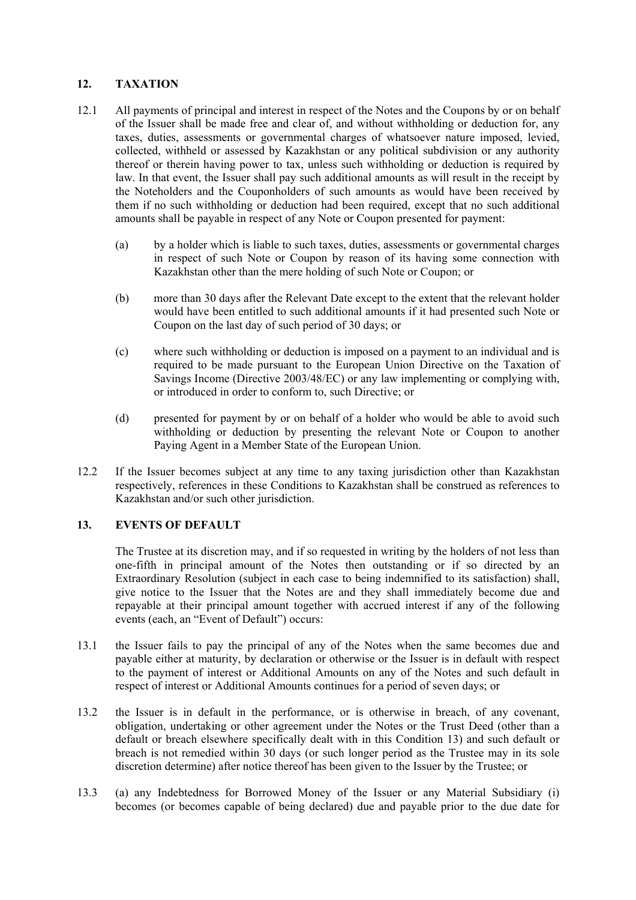## 12. TAXATION

12.1 All payments of principal and interest in respect of the Notes and the Coupons by or on behalf of the Issuer shall be made free and clear of, and without withholding or deduction for, any taxes, duties, assessments or governmental charges of whatsoever nature imposed, levied, collected, withheld or assessed by Kazakhstan or any political subdivision or any authority thereof or therein having power to tax, unless such withholding or deduction is required by law. In that event, the Issuer shall pay such additional amounts as will result in the receipt by the Noteholders and the Couponholders of such amounts as would have been received by them if no such withholding or deduction had been required, except that no such additional amounts shall be payable in respect of any Note or Coupon presented for payment:

(a) by a holder which is liable to such taxes, duties, assessments or governmental charges in respect of such Note or Coupon by reason of its having some connection with Kazakhstan other than the mere holding of such Note or Coupon; or

(b) more than 30 days after the Relevant Date except to the extent that the relevant holder would have been entitled to such additional amounts if it had presented such Note or Coupon on the last day of such period of 30 days; or

(c) where such withholding or deduction is imposed on a payment to an individual and is required to be made pursuant to the European Union Directive on the Taxation of Savings Income (Directive 2003/48/EC) or any law implementing or complying with, or introduced in order to conform to, such Directive; or

(d) presented for payment by or on behalf of a holder who would be able to avoid such withholding or deduction by presenting the relevant Note or Coupon to another Paying Agent in a Member State of the European Union.

12.2 If the Issuer becomes subject at any time to any taxing jurisdiction other than Kazakhstan respectively, references in these Conditions to Kazakhstan shall be construed as references to Kazakhstan and/or such other jurisdiction.

## 13. EVENTS OF DEFAULT

The Trustee at its discretion may, and if so requested in writing by the holders of not less than one-fifth in principal amount of the Notes then outstanding or if so directed by an Extraordinary Resolution (subject in each case to being indemnified to its satisfaction) shall, give notice to the Issuer that the Notes are and they shall immediately become due and repayable at their principal amount together with accrued interest if any of the following events (each, an "Event of Default") occurs:

13.1 the Issuer fails to pay the principal of any of the Notes when the same becomes due and payable either at maturity, by declaration or otherwise or the Issuer is in default with respect to the payment of interest or Additional Amounts on any of the Notes and such default in respect of interest or Additional Amounts continues for a period of seven days; or

13.2 the Issuer is in default in the performance, or is otherwise in breach, of any covenant, obligation, undertaking or other agreement under the Notes or the Trust Deed (other than a default or breach elsewhere specifically dealt with in this Condition 13) and such default or breach is not remedied within 30 days (or such longer period as the Trustee may in its sole discretion determine) after notice thereof has been given to the Issuer by the Trustee; or

13.3 (a) any Indebtedness for Borrowed Money of the Issuer or any Material Subsidiary (i) becomes (or becomes capable of being declared) due and payable prior to the due date for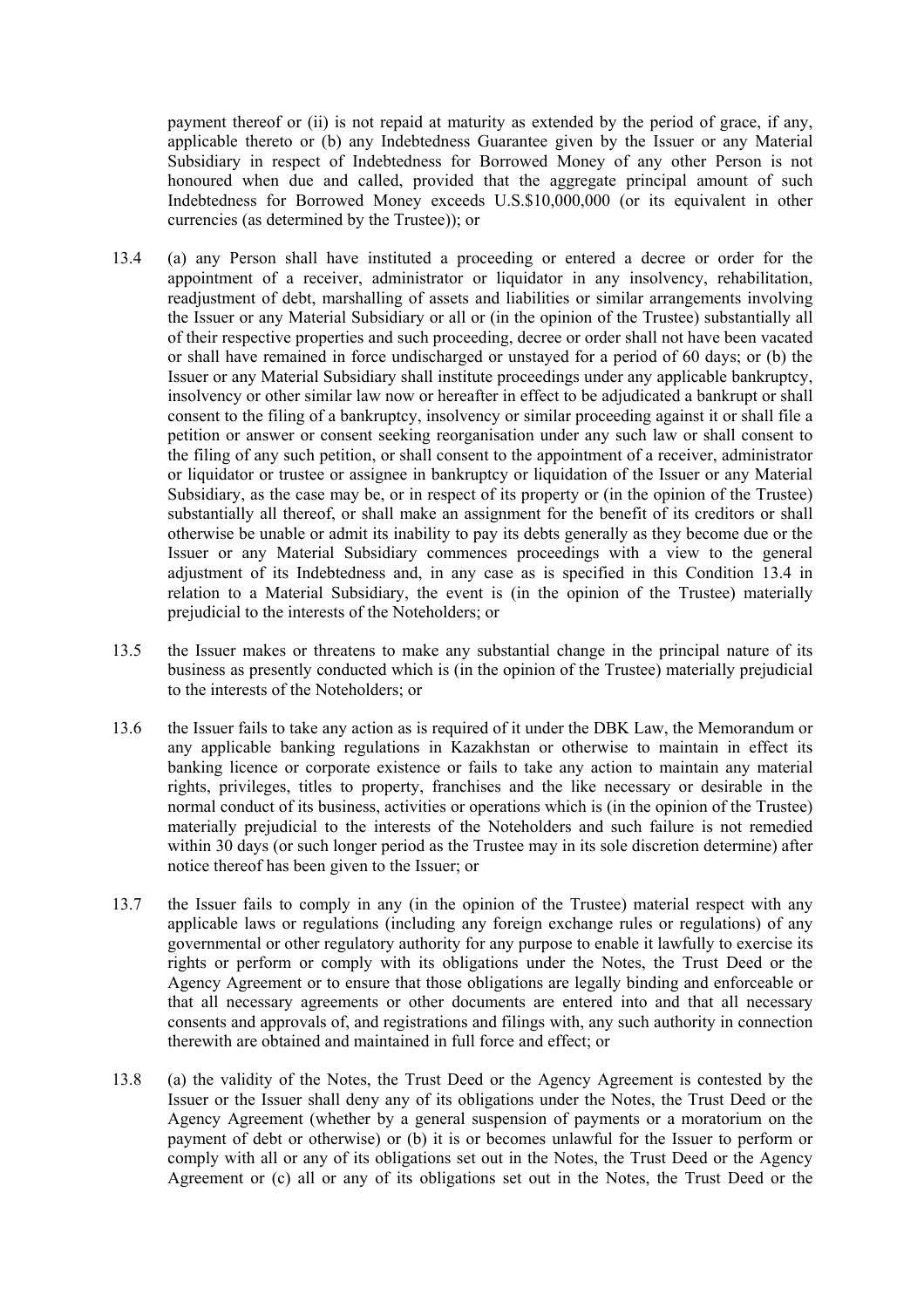payment thereof or (ii) is not repaid at maturity as extended by the period of grace, if any, applicable thereto or (b) any Indebtedness Guarantee given by the Issuer or any Material Subsidiary in respect of Indebtedness for Borrowed Money of any other Person is not honoured when due and called, provided that the aggregate principal amount of such Indebtedness for Borrowed Money exceeds U.S.$10,000,000 (or its equivalent in other currencies (as determined by the Trustee)); or

13.4 (a) any Person shall have instituted a proceeding or entered a decree or order for the appointment of a receiver, administrator or liquidator in any insolvency, rehabilitation, readjustment of debt, marshalling of assets and liabilities or similar arrangements involving the Issuer or any Material Subsidiary or all or (in the opinion of the Trustee) substantially all of their respective properties and such proceeding, decree or order shall not have been vacated or shall have remained in force undischarged or unstayed for a period of 60 days; or (b) the Issuer or any Material Subsidiary shall institute proceedings under any applicable bankruptcy, insolvency or other similar law now or hereafter in effect to be adjudicated a bankrupt or shall consent to the filing of a bankruptcy, insolvency or similar proceeding against it or shall file a petition or answer or consent seeking reorganisation under any such law or shall consent to the filing of any such petition, or shall consent to the appointment of a receiver, administrator or liquidator or trustee or assignee in bankruptcy or liquidation of the Issuer or any Material Subsidiary, as the case may be, or in respect of its property or (in the opinion of the Trustee) substantially all thereof, or shall make an assignment for the benefit of its creditors or shall otherwise be unable or admit its inability to pay its debts generally as they become due or the Issuer or any Material Subsidiary commences proceedings with a view to the general adjustment of its Indebtedness and, in any case as is specified in this Condition 13.4 in relation to a Material Subsidiary, the event is (in the opinion of the Trustee) materially prejudicial to the interests of the Noteholders; or

13.5 the Issuer makes or threatens to make any substantial change in the principal nature of its business as presently conducted which is (in the opinion of the Trustee) materially prejudicial to the interests of the Noteholders; or

13.6 the Issuer fails to take any action as is required of it under the DBK Law, the Memorandum or any applicable banking regulations in Kazakhstan or otherwise to maintain in effect its banking licence or corporate existence or fails to take any action to maintain any material rights, privileges, titles to property, franchises and the like necessary or desirable in the normal conduct of its business, activities or operations which is (in the opinion of the Trustee) materially prejudicial to the interests of the Noteholders and such failure is not remedied within 30 days (or such longer period as the Trustee may in its sole discretion determine) after notice thereof has been given to the Issuer; or

13.7 the Issuer fails to comply in any (in the opinion of the Trustee) material respect with any applicable laws or regulations (including any foreign exchange rules or regulations) of any governmental or other regulatory authority for any purpose to enable it lawfully to exercise its rights or perform or comply with its obligations under the Notes, the Trust Deed or the Agency Agreement or to ensure that those obligations are legally binding and enforceable or that all necessary agreements or other documents are entered into and that all necessary consents and approvals of, and registrations and filings with, any such authority in connection therewith are obtained and maintained in full force and effect; or

13.8 (a) the validity of the Notes, the Trust Deed or the Agency Agreement is contested by the Issuer or the Issuer shall deny any of its obligations under the Notes, the Trust Deed or the Agency Agreement (whether by a general suspension of payments or a moratorium on the payment of debt or otherwise) or (b) it is or becomes unlawful for the Issuer to perform or comply with all or any of its obligations set out in the Notes, the Trust Deed or the Agency Agreement or (c) all or any of its obligations set out in the Notes, the Trust Deed or the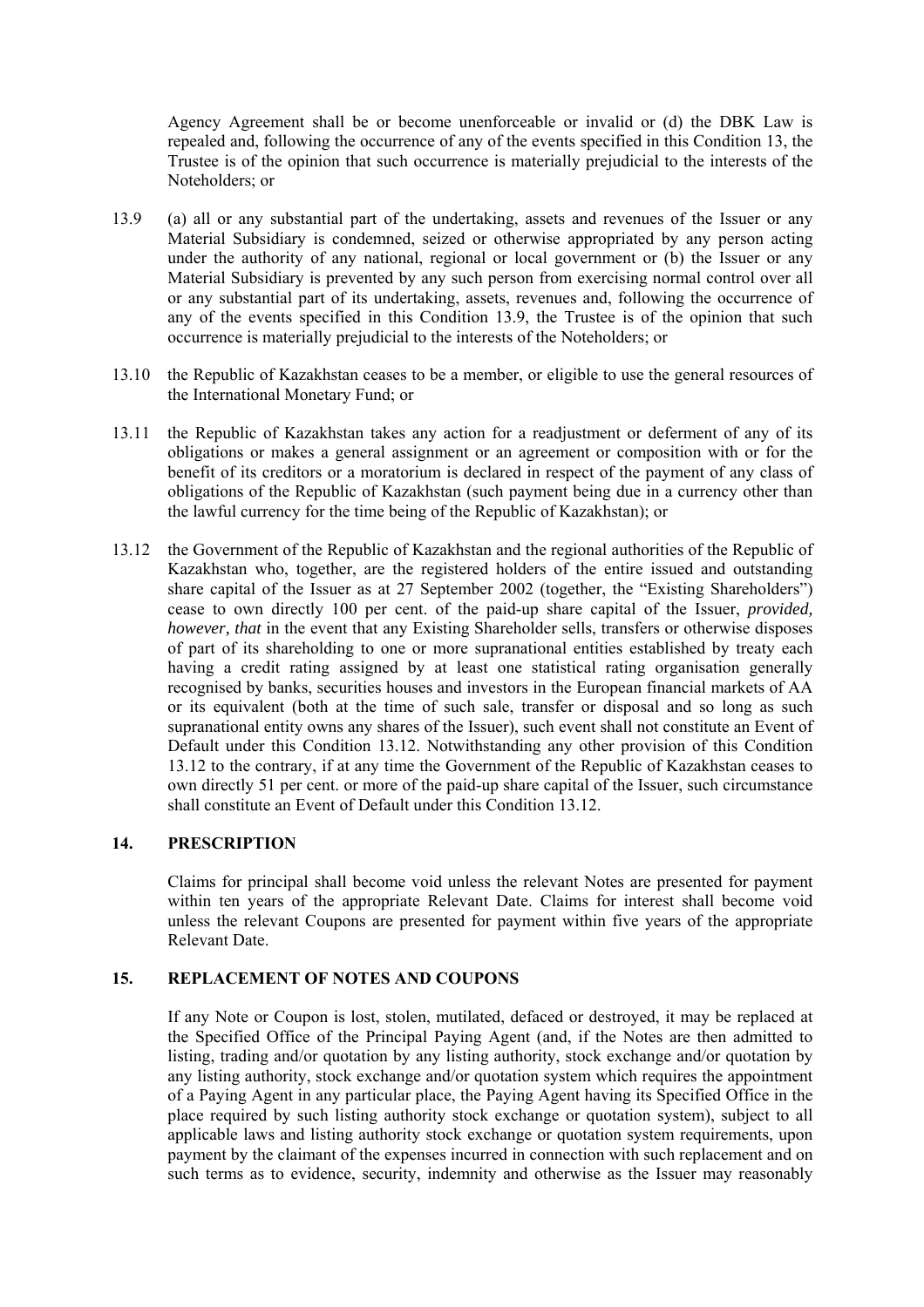Agency Agreement shall be or become unenforceable or invalid or (d) the DBK Law is repealed and, following the occurrence of any of the events specified in this Condition 13, the Trustee is of the opinion that such occurrence is materially prejudicial to the interests of the Noteholders; or

13.9 (a) all or any substantial part of the undertaking, assets and revenues of the Issuer or any Material Subsidiary is condemned, seized or otherwise appropriated by any person acting under the authority of any national, regional or local government or (b) the Issuer or any Material Subsidiary is prevented by any such person from exercising normal control over all or any substantial part of its undertaking, assets, revenues and, following the occurrence of any of the events specified in this Condition 13.9, the Trustee is of the opinion that such occurrence is materially prejudicial to the interests of the Noteholders; or

13.10 the Republic of Kazakhstan ceases to be a member, or eligible to use the general resources of the International Monetary Fund; or

13.11 the Republic of Kazakhstan takes any action for a readjustment or deferment of any of its obligations or makes a general assignment or an agreement or composition with or for the benefit of its creditors or a moratorium is declared in respect of the payment of any class of obligations of the Republic of Kazakhstan (such payment being due in a currency other than the lawful currency for the time being of the Republic of Kazakhstan); or

13.12 the Government of the Republic of Kazakhstan and the regional authorities of the Republic of Kazakhstan who, together, are the registered holders of the entire issued and outstanding share capital of the Issuer as at 27 September 2002 (together, the "Existing Shareholders") cease to own directly 100 per cent. of the paid-up share capital of the Issuer, *provided, however, that* in the event that any Existing Shareholder sells, transfers or otherwise disposes of part of its shareholding to one or more supranational entities established by treaty each having a credit rating assigned by at least one statistical rating organisation generally recognised by banks, securities houses and investors in the European financial markets of AA or its equivalent (both at the time of such sale, transfer or disposal and so long as such supranational entity owns any shares of the Issuer), such event shall not constitute an Event of Default under this Condition 13.12. Notwithstanding any other provision of this Condition 13.12 to the contrary, if at any time the Government of the Republic of Kazakhstan ceases to own directly 51 per cent. or more of the paid-up share capital of the Issuer, such circumstance shall constitute an Event of Default under this Condition 13.12.

## 14. PRESCRIPTION

Claims for principal shall become void unless the relevant Notes are presented for payment within ten years of the appropriate Relevant Date. Claims for interest shall become void unless the relevant Coupons are presented for payment within five years of the appropriate Relevant Date.

## 15. REPLACEMENT OF NOTES AND COUPONS

If any Note or Coupon is lost, stolen, mutilated, defaced or destroyed, it may be replaced at the Specified Office of the Principal Paying Agent (and, if the Notes are then admitted to listing, trading and/or quotation by any listing authority, stock exchange and/or quotation by any listing authority, stock exchange and/or quotation system which requires the appointment of a Paying Agent in any particular place, the Paying Agent having its Specified Office in the place required by such listing authority stock exchange or quotation system), subject to all applicable laws and listing authority stock exchange or quotation system requirements, upon payment by the claimant of the expenses incurred in connection with such replacement and on such terms as to evidence, security, indemnity and otherwise as the Issuer may reasonably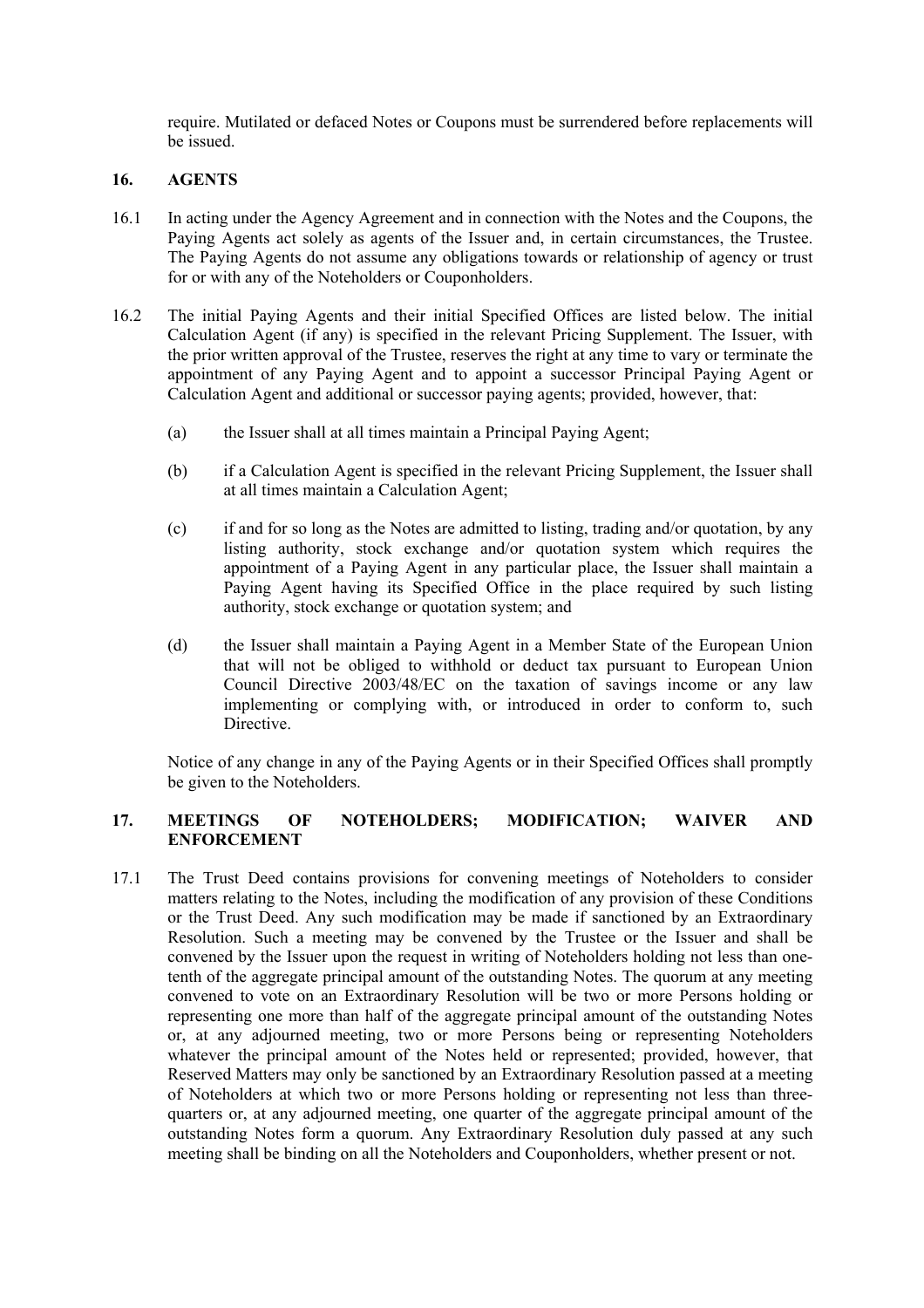require. Mutilated or defaced Notes or Coupons must be surrendered before replacements will be issued.

## 16. AGENTS

16.1 In acting under the Agency Agreement and in connection with the Notes and the Coupons, the Paying Agents act solely as agents of the Issuer and, in certain circumstances, the Trustee. The Paying Agents do not assume any obligations towards or relationship of agency or trust for or with any of the Noteholders or Couponholders.

16.2 The initial Paying Agents and their initial Specified Offices are listed below. The initial Calculation Agent (if any) is specified in the relevant Pricing Supplement. The Issuer, with the prior written approval of the Trustee, reserves the right at any time to vary or terminate the appointment of any Paying Agent and to appoint a successor Principal Paying Agent or Calculation Agent and additional or successor paying agents; provided, however, that:

(a) the Issuer shall at all times maintain a Principal Paying Agent;

(b) if a Calculation Agent is specified in the relevant Pricing Supplement, the Issuer shall at all times maintain a Calculation Agent;

(c) if and for so long as the Notes are admitted to listing, trading and/or quotation, by any listing authority, stock exchange and/or quotation system which requires the appointment of a Paying Agent in any particular place, the Issuer shall maintain a Paying Agent having its Specified Office in the place required by such listing authority, stock exchange or quotation system; and

(d) the Issuer shall maintain a Paying Agent in a Member State of the European Union that will not be obliged to withhold or deduct tax pursuant to European Union Council Directive 2003/48/EC on the taxation of savings income or any law implementing or complying with, or introduced in order to conform to, such Directive.

Notice of any change in any of the Paying Agents or in their Specified Offices shall promptly be given to the Noteholders.

## 17. MEETINGS OF NOTEHOLDERS; MODIFICATION; WAIVER AND ENFORCEMENT

17.1 The Trust Deed contains provisions for convening meetings of Noteholders to consider matters relating to the Notes, including the modification of any provision of these Conditions or the Trust Deed. Any such modification may be made if sanctioned by an Extraordinary Resolution. Such a meeting may be convened by the Trustee or the Issuer and shall be convened by the Issuer upon the request in writing of Noteholders holding not less than one-tenth of the aggregate principal amount of the outstanding Notes. The quorum at any meeting convened to vote on an Extraordinary Resolution will be two or more Persons holding or representing one more than half of the aggregate principal amount of the outstanding Notes or, at any adjourned meeting, two or more Persons being or representing Noteholders whatever the principal amount of the Notes held or represented; provided, however, that Reserved Matters may only be sanctioned by an Extraordinary Resolution passed at a meeting of Noteholders at which two or more Persons holding or representing not less than three-quarters or, at any adjourned meeting, one quarter of the aggregate principal amount of the outstanding Notes form a quorum. Any Extraordinary Resolution duly passed at any such meeting shall be binding on all the Noteholders and Couponholders, whether present or not.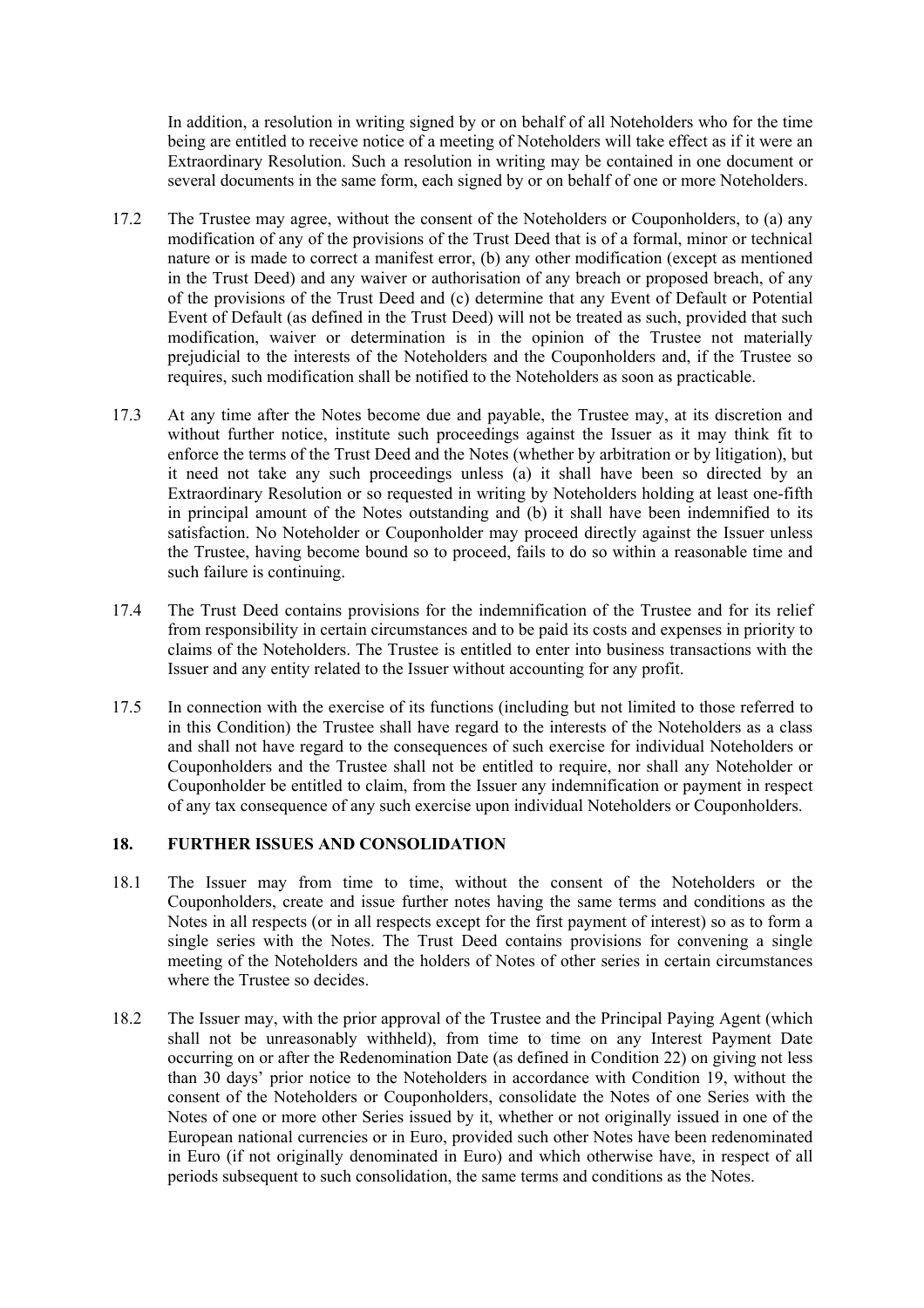In addition, a resolution in writing signed by or on behalf of all Noteholders who for the time being are entitled to receive notice of a meeting of Noteholders will take effect as if it were an Extraordinary Resolution. Such a resolution in writing may be contained in one document or several documents in the same form, each signed by or on behalf of one or more Noteholders.

17.2 The Trustee may agree, without the consent of the Noteholders or Couponholders, to (a) any modification of any of the provisions of the Trust Deed that is of a formal, minor or technical nature or is made to correct a manifest error, (b) any other modification (except as mentioned in the Trust Deed) and any waiver or authorisation of any breach or proposed breach, of any of the provisions of the Trust Deed and (c) determine that any Event of Default or Potential Event of Default (as defined in the Trust Deed) will not be treated as such, provided that such modification, waiver or determination is in the opinion of the Trustee not materially prejudicial to the interests of the Noteholders and the Couponholders and, if the Trustee so requires, such modification shall be notified to the Noteholders as soon as practicable.

17.3 At any time after the Notes become due and payable, the Trustee may, at its discretion and without further notice, institute such proceedings against the Issuer as it may think fit to enforce the terms of the Trust Deed and the Notes (whether by arbitration or by litigation), but it need not take any such proceedings unless (a) it shall have been so directed by an Extraordinary Resolution or so requested in writing by Noteholders holding at least one-fifth in principal amount of the Notes outstanding and (b) it shall have been indemnified to its satisfaction. No Noteholder or Couponholder may proceed directly against the Issuer unless the Trustee, having become bound so to proceed, fails to do so within a reasonable time and such failure is continuing.

17.4 The Trust Deed contains provisions for the indemnification of the Trustee and for its relief from responsibility in certain circumstances and to be paid its costs and expenses in priority to claims of the Noteholders. The Trustee is entitled to enter into business transactions with the Issuer and any entity related to the Issuer without accounting for any profit.

17.5 In connection with the exercise of its functions (including but not limited to those referred to in this Condition) the Trustee shall have regard to the interests of the Noteholders as a class and shall not have regard to the consequences of such exercise for individual Noteholders or Couponholders and the Trustee shall not be entitled to require, nor shall any Noteholder or Couponholder be entitled to claim, from the Issuer any indemnification or payment in respect of any tax consequence of any such exercise upon individual Noteholders or Couponholders.

## 18. FURTHER ISSUES AND CONSOLIDATION

18.1 The Issuer may from time to time, without the consent of the Noteholders or the Couponholders, create and issue further notes having the same terms and conditions as the Notes in all respects (or in all respects except for the first payment of interest) so as to form a single series with the Notes. The Trust Deed contains provisions for convening a single meeting of the Noteholders and the holders of Notes of other series in certain circumstances where the Trustee so decides.

18.2 The Issuer may, with the prior approval of the Trustee and the Principal Paying Agent (which shall not be unreasonably withheld), from time to time on any Interest Payment Date occurring on or after the Redenomination Date (as defined in Condition 22) on giving not less than 30 days' prior notice to the Noteholders in accordance with Condition 19, without the consent of the Noteholders or Couponholders, consolidate the Notes of one Series with the Notes of one or more other Series issued by it, whether or not originally issued in one of the European national currencies or in Euro, provided such other Notes have been redenominated in Euro (if not originally denominated in Euro) and which otherwise have, in respect of all periods subsequent to such consolidation, the same terms and conditions as the Notes.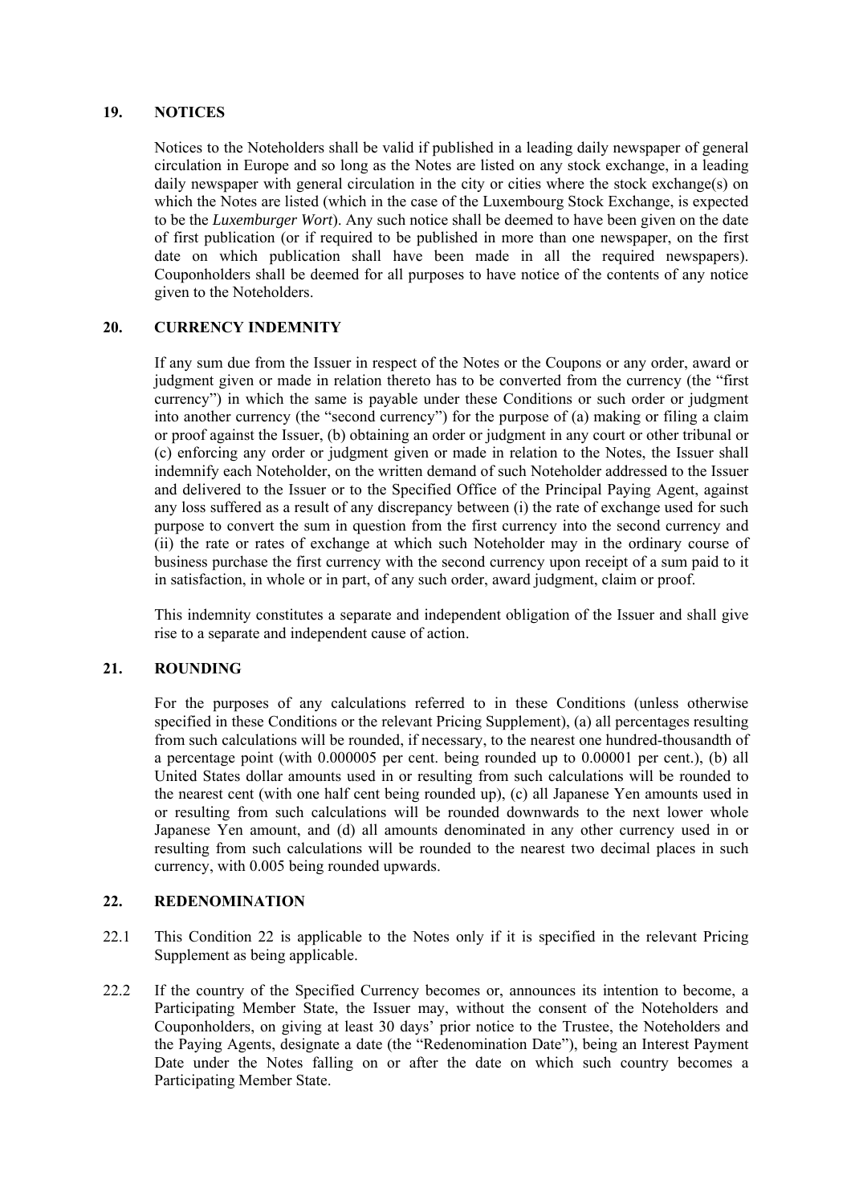## 19. NOTICES

Notices to the Noteholders shall be valid if published in a leading daily newspaper of general circulation in Europe and so long as the Notes are listed on any stock exchange, in a leading daily newspaper with general circulation in the city or cities where the stock exchange(s) on which the Notes are listed (which in the case of the Luxembourg Stock Exchange, is expected to be the *Luxemburger Wort*). Any such notice shall be deemed to have been given on the date of first publication (or if required to be published in more than one newspaper, on the first date on which publication shall have been made in all the required newspapers). Couponholders shall be deemed for all purposes to have notice of the contents of any notice given to the Noteholders.

## 20. CURRENCY INDEMNITY

If any sum due from the Issuer in respect of the Notes or the Coupons or any order, award or judgment given or made in relation thereto has to be converted from the currency (the "first currency") in which the same is payable under these Conditions or such order or judgment into another currency (the "second currency") for the purpose of (a) making or filing a claim or proof against the Issuer, (b) obtaining an order or judgment in any court or other tribunal or (c) enforcing any order or judgment given or made in relation to the Notes, the Issuer shall indemnify each Noteholder, on the written demand of such Noteholder addressed to the Issuer and delivered to the Issuer or to the Specified Office of the Principal Paying Agent, against any loss suffered as a result of any discrepancy between (i) the rate of exchange used for such purpose to convert the sum in question from the first currency into the second currency and (ii) the rate or rates of exchange at which such Noteholder may in the ordinary course of business purchase the first currency with the second currency upon receipt of a sum paid to it in satisfaction, in whole or in part, of any such order, award judgment, claim or proof.

This indemnity constitutes a separate and independent obligation of the Issuer and shall give rise to a separate and independent cause of action.

## 21. ROUNDING

For the purposes of any calculations referred to in these Conditions (unless otherwise specified in these Conditions or the relevant Pricing Supplement), (a) all percentages resulting from such calculations will be rounded, if necessary, to the nearest one hundred-thousandth of a percentage point (with 0.000005 per cent. being rounded up to 0.00001 per cent.), (b) all United States dollar amounts used in or resulting from such calculations will be rounded to the nearest cent (with one half cent being rounded up), (c) all Japanese Yen amounts used in or resulting from such calculations will be rounded downwards to the next lower whole Japanese Yen amount, and (d) all amounts denominated in any other currency used in or resulting from such calculations will be rounded to the nearest two decimal places in such currency, with 0.005 being rounded upwards.

## 22. REDENOMINATION

22.1 This Condition 22 is applicable to the Notes only if it is specified in the relevant Pricing Supplement as being applicable.

22.2 If the country of the Specified Currency becomes or, announces its intention to become, a Participating Member State, the Issuer may, without the consent of the Noteholders and Couponholders, on giving at least 30 days' prior notice to the Trustee, the Noteholders and the Paying Agents, designate a date (the "Redenomination Date"), being an Interest Payment Date under the Notes falling on or after the date on which such country becomes a Participating Member State.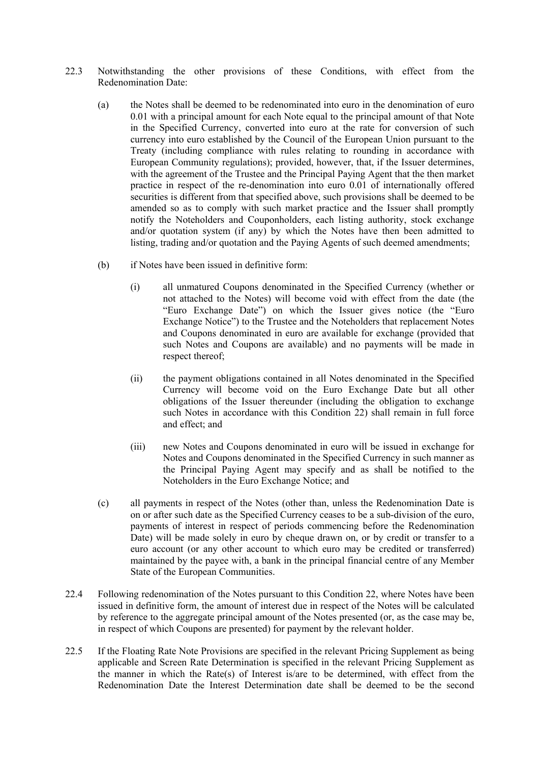22.3 Notwithstanding the other provisions of these Conditions, with effect from the Redenomination Date:

(a) the Notes shall be deemed to be redenominated into euro in the denomination of euro 0.01 with a principal amount for each Note equal to the principal amount of that Note in the Specified Currency, converted into euro at the rate for conversion of such currency into euro established by the Council of the European Union pursuant to the Treaty (including compliance with rules relating to rounding in accordance with European Community regulations); provided, however, that, if the Issuer determines, with the agreement of the Trustee and the Principal Paying Agent that the then market practice in respect of the re-denomination into euro 0.01 of internationally offered securities is different from that specified above, such provisions shall be deemed to be amended so as to comply with such market practice and the Issuer shall promptly notify the Noteholders and Couponholders, each listing authority, stock exchange and/or quotation system (if any) by which the Notes have then been admitted to listing, trading and/or quotation and the Paying Agents of such deemed amendments;

(b) if Notes have been issued in definitive form:

(i) all unmatured Coupons denominated in the Specified Currency (whether or not attached to the Notes) will become void with effect from the date (the "Euro Exchange Date") on which the Issuer gives notice (the "Euro Exchange Notice") to the Trustee and the Noteholders that replacement Notes and Coupons denominated in euro are available for exchange (provided that such Notes and Coupons are available) and no payments will be made in respect thereof;

(ii) the payment obligations contained in all Notes denominated in the Specified Currency will become void on the Euro Exchange Date but all other obligations of the Issuer thereunder (including the obligation to exchange such Notes in accordance with this Condition 22) shall remain in full force and effect; and

(iii) new Notes and Coupons denominated in euro will be issued in exchange for Notes and Coupons denominated in the Specified Currency in such manner as the Principal Paying Agent may specify and as shall be notified to the Noteholders in the Euro Exchange Notice; and

(c) all payments in respect of the Notes (other than, unless the Redenomination Date is on or after such date as the Specified Currency ceases to be a sub-division of the euro, payments of interest in respect of periods commencing before the Redenomination Date) will be made solely in euro by cheque drawn on, or by credit or transfer to a euro account (or any other account to which euro may be credited or transferred) maintained by the payee with, a bank in the principal financial centre of any Member State of the European Communities.

22.4 Following redenomination of the Notes pursuant to this Condition 22, where Notes have been issued in definitive form, the amount of interest due in respect of the Notes will be calculated by reference to the aggregate principal amount of the Notes presented (or, as the case may be, in respect of which Coupons are presented) for payment by the relevant holder.

22.5 If the Floating Rate Note Provisions are specified in the relevant Pricing Supplement as being applicable and Screen Rate Determination is specified in the relevant Pricing Supplement as the manner in which the Rate(s) of Interest is/are to be determined, with effect from the Redenomination Date the Interest Determination date shall be deemed to be the second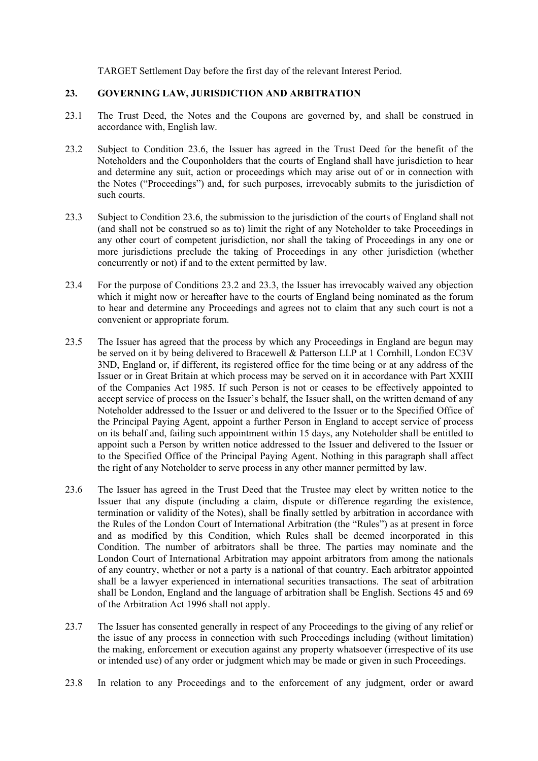TARGET Settlement Day before the first day of the relevant Interest Period.

## 23. GOVERNING LAW, JURISDICTION AND ARBITRATION

23.1 The Trust Deed, the Notes and the Coupons are governed by, and shall be construed in accordance with, English law.

23.2 Subject to Condition 23.6, the Issuer has agreed in the Trust Deed for the benefit of the Noteholders and the Couponholders that the courts of England shall have jurisdiction to hear and determine any suit, action or proceedings which may arise out of or in connection with the Notes ("Proceedings") and, for such purposes, irrevocably submits to the jurisdiction of such courts.

23.3 Subject to Condition 23.6, the submission to the jurisdiction of the courts of England shall not (and shall not be construed so as to) limit the right of any Noteholder to take Proceedings in any other court of competent jurisdiction, nor shall the taking of Proceedings in any one or more jurisdictions preclude the taking of Proceedings in any other jurisdiction (whether concurrently or not) if and to the extent permitted by law.

23.4 For the purpose of Conditions 23.2 and 23.3, the Issuer has irrevocably waived any objection which it might now or hereafter have to the courts of England being nominated as the forum to hear and determine any Proceedings and agrees not to claim that any such court is not a convenient or appropriate forum.

23.5 The Issuer has agreed that the process by which any Proceedings in England are begun may be served on it by being delivered to Bracewell & Patterson LLP at 1 Cornhill, London EC3V 3ND, England or, if different, its registered office for the time being or at any address of the Issuer or in Great Britain at which process may be served on it in accordance with Part XXIII of the Companies Act 1985. If such Person is not or ceases to be effectively appointed to accept service of process on the Issuer's behalf, the Issuer shall, on the written demand of any Noteholder addressed to the Issuer or and delivered to the Issuer or to the Specified Office of the Principal Paying Agent, appoint a further Person in England to accept service of process on its behalf and, failing such appointment within 15 days, any Noteholder shall be entitled to appoint such a Person by written notice addressed to the Issuer and delivered to the Issuer or to the Specified Office of the Principal Paying Agent. Nothing in this paragraph shall affect the right of any Noteholder to serve process in any other manner permitted by law.

23.6 The Issuer has agreed in the Trust Deed that the Trustee may elect by written notice to the Issuer that any dispute (including a claim, dispute or difference regarding the existence, termination or validity of the Notes), shall be finally settled by arbitration in accordance with the Rules of the London Court of International Arbitration (the "Rules") as at present in force and as modified by this Condition, which Rules shall be deemed incorporated in this Condition. The number of arbitrators shall be three. The parties may nominate and the London Court of International Arbitration may appoint arbitrators from among the nationals of any country, whether or not a party is a national of that country. Each arbitrator appointed shall be a lawyer experienced in international securities transactions. The seat of arbitration shall be London, England and the language of arbitration shall be English. Sections 45 and 69 of the Arbitration Act 1996 shall not apply.

23.7 The Issuer has consented generally in respect of any Proceedings to the giving of any relief or the issue of any process in connection with such Proceedings including (without limitation) the making, enforcement or execution against any property whatsoever (irrespective of its use or intended use) of any order or judgment which may be made or given in such Proceedings.

23.8 In relation to any Proceedings and to the enforcement of any judgment, order or award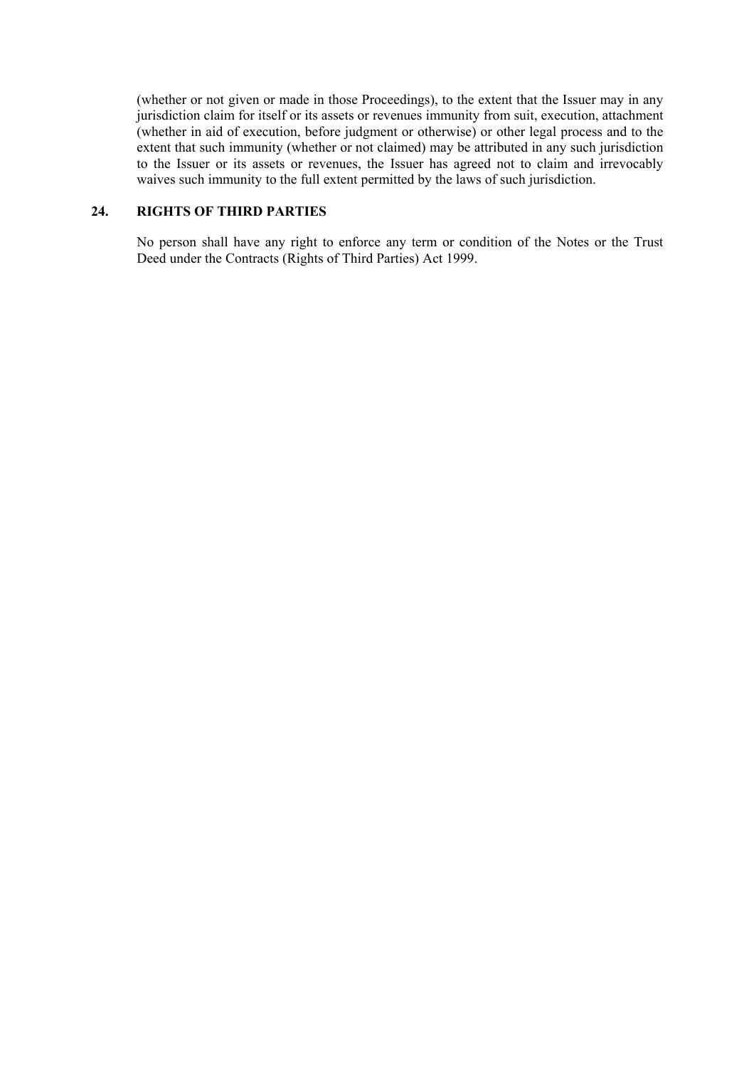(whether or not given or made in those Proceedings), to the extent that the Issuer may in any jurisdiction claim for itself or its assets or revenues immunity from suit, execution, attachment (whether in aid of execution, before judgment or otherwise) or other legal process and to the extent that such immunity (whether or not claimed) may be attributed in any such jurisdiction to the Issuer or its assets or revenues, the Issuer has agreed not to claim and irrevocably waives such immunity to the full extent permitted by the laws of such jurisdiction.

## 24. RIGHTS OF THIRD PARTIES

No person shall have any right to enforce any term or condition of the Notes or the Trust Deed under the Contracts (Rights of Third Parties) Act 1999.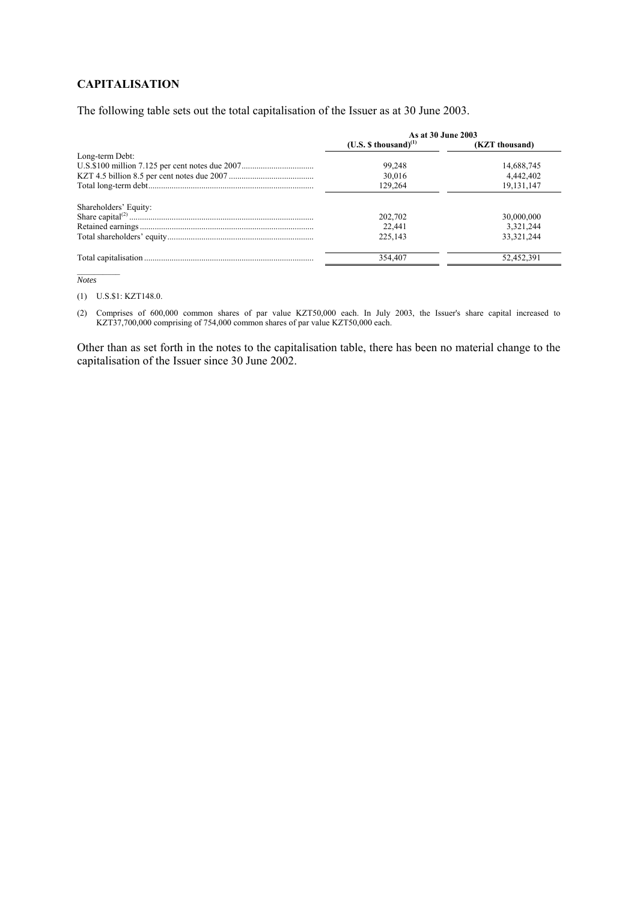## CAPITALISATION

The following table sets out the total capitalisation of the Issuer as at 30 June 2003.

| | As at 30 June 2003 | |
|---|---|---|
| | (U.S. $ thousand)[1] | (KZT thousand) |
| Long-term Debt: | | |
| U.S.$100 million 7.125 per cent notes due 2007 | 99,248 | 14,688,745 |
| KZT 4.5 billion 8.5 per cent notes due 2007 | 30,016 | 4,442,402 |
| Total long-term debt | 129,264 | 19,131,147 |
| Shareholders' Equity: | | |
| Share capital[2] | 202,702 | 30,000,000 |
| Retained earnings | 22,441 | 3,321,244 |
| Total shareholders' equity | 225,143 | 33,321,244 |
| Total capitalisation | 354,407 | 52,452,391 |

*Notes*

(1) U.S.$1: KZT148.0.

(2) Comprises of 600,000 common shares of par value KZT50,000 each. In July 2003, the Issuer's share capital increased to KZT37,700,000 comprising of 754,000 common shares of par value KZT50,000 each.

Other than as set forth in the notes to the capitalisation table, there has been no material change to the capitalisation of the Issuer since 30 June 2002.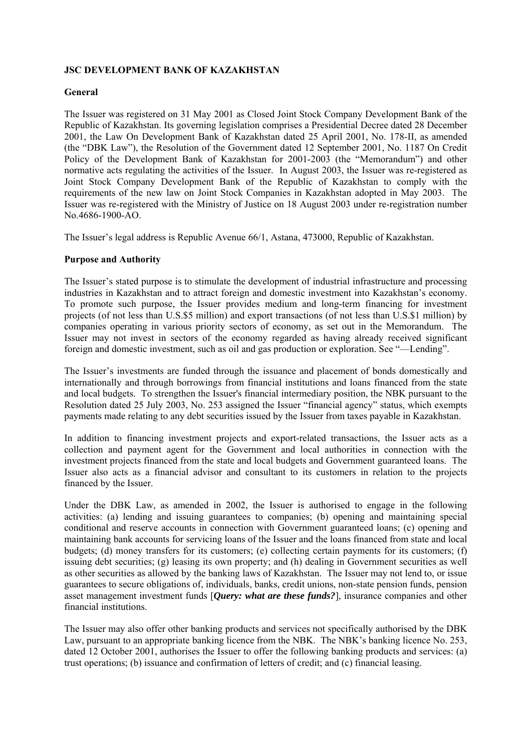**JSC DEVELOPMENT BANK OF KAZAKHSTAN**

**General**

The Issuer was registered on 31 May 2001 as Closed Joint Stock Company Development Bank of the Republic of Kazakhstan. Its governing legislation comprises a Presidential Decree dated 28 December 2001, the Law On Development Bank of Kazakhstan dated 25 April 2001, No. 178-II, as amended (the "DBK Law"), the Resolution of the Government dated 12 September 2001, No. 1187 On Credit Policy of the Development Bank of Kazakhstan for 2001-2003 (the "Memorandum") and other normative acts regulating the activities of the Issuer. In August 2003, the Issuer was re-registered as Joint Stock Company Development Bank of the Republic of Kazakhstan to comply with the requirements of the new law on Joint Stock Companies in Kazakhstan adopted in May 2003. The Issuer was re-registered with the Ministry of Justice on 18 August 2003 under re-registration number No.4686-1900-AO.

The Issuer's legal address is Republic Avenue 66/1, Astana, 473000, Republic of Kazakhstan.

**Purpose and Authority**

The Issuer's stated purpose is to stimulate the development of industrial infrastructure and processing industries in Kazakhstan and to attract foreign and domestic investment into Kazakhstan's economy. To promote such purpose, the Issuer provides medium and long-term financing for investment projects (of not less than U.S.$5 million) and export transactions (of not less than U.S.$1 million) by companies operating in various priority sectors of economy, as set out in the Memorandum. The Issuer may not invest in sectors of the economy regarded as having already received significant foreign and domestic investment, such as oil and gas production or exploration. See "—Lending".

The Issuer's investments are funded through the issuance and placement of bonds domestically and internationally and through borrowings from financial institutions and loans financed from the state and local budgets. To strengthen the Issuer's financial intermediary position, the NBK pursuant to the Resolution dated 25 July 2003, No. 253 assigned the Issuer "financial agency" status, which exempts payments made relating to any debt securities issued by the Issuer from taxes payable in Kazakhstan.

In addition to financing investment projects and export-related transactions, the Issuer acts as a collection and payment agent for the Government and local authorities in connection with the investment projects financed from the state and local budgets and Government guaranteed loans. The Issuer also acts as a financial advisor and consultant to its customers in relation to the projects financed by the Issuer.

Under the DBK Law, as amended in 2002, the Issuer is authorised to engage in the following activities: (a) lending and issuing guarantees to companies; (b) opening and maintaining special conditional and reserve accounts in connection with Government guaranteed loans; (c) opening and maintaining bank accounts for servicing loans of the Issuer and the loans financed from state and local budgets; (d) money transfers for its customers; (e) collecting certain payments for its customers; (f) issuing debt securities; (g) leasing its own property; and (h) dealing in Government securities as well as other securities as allowed by the banking laws of Kazakhstan. The Issuer may not lend to, or issue guarantees to secure obligations of, individuals, banks, credit unions, non-state pension funds, pension asset management investment funds [***Query: what are these funds?***], insurance companies and other financial institutions.

The Issuer may also offer other banking products and services not specifically authorised by the DBK Law, pursuant to an appropriate banking licence from the NBK. The NBK's banking licence No. 253, dated 12 October 2001, authorises the Issuer to offer the following banking products and services: (a) trust operations; (b) issuance and confirmation of letters of credit; and (c) financial leasing.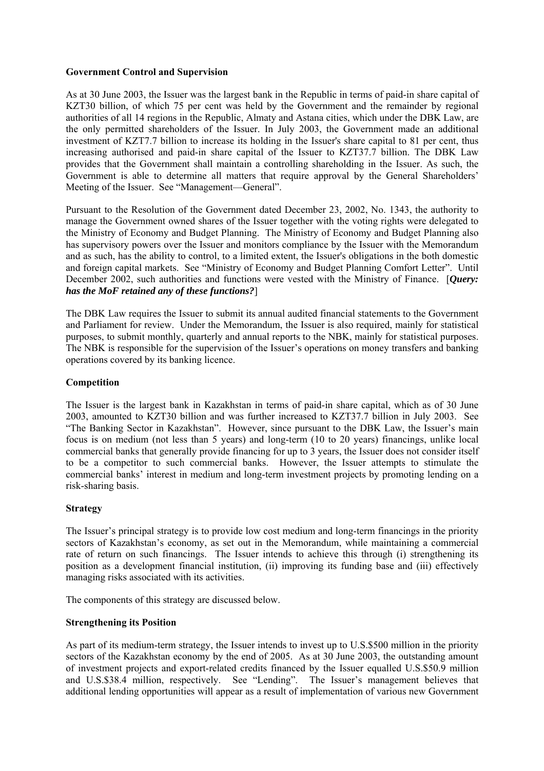**Government Control and Supervision**

As at 30 June 2003, the Issuer was the largest bank in the Republic in terms of paid-in share capital of KZT30 billion, of which 75 per cent was held by the Government and the remainder by regional authorities of all 14 regions in the Republic, Almaty and Astana cities, which under the DBK Law, are the only permitted shareholders of the Issuer. In July 2003, the Government made an additional investment of KZT7.7 billion to increase its holding in the Issuer's share capital to 81 per cent, thus increasing authorised and paid-in share capital of the Issuer to KZT37.7 billion. The DBK Law provides that the Government shall maintain a controlling shareholding in the Issuer. As such, the Government is able to determine all matters that require approval by the General Shareholders' Meeting of the Issuer. See "Management—General".

Pursuant to the Resolution of the Government dated December 23, 2002, No. 1343, the authority to manage the Government owned shares of the Issuer together with the voting rights were delegated to the Ministry of Economy and Budget Planning. The Ministry of Economy and Budget Planning also has supervisory powers over the Issuer and monitors compliance by the Issuer with the Memorandum and as such, has the ability to control, to a limited extent, the Issuer's obligations in the both domestic and foreign capital markets. See "Ministry of Economy and Budget Planning Comfort Letter". Until December 2002, such authorities and functions were vested with the Ministry of Finance. [***Query: has the MoF retained any of these functions?***]

The DBK Law requires the Issuer to submit its annual audited financial statements to the Government and Parliament for review. Under the Memorandum, the Issuer is also required, mainly for statistical purposes, to submit monthly, quarterly and annual reports to the NBK, mainly for statistical purposes. The NBK is responsible for the supervision of the Issuer's operations on money transfers and banking operations covered by its banking licence.

**Competition**

The Issuer is the largest bank in Kazakhstan in terms of paid-in share capital, which as of 30 June 2003, amounted to KZT30 billion and was further increased to KZT37.7 billion in July 2003. See "The Banking Sector in Kazakhstan". However, since pursuant to the DBK Law, the Issuer's main focus is on medium (not less than 5 years) and long-term (10 to 20 years) financings, unlike local commercial banks that generally provide financing for up to 3 years, the Issuer does not consider itself to be a competitor to such commercial banks. However, the Issuer attempts to stimulate the commercial banks' interest in medium and long-term investment projects by promoting lending on a risk-sharing basis.

**Strategy**

The Issuer's principal strategy is to provide low cost medium and long-term financings in the priority sectors of Kazakhstan's economy, as set out in the Memorandum, while maintaining a commercial rate of return on such financings. The Issuer intends to achieve this through (i) strengthening its position as a development financial institution, (ii) improving its funding base and (iii) effectively managing risks associated with its activities.

The components of this strategy are discussed below.

**Strengthening its Position**

As part of its medium-term strategy, the Issuer intends to invest up to U.S.$500 million in the priority sectors of the Kazakhstan economy by the end of 2005. As at 30 June 2003, the outstanding amount of investment projects and export-related credits financed by the Issuer equalled U.S.$50.9 million and U.S.$38.4 million, respectively. See "Lending". The Issuer's management believes that additional lending opportunities will appear as a result of implementation of various new Government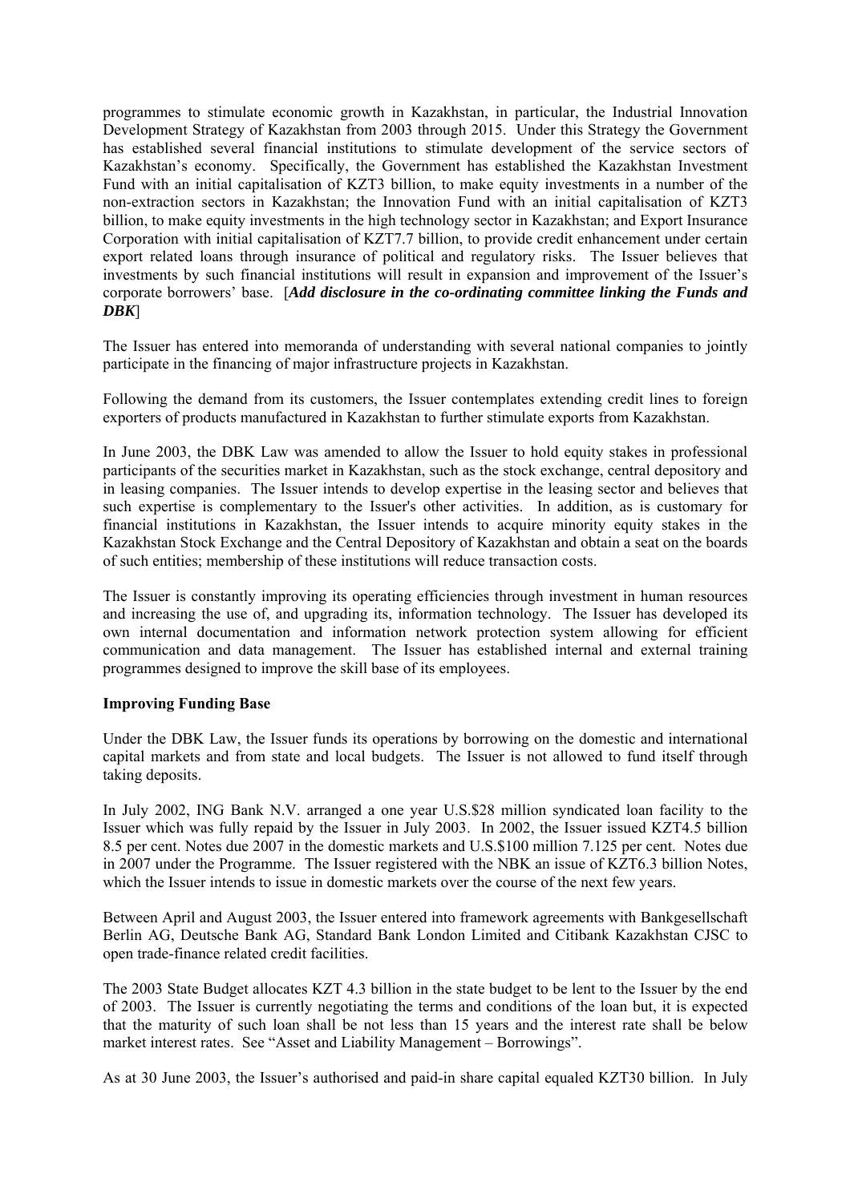programmes to stimulate economic growth in Kazakhstan, in particular, the Industrial Innovation Development Strategy of Kazakhstan from 2003 through 2015. Under this Strategy the Government has established several financial institutions to stimulate development of the service sectors of Kazakhstan's economy. Specifically, the Government has established the Kazakhstan Investment Fund with an initial capitalisation of KZT3 billion, to make equity investments in a number of the non-extraction sectors in Kazakhstan; the Innovation Fund with an initial capitalisation of KZT3 billion, to make equity investments in the high technology sector in Kazakhstan; and Export Insurance Corporation with initial capitalisation of KZT7.7 billion, to provide credit enhancement under certain export related loans through insurance of political and regulatory risks. The Issuer believes that investments by such financial institutions will result in expansion and improvement of the Issuer's corporate borrowers' base. [***Add disclosure in the co-ordinating committee linking the Funds and DBK***]

The Issuer has entered into memoranda of understanding with several national companies to jointly participate in the financing of major infrastructure projects in Kazakhstan.

Following the demand from its customers, the Issuer contemplates extending credit lines to foreign exporters of products manufactured in Kazakhstan to further stimulate exports from Kazakhstan.

In June 2003, the DBK Law was amended to allow the Issuer to hold equity stakes in professional participants of the securities market in Kazakhstan, such as the stock exchange, central depository and in leasing companies. The Issuer intends to develop expertise in the leasing sector and believes that such expertise is complementary to the Issuer's other activities. In addition, as is customary for financial institutions in Kazakhstan, the Issuer intends to acquire minority equity stakes in the Kazakhstan Stock Exchange and the Central Depository of Kazakhstan and obtain a seat on the boards of such entities; membership of these institutions will reduce transaction costs.

The Issuer is constantly improving its operating efficiencies through investment in human resources and increasing the use of, and upgrading its, information technology. The Issuer has developed its own internal documentation and information network protection system allowing for efficient communication and data management. The Issuer has established internal and external training programmes designed to improve the skill base of its employees.

**Improving Funding Base**

Under the DBK Law, the Issuer funds its operations by borrowing on the domestic and international capital markets and from state and local budgets. The Issuer is not allowed to fund itself through taking deposits.

In July 2002, ING Bank N.V. arranged a one year U.S.$28 million syndicated loan facility to the Issuer which was fully repaid by the Issuer in July 2003. In 2002, the Issuer issued KZT4.5 billion 8.5 per cent. Notes due 2007 in the domestic markets and U.S.$100 million 7.125 per cent. Notes due in 2007 under the Programme. The Issuer registered with the NBK an issue of KZT6.3 billion Notes, which the Issuer intends to issue in domestic markets over the course of the next few years.

Between April and August 2003, the Issuer entered into framework agreements with Bankgesellschaft Berlin AG, Deutsche Bank AG, Standard Bank London Limited and Citibank Kazakhstan CJSC to open trade-finance related credit facilities.

The 2003 State Budget allocates KZT 4.3 billion in the state budget to be lent to the Issuer by the end of 2003. The Issuer is currently negotiating the terms and conditions of the loan but, it is expected that the maturity of such loan shall be not less than 15 years and the interest rate shall be below market interest rates. See "Asset and Liability Management – Borrowings".

As at 30 June 2003, the Issuer's authorised and paid-in share capital equaled KZT30 billion. In July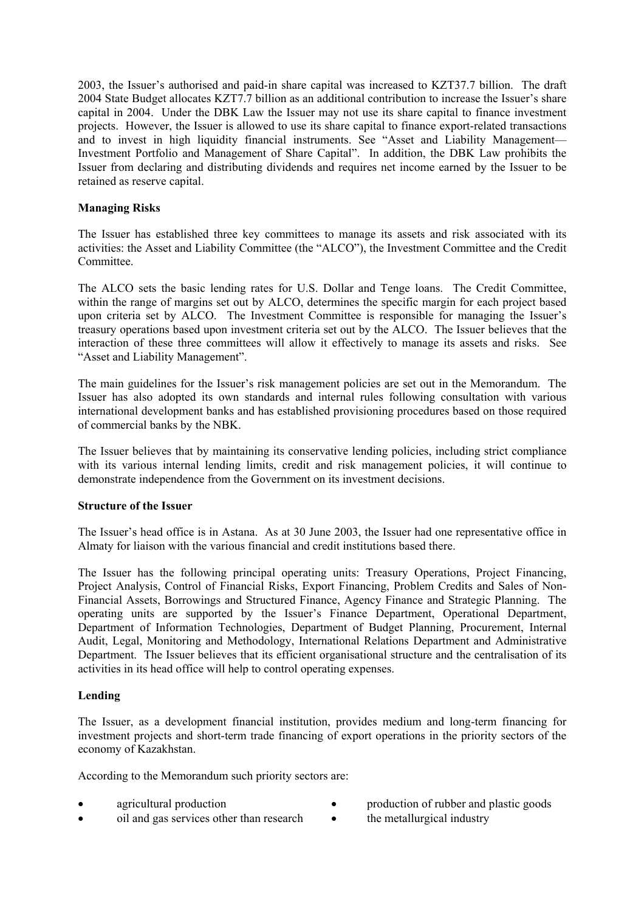2003, the Issuer's authorised and paid-in share capital was increased to KZT37.7 billion. The draft 2004 State Budget allocates KZT7.7 billion as an additional contribution to increase the Issuer's share capital in 2004. Under the DBK Law the Issuer may not use its share capital to finance investment projects. However, the Issuer is allowed to use its share capital to finance export-related transactions and to invest in high liquidity financial instruments. See "Asset and Liability Management—Investment Portfolio and Management of Share Capital". In addition, the DBK Law prohibits the Issuer from declaring and distributing dividends and requires net income earned by the Issuer to be retained as reserve capital.

**Managing Risks**

The Issuer has established three key committees to manage its assets and risk associated with its activities: the Asset and Liability Committee (the "ALCO"), the Investment Committee and the Credit Committee.

The ALCO sets the basic lending rates for U.S. Dollar and Tenge loans. The Credit Committee, within the range of margins set out by ALCO, determines the specific margin for each project based upon criteria set by ALCO. The Investment Committee is responsible for managing the Issuer's treasury operations based upon investment criteria set out by the ALCO. The Issuer believes that the interaction of these three committees will allow it effectively to manage its assets and risks. See "Asset and Liability Management".

The main guidelines for the Issuer's risk management policies are set out in the Memorandum. The Issuer has also adopted its own standards and internal rules following consultation with various international development banks and has established provisioning procedures based on those required of commercial banks by the NBK.

The Issuer believes that by maintaining its conservative lending policies, including strict compliance with its various internal lending limits, credit and risk management policies, it will continue to demonstrate independence from the Government on its investment decisions.

**Structure of the Issuer**

The Issuer's head office is in Astana. As at 30 June 2003, the Issuer had one representative office in Almaty for liaison with the various financial and credit institutions based there.

The Issuer has the following principal operating units: Treasury Operations, Project Financing, Project Analysis, Control of Financial Risks, Export Financing, Problem Credits and Sales of Non-Financial Assets, Borrowings and Structured Finance, Agency Finance and Strategic Planning. The operating units are supported by the Issuer's Finance Department, Operational Department, Department of Information Technologies, Department of Budget Planning, Procurement, Internal Audit, Legal, Monitoring and Methodology, International Relations Department and Administrative Department. The Issuer believes that its efficient organisational structure and the centralisation of its activities in its head office will help to control operating expenses.

**Lending**

The Issuer, as a development financial institution, provides medium and long-term financing for investment projects and short-term trade financing of export operations in the priority sectors of the economy of Kazakhstan.

According to the Memorandum such priority sectors are:

- agricultural production
- oil and gas services other than research
- production of rubber and plastic goods
- the metallurgical industry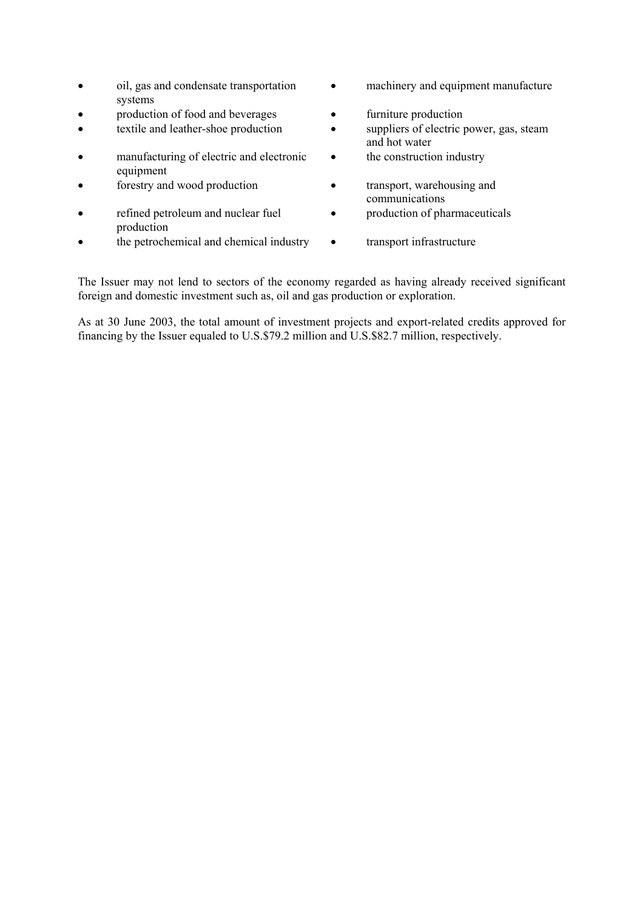- oil, gas and condensate transportation systems
- production of food and beverages
- textile and leather-shoe production
- manufacturing of electric and electronic equipment
- forestry and wood production
- refined petroleum and nuclear fuel production
- the petrochemical and chemical industry
- machinery and equipment manufacture
- furniture production
- suppliers of electric power, gas, steam and hot water
- the construction industry
- transport, warehousing and communications
- production of pharmaceuticals
- transport infrastructure

The Issuer may not lend to sectors of the economy regarded as having already received significant foreign and domestic investment such as, oil and gas production or exploration.

As at 30 June 2003, the total amount of investment projects and export-related credits approved for financing by the Issuer equaled to U.S.$79.2 million and U.S.$82.7 million, respectively.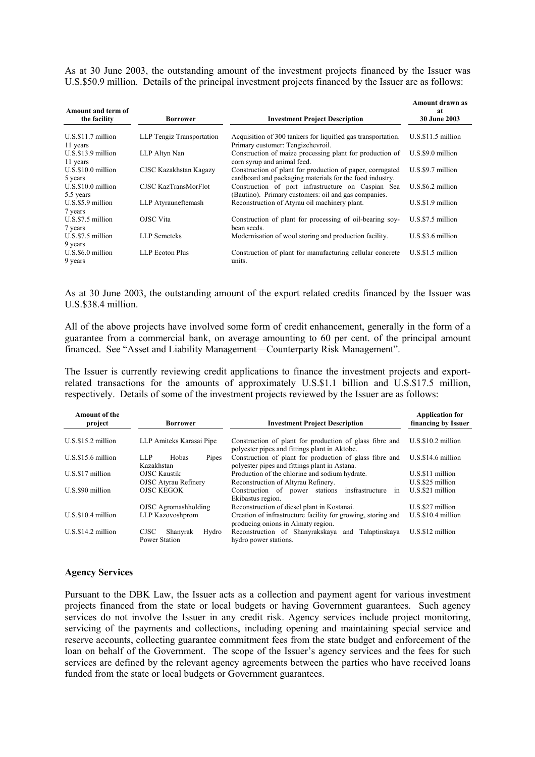As at 30 June 2003, the outstanding amount of the investment projects financed by the Issuer was U.S.$50.9 million. Details of the principal investment projects financed by the Issuer are as follows:

| Amount and term of the facility | Borrower | Investment Project Description | Amount drawn as at 30 June 2003 |
|---|---|---|---|
| U.S.$11.7 million 11 years | LLP Tengiz Transportation | Acquisition of 300 tankers for liquified gas transportation. Primary customer: Tengizchevroil. | U.S.$11.5 million |
| U.S.$13.9 million 11 years | LLP Altyn Nan | Construction of maize processing plant for production of corn syrup and animal feed. | U.S.$9.0 million |
| U.S.$10.0 million 5 years | CJSC Kazakhstan Kagazy | Construction of plant for production of paper, corrugated cardboard and packaging materials for the food industry. | U.S.$9.7 million |
| U.S.$10.0 million 5.5 years | CJSC KazTransMorFlot | Construction of port infrastructure on Caspian Sea (Bautino). Primary customers: oil and gas companies. | U.S.$6.2 million |
| U.S.$5.9 million 7 years | LLP Atyrauneftemash | Reconstruction of Atyrau oil machinery plant. | U.S.$1.9 million |
| U.S.$7.5 million 7 years | OJSC Vita | Construction of plant for processing of oil-bearing soy-bean seeds. | U.S.$7.5 million |
| U.S.$7.5 million 9 years | LLP Semeteks | Modernisation of wool storing and production facility. | U.S.$3.6 million |
| U.S.$6.0 million 9 years | LLP Ecoton Plus | Construction of plant for manufacturing cellular concrete units. | U.S.$1.5 million |

As at 30 June 2003, the outstanding amount of the export related credits financed by the Issuer was U.S.$38.4 million.

All of the above projects have involved some form of credit enhancement, generally in the form of a guarantee from a commercial bank, on average amounting to 60 per cent. of the principal amount financed. See "Asset and Liability Management—Counterparty Risk Management".

The Issuer is currently reviewing credit applications to finance the investment projects and export-related transactions for the amounts of approximately U.S.$1.1 billion and U.S.$17.5 million, respectively. Details of some of the investment projects reviewed by the Issuer are as follows:

| Amount of the project | Borrower | Investment Project Description | Application for financing by Issuer |
|---|---|---|---|
| U.S.$15.2 million | LLP Amiteks Karasai Pipe | Construction of plant for production of glass fibre and polyester pipes and fittings plant in Aktobe. | U.S.$10.2 million |
| U.S.$15.6 million | LLP Hobas Pipes Kazakhstan | Construction of plant for production of glass fibre and polyester pipes and fittings plant in Astana. | U.S.$14.6 million |
| U.S.$17 million | OJSC Kaustik | Production of the chlorine and sodium hydrate. | U.S.$11 million |
| | OJSC Atyrau Refinery | Reconstruction of Altyrau Refinery. | U.S.$25 million |
| U.S.$90 million | OJSC KEGOK | Construction of power stations insfrastructure in Ekibastus region. | U.S.$21 million |
| | OJSC Agromashholding | Reconstruction of diesel plant in Kostanai. | U.S.$27 million |
| U.S.$10.4 million | LLP Kazovoshprom | Creation of infrastructure facility for growing, storing and producing onions in Almaty region. | U.S.$10.4 million |
| U.S.$14.2 million | CJSC Shanyrak Hydro Power Station | Reconstruction of Shanyrakskaya and Talaptinskaya hydro power stations. | U.S.$12 million |

**Agency Services**

Pursuant to the DBK Law, the Issuer acts as a collection and payment agent for various investment projects financed from the state or local budgets or having Government guarantees. Such agency services do not involve the Issuer in any credit risk. Agency services include project monitoring, servicing of the payments and collections, including opening and maintaining special service and reserve accounts, collecting guarantee commitment fees from the state budget and enforcement of the loan on behalf of the Government. The scope of the Issuer's agency services and the fees for such services are defined by the relevant agency agreements between the parties who have received loans funded from the state or local budgets or Government guarantees.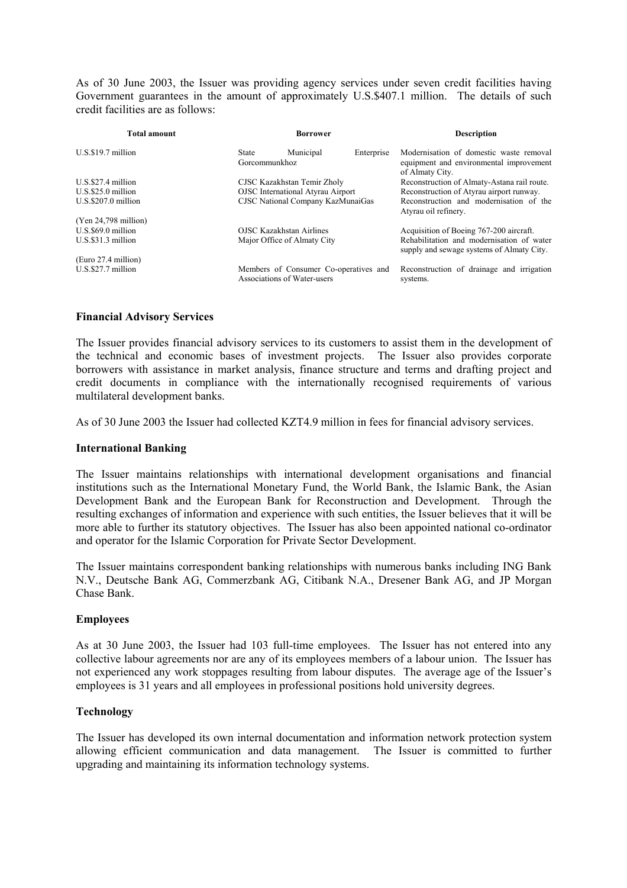As of 30 June 2003, the Issuer was providing agency services under seven credit facilities having Government guarantees in the amount of approximately U.S.$407.1 million. The details of such credit facilities are as follows:

| Total amount | Borrower | Description |
|---|---|---|
| U.S.$19.7 million | State Municipal Enterprise Gorcommunkhoz | Modernisation of domestic waste removal equipment and environmental improvement of Almaty City. |
| U.S.$27.4 million | CJSC Kazakhstan Temir Zholy | Reconstruction of Almaty-Astana rail route. |
| U.S.$25.0 million | OJSC International Atyrau Airport | Reconstruction of Atyrau airport runway. |
| U.S.$207.0 million (Yen 24,798 million) | CJSC National Company KazMunaiGas | Reconstruction and modernisation of the Atyrau oil refinery. |
| U.S.$69.0 million | OJSC Kazakhstan Airlines | Acquisition of Boeing 767-200 aircraft. |
| U.S.$31.3 million (Euro 27.4 million) | Major Office of Almaty City | Rehabilitation and modernisation of water supply and sewage systems of Almaty City. |
| U.S.$27.7 million | Members of Consumer Co-operatives and Associations of Water-users | Reconstruction of drainage and irrigation systems. |

**Financial Advisory Services**

The Issuer provides financial advisory services to its customers to assist them in the development of the technical and economic bases of investment projects. The Issuer also provides corporate borrowers with assistance in market analysis, finance structure and terms and drafting project and credit documents in compliance with the internationally recognised requirements of various multilateral development banks.

As of 30 June 2003 the Issuer had collected KZT4.9 million in fees for financial advisory services.

**International Banking**

The Issuer maintains relationships with international development organisations and financial institutions such as the International Monetary Fund, the World Bank, the Islamic Bank, the Asian Development Bank and the European Bank for Reconstruction and Development. Through the resulting exchanges of information and experience with such entities, the Issuer believes that it will be more able to further its statutory objectives. The Issuer has also been appointed national co-ordinator and operator for the Islamic Corporation for Private Sector Development.

The Issuer maintains correspondent banking relationships with numerous banks including ING Bank N.V., Deutsche Bank AG, Commerzbank AG, Citibank N.A., Dresener Bank AG, and JP Morgan Chase Bank.

**Employees**

As at 30 June 2003, the Issuer had 103 full-time employees. The Issuer has not entered into any collective labour agreements nor are any of its employees members of a labour union. The Issuer has not experienced any work stoppages resulting from labour disputes. The average age of the Issuer's employees is 31 years and all employees in professional positions hold university degrees.

**Technology**

The Issuer has developed its own internal documentation and information network protection system allowing efficient communication and data management. The Issuer is committed to further upgrading and maintaining its information technology systems.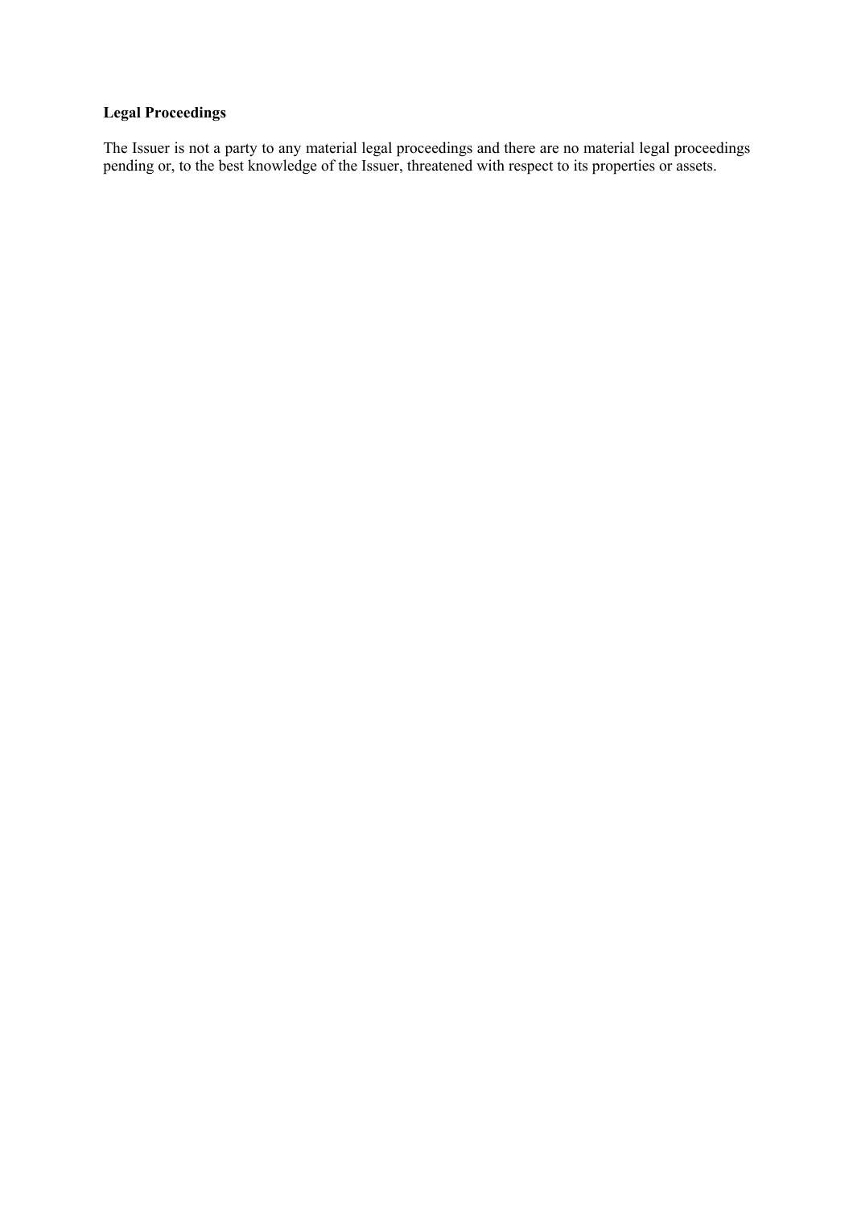**Legal Proceedings**

The Issuer is not a party to any material legal proceedings and there are no material legal proceedings pending or, to the best knowledge of the Issuer, threatened with respect to its properties or assets.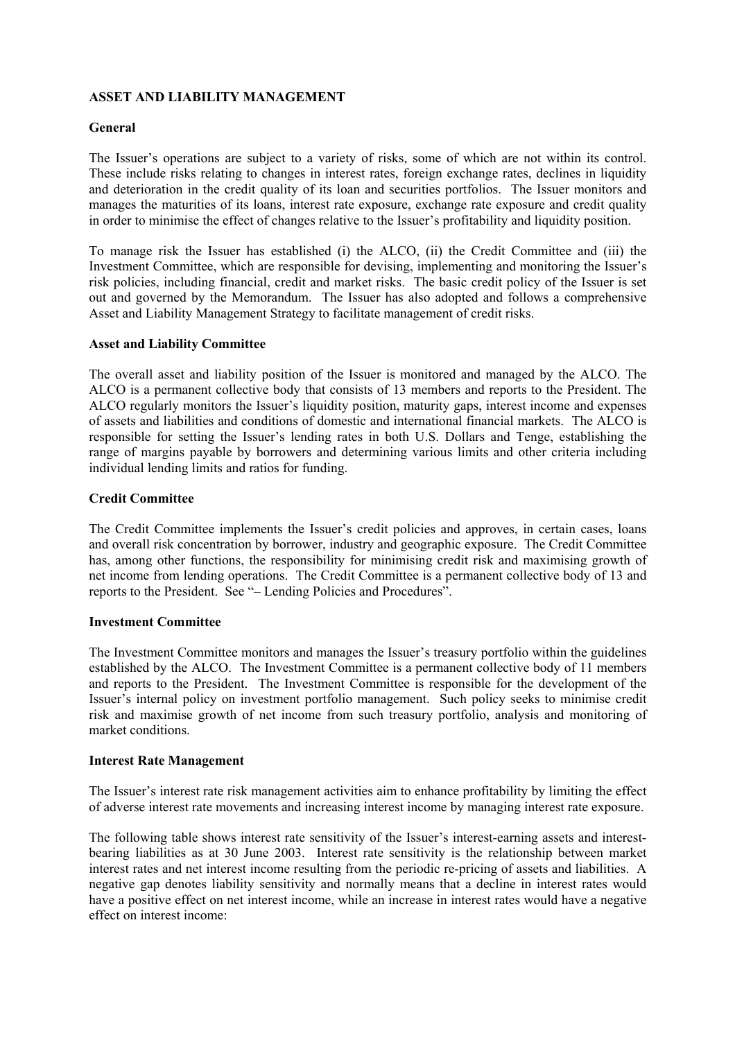## ASSET AND LIABILITY MANAGEMENT

### General

The Issuer's operations are subject to a variety of risks, some of which are not within its control. These include risks relating to changes in interest rates, foreign exchange rates, declines in liquidity and deterioration in the credit quality of its loan and securities portfolios. The Issuer monitors and manages the maturities of its loans, interest rate exposure, exchange rate exposure and credit quality in order to minimise the effect of changes relative to the Issuer's profitability and liquidity position.

To manage risk the Issuer has established (i) the ALCO, (ii) the Credit Committee and (iii) the Investment Committee, which are responsible for devising, implementing and monitoring the Issuer's risk policies, including financial, credit and market risks. The basic credit policy of the Issuer is set out and governed by the Memorandum. The Issuer has also adopted and follows a comprehensive Asset and Liability Management Strategy to facilitate management of credit risks.

### Asset and Liability Committee

The overall asset and liability position of the Issuer is monitored and managed by the ALCO. The ALCO is a permanent collective body that consists of 13 members and reports to the President. The ALCO regularly monitors the Issuer's liquidity position, maturity gaps, interest income and expenses of assets and liabilities and conditions of domestic and international financial markets. The ALCO is responsible for setting the Issuer's lending rates in both U.S. Dollars and Tenge, establishing the range of margins payable by borrowers and determining various limits and other criteria including individual lending limits and ratios for funding.

### Credit Committee

The Credit Committee implements the Issuer's credit policies and approves, in certain cases, loans and overall risk concentration by borrower, industry and geographic exposure. The Credit Committee has, among other functions, the responsibility for minimising credit risk and maximising growth of net income from lending operations. The Credit Committee is a permanent collective body of 13 and reports to the President. See "– Lending Policies and Procedures".

### Investment Committee

The Investment Committee monitors and manages the Issuer's treasury portfolio within the guidelines established by the ALCO. The Investment Committee is a permanent collective body of 11 members and reports to the President. The Investment Committee is responsible for the development of the Issuer's internal policy on investment portfolio management. Such policy seeks to minimise credit risk and maximise growth of net income from such treasury portfolio, analysis and monitoring of market conditions.

### Interest Rate Management

The Issuer's interest rate risk management activities aim to enhance profitability by limiting the effect of adverse interest rate movements and increasing interest income by managing interest rate exposure.

The following table shows interest rate sensitivity of the Issuer's interest-earning assets and interest-bearing liabilities as at 30 June 2003. Interest rate sensitivity is the relationship between market interest rates and net interest income resulting from the periodic re-pricing of assets and liabilities. A negative gap denotes liability sensitivity and normally means that a decline in interest rates would have a positive effect on net interest income, while an increase in interest rates would have a negative effect on interest income: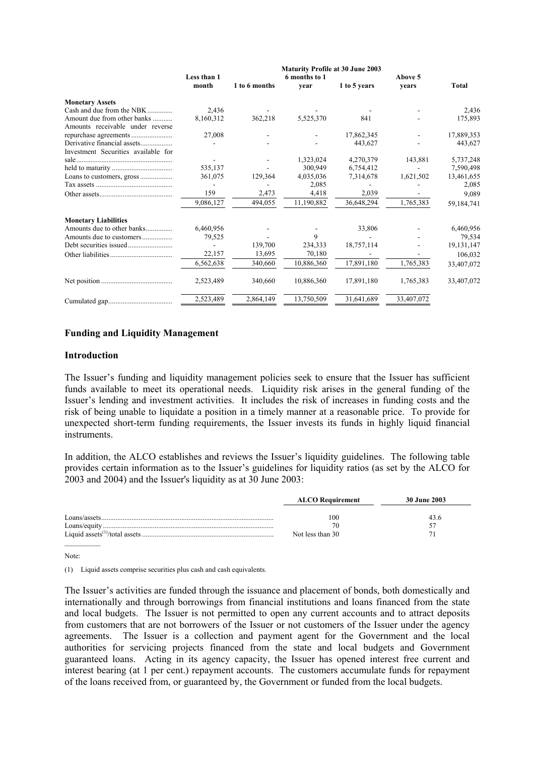| | Maturity Profile at 30 June 2003 | | | | | |
|---|---|---|---|---|---|---|
| | Less than 1 month | 1 to 6 months | 6 months to 1 year | 1 to 5 years | Above 5 years | Total |
| **Monetary Assets** | | | | | | |
| Cash and due from the NBK | 2,436 | - | - | - | - | 2,436 |
| Amount due from other banks | 8,160,312 | 362,218 | 5,525,370 | 841 | - | 175,893 |
| Amounts receivable under reverse repurchase agreements | 27,008 | - | - | 17,862,345 | - | 17,889,353 |
| Derivative financial assets | - | - | - | 443,627 | - | 443,627 |
| Investment Securities available for sale | - | - | 1,323,024 | 4,270,379 | 143,881 | 5,737,248 |
| held to maturity | 535,137 | - | 300,949 | 6,754,412 | - | 7,590,498 |
| Loans to customers, gross | 361,075 | 129,364 | 4,035,036 | 7,314,678 | 1,621,502 | 13,461,655 |
| Tax assets | - | - | 2,085 | - | - | 2,085 |
| Other assets | 159 | 2,473 | 4,418 | 2,039 | - | 9,089 |
| | 9,086,127 | 494,055 | 11,190,882 | 36,648,294 | 1,765,383 | 59,184,741 |
| **Monetary Liabilities** | | | | | | |
| Amounts due to other banks | 6,460,956 | - | - | 33,806 | - | 6,460,956 |
| Amounts due to customers | 79,525 | - | 9 | - | - | 79,534 |
| Debt securities issued | - | 139,700 | 234,333 | 18,757,114 | - | 19,131,147 |
| Other liabilities | 22,157 | 13,695 | 70,180 | - | - | 106,032 |
| | 6,562,638 | 340,660 | 10,886,360 | 17,891,180 | 1,765,383 | 33,407,072 |
| Net position | 2,523,489 | 340,660 | 10,886,360 | 17,891,180 | 1,765,383 | 33,407,072 |
| Cumulated gap | 2,523,489 | 2,864,149 | 13,750,509 | 31,641,689 | 33,407,072 | |

## Funding and Liquidity Management

### Introduction

The Issuer's funding and liquidity management policies seek to ensure that the Issuer has sufficient funds available to meet its operational needs. Liquidity risk arises in the general funding of the Issuer's lending and investment activities. It includes the risk of increases in funding costs and the risk of being unable to liquidate a position in a timely manner at a reasonable price. To provide for unexpected short-term funding requirements, the Issuer invests its funds in highly liquid financial instruments.

In addition, the ALCO establishes and reviews the Issuer's liquidity guidelines. The following table provides certain information as to the Issuer's guidelines for liquidity ratios (as set by the ALCO for 2003 and 2004) and the Issuer's liquidity as at 30 June 2003:

| | ALCO Requirement | 30 June 2003 |
|---|---|---|
| Loans/assets | 100 | 43.6 |
| Loans/equity | 70 | 57 |
| Liquid assets[(1)]/total assets | Not less than 30 | 71 |

Note:

(1) Liquid assets comprise securities plus cash and cash equivalents.

The Issuer's activities are funded through the issuance and placement of bonds, both domestically and internationally and through borrowings from financial institutions and loans financed from the state and local budgets. The Issuer is not permitted to open any current accounts and to attract deposits from customers that are not borrowers of the Issuer or not customers of the Issuer under the agency agreements. The Issuer is a collection and payment agent for the Government and the local authorities for servicing projects financed from the state and local budgets and Government guaranteed loans. Acting in its agency capacity, the Issuer has opened interest free current and interest bearing (at 1 per cent.) repayment accounts. The customers accumulate funds for repayment of the loans received from, or guaranteed by, the Government or funded from the local budgets.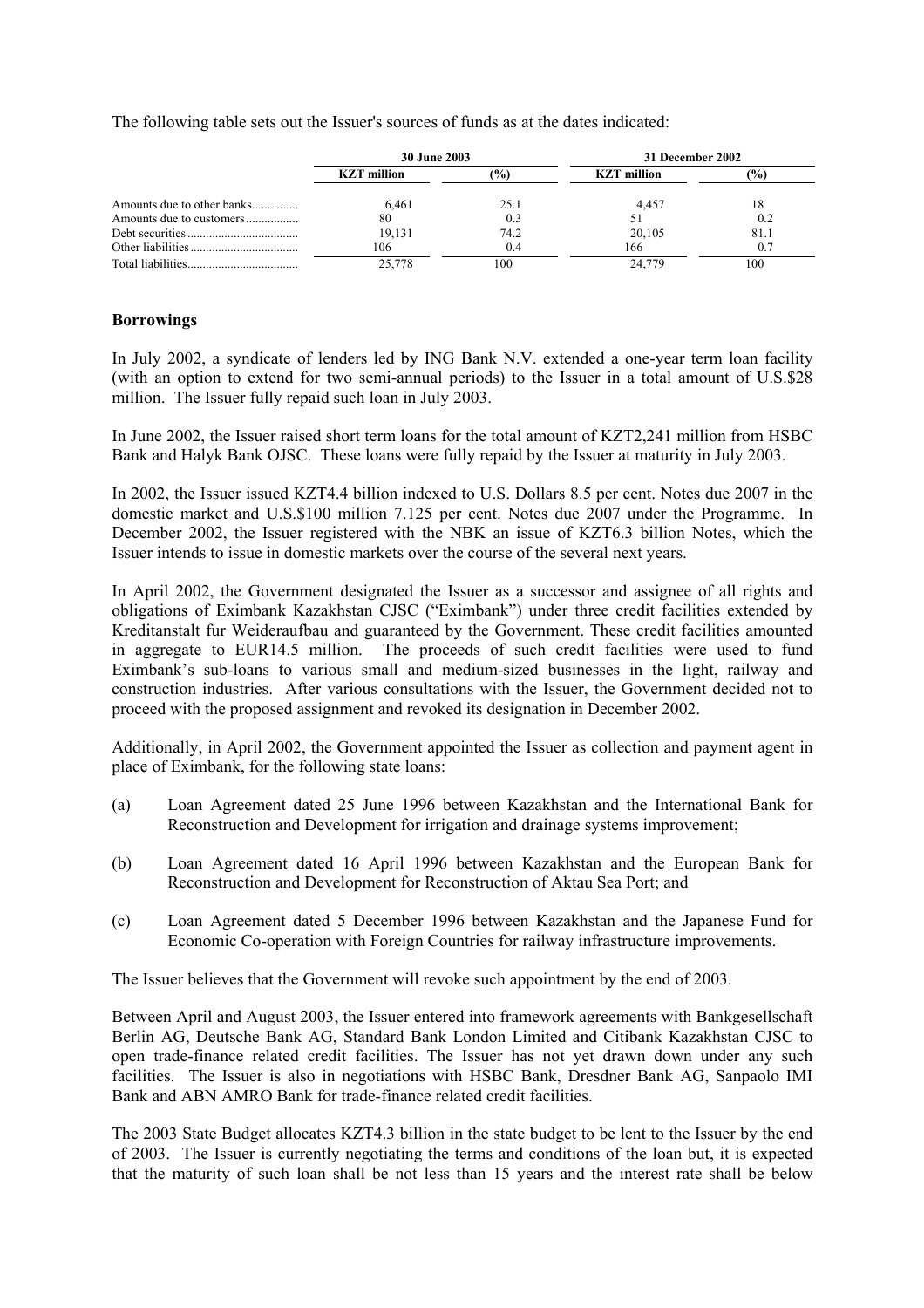The following table sets out the Issuer's sources of funds as at the dates indicated:

| | 30 June 2003 | | 31 December 2002 | |
|---|---|---|---|---|
| | KZT million | (%) | KZT million | (%) |
| Amounts due to other banks | 6,461 | 25.1 | 4,457 | 18 |
| Amounts due to customers | 80 | 0.3 | 51 | 0.2 |
| Debt securities | 19,131 | 74.2 | 20,105 | 81.1 |
| Other liabilities | 106 | 0.4 | 166 | 0.7 |
| Total liabilities | 25,778 | 100 | 24,779 | 100 |

## Borrowings

In July 2002, a syndicate of lenders led by ING Bank N.V. extended a one-year term loan facility (with an option to extend for two semi-annual periods) to the Issuer in a total amount of U.S.$28 million. The Issuer fully repaid such loan in July 2003.

In June 2002, the Issuer raised short term loans for the total amount of KZT2,241 million from HSBC Bank and Halyk Bank OJSC. These loans were fully repaid by the Issuer at maturity in July 2003.

In 2002, the Issuer issued KZT4.4 billion indexed to U.S. Dollars 8.5 per cent. Notes due 2007 in the domestic market and U.S.$100 million 7.125 per cent. Notes due 2007 under the Programme. In December 2002, the Issuer registered with the NBK an issue of KZT6.3 billion Notes, which the Issuer intends to issue in domestic markets over the course of the several next years.

In April 2002, the Government designated the Issuer as a successor and assignee of all rights and obligations of Eximbank Kazakhstan CJSC ("Eximbank") under three credit facilities extended by Kreditanstalt fur Weideraufbau and guaranteed by the Government. These credit facilities amounted in aggregate to EUR14.5 million. The proceeds of such credit facilities were used to fund Eximbank's sub-loans to various small and medium-sized businesses in the light, railway and construction industries. After various consultations with the Issuer, the Government decided not to proceed with the proposed assignment and revoked its designation in December 2002.

Additionally, in April 2002, the Government appointed the Issuer as collection and payment agent in place of Eximbank, for the following state loans:

(a) Loan Agreement dated 25 June 1996 between Kazakhstan and the International Bank for Reconstruction and Development for irrigation and drainage systems improvement;

(b) Loan Agreement dated 16 April 1996 between Kazakhstan and the European Bank for Reconstruction and Development for Reconstruction of Aktau Sea Port; and

(c) Loan Agreement dated 5 December 1996 between Kazakhstan and the Japanese Fund for Economic Co-operation with Foreign Countries for railway infrastructure improvements.

The Issuer believes that the Government will revoke such appointment by the end of 2003.

Between April and August 2003, the Issuer entered into framework agreements with Bankgesellschaft Berlin AG, Deutsche Bank AG, Standard Bank London Limited and Citibank Kazakhstan CJSC to open trade-finance related credit facilities. The Issuer has not yet drawn down under any such facilities. The Issuer is also in negotiations with HSBC Bank, Dresdner Bank AG, Sanpaolo IMI Bank and ABN AMRO Bank for trade-finance related credit facilities.

The 2003 State Budget allocates KZT4.3 billion in the state budget to be lent to the Issuer by the end of 2003. The Issuer is currently negotiating the terms and conditions of the loan but, it is expected that the maturity of such loan shall be not less than 15 years and the interest rate shall be below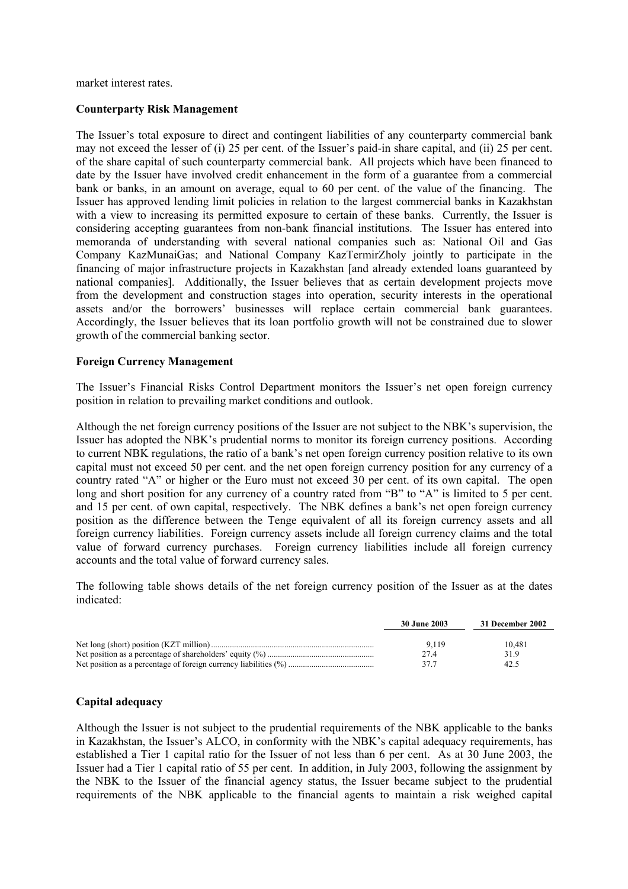market interest rates.

**Counterparty Risk Management**

The Issuer's total exposure to direct and contingent liabilities of any counterparty commercial bank may not exceed the lesser of (i) 25 per cent. of the Issuer's paid-in share capital, and (ii) 25 per cent. of the share capital of such counterparty commercial bank. All projects which have been financed to date by the Issuer have involved credit enhancement in the form of a guarantee from a commercial bank or banks, in an amount on average, equal to 60 per cent. of the value of the financing. The Issuer has approved lending limit policies in relation to the largest commercial banks in Kazakhstan with a view to increasing its permitted exposure to certain of these banks. Currently, the Issuer is considering accepting guarantees from non-bank financial institutions. The Issuer has entered into memoranda of understanding with several national companies such as: National Oil and Gas Company KazMunaiGas; and National Company KazTermirZholy jointly to participate in the financing of major infrastructure projects in Kazakhstan [and already extended loans guaranteed by national companies]. Additionally, the Issuer believes that as certain development projects move from the development and construction stages into operation, security interests in the operational assets and/or the borrowers' businesses will replace certain commercial bank guarantees. Accordingly, the Issuer believes that its loan portfolio growth will not be constrained due to slower growth of the commercial banking sector.

**Foreign Currency Management**

The Issuer's Financial Risks Control Department monitors the Issuer's net open foreign currency position in relation to prevailing market conditions and outlook.

Although the net foreign currency positions of the Issuer are not subject to the NBK's supervision, the Issuer has adopted the NBK's prudential norms to monitor its foreign currency positions. According to current NBK regulations, the ratio of a bank's net open foreign currency position relative to its own capital must not exceed 50 per cent. and the net open foreign currency position for any currency of a country rated "A" or higher or the Euro must not exceed 30 per cent. of its own capital. The open long and short position for any currency of a country rated from "B" to "A" is limited to 5 per cent. and 15 per cent. of own capital, respectively. The NBK defines a bank's net open foreign currency position as the difference between the Tenge equivalent of all its foreign currency assets and all foreign currency liabilities. Foreign currency assets include all foreign currency claims and the total value of forward currency purchases. Foreign currency liabilities include all foreign currency accounts and the total value of forward currency sales.

The following table shows details of the net foreign currency position of the Issuer as at the dates indicated:

| | 30 June 2003 | 31 December 2002 |
|---|---|---|
| Net long (short) position (KZT million) | 9,119 | 10,481 |
| Net position as a percentage of shareholders' equity (%) | 27.4 | 31.9 |
| Net position as a percentage of foreign currency liabilities (%) | 37.7 | 42.5 |

**Capital adequacy**

Although the Issuer is not subject to the prudential requirements of the NBK applicable to the banks in Kazakhstan, the Issuer's ALCO, in conformity with the NBK's capital adequacy requirements, has established a Tier 1 capital ratio for the Issuer of not less than 6 per cent. As at 30 June 2003, the Issuer had a Tier 1 capital ratio of 55 per cent. In addition, in July 2003, following the assignment by the NBK to the Issuer of the financial agency status, the Issuer became subject to the prudential requirements of the NBK applicable to the financial agents to maintain a risk weighed capital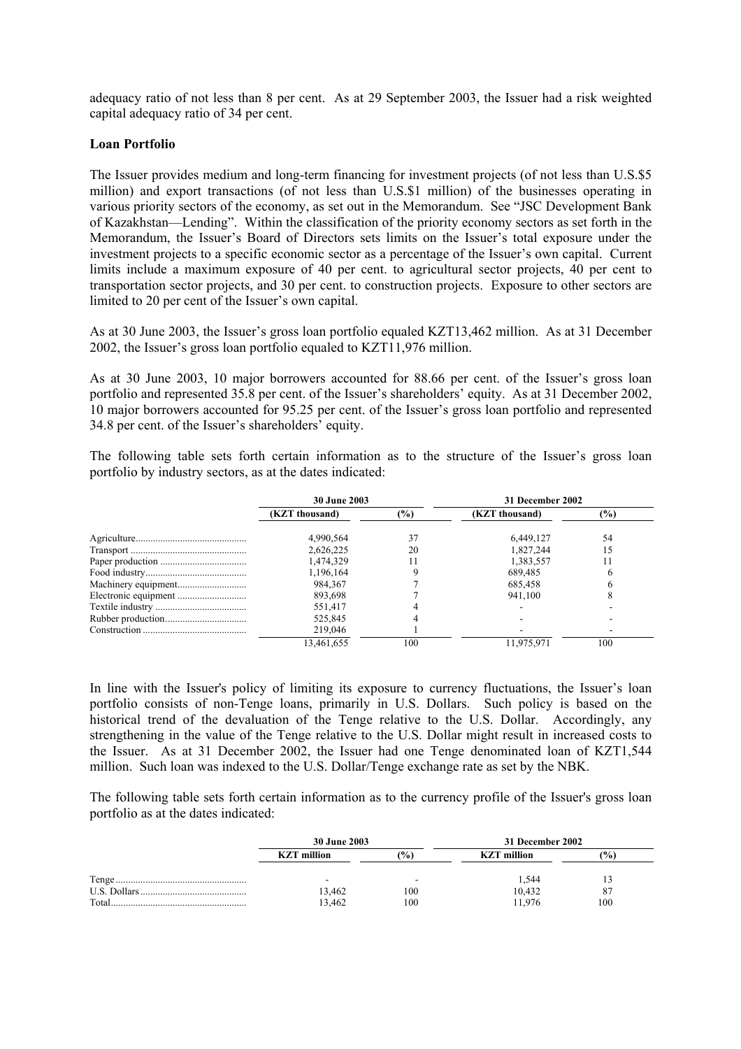adequacy ratio of not less than 8 per cent. As at 29 September 2003, the Issuer had a risk weighted capital adequacy ratio of 34 per cent.

**Loan Portfolio**

The Issuer provides medium and long-term financing for investment projects (of not less than U.S.$5 million) and export transactions (of not less than U.S.$1 million) of the businesses operating in various priority sectors of the economy, as set out in the Memorandum. See "JSC Development Bank of Kazakhstan—Lending". Within the classification of the priority economy sectors as set forth in the Memorandum, the Issuer's Board of Directors sets limits on the Issuer's total exposure under the investment projects to a specific economic sector as a percentage of the Issuer's own capital. Current limits include a maximum exposure of 40 per cent. to agricultural sector projects, 40 per cent to transportation sector projects, and 30 per cent. to construction projects. Exposure to other sectors are limited to 20 per cent of the Issuer's own capital.

As at 30 June 2003, the Issuer's gross loan portfolio equaled KZT13,462 million. As at 31 December 2002, the Issuer's gross loan portfolio equaled to KZT11,976 million.

As at 30 June 2003, 10 major borrowers accounted for 88.66 per cent. of the Issuer's gross loan portfolio and represented 35.8 per cent. of the Issuer's shareholders' equity. As at 31 December 2002, 10 major borrowers accounted for 95.25 per cent. of the Issuer's gross loan portfolio and represented 34.8 per cent. of the Issuer's shareholders' equity.

The following table sets forth certain information as to the structure of the Issuer's gross loan portfolio by industry sectors, as at the dates indicated:

| | 30 June 2003 | | 31 December 2002 | |
|---|---|---|---|---|
| | (KZT thousand) | (%) | (KZT thousand) | (%) |
| Agriculture | 4,990,564 | 37 | 6,449,127 | 54 |
| Transport | 2,626,225 | 20 | 1,827,244 | 15 |
| Paper production | 1,474,329 | 11 | 1,383,557 | 11 |
| Food industry | 1,196,164 | 9 | 689,485 | 6 |
| Machinery equipment | 984,367 | 7 | 685,458 | 6 |
| Electronic equipment | 893,698 | 7 | 941,100 | 8 |
| Textile industry | 551,417 | 4 | - | - |
| Rubber production | 525,845 | 4 | - | - |
| Construction | 219,046 | 1 | - | - |
| | 13,461,655 | 100 | 11,975,971 | 100 |

In line with the Issuer's policy of limiting its exposure to currency fluctuations, the Issuer's loan portfolio consists of non-Tenge loans, primarily in U.S. Dollars. Such policy is based on the historical trend of the devaluation of the Tenge relative to the U.S. Dollar. Accordingly, any strengthening in the value of the Tenge relative to the U.S. Dollar might result in increased costs to the Issuer. As at 31 December 2002, the Issuer had one Tenge denominated loan of KZT1,544 million. Such loan was indexed to the U.S. Dollar/Tenge exchange rate as set by the NBK.

The following table sets forth certain information as to the currency profile of the Issuer's gross loan portfolio as at the dates indicated:

| | 30 June 2003 | | 31 December 2002 | |
|---|---|---|---|---|
| | KZT million | (%) | KZT million | (%) |
| Tenge | - | - | 1,544 | 13 |
| U.S. Dollars | 13,462 | 100 | 10,432 | 87 |
| Total | 13,462 | 100 | 11,976 | 100 |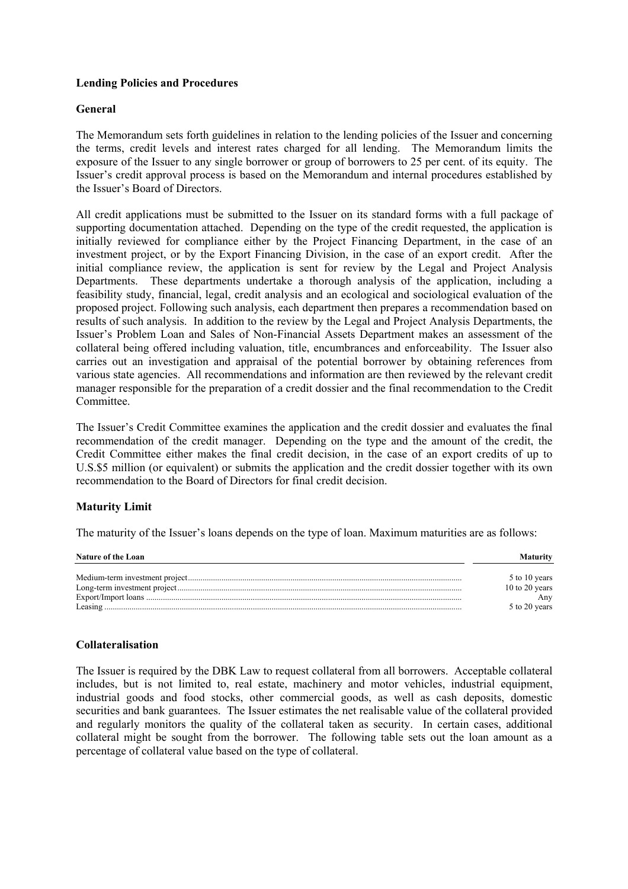### Lending Policies and Procedures

#### General

The Memorandum sets forth guidelines in relation to the lending policies of the Issuer and concerning the terms, credit levels and interest rates charged for all lending. The Memorandum limits the exposure of the Issuer to any single borrower or group of borrowers to 25 per cent. of its equity. The Issuer's credit approval process is based on the Memorandum and internal procedures established by the Issuer's Board of Directors.

All credit applications must be submitted to the Issuer on its standard forms with a full package of supporting documentation attached. Depending on the type of the credit requested, the application is initially reviewed for compliance either by the Project Financing Department, in the case of an investment project, or by the Export Financing Division, in the case of an export credit. After the initial compliance review, the application is sent for review by the Legal and Project Analysis Departments. These departments undertake a thorough analysis of the application, including a feasibility study, financial, legal, credit analysis and an ecological and sociological evaluation of the proposed project. Following such analysis, each department then prepares a recommendation based on results of such analysis. In addition to the review by the Legal and Project Analysis Departments, the Issuer's Problem Loan and Sales of Non-Financial Assets Department makes an assessment of the collateral being offered including valuation, title, encumbrances and enforceability. The Issuer also carries out an investigation and appraisal of the potential borrower by obtaining references from various state agencies. All recommendations and information are then reviewed by the relevant credit manager responsible for the preparation of a credit dossier and the final recommendation to the Credit Committee.

The Issuer's Credit Committee examines the application and the credit dossier and evaluates the final recommendation of the credit manager. Depending on the type and the amount of the credit, the Credit Committee either makes the final credit decision, in the case of an export credits of up to U.S.$5 million (or equivalent) or submits the application and the credit dossier together with its own recommendation to the Board of Directors for final credit decision.

#### Maturity Limit

The maturity of the Issuer's loans depends on the type of loan. Maximum maturities are as follows:

| Nature of the Loan | Maturity |
|---|---|
| Medium-term investment project | 5 to 10 years |
| Long-term investment project | 10 to 20 years |
| Export/Import loans | Any |
| Leasing | 5 to 20 years |

#### Collateralisation

The Issuer is required by the DBK Law to request collateral from all borrowers. Acceptable collateral includes, but is not limited to, real estate, machinery and motor vehicles, industrial equipment, industrial goods and food stocks, other commercial goods, as well as cash deposits, domestic securities and bank guarantees. The Issuer estimates the net realisable value of the collateral provided and regularly monitors the quality of the collateral taken as security. In certain cases, additional collateral might be sought from the borrower. The following table sets out the loan amount as a percentage of collateral value based on the type of collateral.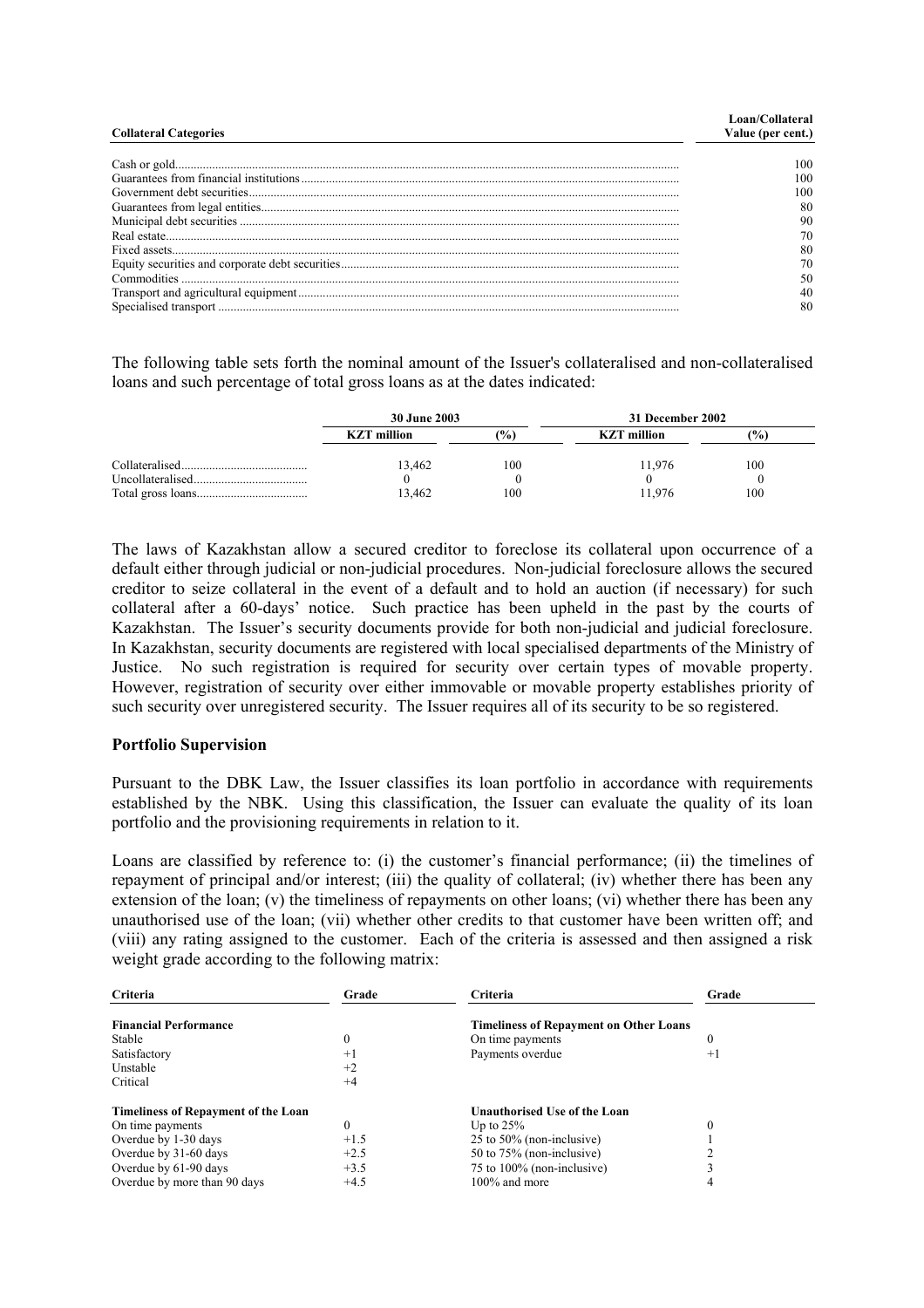| Collateral Categories | Loan/Collateral Value (per cent.) |
|---|---|
| Cash or gold | 100 |
| Guarantees from financial institutions | 100 |
| Government debt securities | 100 |
| Guarantees from legal entities | 80 |
| Municipal debt securities | 90 |
| Real estate | 70 |
| Fixed assets | 80 |
| Equity securities and corporate debt securities | 70 |
| Commodities | 50 |
| Transport and agricultural equipment | 40 |
| Specialised transport | 80 |

The following table sets forth the nominal amount of the Issuer's collateralised and non-collateralised loans and such percentage of total gross loans as at the dates indicated:

| | 30 June 2003 | | 31 December 2002 | |
|---|---|---|---|---|
| | KZT million | (%) | KZT million | (%) |
| Collateralised | 13,462 | 100 | 11,976 | 100 |
| Uncollateralised | 0 | 0 | 0 | 0 |
| Total gross loans | 13,462 | 100 | 11,976 | 100 |

The laws of Kazakhstan allow a secured creditor to foreclose its collateral upon occurrence of a default either through judicial or non-judicial procedures. Non-judicial foreclosure allows the secured creditor to seize collateral in the event of a default and to hold an auction (if necessary) for such collateral after a 60-days' notice. Such practice has been upheld in the past by the courts of Kazakhstan. The Issuer's security documents provide for both non-judicial and judicial foreclosure. In Kazakhstan, security documents are registered with local specialised departments of the Ministry of Justice. No such registration is required for security over certain types of movable property. However, registration of security over either immovable or movable property establishes priority of such security over unregistered security. The Issuer requires all of its security to be so registered.

**Portfolio Supervision**

Pursuant to the DBK Law, the Issuer classifies its loan portfolio in accordance with requirements established by the NBK. Using this classification, the Issuer can evaluate the quality of its loan portfolio and the provisioning requirements in relation to it.

Loans are classified by reference to: (i) the customer's financial performance; (ii) the timelines of repayment of principal and/or interest; (iii) the quality of collateral; (iv) whether there has been any extension of the loan; (v) the timeliness of repayments on other loans; (vi) whether there has been any unauthorised use of the loan; (vii) whether other credits to that customer have been written off; and (viii) any rating assigned to the customer. Each of the criteria is assessed and then assigned a risk weight grade according to the following matrix:

| Criteria | Grade | Criteria | Grade |
|---|---|---|---|
| **Financial Performance** | | **Timeliness of Repayment on Other Loans** | |
| Stable | 0 | On time payments | 0 |
| Satisfactory | +1 | Payments overdue | +1 |
| Unstable | +2 | | |
| Critical | +4 | | |
| **Timeliness of Repayment of the Loan** | | **Unauthorised Use of the Loan** | |
| On time payments | 0 | Up to 25% | 0 |
| Overdue by 1-30 days | +1.5 | 25 to 50% (non-inclusive) | 1 |
| Overdue by 31-60 days | +2.5 | 50 to 75% (non-inclusive) | 2 |
| Overdue by 61-90 days | +3.5 | 75 to 100% (non-inclusive) | 3 |
| Overdue by more than 90 days | +4.5 | 100% and more | 4 |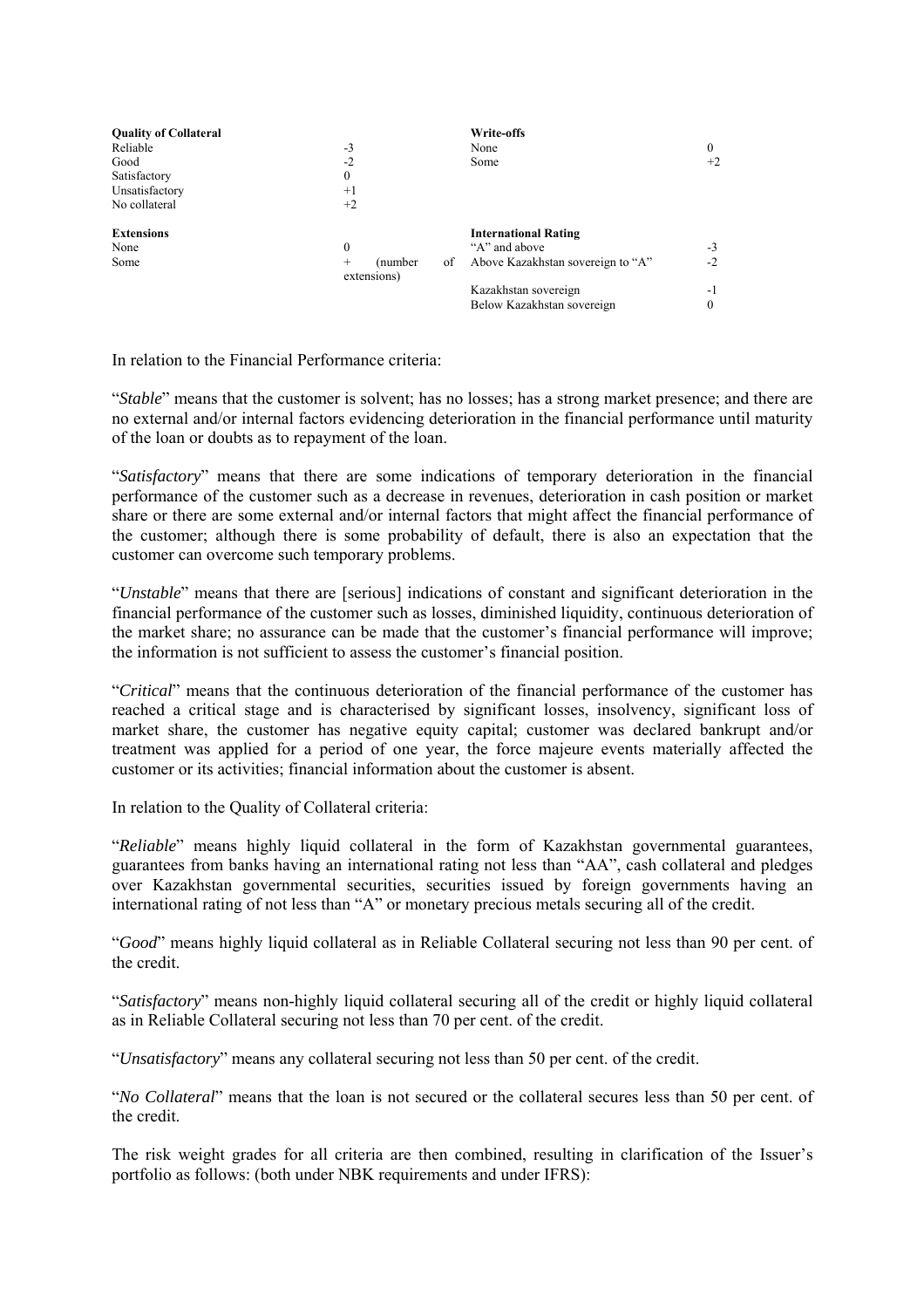| **Quality of Collateral** | | **Write-offs** | |
|---|---|---|---|
| Reliable | -3 | None | 0 |
| Good | -2 | Some | +2 |
| Satisfactory | 0 | | |
| Unsatisfactory | +1 | | |
| No collateral | +2 | | |

| **Extensions** | | **International Rating** | |
|---|---|---|---|
| None | 0 | "A" and above | -3 |
| Some | + (number of extensions) | Above Kazakhstan sovereign to "A" | -2 |
| | | Kazakhstan sovereign | -1 |
| | | Below Kazakhstan sovereign | 0 |

In relation to the Financial Performance criteria:

"*Stable*" means that the customer is solvent; has no losses; has a strong market presence; and there are no external and/or internal factors evidencing deterioration in the financial performance until maturity of the loan or doubts as to repayment of the loan.

"*Satisfactory*" means that there are some indications of temporary deterioration in the financial performance of the customer such as a decrease in revenues, deterioration in cash position or market share or there are some external and/or internal factors that might affect the financial performance of the customer; although there is some probability of default, there is also an expectation that the customer can overcome such temporary problems.

"*Unstable*" means that there are [serious] indications of constant and significant deterioration in the financial performance of the customer such as losses, diminished liquidity, continuous deterioration of the market share; no assurance can be made that the customer's financial performance will improve; the information is not sufficient to assess the customer's financial position.

"*Critical*" means that the continuous deterioration of the financial performance of the customer has reached a critical stage and is characterised by significant losses, insolvency, significant loss of market share, the customer has negative equity capital; customer was declared bankrupt and/or treatment was applied for a period of one year, the force majeure events materially affected the customer or its activities; financial information about the customer is absent.

In relation to the Quality of Collateral criteria:

"*Reliable*" means highly liquid collateral in the form of Kazakhstan governmental guarantees, guarantees from banks having an international rating not less than "AA", cash collateral and pledges over Kazakhstan governmental securities, securities issued by foreign governments having an international rating of not less than "A" or monetary precious metals securing all of the credit.

"*Good*" means highly liquid collateral as in Reliable Collateral securing not less than 90 per cent. of the credit.

"*Satisfactory*" means non-highly liquid collateral securing all of the credit or highly liquid collateral as in Reliable Collateral securing not less than 70 per cent. of the credit.

"*Unsatisfactory*" means any collateral securing not less than 50 per cent. of the credit.

"*No Collateral*" means that the loan is not secured or the collateral secures less than 50 per cent. of the credit.

The risk weight grades for all criteria are then combined, resulting in clarification of the Issuer's portfolio as follows: (both under NBK requirements and under IFRS):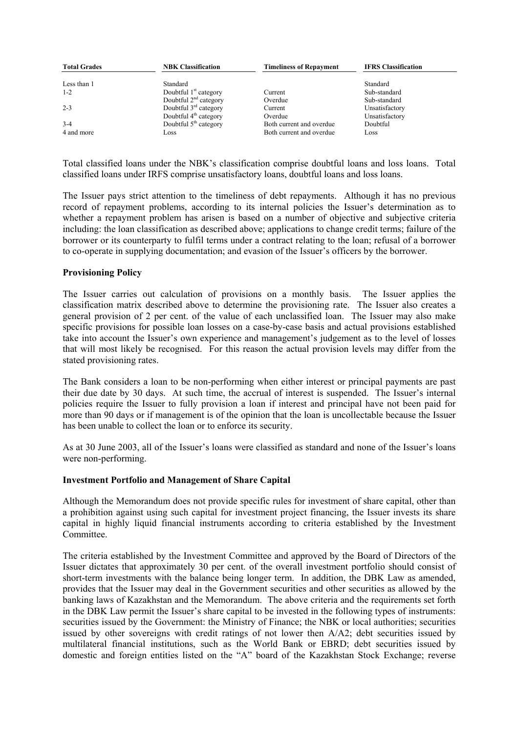| Total Grades | NBK Classification | Timeliness of Repayment | IFRS Classification |
| --- | --- | --- | --- |
| Less than 1 | Standard | | Standard |
| 1-2 | Doubtful 1st category | Current | Sub-standard |
| | Doubtful 2nd category | Overdue | Sub-standard |
| 2-3 | Doubtful 3rd category | Current | Unsatisfactory |
| | Doubtful 4th category | Overdue | Unsatisfactory |
| 3-4 | Doubtful 5th category | Both current and overdue | Doubtful |
| 4 and more | Loss | Both current and overdue | Loss |

Total classified loans under the NBK's classification comprise doubtful loans and loss loans. Total classified loans under IRFS comprise unsatisfactory loans, doubtful loans and loss loans.

The Issuer pays strict attention to the timeliness of debt repayments. Although it has no previous record of repayment problems, according to its internal policies the Issuer's determination as to whether a repayment problem has arisen is based on a number of objective and subjective criteria including: the loan classification as described above; applications to change credit terms; failure of the borrower or its counterparty to fulfil terms under a contract relating to the loan; refusal of a borrower to co-operate in supplying documentation; and evasion of the Issuer's officers by the borrower.

**Provisioning Policy**

The Issuer carries out calculation of provisions on a monthly basis. The Issuer applies the classification matrix described above to determine the provisioning rate. The Issuer also creates a general provision of 2 per cent. of the value of each unclassified loan. The Issuer may also make specific provisions for possible loan losses on a case-by-case basis and actual provisions established take into account the Issuer's own experience and management's judgement as to the level of losses that will most likely be recognised. For this reason the actual provision levels may differ from the stated provisioning rates.

The Bank considers a loan to be non-performing when either interest or principal payments are past their due date by 30 days. At such time, the accrual of interest is suspended. The Issuer's internal policies require the Issuer to fully provision a loan if interest and principal have not been paid for more than 90 days or if management is of the opinion that the loan is uncollectable because the Issuer has been unable to collect the loan or to enforce its security.

As at 30 June 2003, all of the Issuer's loans were classified as standard and none of the Issuer's loans were non-performing.

**Investment Portfolio and Management of Share Capital**

Although the Memorandum does not provide specific rules for investment of share capital, other than a prohibition against using such capital for investment project financing, the Issuer invests its share capital in highly liquid financial instruments according to criteria established by the Investment Committee.

The criteria established by the Investment Committee and approved by the Board of Directors of the Issuer dictates that approximately 30 per cent. of the overall investment portfolio should consist of short-term investments with the balance being longer term. In addition, the DBK Law as amended, provides that the Issuer may deal in the Government securities and other securities as allowed by the banking laws of Kazakhstan and the Memorandum. The above criteria and the requirements set forth in the DBK Law permit the Issuer's share capital to be invested in the following types of instruments: securities issued by the Government: the Ministry of Finance; the NBK or local authorities; securities issued by other sovereigns with credit ratings of not lower then A/A2; debt securities issued by multilateral financial institutions, such as the World Bank or EBRD; debt securities issued by domestic and foreign entities listed on the "A" board of the Kazakhstan Stock Exchange; reverse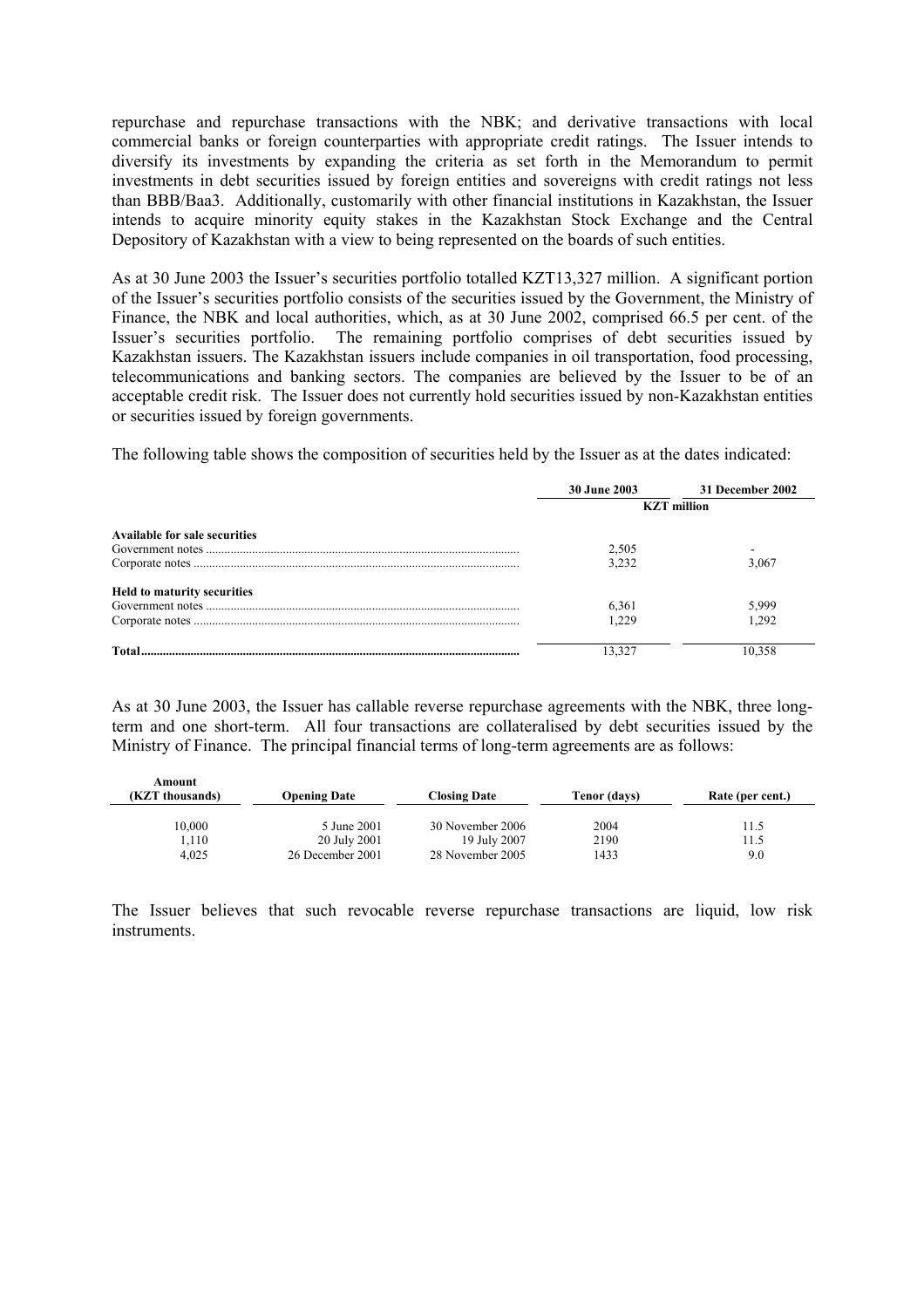repurchase and repurchase transactions with the NBK; and derivative transactions with local commercial banks or foreign counterparties with appropriate credit ratings. The Issuer intends to diversify its investments by expanding the criteria as set forth in the Memorandum to permit investments in debt securities issued by foreign entities and sovereigns with credit ratings not less than BBB/Baa3. Additionally, customarily with other financial institutions in Kazakhstan, the Issuer intends to acquire minority equity stakes in the Kazakhstan Stock Exchange and the Central Depository of Kazakhstan with a view to being represented on the boards of such entities.

As at 30 June 2003 the Issuer's securities portfolio totalled KZT13,327 million. A significant portion of the Issuer's securities portfolio consists of the securities issued by the Government, the Ministry of Finance, the NBK and local authorities, which, as at 30 June 2002, comprised 66.5 per cent. of the Issuer's securities portfolio. The remaining portfolio comprises of debt securities issued by Kazakhstan issuers. The Kazakhstan issuers include companies in oil transportation, food processing, telecommunications and banking sectors. The companies are believed by the Issuer to be of an acceptable credit risk. The Issuer does not currently hold securities issued by non-Kazakhstan entities or securities issued by foreign governments.

The following table shows the composition of securities held by the Issuer as at the dates indicated:

| | 30 June 2003 | 31 December 2002 |
|---|---|---|
| | KZT million | |
| **Available for sale securities** | | |
| Government notes | 2,505 | - |
| Corporate notes | 3,232 | 3,067 |
| **Held to maturity securities** | | |
| Government notes | 6,361 | 5,999 |
| Corporate notes | 1,229 | 1,292 |
| **Total** | 13,327 | 10,358 |

As at 30 June 2003, the Issuer has callable reverse repurchase agreements with the NBK, three long-term and one short-term. All four transactions are collateralised by debt securities issued by the Ministry of Finance. The principal financial terms of long-term agreements are as follows:

| Amount (KZT thousands) | Opening Date | Closing Date | Tenor (days) | Rate (per cent.) |
|---|---|---|---|---|
| 10,000 | 5 June 2001 | 30 November 2006 | 2004 | 11.5 |
| 1,110 | 20 July 2001 | 19 July 2007 | 2190 | 11.5 |
| 4,025 | 26 December 2001 | 28 November 2005 | 1433 | 9.0 |

The Issuer believes that such revocable reverse repurchase transactions are liquid, low risk instruments.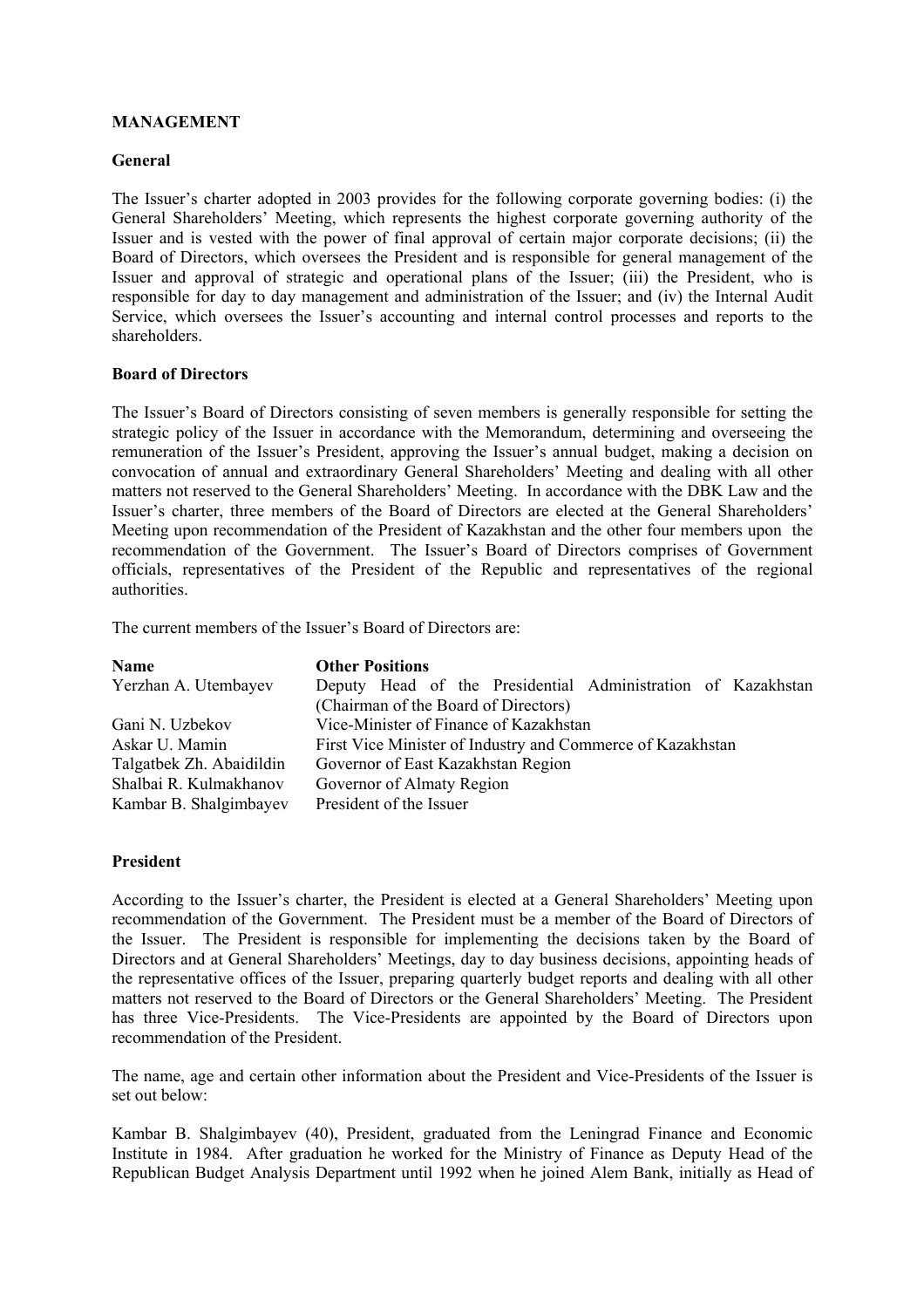**MANAGEMENT**

**General**

The Issuer's charter adopted in 2003 provides for the following corporate governing bodies: (i) the General Shareholders' Meeting, which represents the highest corporate governing authority of the Issuer and is vested with the power of final approval of certain major corporate decisions; (ii) the Board of Directors, which oversees the President and is responsible for general management of the Issuer and approval of strategic and operational plans of the Issuer; (iii) the President, who is responsible for day to day management and administration of the Issuer; and (iv) the Internal Audit Service, which oversees the Issuer's accounting and internal control processes and reports to the shareholders.

**Board of Directors**

The Issuer's Board of Directors consisting of seven members is generally responsible for setting the strategic policy of the Issuer in accordance with the Memorandum, determining and overseeing the remuneration of the Issuer's President, approving the Issuer's annual budget, making a decision on convocation of annual and extraordinary General Shareholders' Meeting and dealing with all other matters not reserved to the General Shareholders' Meeting. In accordance with the DBK Law and the Issuer's charter, three members of the Board of Directors are elected at the General Shareholders' Meeting upon recommendation of the President of Kazakhstan and the other four members upon the recommendation of the Government. The Issuer's Board of Directors comprises of Government officials, representatives of the President of the Republic and representatives of the regional authorities.

The current members of the Issuer's Board of Directors are:

| **Name** | **Other Positions** |
|---|---|
| Yerzhan A. Utembayev | Deputy Head of the Presidential Administration of Kazakhstan (Chairman of the Board of Directors) |
| Gani N. Uzbekov | Vice-Minister of Finance of Kazakhstan |
| Askar U. Mamin | First Vice Minister of Industry and Commerce of Kazakhstan |
| Talgatbek Zh. Abaidildin | Governor of East Kazakhstan Region |
| Shalbai R. Kulmakhanov | Governor of Almaty Region |
| Kambar B. Shalgimbayev | President of the Issuer |

**President**

According to the Issuer's charter, the President is elected at a General Shareholders' Meeting upon recommendation of the Government. The President must be a member of the Board of Directors of the Issuer. The President is responsible for implementing the decisions taken by the Board of Directors and at General Shareholders' Meetings, day to day business decisions, appointing heads of the representative offices of the Issuer, preparing quarterly budget reports and dealing with all other matters not reserved to the Board of Directors or the General Shareholders' Meeting. The President has three Vice-Presidents. The Vice-Presidents are appointed by the Board of Directors upon recommendation of the President.

The name, age and certain other information about the President and Vice-Presidents of the Issuer is set out below:

Kambar B. Shalgimbayev (40), President, graduated from the Leningrad Finance and Economic Institute in 1984. After graduation he worked for the Ministry of Finance as Deputy Head of the Republican Budget Analysis Department until 1992 when he joined Alem Bank, initially as Head of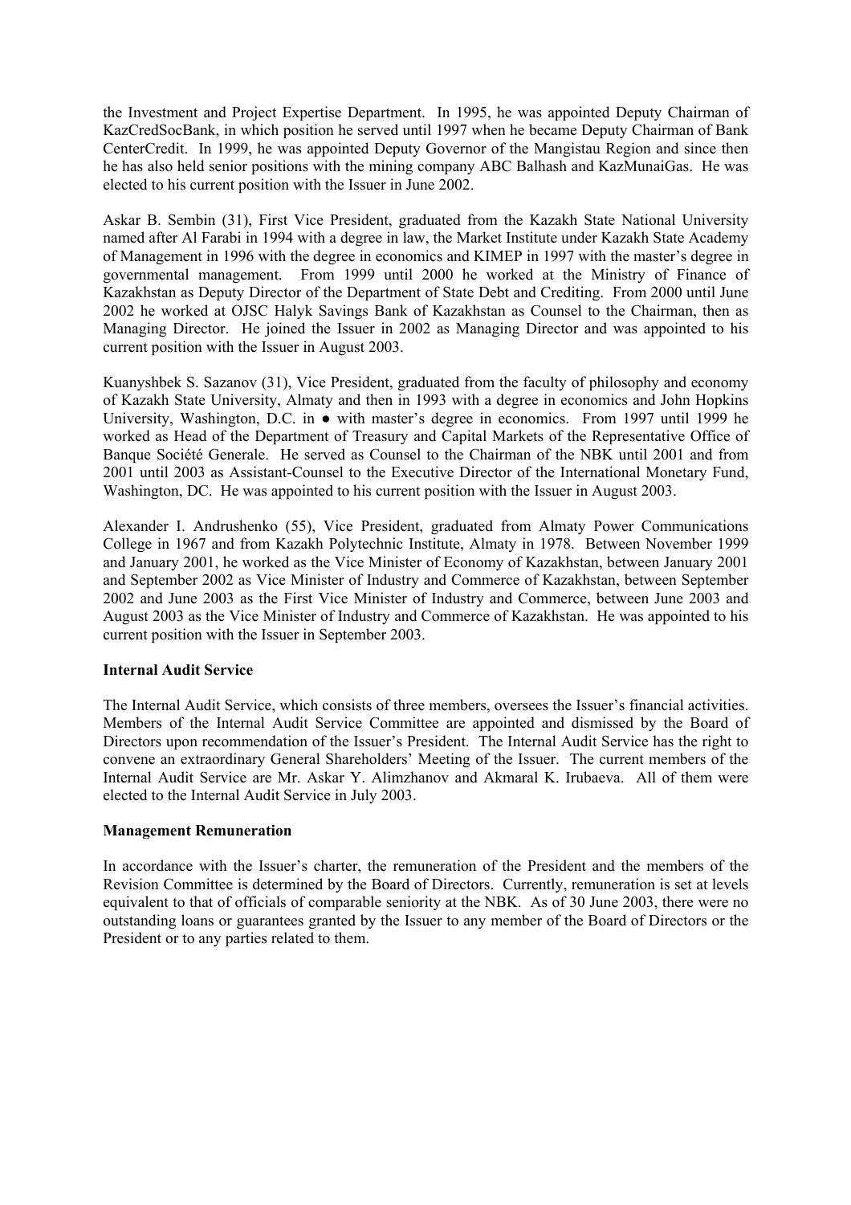the Investment and Project Expertise Department. In 1995, he was appointed Deputy Chairman of KazCredSocBank, in which position he served until 1997 when he became Deputy Chairman of Bank CenterCredit. In 1999, he was appointed Deputy Governor of the Mangistau Region and since then he has also held senior positions with the mining company ABC Balhash and KazMunaiGas. He was elected to his current position with the Issuer in June 2002.

Askar B. Sembin (31), First Vice President, graduated from the Kazakh State National University named after Al Farabi in 1994 with a degree in law, the Market Institute under Kazakh State Academy of Management in 1996 with the degree in economics and KIMEP in 1997 with the master's degree in governmental management. From 1999 until 2000 he worked at the Ministry of Finance of Kazakhstan as Deputy Director of the Department of State Debt and Crediting. From 2000 until June 2002 he worked at OJSC Halyk Savings Bank of Kazakhstan as Counsel to the Chairman, then as Managing Director. He joined the Issuer in 2002 as Managing Director and was appointed to his current position with the Issuer in August 2003.

Kuanyshbek S. Sazanov (31), Vice President, graduated from the faculty of philosophy and economy of Kazakh State University, Almaty and then in 1993 with a degree in economics and John Hopkins University, Washington, D.C. in ● with master's degree in economics. From 1997 until 1999 he worked as Head of the Department of Treasury and Capital Markets of the Representative Office of Banque Société Generale. He served as Counsel to the Chairman of the NBK until 2001 and from 2001 until 2003 as Assistant-Counsel to the Executive Director of the International Monetary Fund, Washington, DC. He was appointed to his current position with the Issuer in August 2003.

Alexander I. Andrushenko (55), Vice President, graduated from Almaty Power Communications College in 1967 and from Kazakh Polytechnic Institute, Almaty in 1978. Between November 1999 and January 2001, he worked as the Vice Minister of Economy of Kazakhstan, between January 2001 and September 2002 as Vice Minister of Industry and Commerce of Kazakhstan, between September 2002 and June 2003 as the First Vice Minister of Industry and Commerce, between June 2003 and August 2003 as the Vice Minister of Industry and Commerce of Kazakhstan. He was appointed to his current position with the Issuer in September 2003.

**Internal Audit Service**

The Internal Audit Service, which consists of three members, oversees the Issuer's financial activities. Members of the Internal Audit Service Committee are appointed and dismissed by the Board of Directors upon recommendation of the Issuer's President. The Internal Audit Service has the right to convene an extraordinary General Shareholders' Meeting of the Issuer. The current members of the Internal Audit Service are Mr. Askar Y. Alimzhanov and Akmaral K. Irubaeva. All of them were elected to the Internal Audit Service in July 2003.

**Management Remuneration**

In accordance with the Issuer's charter, the remuneration of the President and the members of the Revision Committee is determined by the Board of Directors. Currently, remuneration is set at levels equivalent to that of officials of comparable seniority at the NBK. As of 30 June 2003, there were no outstanding loans or guarantees granted by the Issuer to any member of the Board of Directors or the President or to any parties related to them.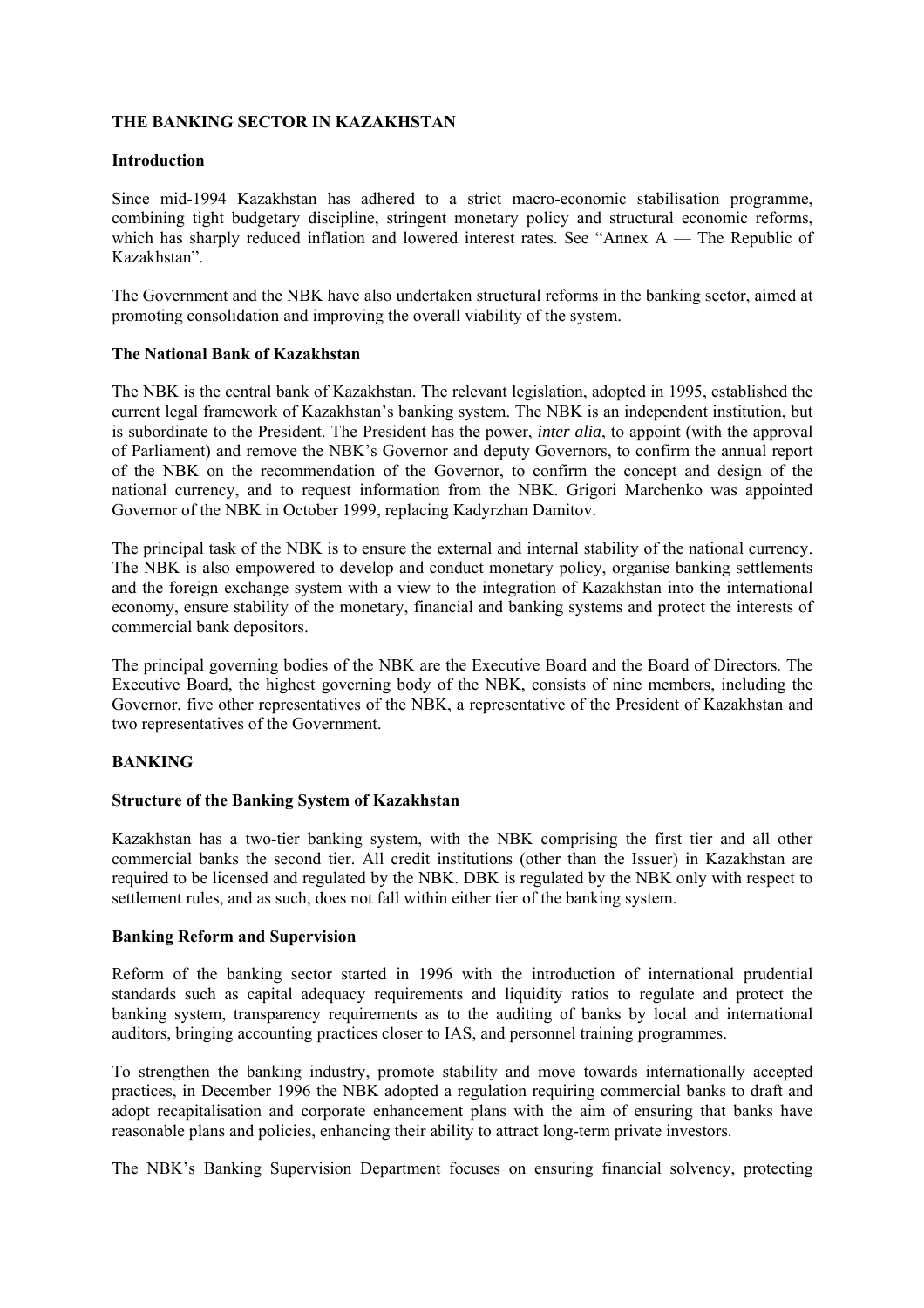## THE BANKING SECTOR IN KAZAKHSTAN

### Introduction

Since mid-1994 Kazakhstan has adhered to a strict macro-economic stabilisation programme, combining tight budgetary discipline, stringent monetary policy and structural economic reforms, which has sharply reduced inflation and lowered interest rates. See "Annex A — The Republic of Kazakhstan".

The Government and the NBK have also undertaken structural reforms in the banking sector, aimed at promoting consolidation and improving the overall viability of the system.

### The National Bank of Kazakhstan

The NBK is the central bank of Kazakhstan. The relevant legislation, adopted in 1995, established the current legal framework of Kazakhstan's banking system. The NBK is an independent institution, but is subordinate to the President. The President has the power, *inter alia*, to appoint (with the approval of Parliament) and remove the NBK's Governor and deputy Governors, to confirm the annual report of the NBK on the recommendation of the Governor, to confirm the concept and design of the national currency, and to request information from the NBK. Grigori Marchenko was appointed Governor of the NBK in October 1999, replacing Kadyrzhan Damitov.

The principal task of the NBK is to ensure the external and internal stability of the national currency. The NBK is also empowered to develop and conduct monetary policy, organise banking settlements and the foreign exchange system with a view to the integration of Kazakhstan into the international economy, ensure stability of the monetary, financial and banking systems and protect the interests of commercial bank depositors.

The principal governing bodies of the NBK are the Executive Board and the Board of Directors. The Executive Board, the highest governing body of the NBK, consists of nine members, including the Governor, five other representatives of the NBK, a representative of the President of Kazakhstan and two representatives of the Government.

## BANKING

### Structure of the Banking System of Kazakhstan

Kazakhstan has a two-tier banking system, with the NBK comprising the first tier and all other commercial banks the second tier. All credit institutions (other than the Issuer) in Kazakhstan are required to be licensed and regulated by the NBK. DBK is regulated by the NBK only with respect to settlement rules, and as such, does not fall within either tier of the banking system.

### Banking Reform and Supervision

Reform of the banking sector started in 1996 with the introduction of international prudential standards such as capital adequacy requirements and liquidity ratios to regulate and protect the banking system, transparency requirements as to the auditing of banks by local and international auditors, bringing accounting practices closer to IAS, and personnel training programmes.

To strengthen the banking industry, promote stability and move towards internationally accepted practices, in December 1996 the NBK adopted a regulation requiring commercial banks to draft and adopt recapitalisation and corporate enhancement plans with the aim of ensuring that banks have reasonable plans and policies, enhancing their ability to attract long-term private investors.

The NBK's Banking Supervision Department focuses on ensuring financial solvency, protecting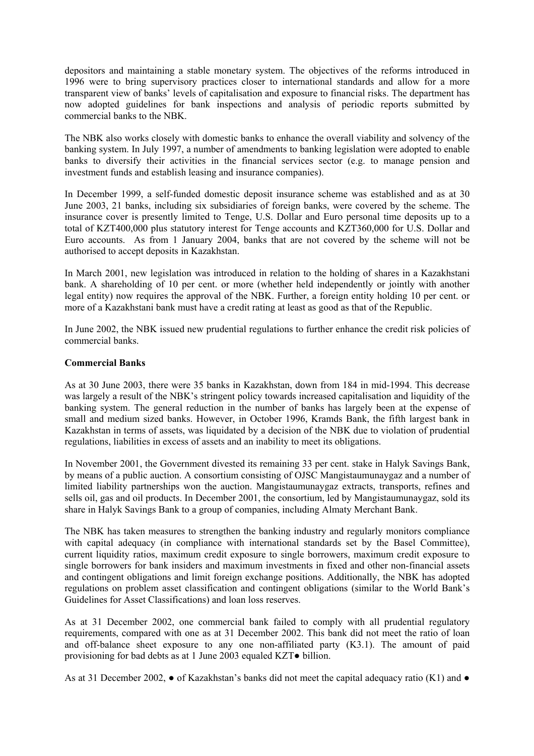depositors and maintaining a stable monetary system. The objectives of the reforms introduced in 1996 were to bring supervisory practices closer to international standards and allow for a more transparent view of banks' levels of capitalisation and exposure to financial risks. The department has now adopted guidelines for bank inspections and analysis of periodic reports submitted by commercial banks to the NBK.

The NBK also works closely with domestic banks to enhance the overall viability and solvency of the banking system. In July 1997, a number of amendments to banking legislation were adopted to enable banks to diversify their activities in the financial services sector (e.g. to manage pension and investment funds and establish leasing and insurance companies).

In December 1999, a self-funded domestic deposit insurance scheme was established and as at 30 June 2003, 21 banks, including six subsidiaries of foreign banks, were covered by the scheme. The insurance cover is presently limited to Tenge, U.S. Dollar and Euro personal time deposits up to a total of KZT400,000 plus statutory interest for Tenge accounts and KZT360,000 for U.S. Dollar and Euro accounts. As from 1 January 2004, banks that are not covered by the scheme will not be authorised to accept deposits in Kazakhstan.

In March 2001, new legislation was introduced in relation to the holding of shares in a Kazakhstani bank. A shareholding of 10 per cent. or more (whether held independently or jointly with another legal entity) now requires the approval of the NBK. Further, a foreign entity holding 10 per cent. or more of a Kazakhstani bank must have a credit rating at least as good as that of the Republic.

In June 2002, the NBK issued new prudential regulations to further enhance the credit risk policies of commercial banks.

**Commercial Banks**

As at 30 June 2003, there were 35 banks in Kazakhstan, down from 184 in mid-1994. This decrease was largely a result of the NBK's stringent policy towards increased capitalisation and liquidity of the banking system. The general reduction in the number of banks has largely been at the expense of small and medium sized banks. However, in October 1996, Kramds Bank, the fifth largest bank in Kazakhstan in terms of assets, was liquidated by a decision of the NBK due to violation of prudential regulations, liabilities in excess of assets and an inability to meet its obligations.

In November 2001, the Government divested its remaining 33 per cent. stake in Halyk Savings Bank, by means of a public auction. A consortium consisting of OJSC Mangistaumunaygaz and a number of limited liability partnerships won the auction. Mangistaumunaygaz extracts, transports, refines and sells oil, gas and oil products. In December 2001, the consortium, led by Mangistaumunaygaz, sold its share in Halyk Savings Bank to a group of companies, including Almaty Merchant Bank.

The NBK has taken measures to strengthen the banking industry and regularly monitors compliance with capital adequacy (in compliance with international standards set by the Basel Committee), current liquidity ratios, maximum credit exposure to single borrowers, maximum credit exposure to single borrowers for bank insiders and maximum investments in fixed and other non-financial assets and contingent obligations and limit foreign exchange positions. Additionally, the NBK has adopted regulations on problem asset classification and contingent obligations (similar to the World Bank's Guidelines for Asset Classifications) and loan loss reserves.

As at 31 December 2002, one commercial bank failed to comply with all prudential regulatory requirements, compared with one as at 31 December 2002. This bank did not meet the ratio of loan and off-balance sheet exposure to any one non-affiliated party (K3.1). The amount of paid provisioning for bad debts as at 1 June 2003 equaled KZT● billion.

As at 31 December 2002, ● of Kazakhstan's banks did not meet the capital adequacy ratio (K1) and ●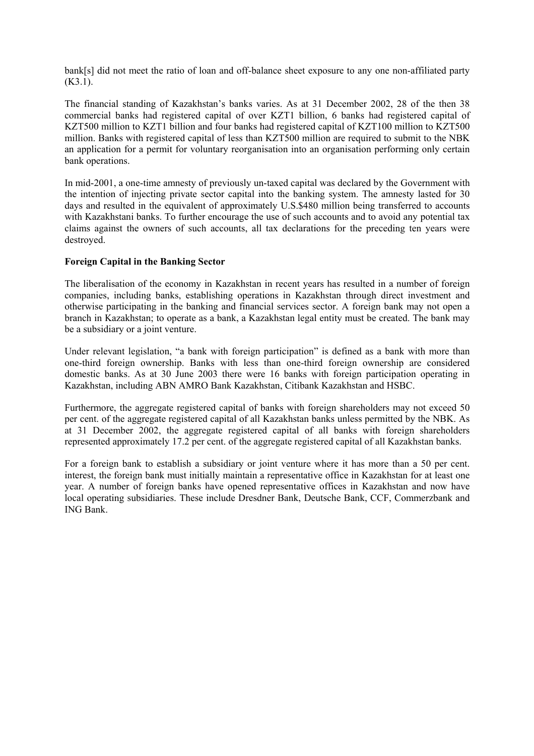bank[s] did not meet the ratio of loan and off-balance sheet exposure to any one non-affiliated party (K3.1).

The financial standing of Kazakhstan's banks varies. As at 31 December 2002, 28 of the then 38 commercial banks had registered capital of over KZT1 billion, 6 banks had registered capital of KZT500 million to KZT1 billion and four banks had registered capital of KZT100 million to KZT500 million. Banks with registered capital of less than KZT500 million are required to submit to the NBK an application for a permit for voluntary reorganisation into an organisation performing only certain bank operations.

In mid-2001, a one-time amnesty of previously un-taxed capital was declared by the Government with the intention of injecting private sector capital into the banking system. The amnesty lasted for 30 days and resulted in the equivalent of approximately U.S.$480 million being transferred to accounts with Kazakhstani banks. To further encourage the use of such accounts and to avoid any potential tax claims against the owners of such accounts, all tax declarations for the preceding ten years were destroyed.

**Foreign Capital in the Banking Sector**

The liberalisation of the economy in Kazakhstan in recent years has resulted in a number of foreign companies, including banks, establishing operations in Kazakhstan through direct investment and otherwise participating in the banking and financial services sector. A foreign bank may not open a branch in Kazakhstan; to operate as a bank, a Kazakhstan legal entity must be created. The bank may be a subsidiary or a joint venture.

Under relevant legislation, "a bank with foreign participation" is defined as a bank with more than one-third foreign ownership. Banks with less than one-third foreign ownership are considered domestic banks. As at 30 June 2003 there were 16 banks with foreign participation operating in Kazakhstan, including ABN AMRO Bank Kazakhstan, Citibank Kazakhstan and HSBC.

Furthermore, the aggregate registered capital of banks with foreign shareholders may not exceed 50 per cent. of the aggregate registered capital of all Kazakhstan banks unless permitted by the NBK. As at 31 December 2002, the aggregate registered capital of all banks with foreign shareholders represented approximately 17.2 per cent. of the aggregate registered capital of all Kazakhstan banks.

For a foreign bank to establish a subsidiary or joint venture where it has more than a 50 per cent. interest, the foreign bank must initially maintain a representative office in Kazakhstan for at least one year. A number of foreign banks have opened representative offices in Kazakhstan and now have local operating subsidiaries. These include Dresdner Bank, Deutsche Bank, CCF, Commerzbank and ING Bank.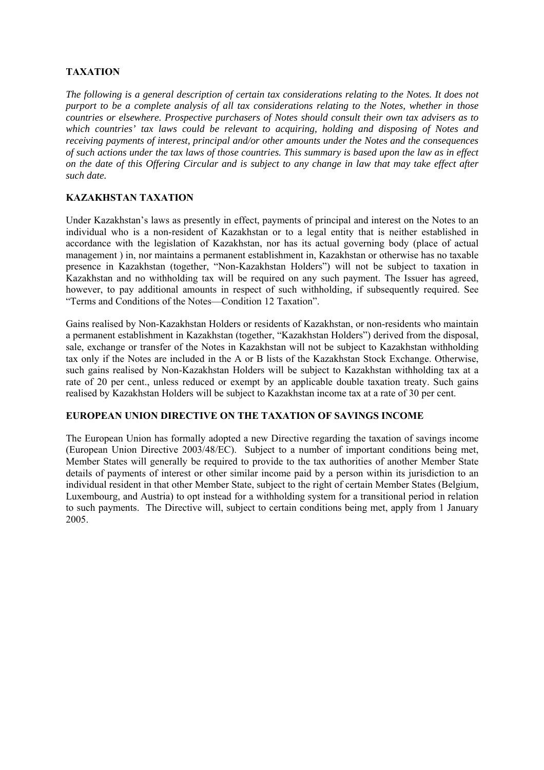## TAXATION

*The following is a general description of certain tax considerations relating to the Notes. It does not purport to be a complete analysis of all tax considerations relating to the Notes, whether in those countries or elsewhere. Prospective purchasers of Notes should consult their own tax advisers as to which countries' tax laws could be relevant to acquiring, holding and disposing of Notes and receiving payments of interest, principal and/or other amounts under the Notes and the consequences of such actions under the tax laws of those countries. This summary is based upon the law as in effect on the date of this Offering Circular and is subject to any change in law that may take effect after such date.*

## KAZAKHSTAN TAXATION

Under Kazakhstan's laws as presently in effect, payments of principal and interest on the Notes to an individual who is a non-resident of Kazakhstan or to a legal entity that is neither established in accordance with the legislation of Kazakhstan, nor has its actual governing body (place of actual management ) in, nor maintains a permanent establishment in, Kazakhstan or otherwise has no taxable presence in Kazakhstan (together, "Non-Kazakhstan Holders") will not be subject to taxation in Kazakhstan and no withholding tax will be required on any such payment. The Issuer has agreed, however, to pay additional amounts in respect of such withholding, if subsequently required. See "Terms and Conditions of the Notes—Condition 12 Taxation".

Gains realised by Non-Kazakhstan Holders or residents of Kazakhstan, or non-residents who maintain a permanent establishment in Kazakhstan (together, "Kazakhstan Holders") derived from the disposal, sale, exchange or transfer of the Notes in Kazakhstan will not be subject to Kazakhstan withholding tax only if the Notes are included in the A or B lists of the Kazakhstan Stock Exchange. Otherwise, such gains realised by Non-Kazakhstan Holders will be subject to Kazakhstan withholding tax at a rate of 20 per cent., unless reduced or exempt by an applicable double taxation treaty. Such gains realised by Kazakhstan Holders will be subject to Kazakhstan income tax at a rate of 30 per cent.

## EUROPEAN UNION DIRECTIVE ON THE TAXATION OF SAVINGS INCOME

The European Union has formally adopted a new Directive regarding the taxation of savings income (European Union Directive 2003/48/EC). Subject to a number of important conditions being met, Member States will generally be required to provide to the tax authorities of another Member State details of payments of interest or other similar income paid by a person within its jurisdiction to an individual resident in that other Member State, subject to the right of certain Member States (Belgium, Luxembourg, and Austria) to opt instead for a withholding system for a transitional period in relation to such payments. The Directive will, subject to certain conditions being met, apply from 1 January 2005.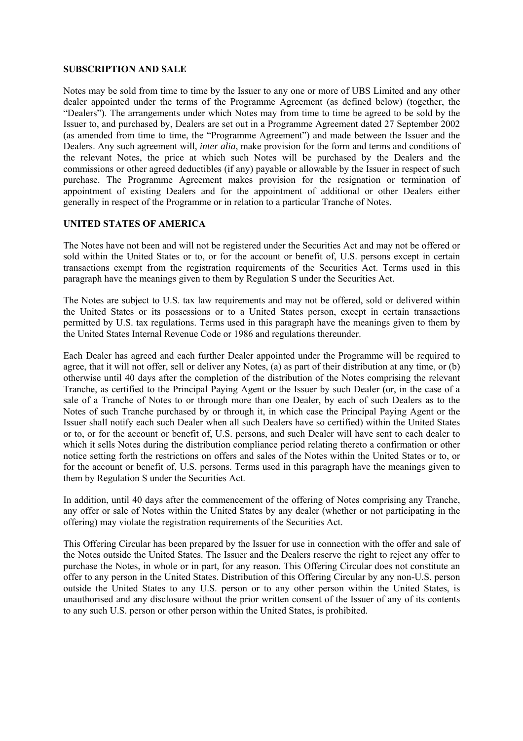## SUBSCRIPTION AND SALE

Notes may be sold from time to time by the Issuer to any one or more of UBS Limited and any other dealer appointed under the terms of the Programme Agreement (as defined below) (together, the "Dealers"). The arrangements under which Notes may from time to time be agreed to be sold by the Issuer to, and purchased by, Dealers are set out in a Programme Agreement dated 27 September 2002 (as amended from time to time, the "Programme Agreement") and made between the Issuer and the Dealers. Any such agreement will, *inter alia*, make provision for the form and terms and conditions of the relevant Notes, the price at which such Notes will be purchased by the Dealers and the commissions or other agreed deductibles (if any) payable or allowable by the Issuer in respect of such purchase. The Programme Agreement makes provision for the resignation or termination of appointment of existing Dealers and for the appointment of additional or other Dealers either generally in respect of the Programme or in relation to a particular Tranche of Notes.

## UNITED STATES OF AMERICA

The Notes have not been and will not be registered under the Securities Act and may not be offered or sold within the United States or to, or for the account or benefit of, U.S. persons except in certain transactions exempt from the registration requirements of the Securities Act. Terms used in this paragraph have the meanings given to them by Regulation S under the Securities Act.

The Notes are subject to U.S. tax law requirements and may not be offered, sold or delivered within the United States or its possessions or to a United States person, except in certain transactions permitted by U.S. tax regulations. Terms used in this paragraph have the meanings given to them by the United States Internal Revenue Code or 1986 and regulations thereunder.

Each Dealer has agreed and each further Dealer appointed under the Programme will be required to agree, that it will not offer, sell or deliver any Notes, (a) as part of their distribution at any time, or (b) otherwise until 40 days after the completion of the distribution of the Notes comprising the relevant Tranche, as certified to the Principal Paying Agent or the Issuer by such Dealer (or, in the case of a sale of a Tranche of Notes to or through more than one Dealer, by each of such Dealers as to the Notes of such Tranche purchased by or through it, in which case the Principal Paying Agent or the Issuer shall notify each such Dealer when all such Dealers have so certified) within the United States or to, or for the account or benefit of, U.S. persons, and such Dealer will have sent to each dealer to which it sells Notes during the distribution compliance period relating thereto a confirmation or other notice setting forth the restrictions on offers and sales of the Notes within the United States or to, or for the account or benefit of, U.S. persons. Terms used in this paragraph have the meanings given to them by Regulation S under the Securities Act.

In addition, until 40 days after the commencement of the offering of Notes comprising any Tranche, any offer or sale of Notes within the United States by any dealer (whether or not participating in the offering) may violate the registration requirements of the Securities Act.

This Offering Circular has been prepared by the Issuer for use in connection with the offer and sale of the Notes outside the United States. The Issuer and the Dealers reserve the right to reject any offer to purchase the Notes, in whole or in part, for any reason. This Offering Circular does not constitute an offer to any person in the United States. Distribution of this Offering Circular by any non-U.S. person outside the United States to any U.S. person or to any other person within the United States, is unauthorised and any disclosure without the prior written consent of the Issuer of any of its contents to any such U.S. person or other person within the United States, is prohibited.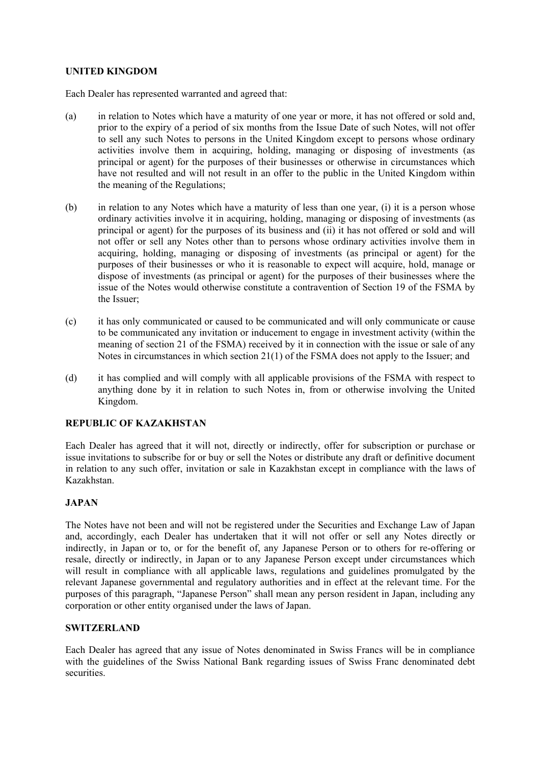**UNITED KINGDOM**

Each Dealer has represented warranted and agreed that:

(a) in relation to Notes which have a maturity of one year or more, it has not offered or sold and, prior to the expiry of a period of six months from the Issue Date of such Notes, will not offer to sell any such Notes to persons in the United Kingdom except to persons whose ordinary activities involve them in acquiring, holding, managing or disposing of investments (as principal or agent) for the purposes of their businesses or otherwise in circumstances which have not resulted and will not result in an offer to the public in the United Kingdom within the meaning of the Regulations;

(b) in relation to any Notes which have a maturity of less than one year, (i) it is a person whose ordinary activities involve it in acquiring, holding, managing or disposing of investments (as principal or agent) for the purposes of its business and (ii) it has not offered or sold and will not offer or sell any Notes other than to persons whose ordinary activities involve them in acquiring, holding, managing or disposing of investments (as principal or agent) for the purposes of their businesses or who it is reasonable to expect will acquire, hold, manage or dispose of investments (as principal or agent) for the purposes of their businesses where the issue of the Notes would otherwise constitute a contravention of Section 19 of the FSMA by the Issuer;

(c) it has only communicated or caused to be communicated and will only communicate or cause to be communicated any invitation or inducement to engage in investment activity (within the meaning of section 21 of the FSMA) received by it in connection with the issue or sale of any Notes in circumstances in which section 21(1) of the FSMA does not apply to the Issuer; and

(d) it has complied and will comply with all applicable provisions of the FSMA with respect to anything done by it in relation to such Notes in, from or otherwise involving the United Kingdom.

**REPUBLIC OF KAZAKHSTAN**

Each Dealer has agreed that it will not, directly or indirectly, offer for subscription or purchase or issue invitations to subscribe for or buy or sell the Notes or distribute any draft or definitive document in relation to any such offer, invitation or sale in Kazakhstan except in compliance with the laws of Kazakhstan.

**JAPAN**

The Notes have not been and will not be registered under the Securities and Exchange Law of Japan and, accordingly, each Dealer has undertaken that it will not offer or sell any Notes directly or indirectly, in Japan or to, or for the benefit of, any Japanese Person or to others for re-offering or resale, directly or indirectly, in Japan or to any Japanese Person except under circumstances which will result in compliance with all applicable laws, regulations and guidelines promulgated by the relevant Japanese governmental and regulatory authorities and in effect at the relevant time. For the purposes of this paragraph, "Japanese Person" shall mean any person resident in Japan, including any corporation or other entity organised under the laws of Japan.

**SWITZERLAND**

Each Dealer has agreed that any issue of Notes denominated in Swiss Francs will be in compliance with the guidelines of the Swiss National Bank regarding issues of Swiss Franc denominated debt securities.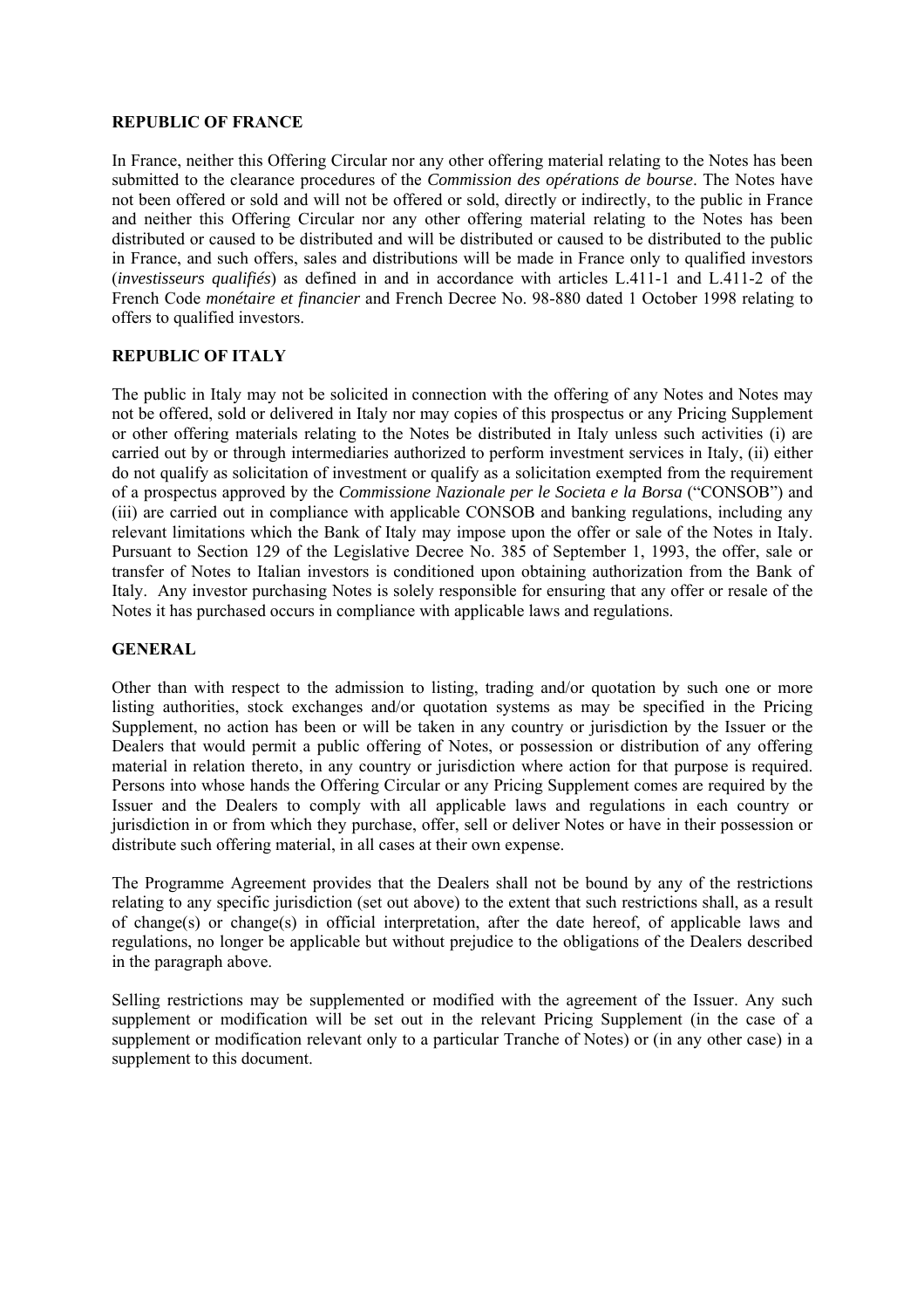**REPUBLIC OF FRANCE**

In France, neither this Offering Circular nor any other offering material relating to the Notes has been submitted to the clearance procedures of the *Commission des opérations de bourse*. The Notes have not been offered or sold and will not be offered or sold, directly or indirectly, to the public in France and neither this Offering Circular nor any other offering material relating to the Notes has been distributed or caused to be distributed and will be distributed or caused to be distributed to the public in France, and such offers, sales and distributions will be made in France only to qualified investors (*investisseurs qualifiés*) as defined in and in accordance with articles L.411-1 and L.411-2 of the French Code *monétaire et financier* and French Decree No. 98-880 dated 1 October 1998 relating to offers to qualified investors.

**REPUBLIC OF ITALY**

The public in Italy may not be solicited in connection with the offering of any Notes and Notes may not be offered, sold or delivered in Italy nor may copies of this prospectus or any Pricing Supplement or other offering materials relating to the Notes be distributed in Italy unless such activities (i) are carried out by or through intermediaries authorized to perform investment services in Italy, (ii) either do not qualify as solicitation of investment or qualify as a solicitation exempted from the requirement of a prospectus approved by the *Commissione Nazionale per le Societa e la Borsa* ("CONSOB") and (iii) are carried out in compliance with applicable CONSOB and banking regulations, including any relevant limitations which the Bank of Italy may impose upon the offer or sale of the Notes in Italy. Pursuant to Section 129 of the Legislative Decree No. 385 of September 1, 1993, the offer, sale or transfer of Notes to Italian investors is conditioned upon obtaining authorization from the Bank of Italy. Any investor purchasing Notes is solely responsible for ensuring that any offer or resale of the Notes it has purchased occurs in compliance with applicable laws and regulations.

**GENERAL**

Other than with respect to the admission to listing, trading and/or quotation by such one or more listing authorities, stock exchanges and/or quotation systems as may be specified in the Pricing Supplement, no action has been or will be taken in any country or jurisdiction by the Issuer or the Dealers that would permit a public offering of Notes, or possession or distribution of any offering material in relation thereto, in any country or jurisdiction where action for that purpose is required. Persons into whose hands the Offering Circular or any Pricing Supplement comes are required by the Issuer and the Dealers to comply with all applicable laws and regulations in each country or jurisdiction in or from which they purchase, offer, sell or deliver Notes or have in their possession or distribute such offering material, in all cases at their own expense.

The Programme Agreement provides that the Dealers shall not be bound by any of the restrictions relating to any specific jurisdiction (set out above) to the extent that such restrictions shall, as a result of change(s) or change(s) in official interpretation, after the date hereof, of applicable laws and regulations, no longer be applicable but without prejudice to the obligations of the Dealers described in the paragraph above.

Selling restrictions may be supplemented or modified with the agreement of the Issuer. Any such supplement or modification will be set out in the relevant Pricing Supplement (in the case of a supplement or modification relevant only to a particular Tranche of Notes) or (in any other case) in a supplement to this document.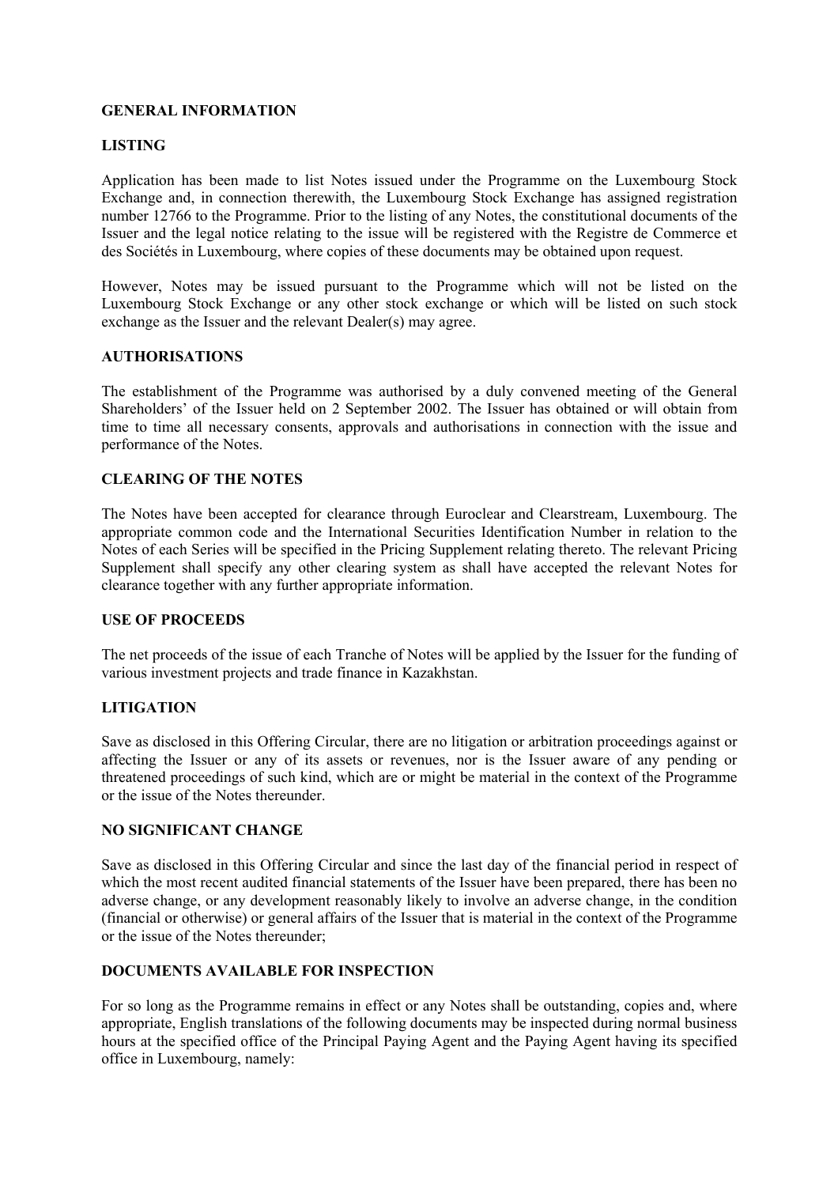## GENERAL INFORMATION

### LISTING

Application has been made to list Notes issued under the Programme on the Luxembourg Stock Exchange and, in connection therewith, the Luxembourg Stock Exchange has assigned registration number 12766 to the Programme. Prior to the listing of any Notes, the constitutional documents of the Issuer and the legal notice relating to the issue will be registered with the Registre de Commerce et des Sociétés in Luxembourg, where copies of these documents may be obtained upon request.

However, Notes may be issued pursuant to the Programme which will not be listed on the Luxembourg Stock Exchange or any other stock exchange or which will be listed on such stock exchange as the Issuer and the relevant Dealer(s) may agree.

### AUTHORISATIONS

The establishment of the Programme was authorised by a duly convened meeting of the General Shareholders' of the Issuer held on 2 September 2002. The Issuer has obtained or will obtain from time to time all necessary consents, approvals and authorisations in connection with the issue and performance of the Notes.

### CLEARING OF THE NOTES

The Notes have been accepted for clearance through Euroclear and Clearstream, Luxembourg. The appropriate common code and the International Securities Identification Number in relation to the Notes of each Series will be specified in the Pricing Supplement relating thereto. The relevant Pricing Supplement shall specify any other clearing system as shall have accepted the relevant Notes for clearance together with any further appropriate information.

### USE OF PROCEEDS

The net proceeds of the issue of each Tranche of Notes will be applied by the Issuer for the funding of various investment projects and trade finance in Kazakhstan.

### LITIGATION

Save as disclosed in this Offering Circular, there are no litigation or arbitration proceedings against or affecting the Issuer or any of its assets or revenues, nor is the Issuer aware of any pending or threatened proceedings of such kind, which are or might be material in the context of the Programme or the issue of the Notes thereunder.

### NO SIGNIFICANT CHANGE

Save as disclosed in this Offering Circular and since the last day of the financial period in respect of which the most recent audited financial statements of the Issuer have been prepared, there has been no adverse change, or any development reasonably likely to involve an adverse change, in the condition (financial or otherwise) or general affairs of the Issuer that is material in the context of the Programme or the issue of the Notes thereunder;

### DOCUMENTS AVAILABLE FOR INSPECTION

For so long as the Programme remains in effect or any Notes shall be outstanding, copies and, where appropriate, English translations of the following documents may be inspected during normal business hours at the specified office of the Principal Paying Agent and the Paying Agent having its specified office in Luxembourg, namely: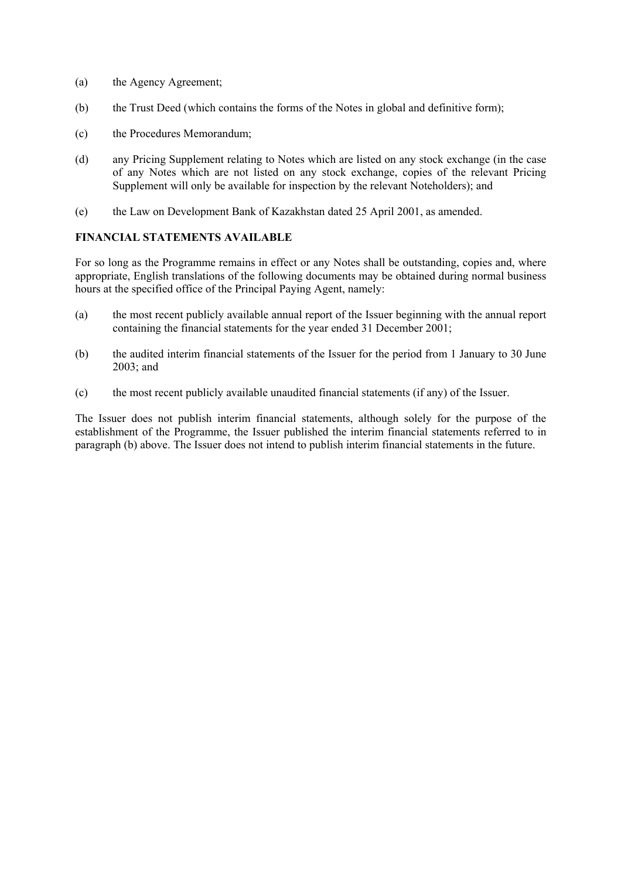(a) the Agency Agreement;

(b) the Trust Deed (which contains the forms of the Notes in global and definitive form);

(c) the Procedures Memorandum;

(d) any Pricing Supplement relating to Notes which are listed on any stock exchange (in the case of any Notes which are not listed on any stock exchange, copies of the relevant Pricing Supplement will only be available for inspection by the relevant Noteholders); and

(e) the Law on Development Bank of Kazakhstan dated 25 April 2001, as amended.

**FINANCIAL STATEMENTS AVAILABLE**

For so long as the Programme remains in effect or any Notes shall be outstanding, copies and, where appropriate, English translations of the following documents may be obtained during normal business hours at the specified office of the Principal Paying Agent, namely:

(a) the most recent publicly available annual report of the Issuer beginning with the annual report containing the financial statements for the year ended 31 December 2001;

(b) the audited interim financial statements of the Issuer for the period from 1 January to 30 June 2003; and

(c) the most recent publicly available unaudited financial statements (if any) of the Issuer.

The Issuer does not publish interim financial statements, although solely for the purpose of the establishment of the Programme, the Issuer published the interim financial statements referred to in paragraph (b) above. The Issuer does not intend to publish interim financial statements in the future.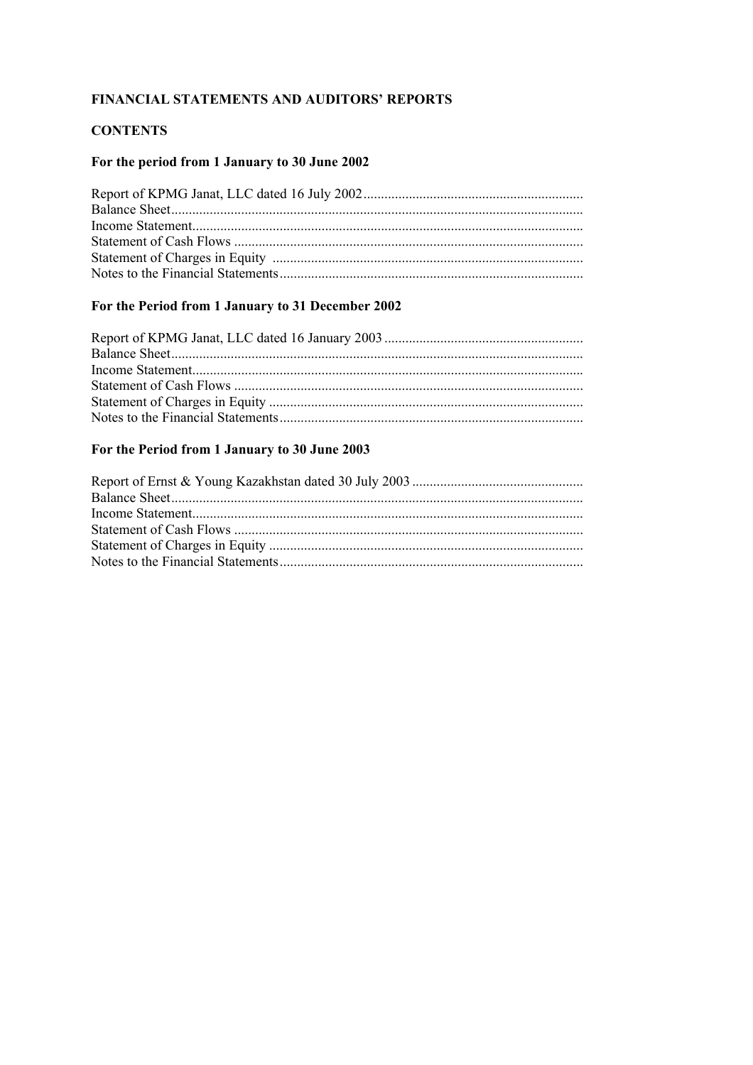**FINANCIAL STATEMENTS AND AUDITORS' REPORTS**

**CONTENTS**

**For the period from 1 January to 30 June 2002**

Report of KPMG Janat, LLC dated 16 July 2002...............................................................
Balance Sheet.......................................................................................................................
Income Statement.................................................................................................................
Statement of Cash Flows .....................................................................................................
Statement of Charges in Equity ..........................................................................................
Notes to the Financial Statements........................................................................................

**For the Period from 1 January to 31 December 2002**

Report of KPMG Janat, LLC dated 16 January 2003 .........................................................
Balance Sheet.......................................................................................................................
Income Statement.................................................................................................................
Statement of Cash Flows .....................................................................................................
Statement of Charges in Equity ...........................................................................................
Notes to the Financial Statements........................................................................................

**For the Period from 1 January to 30 June 2003**

Report of Ernst & Young Kazakhstan dated 30 July 2003 .................................................
Balance Sheet.......................................................................................................................
Income Statement.................................................................................................................
Statement of Cash Flows .....................................................................................................
Statement of Charges in Equity ...........................................................................................
Notes to the Financial Statements........................................................................................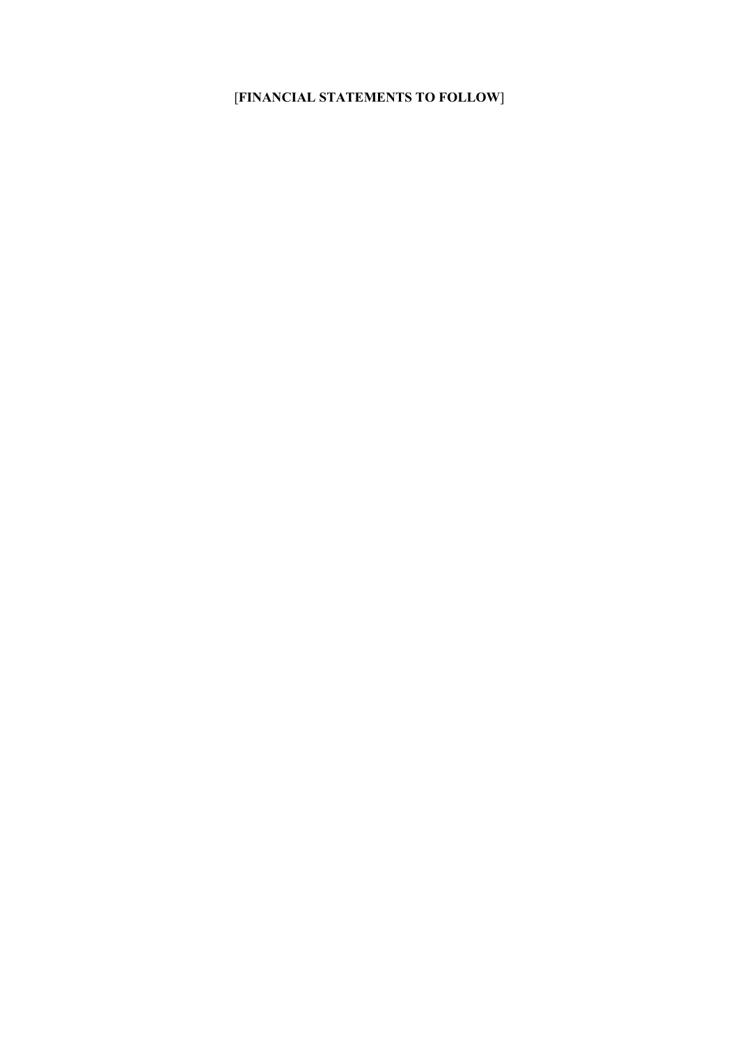[**FINANCIAL STATEMENTS TO FOLLOW**]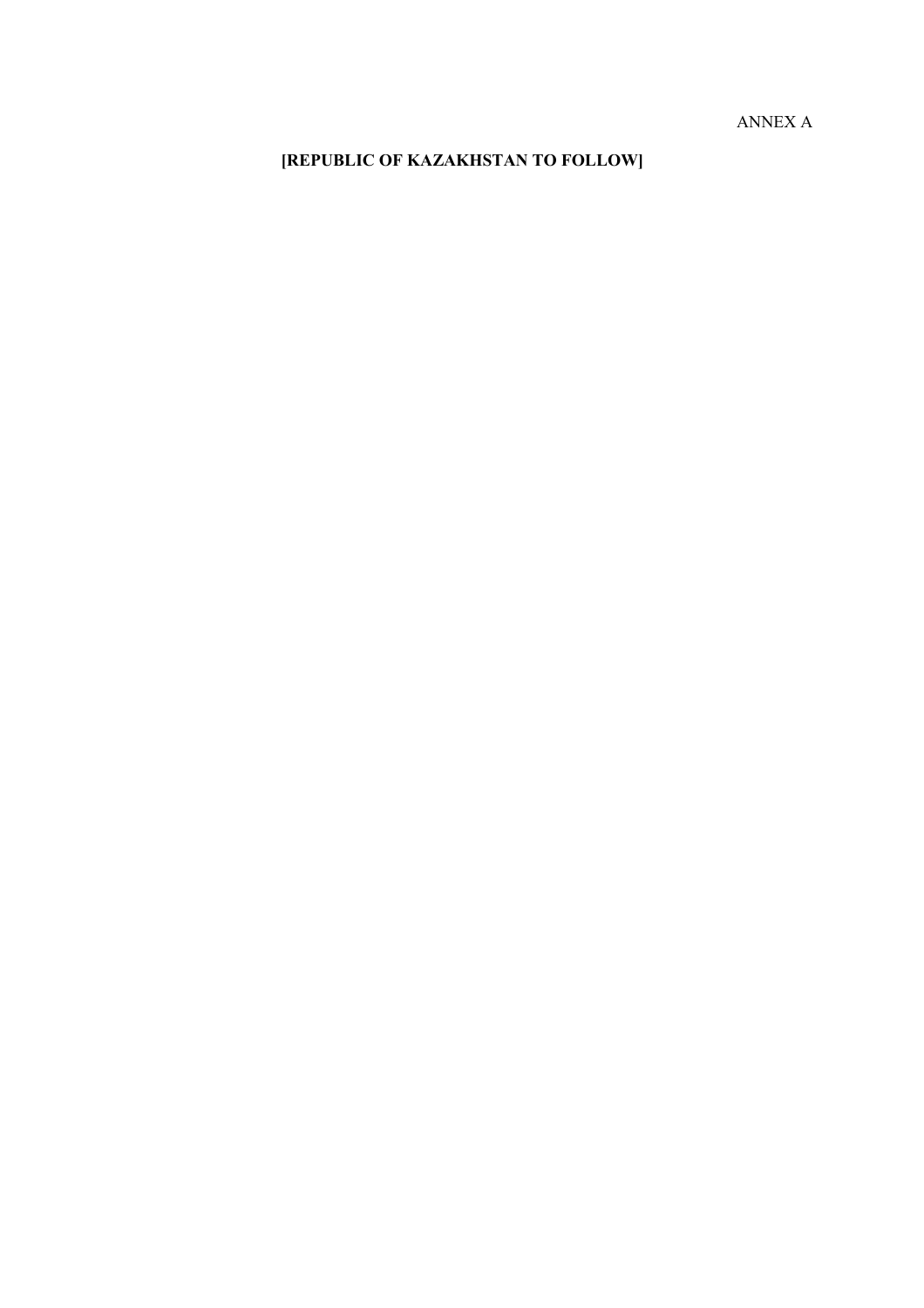ANNEX A

**[REPUBLIC OF KAZAKHSTAN TO FOLLOW]**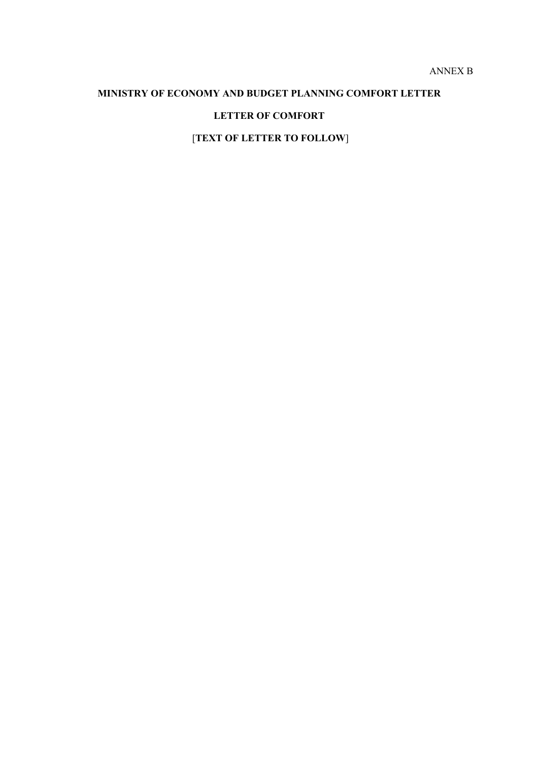ANNEX B

# MINISTRY OF ECONOMY AND BUDGET PLANNING COMFORT LETTER

## LETTER OF COMFORT

[**TEXT OF LETTER TO FOLLOW**]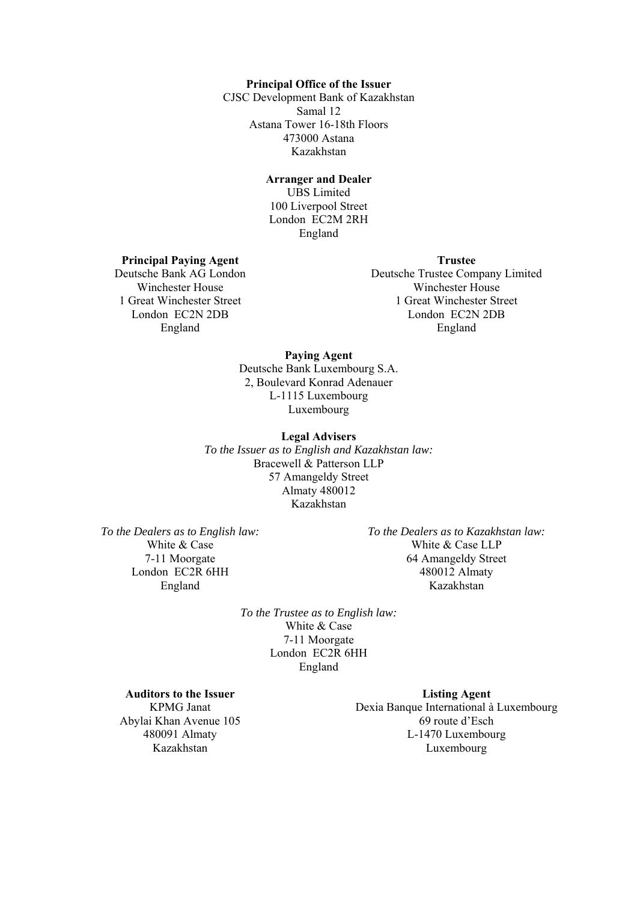**Principal Office of the Issuer**
CJSC Development Bank of Kazakhstan
Samal 12
Astana Tower 16-18th Floors
473000 Astana
Kazakhstan

**Arranger and Dealer**
UBS Limited
100 Liverpool Street
London EC2M 2RH
England

**Principal Paying Agent**
Deutsche Bank AG London
Winchester House
1 Great Winchester Street
London EC2N 2DB
England

**Trustee**
Deutsche Trustee Company Limited
Winchester House
1 Great Winchester Street
London EC2N 2DB
England

**Paying Agent**
Deutsche Bank Luxembourg S.A.
2, Boulevard Konrad Adenauer
L-1115 Luxembourg
Luxembourg

**Legal Advisers**

*To the Issuer as to English and Kazakhstan law:*
Bracewell & Patterson LLP
57 Amangeldy Street
Almaty 480012
Kazakhstan

*To the Dealers as to English law:*
White & Case
7-11 Moorgate
London EC2R 6HH
England

*To the Dealers as to Kazakhstan law:*
White & Case LLP
64 Amangeldy Street
480012 Almaty
Kazakhstan

*To the Trustee as to English law:*
White & Case
7-11 Moorgate
London EC2R 6HH
England

**Auditors to the Issuer**
KPMG Janat
Abylai Khan Avenue 105
480091 Almaty
Kazakhstan

**Listing Agent**
Dexia Banque International à Luxembourg
69 route d'Esch
L-1470 Luxembourg
Luxembourg